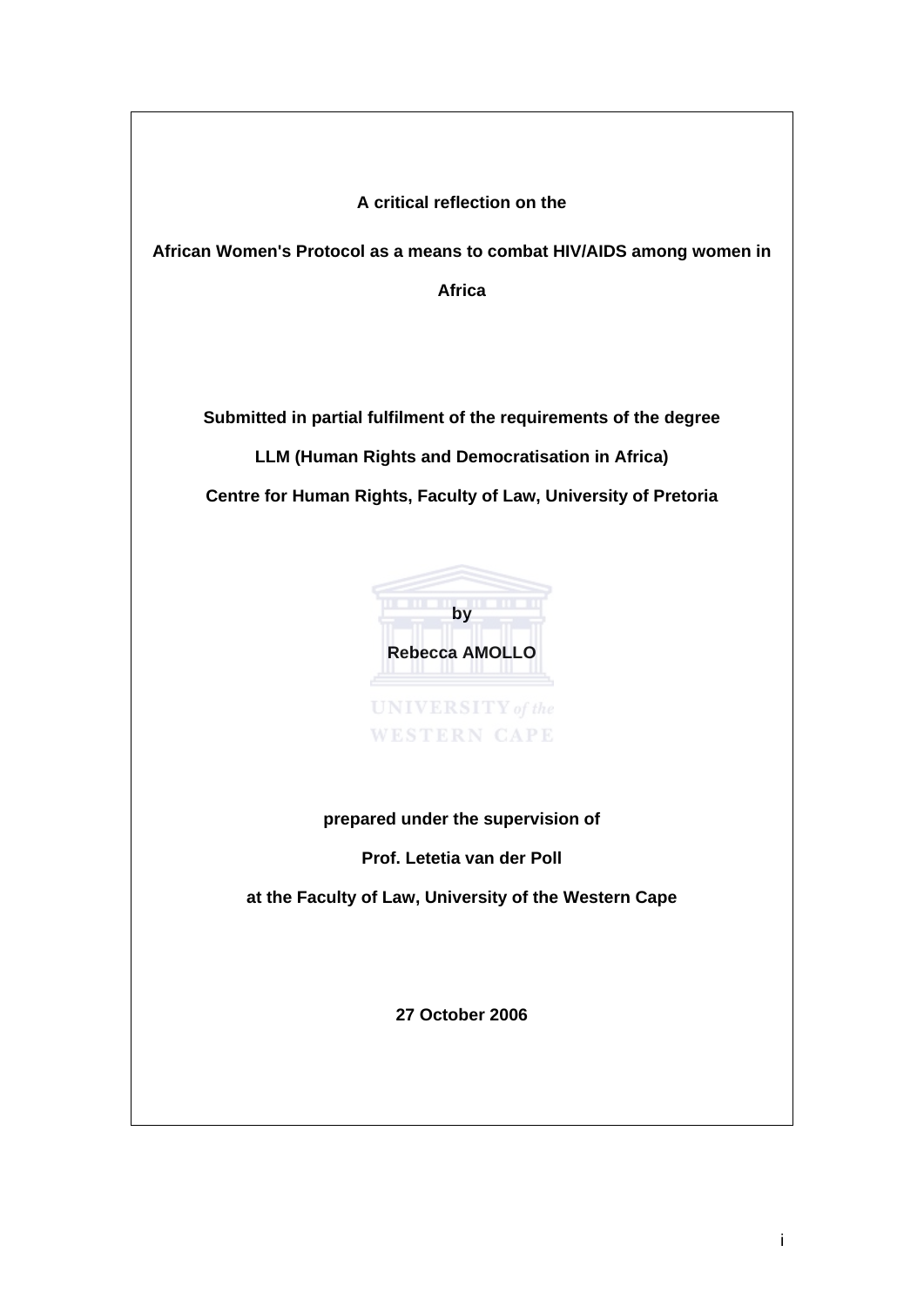**A critical reflection on the**

**African Women's Protocol as a means to combat HIV/AIDS among women in Africa**

**Submitted in partial fulfilment of the requirements of the degree**

**LLM (Human Rights and Democratisation in Africa)**

**Centre for Human Rights, Faculty of Law, University of Pretoria**

**by**

**Rebecca AMOLLO**

**prepared under the supervision of**

**Prof. Letetia van der Poll**

**at the Faculty of Law, University of the Western Cape**

**27 October 2006**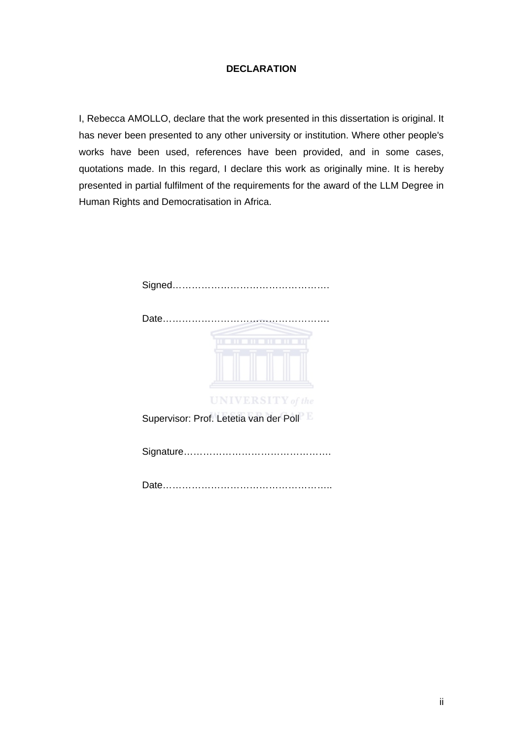## DECLARATION

I, Rebecca AMOLLO, declare that the work presented in this dissertation is original. It has never been presented to any other university or institution. Where other people's works have been used, references have been provided, and in some cases, quotations made. In this regard, I declare this work as originally mine. It is hereby presented in partial fulfilment of the requirements for the award of the LLM Degree in Human Rights and Democratisation in Africa.

Signed………………………………………….

Date…………………………………………….

Supervisor: Prof. Letetia van der Poll

Signature……………………………………….

Date……………………………………………..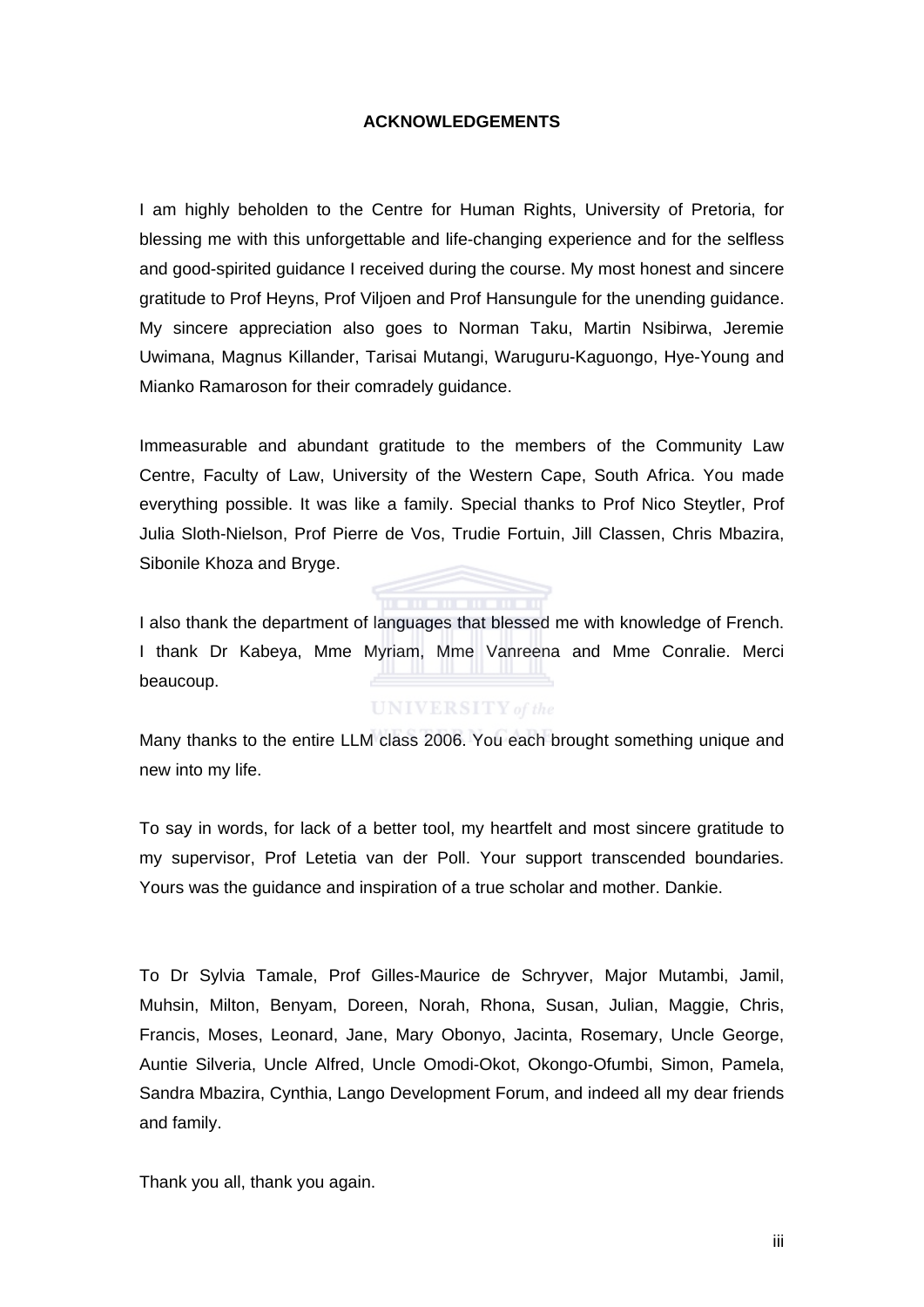# ACKNOWLEDGEMENTS

I am highly beholden to the Centre for Human Rights, University of Pretoria, for blessing me with this unforgettable and life-changing experience and for the selfless and good-spirited guidance I received during the course. My most honest and sincere gratitude to Prof Heyns, Prof Viljoen and Prof Hansungule for the unending guidance. My sincere appreciation also goes to Norman Taku, Martin Nsibirwa, Jeremie Uwimana, Magnus Killander, Tarisai Mutangi, Waruguru-Kaguongo, Hye-Young and Mianko Ramaroson for their comradely guidance.

Immeasurable and abundant gratitude to the members of the Community Law Centre, Faculty of Law, University of the Western Cape, South Africa. You made everything possible. It was like a family. Special thanks to Prof Nico Steytler, Prof Julia Sloth-Nielson, Prof Pierre de Vos, Trudie Fortuin, Jill Classen, Chris Mbazira, Sibonile Khoza and Bryge.

I also thank the department of languages that blessed me with knowledge of French. I thank Dr Kabeya, Mme Myriam, Mme Vanreena and Mme Conralie. Merci beaucoup.

Many thanks to the entire LLM class 2006. You each brought something unique and new into my life.

To say in words, for lack of a better tool, my heartfelt and most sincere gratitude to my supervisor, Prof Letetia van der Poll. Your support transcended boundaries. Yours was the guidance and inspiration of a true scholar and mother. Dankie.

To Dr Sylvia Tamale, Prof Gilles-Maurice de Schryver, Major Mutambi, Jamil, Muhsin, Milton, Benyam, Doreen, Norah, Rhona, Susan, Julian, Maggie, Chris, Francis, Moses, Leonard, Jane, Mary Obonyo, Jacinta, Rosemary, Uncle George, Auntie Silveria, Uncle Alfred, Uncle Omodi-Okot, Okongo-Ofumbi, Simon, Pamela, Sandra Mbazira, Cynthia, Lango Development Forum, and indeed all my dear friends and family.

Thank you all, thank you again.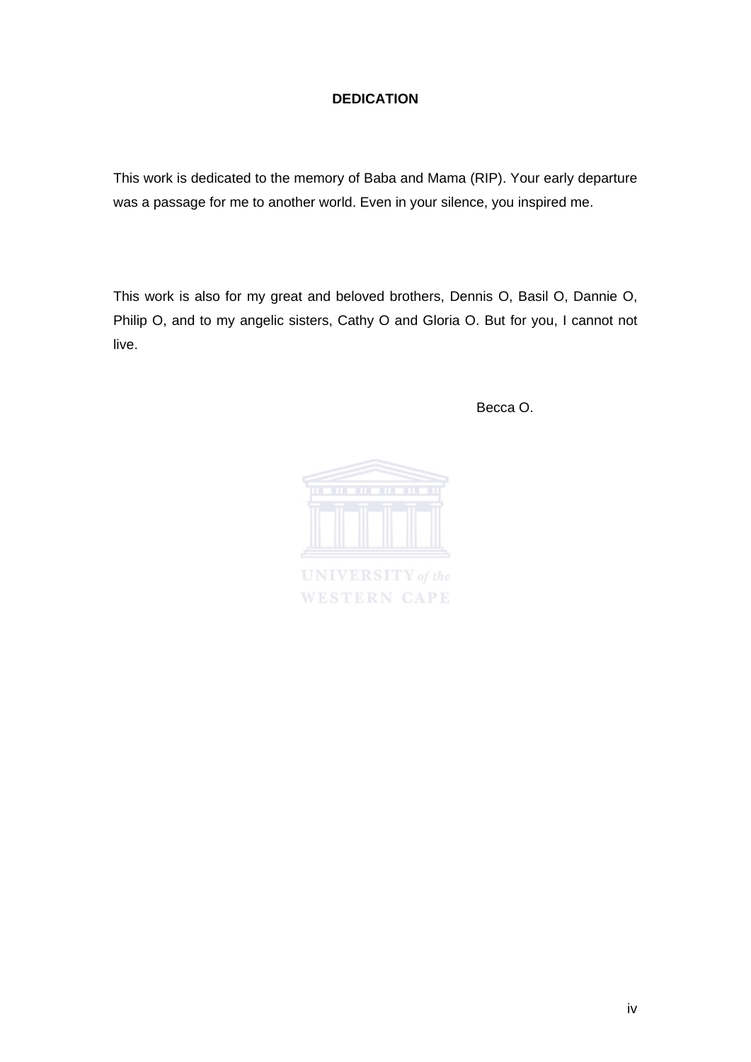# DEDICATION

This work is dedicated to the memory of Baba and Mama (RIP). Your early departure was a passage for me to another world. Even in your silence, you inspired me.

This work is also for my great and beloved brothers, Dennis O, Basil O, Dannie O, Philip O, and to my angelic sisters, Cathy O and Gloria O. But for you, I cannot not live.

Becca O.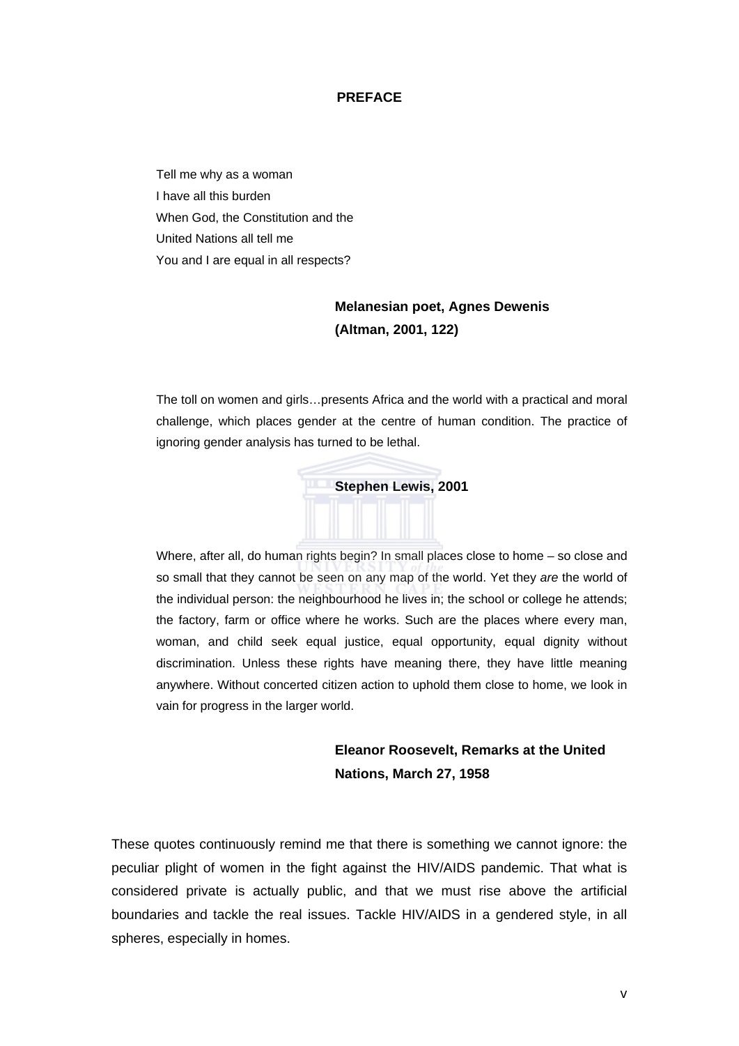# PREFACE

Tell me why as a woman
I have all this burden
When God, the Constitution and the
United Nations all tell me
You and I are equal in all respects?

**Melanesian poet, Agnes Dewenis**
**(Altman, 2001, 122)**

The toll on women and girls…presents Africa and the world with a practical and moral challenge, which places gender at the centre of human condition. The practice of ignoring gender analysis has turned to be lethal.

**Stephen Lewis, 2001**

Where, after all, do human rights begin? In small places close to home – so close and so small that they cannot be seen on any map of the world. Yet they *are* the world of the individual person: the neighbourhood he lives in; the school or college he attends; the factory, farm or office where he works. Such are the places where every man, woman, and child seek equal justice, equal opportunity, equal dignity without discrimination. Unless these rights have meaning there, they have little meaning anywhere. Without concerted citizen action to uphold them close to home, we look in vain for progress in the larger world.

**Eleanor Roosevelt, Remarks at the United Nations, March 27, 1958**

These quotes continuously remind me that there is something we cannot ignore: the peculiar plight of women in the fight against the HIV/AIDS pandemic. That what is considered private is actually public, and that we must rise above the artificial boundaries and tackle the real issues. Tackle HIV/AIDS in a gendered style, in all spheres, especially in homes.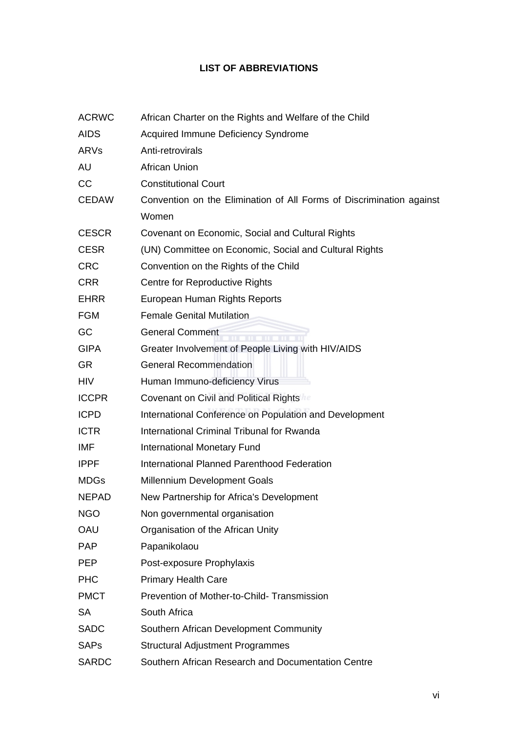## LIST OF ABBREVIATIONS

| | |
|---|---|
| ACRWC | African Charter on the Rights and Welfare of the Child |
| AIDS | Acquired Immune Deficiency Syndrome |
| ARVs | Anti-retrovirals |
| AU | African Union |
| CC | Constitutional Court |
| CEDAW | Convention on the Elimination of All Forms of Discrimination against Women |
| CESCR | Covenant on Economic, Social and Cultural Rights |
| CESR | (UN) Committee on Economic, Social and Cultural Rights |
| CRC | Convention on the Rights of the Child |
| CRR | Centre for Reproductive Rights |
| EHRR | European Human Rights Reports |
| FGM | Female Genital Mutilation |
| GC | General Comment |
| GIPA | Greater Involvement of People Living with HIV/AIDS |
| GR | General Recommendation |
| HIV | Human Immuno-deficiency Virus |
| ICCPR | Covenant on Civil and Political Rights |
| ICPD | International Conference on Population and Development |
| ICTR | International Criminal Tribunal for Rwanda |
| IMF | International Monetary Fund |
| IPPF | International Planned Parenthood Federation |
| MDGs | Millennium Development Goals |
| NEPAD | New Partnership for Africa's Development |
| NGO | Non governmental organisation |
| OAU | Organisation of the African Unity |
| PAP | Papanikolaou |
| PEP | Post-exposure Prophylaxis |
| PHC | Primary Health Care |
| PMCT | Prevention of Mother-to-Child- Transmission |
| SA | South Africa |
| SADC | Southern African Development Community |
| SAPs | Structural Adjustment Programmes |
| SARDC | Southern African Research and Documentation Centre |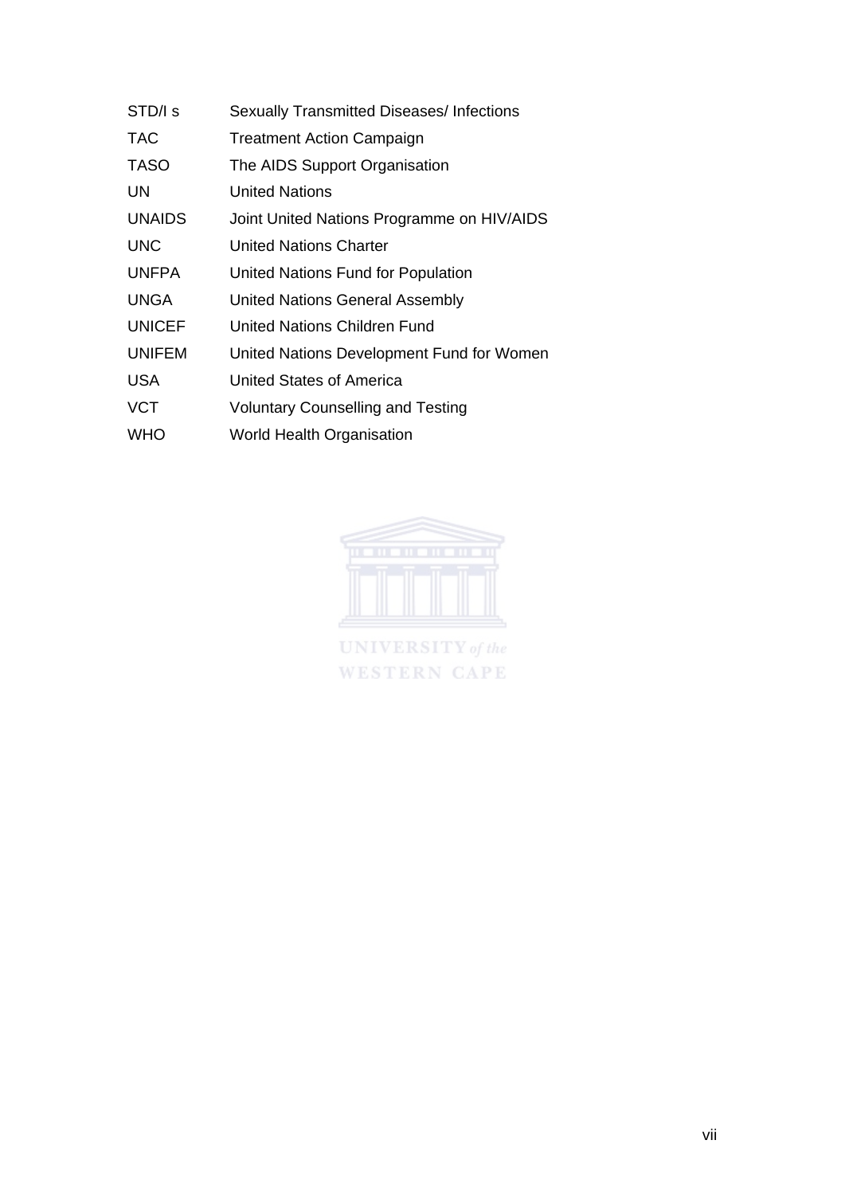| | |
|---|---|
| STD/I s | Sexually Transmitted Diseases/ Infections |
| TAC | Treatment Action Campaign |
| TASO | The AIDS Support Organisation |
| UN | United Nations |
| UNAIDS | Joint United Nations Programme on HIV/AIDS |
| UNC | United Nations Charter |
| UNFPA | United Nations Fund for Population |
| UNGA | United Nations General Assembly |
| UNICEF | United Nations Children Fund |
| UNIFEM | United Nations Development Fund for Women |
| USA | United States of America |
| VCT | Voluntary Counselling and Testing |
| WHO | World Health Organisation |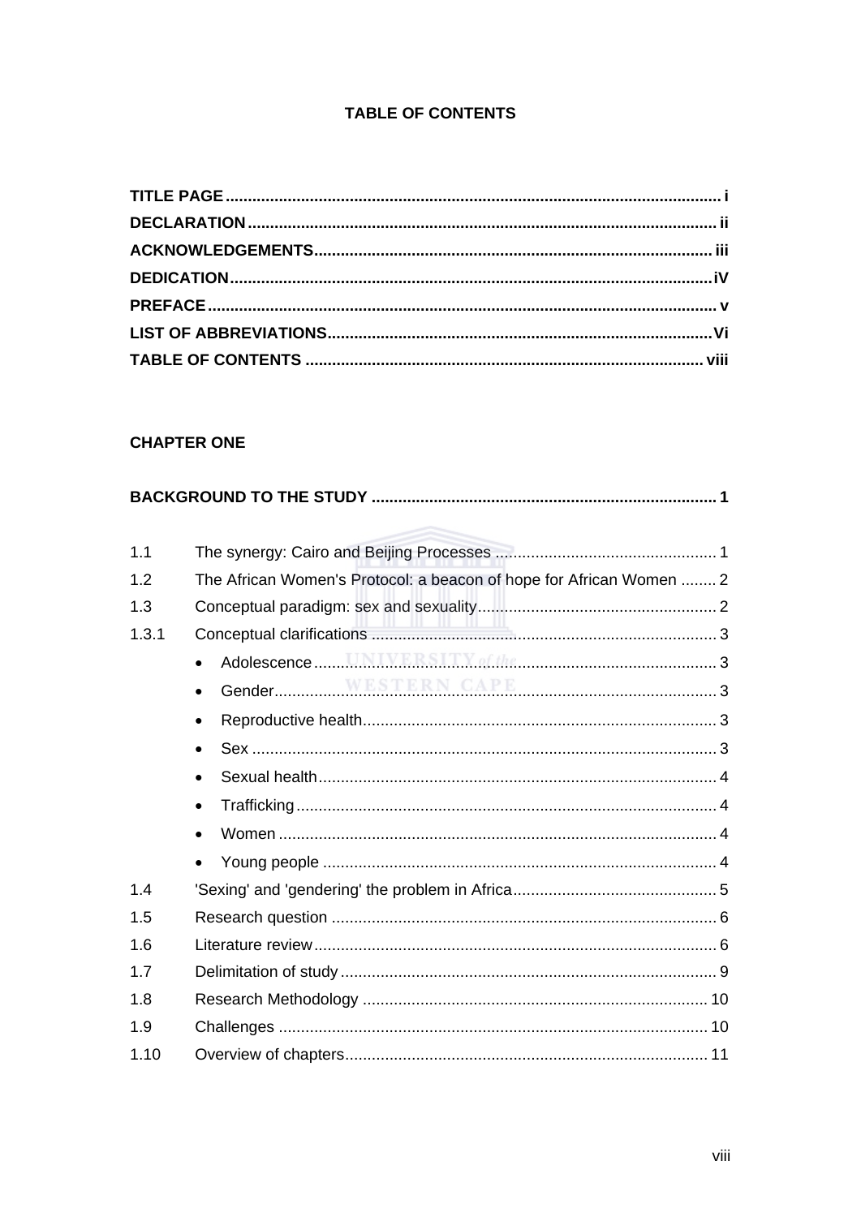## TABLE OF CONTENTS

**TITLE PAGE** ..... i
**DECLARATION** ..... ii
**ACKNOWLEDGEMENTS** ..... iii
**DEDICATION** ..... iV
**PREFACE** ..... v
**LIST OF ABBREVIATIONS** ..... Vi
**TABLE OF CONTENTS** ..... viii

**CHAPTER ONE**

**BACKGROUND TO THE STUDY** ..... 1

1.1 The synergy: Cairo and Beijing Processes ..... 1
1.2 The African Women's Protocol: a beacon of hope for African Women ..... 2
1.3 Conceptual paradigm: sex and sexuality ..... 2
1.3.1 Conceptual clarifications ..... 3

- Adolescence ..... 3
- Gender ..... 3
- Reproductive health ..... 3
- Sex ..... 3
- Sexual health ..... 4
- Trafficking ..... 4
- Women ..... 4
- Young people ..... 4

1.4 'Sexing' and 'gendering' the problem in Africa ..... 5
1.5 Research question ..... 6
1.6 Literature review ..... 6
1.7 Delimitation of study ..... 9
1.8 Research Methodology ..... 10
1.9 Challenges ..... 10
1.10 Overview of chapters ..... 11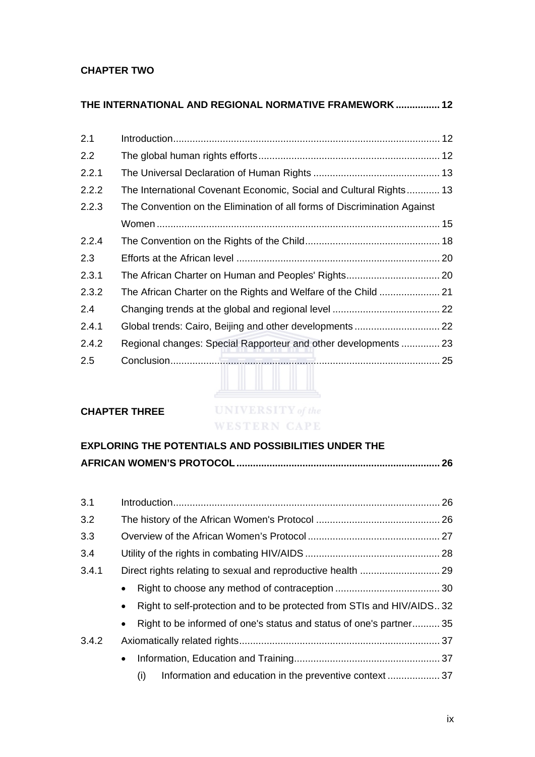**CHAPTER TWO**

**THE INTERNATIONAL AND REGIONAL NORMATIVE FRAMEWORK ................ 12**

| | | |
|---|---|---|
| 2.1 | Introduction | 12 |
| 2.2 | The global human rights efforts | 12 |
| 2.2.1 | The Universal Declaration of Human Rights | 13 |
| 2.2.2 | The International Covenant Economic, Social and Cultural Rights | 13 |
| 2.2.3 | The Convention on the Elimination of all forms of Discrimination Against Women | 15 |
| 2.2.4 | The Convention on the Rights of the Child | 18 |
| 2.3 | Efforts at the African level | 20 |
| 2.3.1 | The African Charter on Human and Peoples' Rights | 20 |
| 2.3.2 | The African Charter on the Rights and Welfare of the Child | 21 |
| 2.4 | Changing trends at the global and regional level | 22 |
| 2.4.1 | Global trends: Cairo, Beijing and other developments | 22 |
| 2.4.2 | Regional changes: Special Rapporteur and other developments | 23 |
| 2.5 | Conclusion | 25 |

**CHAPTER THREE**

**EXPLORING THE POTENTIALS AND POSSIBILITIES UNDER THE AFRICAN WOMEN'S PROTOCOL ......................................................................... 26**

| | | |
|---|---|---|
| 3.1 | Introduction | 26 |
| 3.2 | The history of the African Women's Protocol | 26 |
| 3.3 | Overview of the African Women's Protocol | 27 |
| 3.4 | Utility of the rights in combating HIV/AIDS | 28 |
| 3.4.1 | Direct rights relating to sexual and reproductive health | 29 |
| | • Right to choose any method of contraception | 30 |
| | • Right to self-protection and to be protected from STIs and HIV/AIDS | 32 |
| | • Right to be informed of one's status and status of one's partner | 35 |
| 3.4.2 | Axiomatically related rights | 37 |
| | • Information, Education and Training | 37 |
| | (i) Information and education in the preventive context | 37 |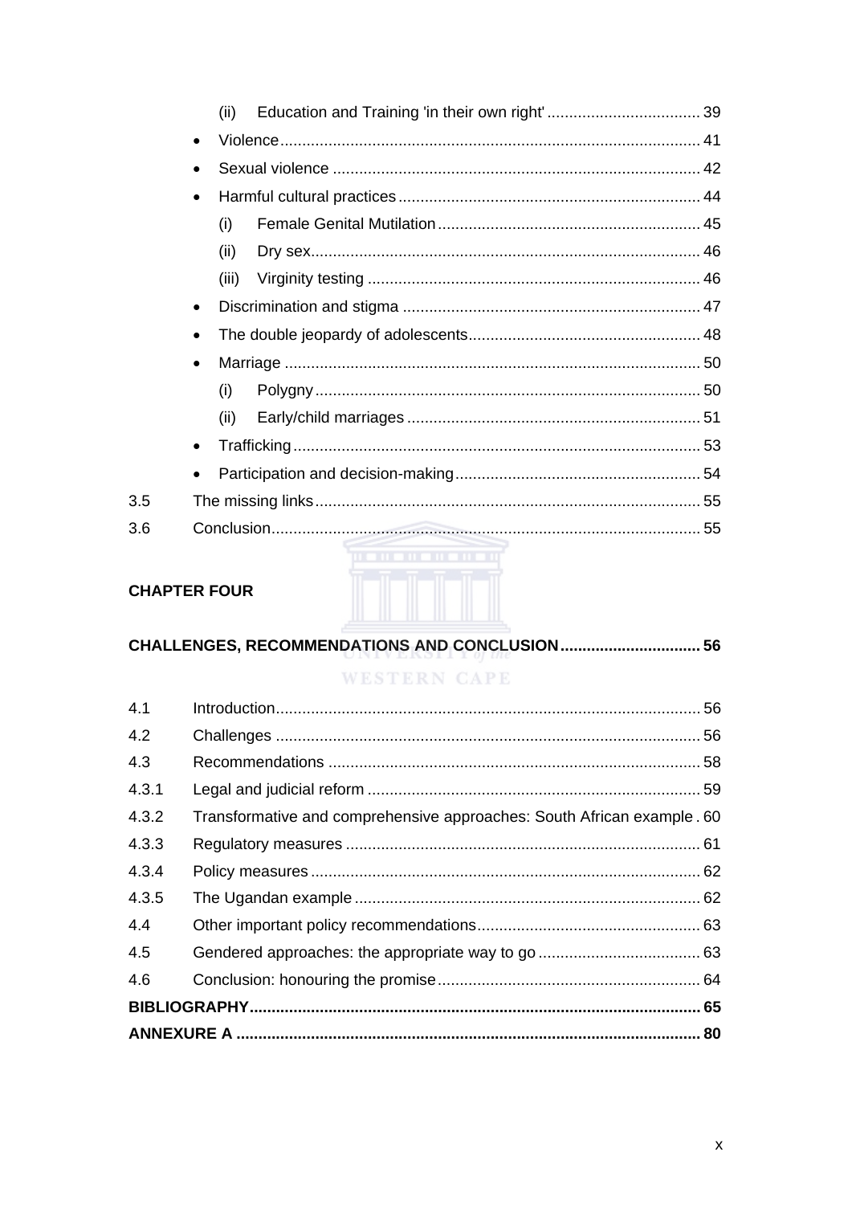- (ii) Education and Training 'in their own right' ... 39
- Violence ... 41
- Sexual violence ... 42
- Harmful cultural practices ... 44
  - (i) Female Genital Mutilation ... 45
  - (ii) Dry sex ... 46
  - (iii) Virginity testing ... 46
- Discrimination and stigma ... 47
- The double jeopardy of adolescents ... 48
- Marriage ... 50
  - (i) Polygny ... 50
  - (ii) Early/child marriages ... 51
- Trafficking ... 53
- Participation and decision-making ... 54

3.5 The missing links ... 55

3.6 Conclusion ... 55

**CHAPTER FOUR**

**CHALLENGES, RECOMMENDATIONS AND CONCLUSION ... 56**

4.1 Introduction ... 56

4.2 Challenges ... 56

4.3 Recommendations ... 58

4.3.1 Legal and judicial reform ... 59

4.3.2 Transformative and comprehensive approaches: South African example ... 60

4.3.3 Regulatory measures ... 61

4.3.4 Policy measures ... 62

4.3.5 The Ugandan example ... 62

4.4 Other important policy recommendations ... 63

4.5 Gendered approaches: the appropriate way to go ... 63

4.6 Conclusion: honouring the promise ... 64

**BIBLIOGRAPHY ... 65**

**ANNEXURE A ... 80**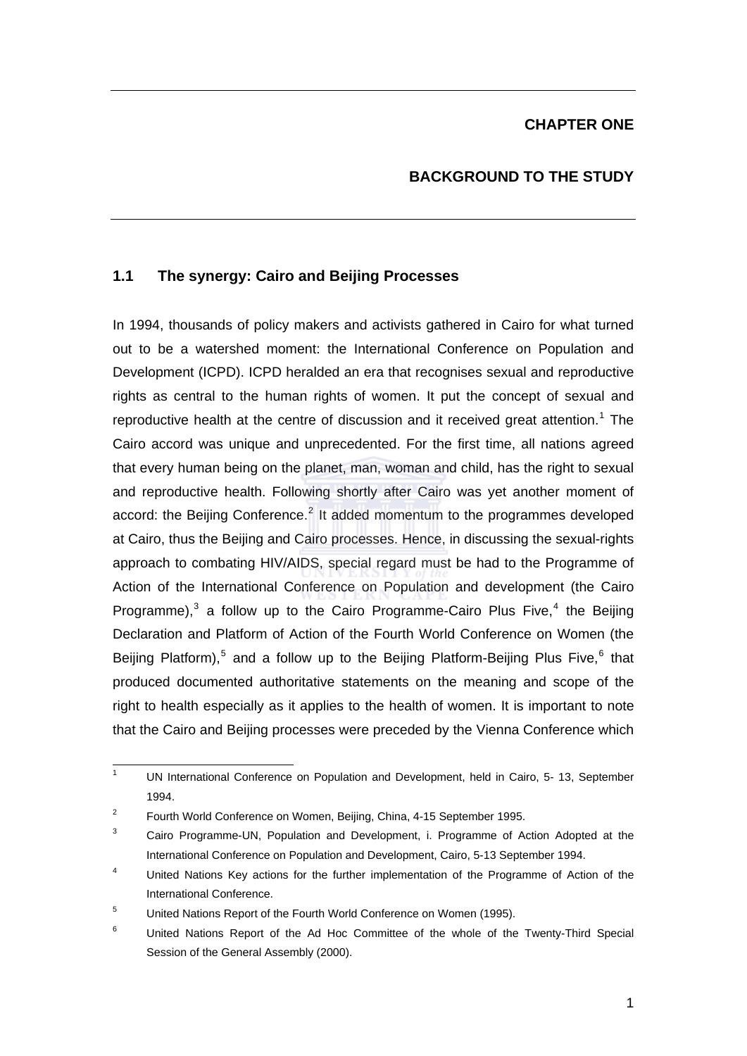# CHAPTER ONE

# BACKGROUND TO THE STUDY

## 1.1 The synergy: Cairo and Beijing Processes

In 1994, thousands of policy makers and activists gathered in Cairo for what turned out to be a watershed moment: the International Conference on Population and Development (ICPD). ICPD heralded an era that recognises sexual and reproductive rights as central to the human rights of women. It put the concept of sexual and reproductive health at the centre of discussion and it received great attention.[1] The Cairo accord was unique and unprecedented. For the first time, all nations agreed that every human being on the planet, man, woman and child, has the right to sexual and reproductive health. Following shortly after Cairo was yet another moment of accord: the Beijing Conference.[2] It added momentum to the programmes developed at Cairo, thus the Beijing and Cairo processes. Hence, in discussing the sexual-rights approach to combating HIV/AIDS, special regard must be had to the Programme of Action of the International Conference on Population and development (the Cairo Programme),[3] a follow up to the Cairo Programme-Cairo Plus Five,[4] the Beijing Declaration and Platform of Action of the Fourth World Conference on Women (the Beijing Platform),[5] and a follow up to the Beijing Platform-Beijing Plus Five,[6] that produced documented authoritative statements on the meaning and scope of the right to health especially as it applies to the health of women. It is important to note that the Cairo and Beijing processes were preceded by the Vienna Conference which

---

[1] UN International Conference on Population and Development, held in Cairo, 5- 13, September 1994.

[2] Fourth World Conference on Women, Beijing, China, 4-15 September 1995.

[3] Cairo Programme-UN, Population and Development, i. Programme of Action Adopted at the International Conference on Population and Development, Cairo, 5-13 September 1994.

[4] United Nations Key actions for the further implementation of the Programme of Action of the International Conference.

[5] United Nations Report of the Fourth World Conference on Women (1995).

[6] United Nations Report of the Ad Hoc Committee of the whole of the Twenty-Third Special Session of the General Assembly (2000).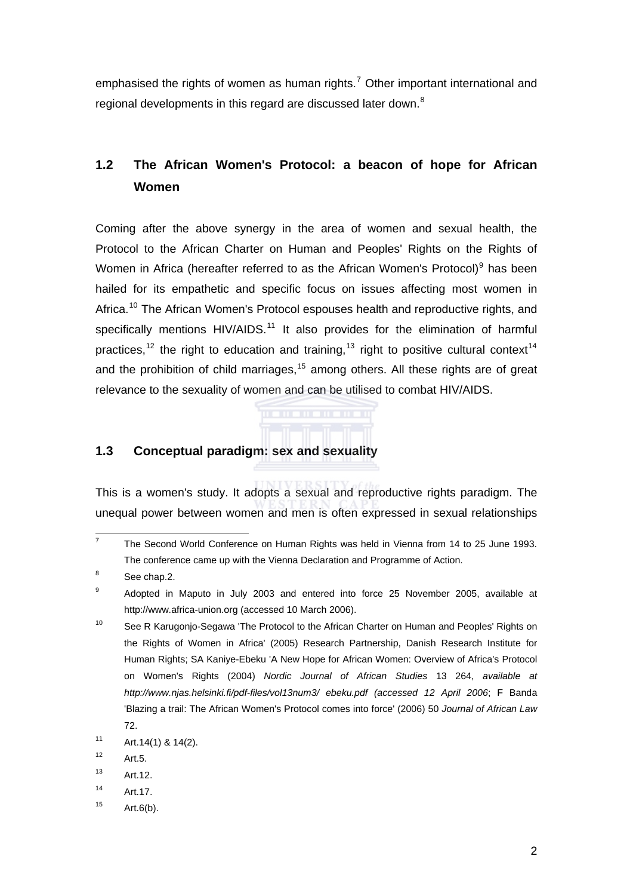emphasised the rights of women as human rights.[7] Other important international and regional developments in this regard are discussed later down.[8]

## 1.2 The African Women's Protocol: a beacon of hope for African Women

Coming after the above synergy in the area of women and sexual health, the Protocol to the African Charter on Human and Peoples' Rights on the Rights of Women in Africa (hereafter referred to as the African Women's Protocol)[9] has been hailed for its empathetic and specific focus on issues affecting most women in Africa.[10] The African Women's Protocol espouses health and reproductive rights, and specifically mentions HIV/AIDS.[11] It also provides for the elimination of harmful practices,[12] the right to education and training,[13] right to positive cultural context[14] and the prohibition of child marriages,[15] among others. All these rights are of great relevance to the sexuality of women and can be utilised to combat HIV/AIDS.

## 1.3 Conceptual paradigm: sex and sexuality

This is a women's study. It adopts a sexual and reproductive rights paradigm. The unequal power between women and men is often expressed in sexual relationships

---

[7] The Second World Conference on Human Rights was held in Vienna from 14 to 25 June 1993. The conference came up with the Vienna Declaration and Programme of Action.

[8] See chap.2.

[9] Adopted in Maputo in July 2003 and entered into force 25 November 2005, available at http://www.africa-union.org (accessed 10 March 2006).

[10] See R Karugonjo-Segawa 'The Protocol to the African Charter on Human and Peoples' Rights on the Rights of Women in Africa' (2005) Research Partnership, Danish Research Institute for Human Rights; SA Kaniye-Ebeku 'A New Hope for African Women: Overview of Africa's Protocol on Women's Rights (2004) *Nordic Journal of African Studies* 13 264, *available at http://www.njas.helsinki.fi/pdf-files/vol13num3/ ebeku.pdf (accessed 12 April 2006*; F Banda 'Blazing a trail: The African Women's Protocol comes into force' (2006) 50 *Journal of African Law* 72.

[11] Art.14(1) & 14(2).

[12] Art.5.

[13] Art.12.

[14] Art.17.

[15] Art.6(b).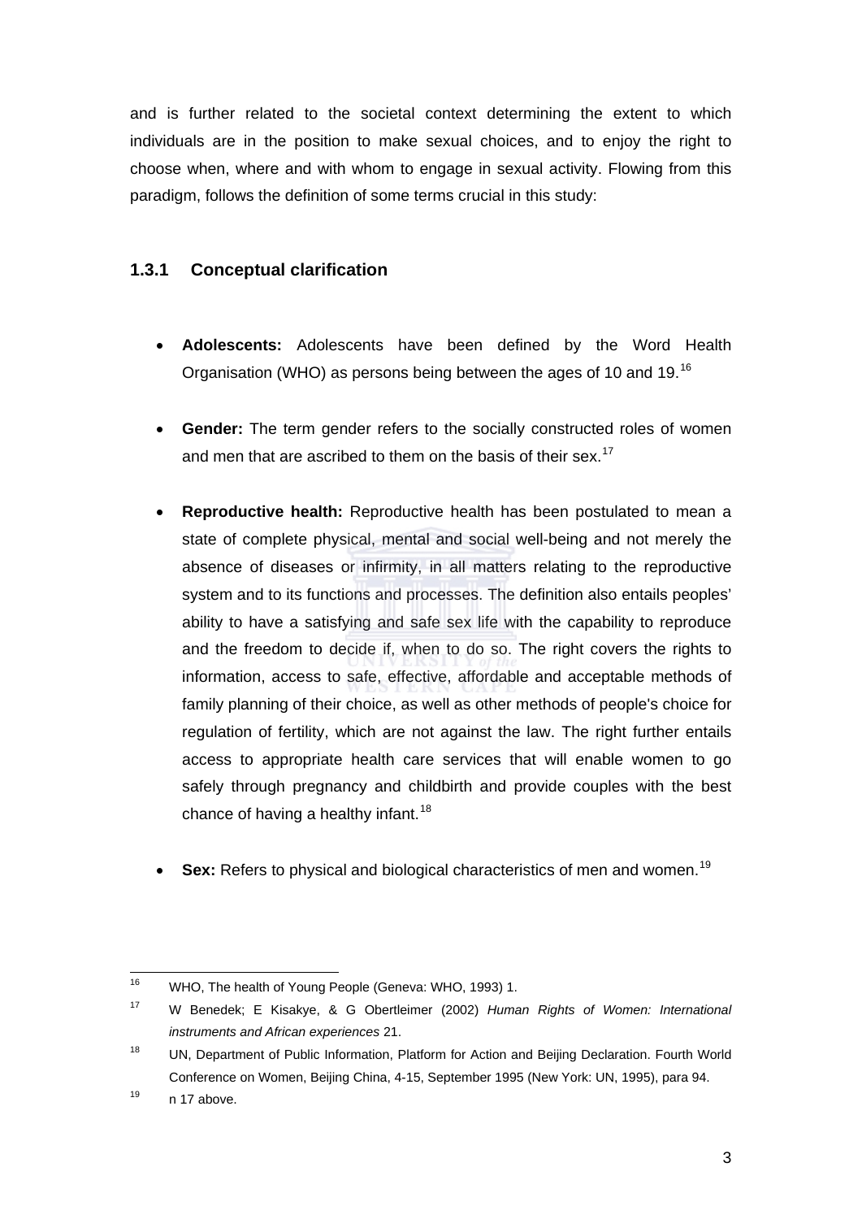and is further related to the societal context determining the extent to which individuals are in the position to make sexual choices, and to enjoy the right to choose when, where and with whom to engage in sexual activity. Flowing from this paradigm, follows the definition of some terms crucial in this study:

### 1.3.1 Conceptual clarification

- **Adolescents:** Adolescents have been defined by the Word Health Organisation (WHO) as persons being between the ages of 10 and 19.[16]

- **Gender:** The term gender refers to the socially constructed roles of women and men that are ascribed to them on the basis of their sex.[17]

- **Reproductive health:** Reproductive health has been postulated to mean a state of complete physical, mental and social well-being and not merely the absence of diseases or infirmity, in all matters relating to the reproductive system and to its functions and processes. The definition also entails peoples' ability to have a satisfying and safe sex life with the capability to reproduce and the freedom to decide if, when to do so. The right covers the rights to information, access to safe, effective, affordable and acceptable methods of family planning of their choice, as well as other methods of people's choice for regulation of fertility, which are not against the law. The right further entails access to appropriate health care services that will enable women to go safely through pregnancy and childbirth and provide couples with the best chance of having a healthy infant.[18]

- **Sex:** Refers to physical and biological characteristics of men and women.[19]

---

[16] WHO, The health of Young People (Geneva: WHO, 1993) 1.

[17] W Benedek; E Kisakye, & G Obertleimer (2002) *Human Rights of Women: International instruments and African experiences* 21.

[18] UN, Department of Public Information, Platform for Action and Beijing Declaration. Fourth World Conference on Women, Beijing China, 4-15, September 1995 (New York: UN, 1995), para 94.

[19] n 17 above.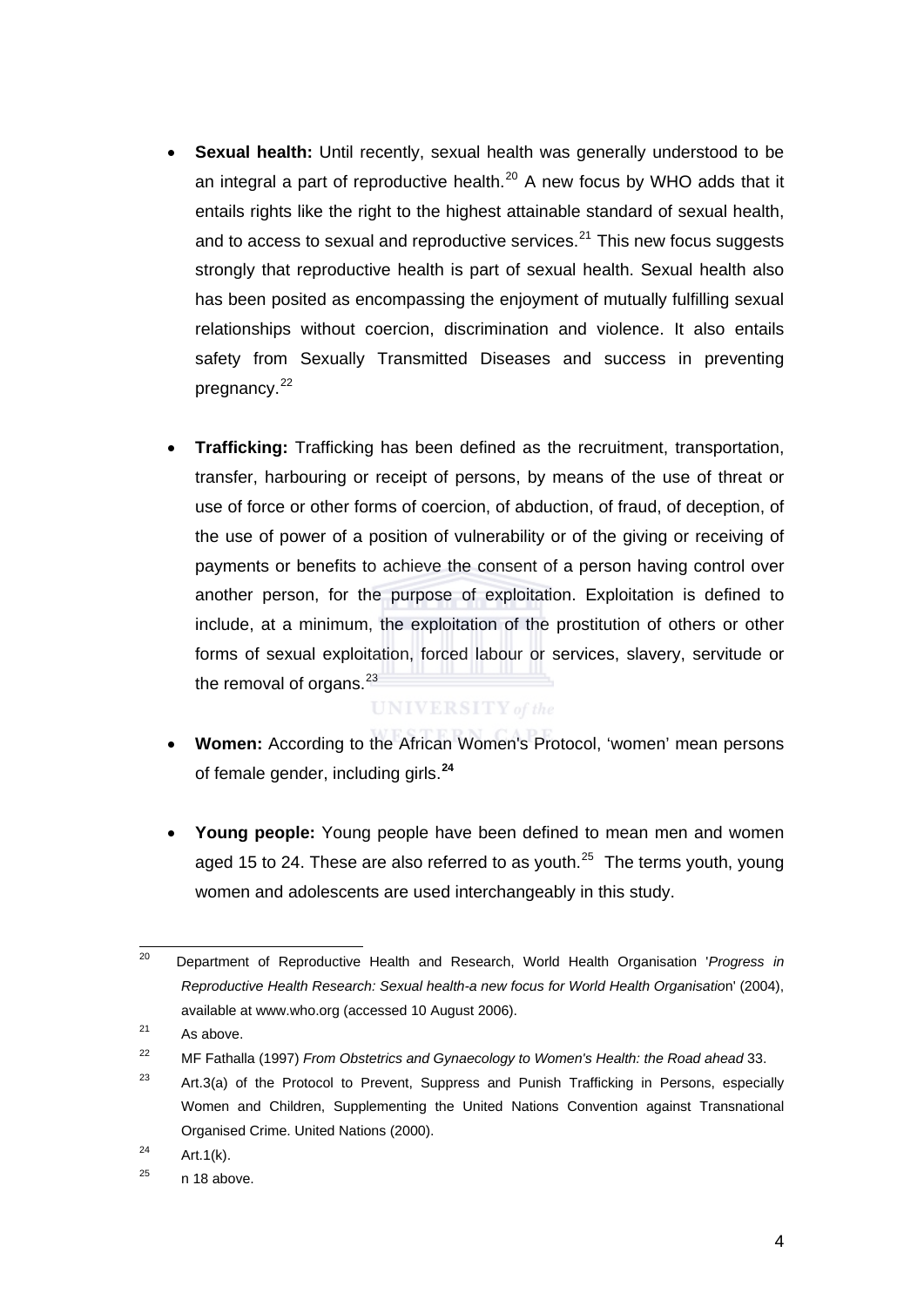- **Sexual health:** Until recently, sexual health was generally understood to be an integral a part of reproductive health.[20] A new focus by WHO adds that it entails rights like the right to the highest attainable standard of sexual health, and to access to sexual and reproductive services.[21] This new focus suggests strongly that reproductive health is part of sexual health. Sexual health also has been posited as encompassing the enjoyment of mutually fulfilling sexual relationships without coercion, discrimination and violence. It also entails safety from Sexually Transmitted Diseases and success in preventing pregnancy.[22]

- **Trafficking:** Trafficking has been defined as the recruitment, transportation, transfer, harbouring or receipt of persons, by means of the use of threat or use of force or other forms of coercion, of abduction, of fraud, of deception, of the use of power of a position of vulnerability or of the giving or receiving of payments or benefits to achieve the consent of a person having control over another person, for the purpose of exploitation. Exploitation is defined to include, at a minimum, the exploitation of the prostitution of others or other forms of sexual exploitation, forced labour or services, slavery, servitude or the removal of organs.[23]

- **Women:** According to the African Women's Protocol, 'women' mean persons of female gender, including girls.[24]

- **Young people:** Young people have been defined to mean men and women aged 15 to 24. These are also referred to as youth.[25] The terms youth, young women and adolescents are used interchangeably in this study.

---

[20] Department of Reproductive Health and Research, World Health Organisation '*Progress in Reproductive Health Research: Sexual health-a new focus for World Health Organisatio*n' (2004), available at www.who.org (accessed 10 August 2006).

[21] As above.

[22] MF Fathalla (1997) *From Obstetrics and Gynaecology to Women's Health: the Road ahead* 33.

[23] Art.3(a) of the Protocol to Prevent, Suppress and Punish Trafficking in Persons, especially Women and Children, Supplementing the United Nations Convention against Transnational Organised Crime. United Nations (2000).

[24] Art.1(k).

[25] n 18 above.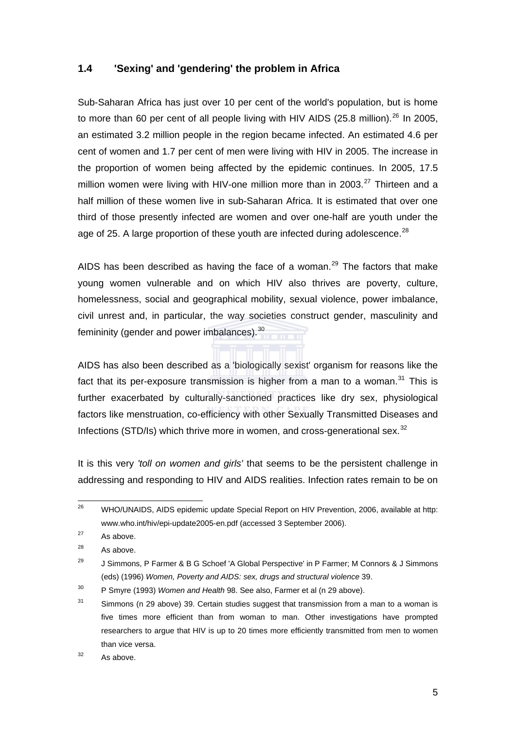## 1.4 'Sexing' and 'gendering' the problem in Africa

Sub-Saharan Africa has just over 10 per cent of the world's population, but is home to more than 60 per cent of all people living with HIV AIDS (25.8 million).[26] In 2005, an estimated 3.2 million people in the region became infected. An estimated 4.6 per cent of women and 1.7 per cent of men were living with HIV in 2005. The increase in the proportion of women being affected by the epidemic continues. In 2005, 17.5 million women were living with HIV-one million more than in 2003.[27] Thirteen and a half million of these women live in sub-Saharan Africa. It is estimated that over one third of those presently infected are women and over one-half are youth under the age of 25. A large proportion of these youth are infected during adolescence.[28]

AIDS has been described as having the face of a woman.[29] The factors that make young women vulnerable and on which HIV also thrives are poverty, culture, homelessness, social and geographical mobility, sexual violence, power imbalance, civil unrest and, in particular, the way societies construct gender, masculinity and femininity (gender and power imbalances).[30]

AIDS has also been described as a 'biologically sexist' organism for reasons like the fact that its per-exposure transmission is higher from a man to a woman.[31] This is further exacerbated by culturally-sanctioned practices like dry sex, physiological factors like menstruation, co-efficiency with other Sexually Transmitted Diseases and Infections (STD/Is) which thrive more in women, and cross-generational sex.[32]

It is this very *'toll on women and girls'* that seems to be the persistent challenge in addressing and responding to HIV and AIDS realities. Infection rates remain to be on

---

[26] WHO/UNAIDS, AIDS epidemic update Special Report on HIV Prevention, 2006, available at http: www.who.int/hiv/epi-update2005-en.pdf (accessed 3 September 2006).

[27] As above.

[28] As above.

[29] J Simmons, P Farmer & B G Schoef 'A Global Perspective' in P Farmer; M Connors & J Simmons (eds) (1996) *Women, Poverty and AIDS: sex, drugs and structural violence* 39.

[30] P Smyre (1993) *Women and Health* 98. See also, Farmer et al (n 29 above).

[31] Simmons (n 29 above) 39. Certain studies suggest that transmission from a man to a woman is five times more efficient than from woman to man. Other investigations have prompted researchers to argue that HIV is up to 20 times more efficiently transmitted from men to women than vice versa.

[32] As above.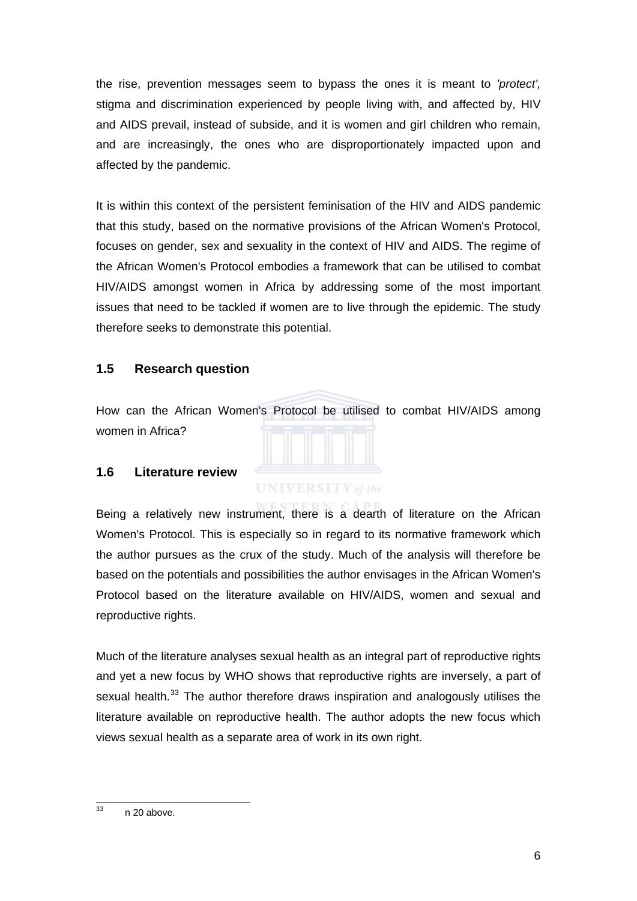the rise, prevention messages seem to bypass the ones it is meant to *'protect',* stigma and discrimination experienced by people living with, and affected by, HIV and AIDS prevail, instead of subside, and it is women and girl children who remain, and are increasingly, the ones who are disproportionately impacted upon and affected by the pandemic.

It is within this context of the persistent feminisation of the HIV and AIDS pandemic that this study, based on the normative provisions of the African Women's Protocol, focuses on gender, sex and sexuality in the context of HIV and AIDS. The regime of the African Women's Protocol embodies a framework that can be utilised to combat HIV/AIDS amongst women in Africa by addressing some of the most important issues that need to be tackled if women are to live through the epidemic. The study therefore seeks to demonstrate this potential.

## 1.5 Research question

How can the African Women's Protocol be utilised to combat HIV/AIDS among women in Africa?

## 1.6 Literature review

Being a relatively new instrument, there is a dearth of literature on the African Women's Protocol. This is especially so in regard to its normative framework which the author pursues as the crux of the study. Much of the analysis will therefore be based on the potentials and possibilities the author envisages in the African Women's Protocol based on the literature available on HIV/AIDS, women and sexual and reproductive rights.

Much of the literature analyses sexual health as an integral part of reproductive rights and yet a new focus by WHO shows that reproductive rights are inversely, a part of sexual health.[33] The author therefore draws inspiration and analogously utilises the literature available on reproductive health. The author adopts the new focus which views sexual health as a separate area of work in its own right.

---

[33] n 20 above.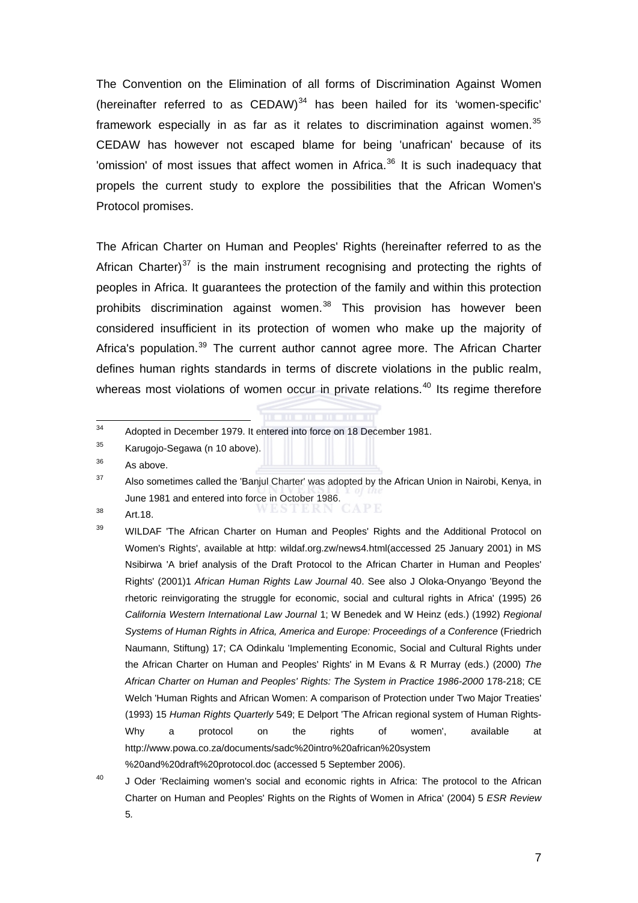The Convention on the Elimination of all forms of Discrimination Against Women (hereinafter referred to as CEDAW)[34] has been hailed for its 'women-specific' framework especially in as far as it relates to discrimination against women.[35] CEDAW has however not escaped blame for being 'unafrican' because of its 'omission' of most issues that affect women in Africa.[36] It is such inadequacy that propels the current study to explore the possibilities that the African Women's Protocol promises.

The African Charter on Human and Peoples' Rights (hereinafter referred to as the African Charter)[37] is the main instrument recognising and protecting the rights of peoples in Africa. It guarantees the protection of the family and within this protection prohibits discrimination against women.[38] This provision has however been considered insufficient in its protection of women who make up the majority of Africa's population.[39] The current author cannot agree more. The African Charter defines human rights standards in terms of discrete violations in the public realm, whereas most violations of women occur in private relations.[40] Its regime therefore

---

[34] Adopted in December 1979. It entered into force on 18 December 1981.

[35] Karugojo-Segawa (n 10 above).

[36] As above.

[37] Also sometimes called the 'Banjul Charter' was adopted by the African Union in Nairobi, Kenya, in June 1981 and entered into force in October 1986.

[38] Art.18.

[39] WILDAF 'The African Charter on Human and Peoples' Rights and the Additional Protocol on Women's Rights', available at http: wildaf.org.zw/news4.html(accessed 25 January 2001) in MS Nsibirwa 'A brief analysis of the Draft Protocol to the African Charter in Human and Peoples' Rights' (2001)1 *African Human Rights Law Journal* 40. See also J Oloka-Onyango 'Beyond the rhetoric reinvigorating the struggle for economic, social and cultural rights in Africa' (1995) 26 *California Western International Law Journal* 1; W Benedek and W Heinz (eds.) (1992) *Regional Systems of Human Rights in Africa, America and Europe: Proceedings of a Conference* (Friedrich Naumann, Stiftung) 17; CA Odinkalu 'Implementing Economic, Social and Cultural Rights under the African Charter on Human and Peoples' Rights' in M Evans & R Murray (eds.) (2000) *The African Charter on Human and Peoples' Rights: The System in Practice 1986-2000* 178-218; CE Welch 'Human Rights and African Women: A comparison of Protection under Two Major Treaties' (1993) 15 *Human Rights Quarterly* 549; E Delport 'The African regional system of Human Rights-Why a protocol on the rights of women', available at http://www.powa.co.za/documents/sadc%20intro%20african%20system%20and%20draft%20protocol.doc (accessed 5 September 2006).

[40] J Oder 'Reclaiming women's social and economic rights in Africa: The protocol to the African Charter on Human and Peoples' Rights on the Rights of Women in Africa' (2004) 5 *ESR Review* 5.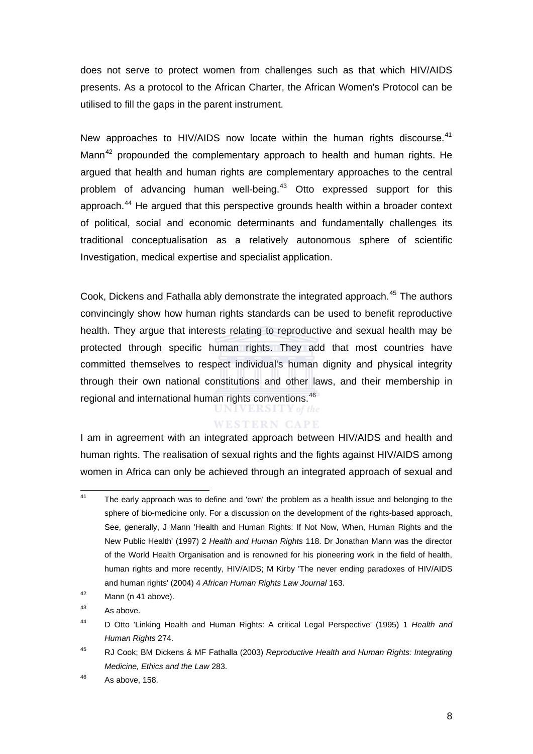does not serve to protect women from challenges such as that which HIV/AIDS presents. As a protocol to the African Charter, the African Women's Protocol can be utilised to fill the gaps in the parent instrument.

New approaches to HIV/AIDS now locate within the human rights discourse.[41] Mann[42] propounded the complementary approach to health and human rights. He argued that health and human rights are complementary approaches to the central problem of advancing human well-being.[43] Otto expressed support for this approach.[44] He argued that this perspective grounds health within a broader context of political, social and economic determinants and fundamentally challenges its traditional conceptualisation as a relatively autonomous sphere of scientific Investigation, medical expertise and specialist application.

Cook, Dickens and Fathalla ably demonstrate the integrated approach.[45] The authors convincingly show how human rights standards can be used to benefit reproductive health. They argue that interests relating to reproductive and sexual health may be protected through specific human rights. They add that most countries have committed themselves to respect individual's human dignity and physical integrity through their own national constitutions and other laws, and their membership in regional and international human rights conventions.[46]

I am in agreement with an integrated approach between HIV/AIDS and health and human rights. The realisation of sexual rights and the fights against HIV/AIDS among women in Africa can only be achieved through an integrated approach of sexual and

---

[41] The early approach was to define and 'own' the problem as a health issue and belonging to the sphere of bio-medicine only. For a discussion on the development of the rights-based approach, See, generally, J Mann 'Health and Human Rights: If Not Now, When, Human Rights and the New Public Health' (1997) 2 *Health and Human Rights* 118. Dr Jonathan Mann was the director of the World Health Organisation and is renowned for his pioneering work in the field of health, human rights and more recently, HIV/AIDS; M Kirby 'The never ending paradoxes of HIV/AIDS and human rights' (2004) 4 *African Human Rights Law Journal* 163.

[42] Mann (n 41 above).

[43] As above.

[44] D Otto 'Linking Health and Human Rights: A critical Legal Perspective' (1995) 1 *Health and Human Rights* 274.

[45] RJ Cook; BM Dickens & MF Fathalla (2003) *Reproductive Health and Human Rights: Integrating Medicine, Ethics and the Law* 283.

[46] As above, 158.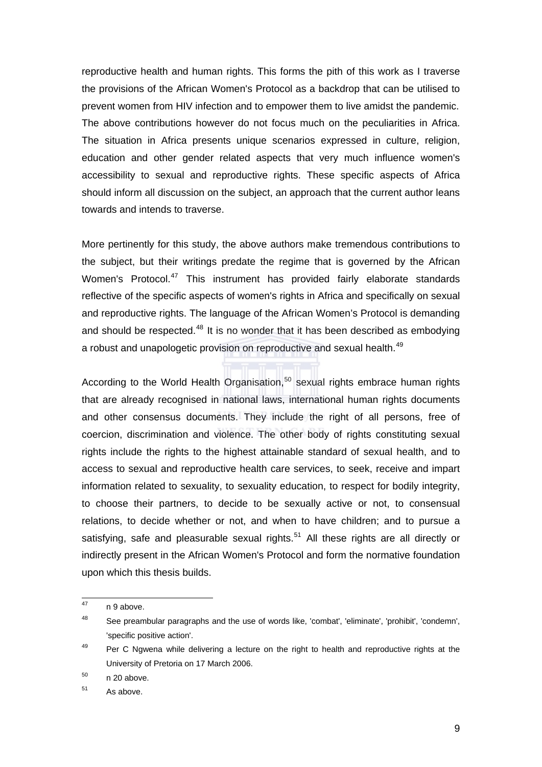reproductive health and human rights. This forms the pith of this work as I traverse the provisions of the African Women's Protocol as a backdrop that can be utilised to prevent women from HIV infection and to empower them to live amidst the pandemic. The above contributions however do not focus much on the peculiarities in Africa. The situation in Africa presents unique scenarios expressed in culture, religion, education and other gender related aspects that very much influence women's accessibility to sexual and reproductive rights. These specific aspects of Africa should inform all discussion on the subject, an approach that the current author leans towards and intends to traverse.

More pertinently for this study, the above authors make tremendous contributions to the subject, but their writings predate the regime that is governed by the African Women's Protocol.[47] This instrument has provided fairly elaborate standards reflective of the specific aspects of women's rights in Africa and specifically on sexual and reproductive rights. The language of the African Women's Protocol is demanding and should be respected.[48] It is no wonder that it has been described as embodying a robust and unapologetic provision on reproductive and sexual health.[49]

According to the World Health Organisation,[50] sexual rights embrace human rights that are already recognised in national laws, international human rights documents and other consensus documents. They include the right of all persons, free of coercion, discrimination and violence. The other body of rights constituting sexual rights include the rights to the highest attainable standard of sexual health, and to access to sexual and reproductive health care services, to seek, receive and impart information related to sexuality, to sexuality education, to respect for bodily integrity, to choose their partners, to decide to be sexually active or not, to consensual relations, to decide whether or not, and when to have children; and to pursue a satisfying, safe and pleasurable sexual rights.[51] All these rights are all directly or indirectly present in the African Women's Protocol and form the normative foundation upon which this thesis builds.

---

[47] n 9 above.

[48] See preambular paragraphs and the use of words like, 'combat', 'eliminate', 'prohibit', 'condemn', 'specific positive action'.

[49] Per C Ngwena while delivering a lecture on the right to health and reproductive rights at the University of Pretoria on 17 March 2006.

[50] n 20 above.

[51] As above.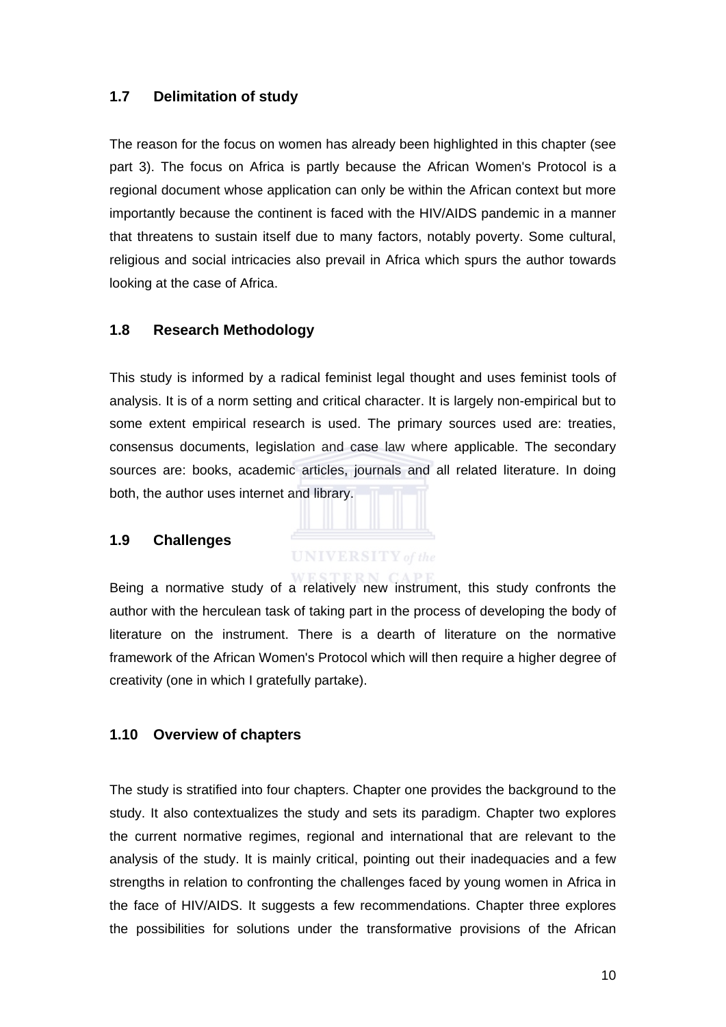## 1.7 Delimitation of study

The reason for the focus on women has already been highlighted in this chapter (see part 3). The focus on Africa is partly because the African Women's Protocol is a regional document whose application can only be within the African context but more importantly because the continent is faced with the HIV/AIDS pandemic in a manner that threatens to sustain itself due to many factors, notably poverty. Some cultural, religious and social intricacies also prevail in Africa which spurs the author towards looking at the case of Africa.

## 1.8 Research Methodology

This study is informed by a radical feminist legal thought and uses feminist tools of analysis. It is of a norm setting and critical character. It is largely non-empirical but to some extent empirical research is used. The primary sources used are: treaties, consensus documents, legislation and case law where applicable. The secondary sources are: books, academic articles, journals and all related literature. In doing both, the author uses internet and library.

## 1.9 Challenges

Being a normative study of a relatively new instrument, this study confronts the author with the herculean task of taking part in the process of developing the body of literature on the instrument. There is a dearth of literature on the normative framework of the African Women's Protocol which will then require a higher degree of creativity (one in which I gratefully partake).

## 1.10 Overview of chapters

The study is stratified into four chapters. Chapter one provides the background to the study. It also contextualizes the study and sets its paradigm. Chapter two explores the current normative regimes, regional and international that are relevant to the analysis of the study. It is mainly critical, pointing out their inadequacies and a few strengths in relation to confronting the challenges faced by young women in Africa in the face of HIV/AIDS. It suggests a few recommendations. Chapter three explores the possibilities for solutions under the transformative provisions of the African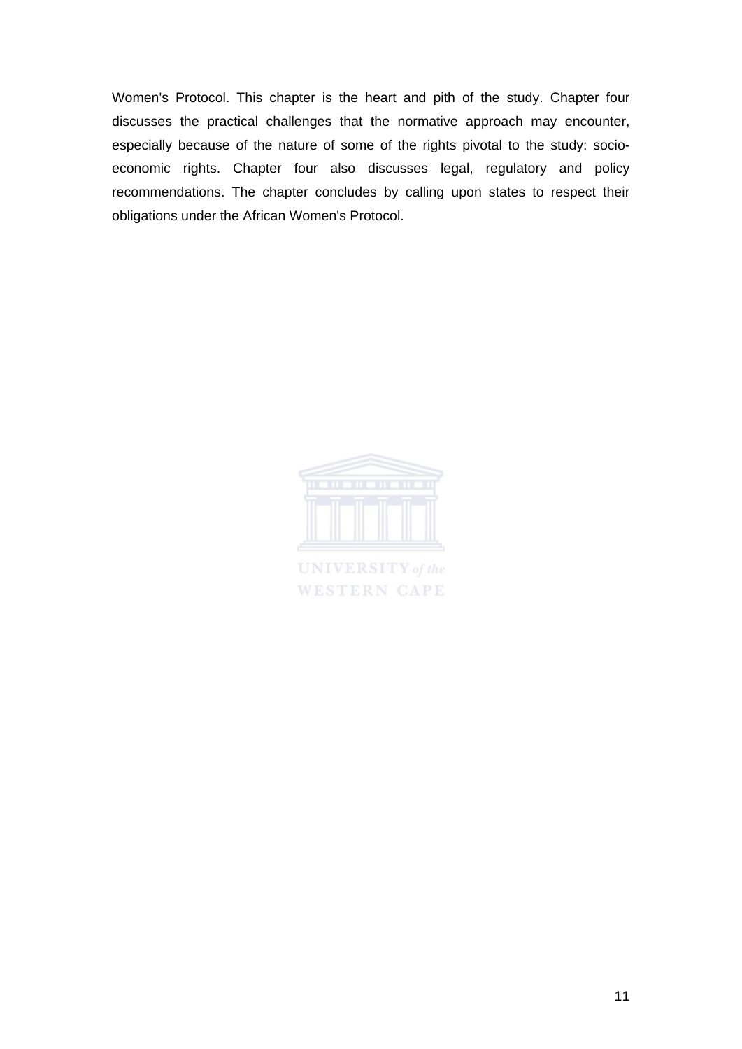Women's Protocol. This chapter is the heart and pith of the study. Chapter four discusses the practical challenges that the normative approach may encounter, especially because of the nature of some of the rights pivotal to the study: socio-economic rights. Chapter four also discusses legal, regulatory and policy recommendations. The chapter concludes by calling upon states to respect their obligations under the African Women's Protocol.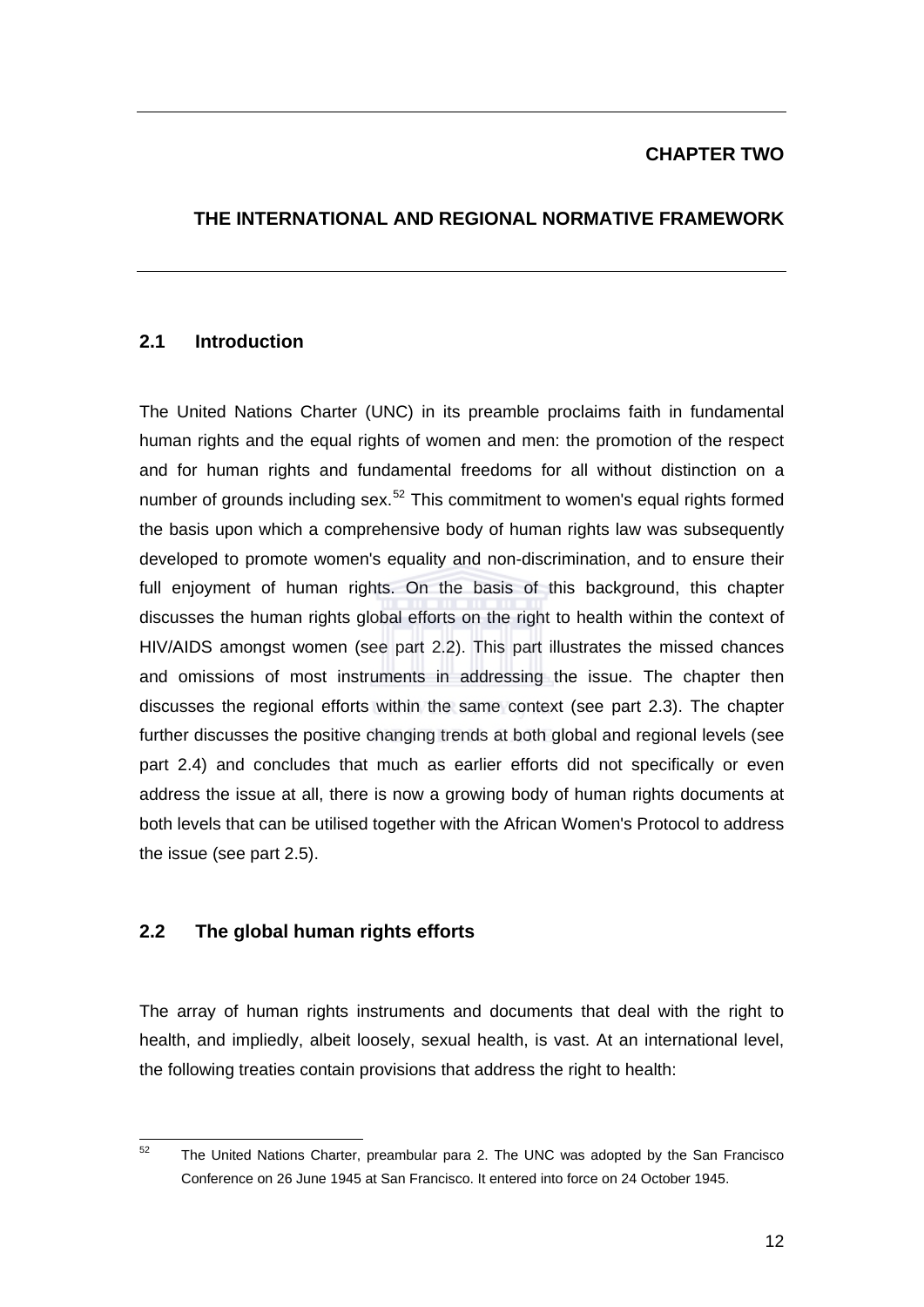# CHAPTER TWO

## THE INTERNATIONAL AND REGIONAL NORMATIVE FRAMEWORK

### 2.1 Introduction

The United Nations Charter (UNC) in its preamble proclaims faith in fundamental human rights and the equal rights of women and men: the promotion of the respect and for human rights and fundamental freedoms for all without distinction on a number of grounds including sex.[52] This commitment to women's equal rights formed the basis upon which a comprehensive body of human rights law was subsequently developed to promote women's equality and non-discrimination, and to ensure their full enjoyment of human rights. On the basis of this background, this chapter discusses the human rights global efforts on the right to health within the context of HIV/AIDS amongst women (see part 2.2). This part illustrates the missed chances and omissions of most instruments in addressing the issue. The chapter then discusses the regional efforts within the same context (see part 2.3). The chapter further discusses the positive changing trends at both global and regional levels (see part 2.4) and concludes that much as earlier efforts did not specifically or even address the issue at all, there is now a growing body of human rights documents at both levels that can be utilised together with the African Women's Protocol to address the issue (see part 2.5).

### 2.2 The global human rights efforts

The array of human rights instruments and documents that deal with the right to health, and impliedly, albeit loosely, sexual health, is vast. At an international level, the following treaties contain provisions that address the right to health:

---

[52] The United Nations Charter, preambular para 2. The UNC was adopted by the San Francisco Conference on 26 June 1945 at San Francisco. It entered into force on 24 October 1945.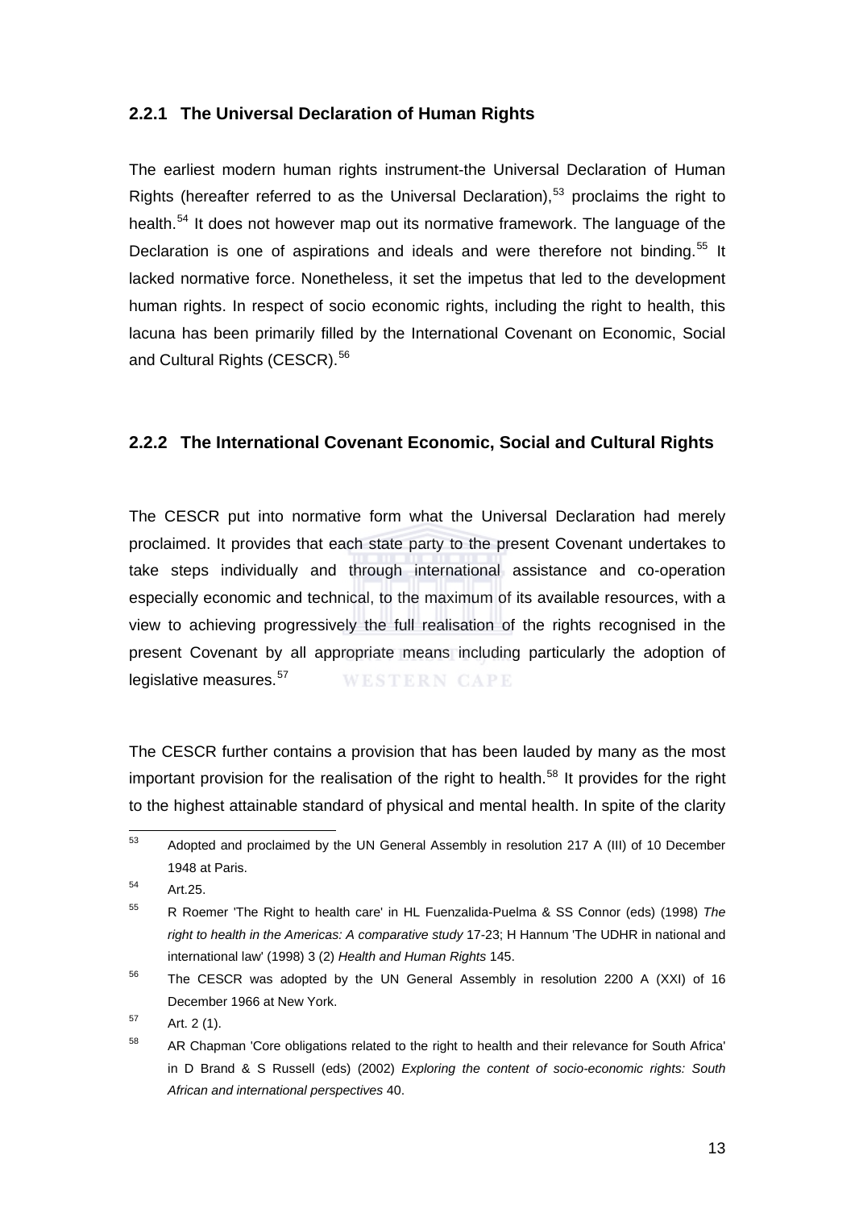### 2.2.1 The Universal Declaration of Human Rights

The earliest modern human rights instrument-the Universal Declaration of Human Rights (hereafter referred to as the Universal Declaration),[53] proclaims the right to health.[54] It does not however map out its normative framework. The language of the Declaration is one of aspirations and ideals and were therefore not binding.[55] It lacked normative force. Nonetheless, it set the impetus that led to the development human rights. In respect of socio economic rights, including the right to health, this lacuna has been primarily filled by the International Covenant on Economic, Social and Cultural Rights (CESCR).[56]

### 2.2.2 The International Covenant Economic, Social and Cultural Rights

The CESCR put into normative form what the Universal Declaration had merely proclaimed. It provides that each state party to the present Covenant undertakes to take steps individually and through international assistance and co-operation especially economic and technical, to the maximum of its available resources, with a view to achieving progressively the full realisation of the rights recognised in the present Covenant by all appropriate means including particularly the adoption of legislative measures.[57]

The CESCR further contains a provision that has been lauded by many as the most important provision for the realisation of the right to health.[58] It provides for the right to the highest attainable standard of physical and mental health. In spite of the clarity

---

[53] Adopted and proclaimed by the UN General Assembly in resolution 217 A (III) of 10 December 1948 at Paris.

[54] Art.25.

[55] R Roemer 'The Right to health care' in HL Fuenzalida-Puelma & SS Connor (eds) (1998) *The right to health in the Americas: A comparative study* 17-23; H Hannum 'The UDHR in national and international law' (1998) 3 (2) *Health and Human Rights* 145.

[56] The CESCR was adopted by the UN General Assembly in resolution 2200 A (XXI) of 16 December 1966 at New York.

[57] Art. 2 (1).

[58] AR Chapman 'Core obligations related to the right to health and their relevance for South Africa' in D Brand & S Russell (eds) (2002) *Exploring the content of socio-economic rights: South African and international perspectives* 40.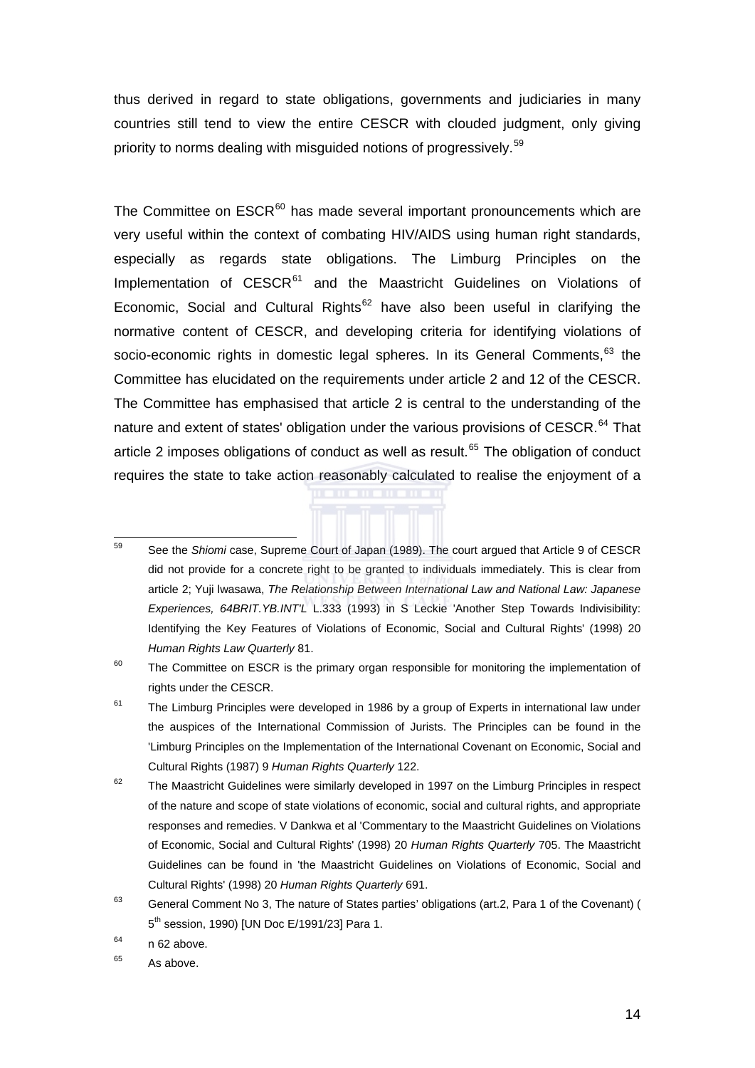thus derived in regard to state obligations, governments and judiciaries in many countries still tend to view the entire CESCR with clouded judgment, only giving priority to norms dealing with misguided notions of progressively.[59]

The Committee on ESCR[60] has made several important pronouncements which are very useful within the context of combating HIV/AIDS using human right standards, especially as regards state obligations. The Limburg Principles on the Implementation of CESCR[61] and the Maastricht Guidelines on Violations of Economic, Social and Cultural Rights[62] have also been useful in clarifying the normative content of CESCR, and developing criteria for identifying violations of socio-economic rights in domestic legal spheres. In its General Comments,[63] the Committee has elucidated on the requirements under article 2 and 12 of the CESCR. The Committee has emphasised that article 2 is central to the understanding of the nature and extent of states' obligation under the various provisions of CESCR.[64] That article 2 imposes obligations of conduct as well as result.[65] The obligation of conduct requires the state to take action reasonably calculated to realise the enjoyment of a

---

[59] See the *Shiomi* case, Supreme Court of Japan (1989). The court argued that Article 9 of CESCR did not provide for a concrete right to be granted to individuals immediately. This is clear from article 2; Yuji Iwasawa, *The Relationship Between International Law and National Law: Japanese Experiences, 64BRIT.YB.INT'L* L.333 (1993) in S Leckie 'Another Step Towards Indivisibility: Identifying the Key Features of Violations of Economic, Social and Cultural Rights' (1998) 20 *Human Rights Law Quarterly* 81.

[60] The Committee on ESCR is the primary organ responsible for monitoring the implementation of rights under the CESCR.

[61] The Limburg Principles were developed in 1986 by a group of Experts in international law under the auspices of the International Commission of Jurists. The Principles can be found in the 'Limburg Principles on the Implementation of the International Covenant on Economic, Social and Cultural Rights (1987) 9 *Human Rights Quarterly* 122.

[62] The Maastricht Guidelines were similarly developed in 1997 on the Limburg Principles in respect of the nature and scope of state violations of economic, social and cultural rights, and appropriate responses and remedies. V Dankwa et al 'Commentary to the Maastricht Guidelines on Violations of Economic, Social and Cultural Rights' (1998) 20 *Human Rights Quarterly* 705. The Maastricht Guidelines can be found in 'the Maastricht Guidelines on Violations of Economic, Social and Cultural Rights' (1998) 20 *Human Rights Quarterly* 691.

[63] General Comment No 3, The nature of States parties' obligations (art.2, Para 1 of the Covenant) ( 5th session, 1990) [UN Doc E/1991/23] Para 1.

[64] n 62 above.

[65] As above.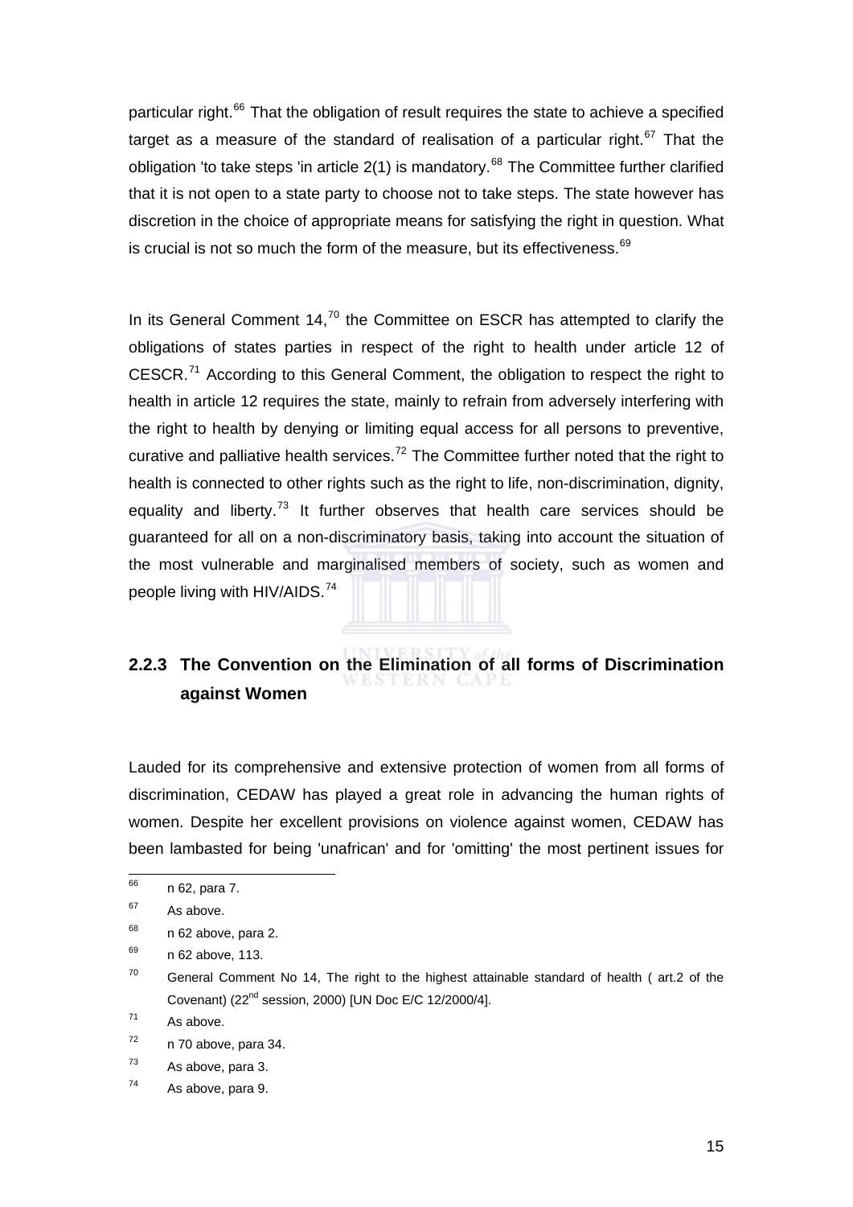particular right.[66] That the obligation of result requires the state to achieve a specified target as a measure of the standard of realisation of a particular right.[67] That the obligation 'to take steps 'in article 2(1) is mandatory.[68] The Committee further clarified that it is not open to a state party to choose not to take steps. The state however has discretion in the choice of appropriate means for satisfying the right in question. What is crucial is not so much the form of the measure, but its effectiveness.[69]

In its General Comment 14,[70] the Committee on ESCR has attempted to clarify the obligations of states parties in respect of the right to health under article 12 of CESCR.[71] According to this General Comment, the obligation to respect the right to health in article 12 requires the state, mainly to refrain from adversely interfering with the right to health by denying or limiting equal access for all persons to preventive, curative and palliative health services.[72] The Committee further noted that the right to health is connected to other rights such as the right to life, non-discrimination, dignity, equality and liberty.[73] It further observes that health care services should be guaranteed for all on a non-discriminatory basis, taking into account the situation of the most vulnerable and marginalised members of society, such as women and people living with HIV/AIDS.[74]

### 2.2.3 The Convention on the Elimination of all forms of Discrimination against Women

Lauded for its comprehensive and extensive protection of women from all forms of discrimination, CEDAW has played a great role in advancing the human rights of women. Despite her excellent provisions on violence against women, CEDAW has been lambasted for being 'unafrican' and for 'omitting' the most pertinent issues for

---

66 n 62, para 7.

67 As above.

68 n 62 above, para 2.

69 n 62 above, 113.

70 General Comment No 14, The right to the highest attainable standard of health ( art.2 of the Covenant) (22nd session, 2000) [UN Doc E/C 12/2000/4].

71 As above.

72 n 70 above, para 34.

73 As above, para 3.

74 As above, para 9.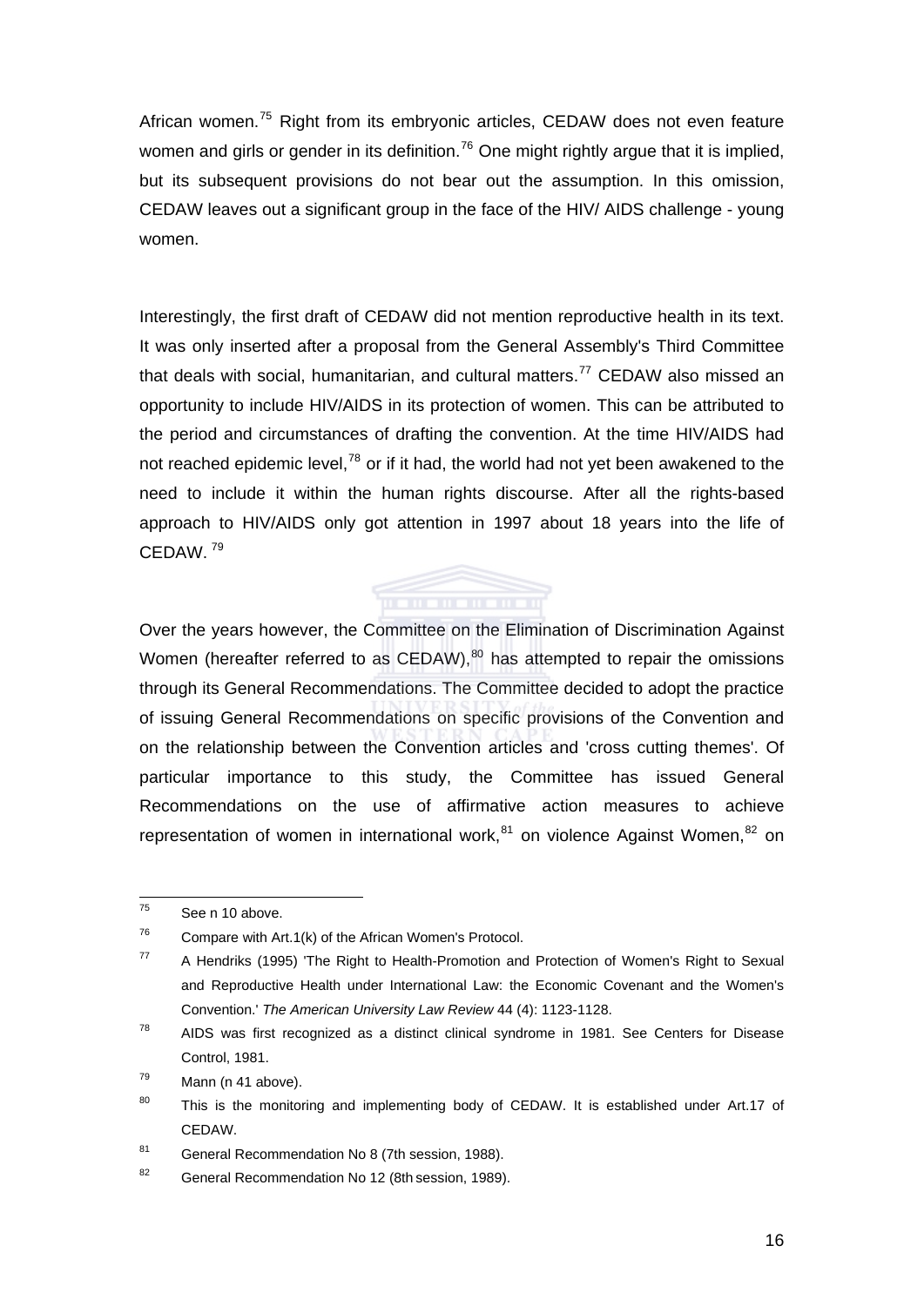African women.[75] Right from its embryonic articles, CEDAW does not even feature women and girls or gender in its definition.[76] One might rightly argue that it is implied, but its subsequent provisions do not bear out the assumption. In this omission, CEDAW leaves out a significant group in the face of the HIV/ AIDS challenge - young women.

Interestingly, the first draft of CEDAW did not mention reproductive health in its text. It was only inserted after a proposal from the General Assembly's Third Committee that deals with social, humanitarian, and cultural matters.[77] CEDAW also missed an opportunity to include HIV/AIDS in its protection of women. This can be attributed to the period and circumstances of drafting the convention. At the time HIV/AIDS had not reached epidemic level,[78] or if it had, the world had not yet been awakened to the need to include it within the human rights discourse. After all the rights-based approach to HIV/AIDS only got attention in 1997 about 18 years into the life of CEDAW.[79]

Over the years however, the Committee on the Elimination of Discrimination Against Women (hereafter referred to as CEDAW),[80] has attempted to repair the omissions through its General Recommendations. The Committee decided to adopt the practice of issuing General Recommendations on specific provisions of the Convention and on the relationship between the Convention articles and 'cross cutting themes'. Of particular importance to this study, the Committee has issued General Recommendations on the use of affirmative action measures to achieve representation of women in international work,[81] on violence Against Women,[82] on

---

[75] See n 10 above.

[76] Compare with Art.1(k) of the African Women's Protocol.

[77] A Hendriks (1995) 'The Right to Health-Promotion and Protection of Women's Right to Sexual and Reproductive Health under International Law: the Economic Covenant and the Women's Convention.' *The American University Law Review* 44 (4): 1123-1128.

[78] AIDS was first recognized as a distinct clinical syndrome in 1981. See Centers for Disease Control, 1981.

[79] Mann (n 41 above).

[80] This is the monitoring and implementing body of CEDAW. It is established under Art.17 of CEDAW.

[81] General Recommendation No 8 (7th session, 1988).

[82] General Recommendation No 12 (8th session, 1989).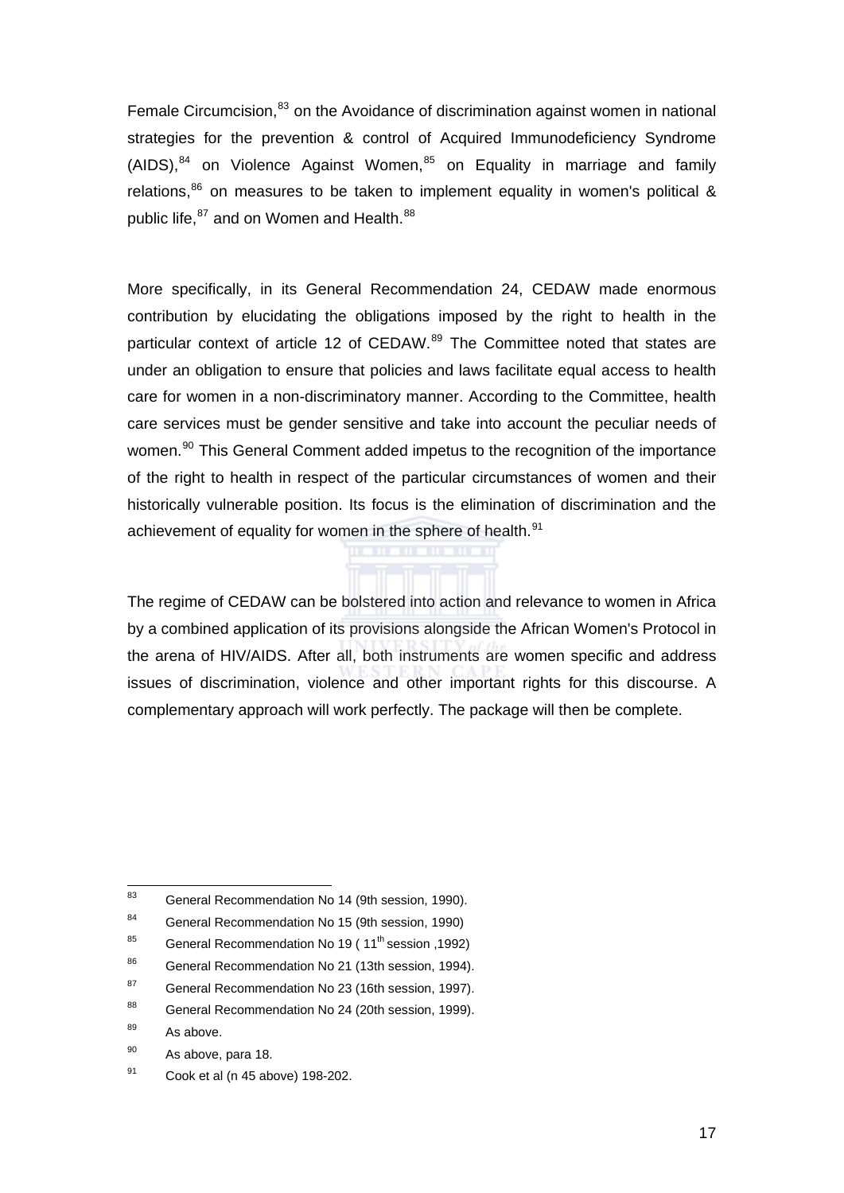Female Circumcision,[83] on the Avoidance of discrimination against women in national strategies for the prevention & control of Acquired Immunodeficiency Syndrome (AIDS),[84] on Violence Against Women,[85] on Equality in marriage and family relations,[86] on measures to be taken to implement equality in women's political & public life,[87] and on Women and Health.[88]

More specifically, in its General Recommendation 24, CEDAW made enormous contribution by elucidating the obligations imposed by the right to health in the particular context of article 12 of CEDAW.[89] The Committee noted that states are under an obligation to ensure that policies and laws facilitate equal access to health care for women in a non-discriminatory manner. According to the Committee, health care services must be gender sensitive and take into account the peculiar needs of women.[90] This General Comment added impetus to the recognition of the importance of the right to health in respect of the particular circumstances of women and their historically vulnerable position. Its focus is the elimination of discrimination and the achievement of equality for women in the sphere of health.[91]

The regime of CEDAW can be bolstered into action and relevance to women in Africa by a combined application of its provisions alongside the African Women's Protocol in the arena of HIV/AIDS. After all, both instruments are women specific and address issues of discrimination, violence and other important rights for this discourse. A complementary approach will work perfectly. The package will then be complete.

---

[83] General Recommendation No 14 (9th session, 1990).

[84] General Recommendation No 15 (9th session, 1990)

[85] General Recommendation No 19 ( 11th session ,1992)

[86] General Recommendation No 21 (13th session, 1994).

[87] General Recommendation No 23 (16th session, 1997).

[88] General Recommendation No 24 (20th session, 1999).

[89] As above.

[90] As above, para 18.

[91] Cook et al (n 45 above) 198-202.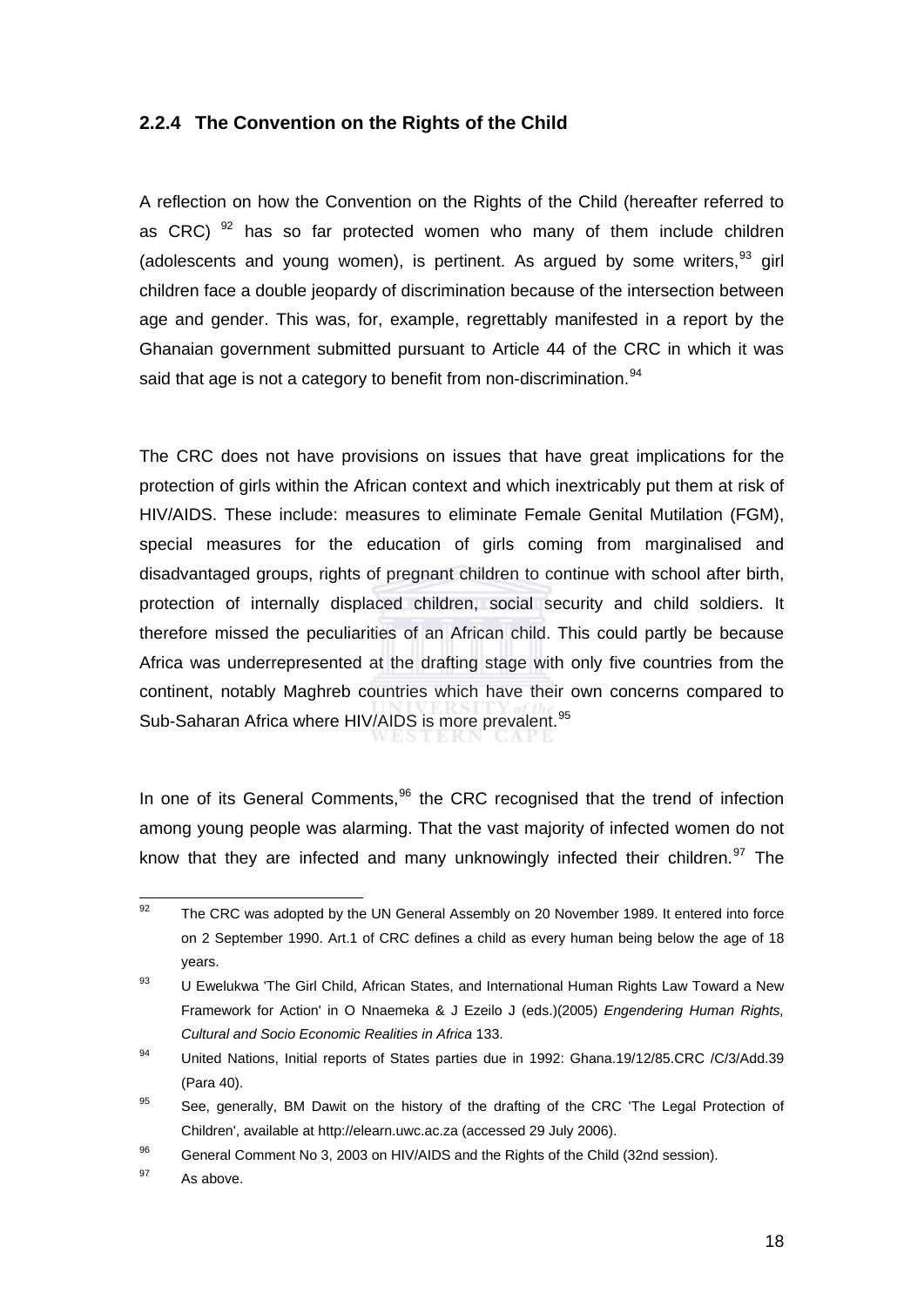### 2.2.4 The Convention on the Rights of the Child

A reflection on how the Convention on the Rights of the Child (hereafter referred to as CRC) [92] has so far protected women who many of them include children (adolescents and young women), is pertinent. As argued by some writers,[93] girl children face a double jeopardy of discrimination because of the intersection between age and gender. This was, for, example, regrettably manifested in a report by the Ghanaian government submitted pursuant to Article 44 of the CRC in which it was said that age is not a category to benefit from non-discrimination.[94]

The CRC does not have provisions on issues that have great implications for the protection of girls within the African context and which inextricably put them at risk of HIV/AIDS. These include: measures to eliminate Female Genital Mutilation (FGM), special measures for the education of girls coming from marginalised and disadvantaged groups, rights of pregnant children to continue with school after birth, protection of internally displaced children, social security and child soldiers. It therefore missed the peculiarities of an African child. This could partly be because Africa was underrepresented at the drafting stage with only five countries from the continent, notably Maghreb countries which have their own concerns compared to Sub-Saharan Africa where HIV/AIDS is more prevalent.[95]

In one of its General Comments,[96] the CRC recognised that the trend of infection among young people was alarming. That the vast majority of infected women do not know that they are infected and many unknowingly infected their children.[97] The

---

[92] The CRC was adopted by the UN General Assembly on 20 November 1989. It entered into force on 2 September 1990. Art.1 of CRC defines a child as every human being below the age of 18 years.

[93] U Ewelukwa 'The Girl Child, African States, and International Human Rights Law Toward a New Framework for Action' in O Nnaemeka & J Ezeilo J (eds.)(2005) *Engendering Human Rights, Cultural and Socio Economic Realities in Africa* 133.

[94] United Nations, Initial reports of States parties due in 1992: Ghana.19/12/85.CRC /C/3/Add.39 (Para 40).

[95] See, generally, BM Dawit on the history of the drafting of the CRC 'The Legal Protection of Children', available at http://elearn.uwc.ac.za (accessed 29 July 2006).

[96] General Comment No 3, 2003 on HIV/AIDS and the Rights of the Child (32nd session).

[97] As above.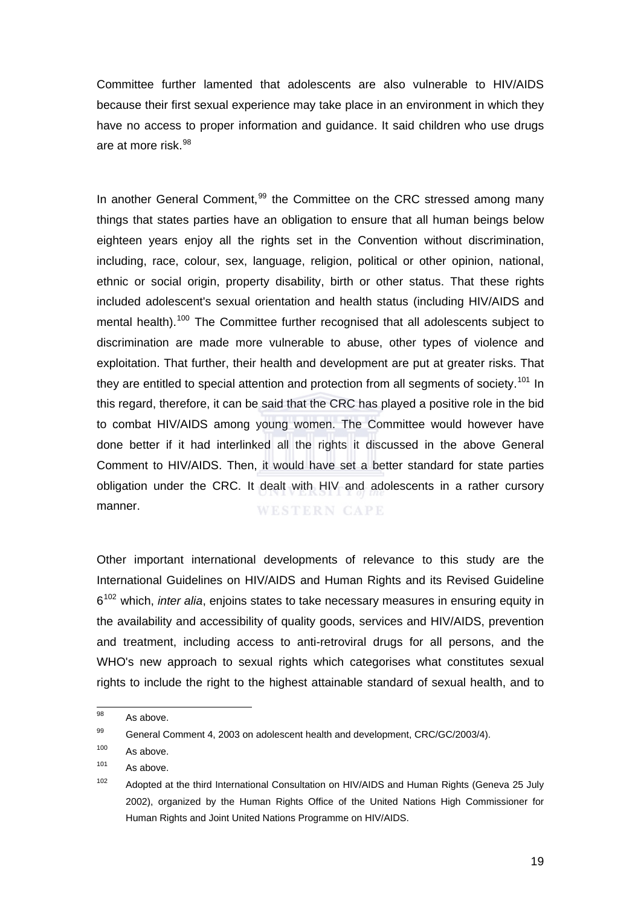Committee further lamented that adolescents are also vulnerable to HIV/AIDS because their first sexual experience may take place in an environment in which they have no access to proper information and guidance. It said children who use drugs are at more risk.[98]

In another General Comment,[99] the Committee on the CRC stressed among many things that states parties have an obligation to ensure that all human beings below eighteen years enjoy all the rights set in the Convention without discrimination, including, race, colour, sex, language, religion, political or other opinion, national, ethnic or social origin, property disability, birth or other status. That these rights included adolescent's sexual orientation and health status (including HIV/AIDS and mental health).[100] The Committee further recognised that all adolescents subject to discrimination are made more vulnerable to abuse, other types of violence and exploitation. That further, their health and development are put at greater risks. That they are entitled to special attention and protection from all segments of society.[101] In this regard, therefore, it can be said that the CRC has played a positive role in the bid to combat HIV/AIDS among young women. The Committee would however have done better if it had interlinked all the rights it discussed in the above General Comment to HIV/AIDS. Then, it would have set a better standard for state parties obligation under the CRC. It dealt with HIV and adolescents in a rather cursory manner.

Other important international developments of relevance to this study are the International Guidelines on HIV/AIDS and Human Rights and its Revised Guideline 6[102] which, *inter alia*, enjoins states to take necessary measures in ensuring equity in the availability and accessibility of quality goods, services and HIV/AIDS, prevention and treatment, including access to anti-retroviral drugs for all persons, and the WHO's new approach to sexual rights which categorises what constitutes sexual rights to include the right to the highest attainable standard of sexual health, and to

---

[98] As above.

[99] General Comment 4, 2003 on adolescent health and development, CRC/GC/2003/4).

[100] As above.

[101] As above.

[102] Adopted at the third International Consultation on HIV/AIDS and Human Rights (Geneva 25 July 2002), organized by the Human Rights Office of the United Nations High Commissioner for Human Rights and Joint United Nations Programme on HIV/AIDS.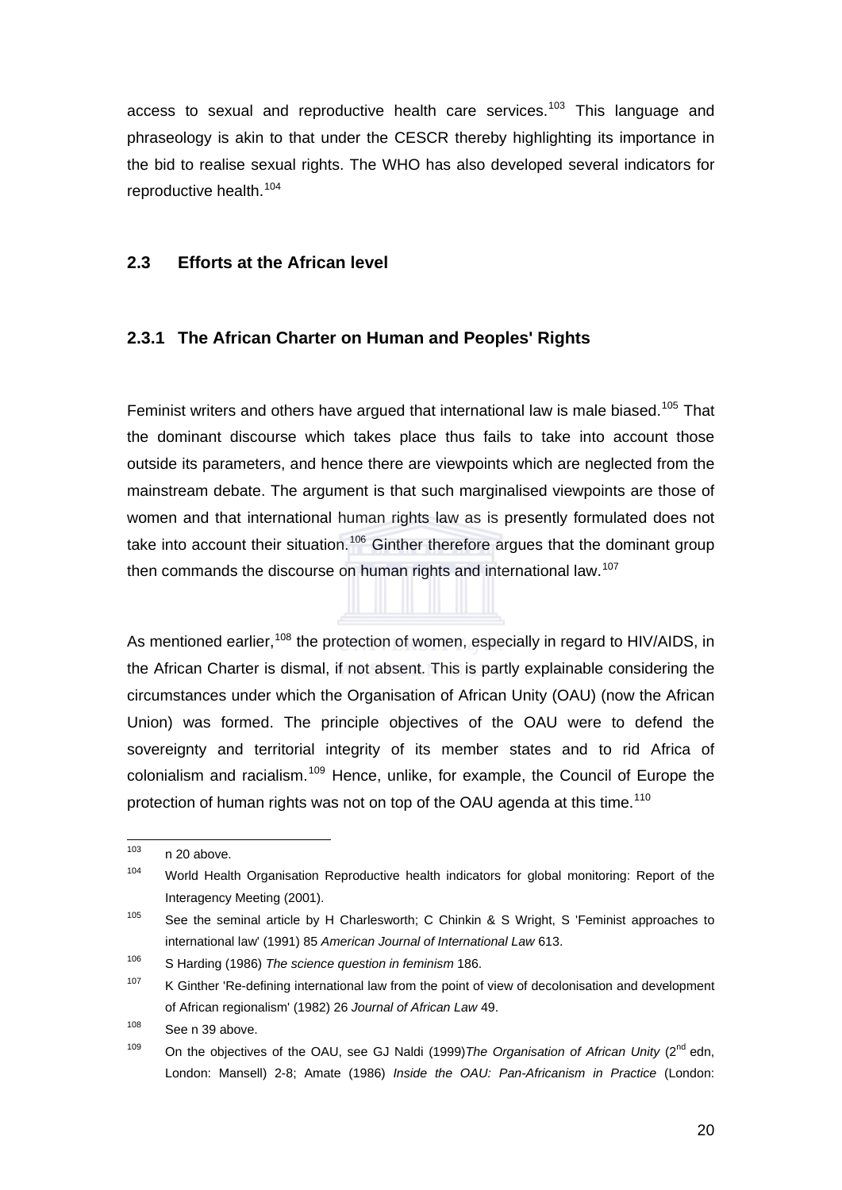access to sexual and reproductive health care services.[103] This language and phraseology is akin to that under the CESCR thereby highlighting its importance in the bid to realise sexual rights. The WHO has also developed several indicators for reproductive health.[104]

## 2.3 Efforts at the African level

### 2.3.1 The African Charter on Human and Peoples' Rights

Feminist writers and others have argued that international law is male biased.[105] That the dominant discourse which takes place thus fails to take into account those outside its parameters, and hence there are viewpoints which are neglected from the mainstream debate. The argument is that such marginalised viewpoints are those of women and that international human rights law as is presently formulated does not take into account their situation.[106] Ginther therefore argues that the dominant group then commands the discourse on human rights and international law.[107]

As mentioned earlier,[108] the protection of women, especially in regard to HIV/AIDS, in the African Charter is dismal, if not absent. This is partly explainable considering the circumstances under which the Organisation of African Unity (OAU) (now the African Union) was formed. The principle objectives of the OAU were to defend the sovereignty and territorial integrity of its member states and to rid Africa of colonialism and racialism.[109] Hence, unlike, for example, the Council of Europe the protection of human rights was not on top of the OAU agenda at this time.[110]

---

[103] n 20 above.

[104] World Health Organisation Reproductive health indicators for global monitoring: Report of the Interagency Meeting (2001).

[105] See the seminal article by H Charlesworth; C Chinkin & S Wright, S 'Feminist approaches to international law' (1991) 85 *American Journal of International Law* 613.

[106] S Harding (1986) *The science question in feminism* 186.

[107] K Ginther 'Re-defining international law from the point of view of decolonisation and development of African regionalism' (1982) 26 *Journal of African Law* 49.

[108] See n 39 above.

[109] On the objectives of the OAU, see GJ Naldi (1999)*The Organisation of African Unity* (2nd edn, London: Mansell) 2-8; Amate (1986) *Inside the OAU: Pan-Africanism in Practice* (London: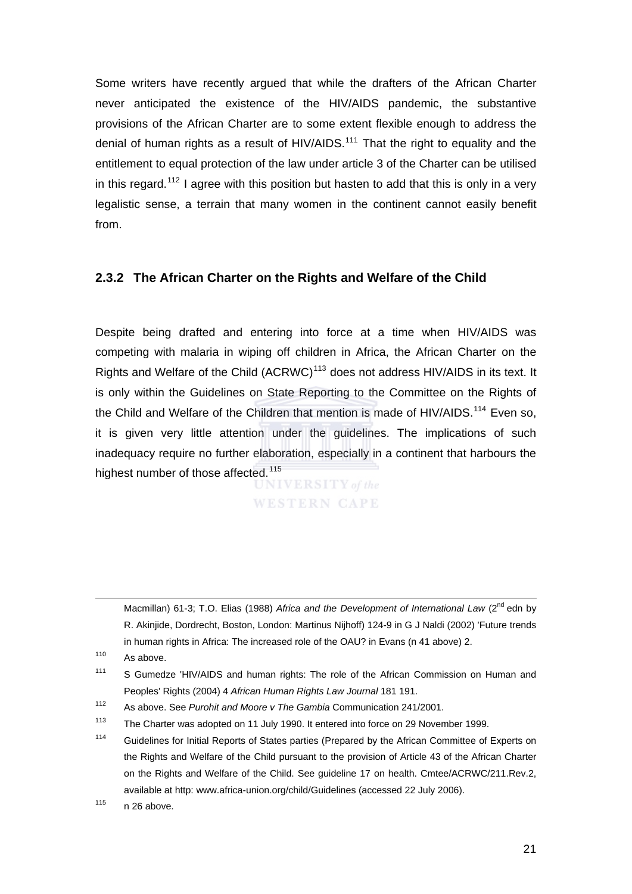Some writers have recently argued that while the drafters of the African Charter never anticipated the existence of the HIV/AIDS pandemic, the substantive provisions of the African Charter are to some extent flexible enough to address the denial of human rights as a result of HIV/AIDS.[111] That the right to equality and the entitlement to equal protection of the law under article 3 of the Charter can be utilised in this regard.[112] I agree with this position but hasten to add that this is only in a very legalistic sense, a terrain that many women in the continent cannot easily benefit from.

### 2.3.2 The African Charter on the Rights and Welfare of the Child

Despite being drafted and entering into force at a time when HIV/AIDS was competing with malaria in wiping off children in Africa, the African Charter on the Rights and Welfare of the Child (ACRWC)[113] does not address HIV/AIDS in its text. It is only within the Guidelines on State Reporting to the Committee on the Rights of the Child and Welfare of the Children that mention is made of HIV/AIDS.[114] Even so, it is given very little attention under the guidelines. The implications of such inadequacy require no further elaboration, especially in a continent that harbours the highest number of those affected.[115]

---

Macmillan) 61-3; T.O. Elias (1988) *Africa and the Development of International Law* (2nd edn by R. Akinjide, Dordrecht, Boston, London: Martinus Nijhoff) 124-9 in G J Naldi (2002) 'Future trends in human rights in Africa: The increased role of the OAU? in Evans (n 41 above) 2.

[110] As above.

[111] S Gumedze 'HIV/AIDS and human rights: The role of the African Commission on Human and Peoples' Rights (2004) 4 *African Human Rights Law Journal* 181 191.

[112] As above. See *Purohit and Moore v The Gambia* Communication 241/2001.

[113] The Charter was adopted on 11 July 1990. It entered into force on 29 November 1999.

[114] Guidelines for Initial Reports of States parties (Prepared by the African Committee of Experts on the Rights and Welfare of the Child pursuant to the provision of Article 43 of the African Charter on the Rights and Welfare of the Child. See guideline 17 on health. Cmtee/ACRWC/211.Rev.2, available at http: www.africa-union.org/child/Guidelines (accessed 22 July 2006).

[115] n 26 above.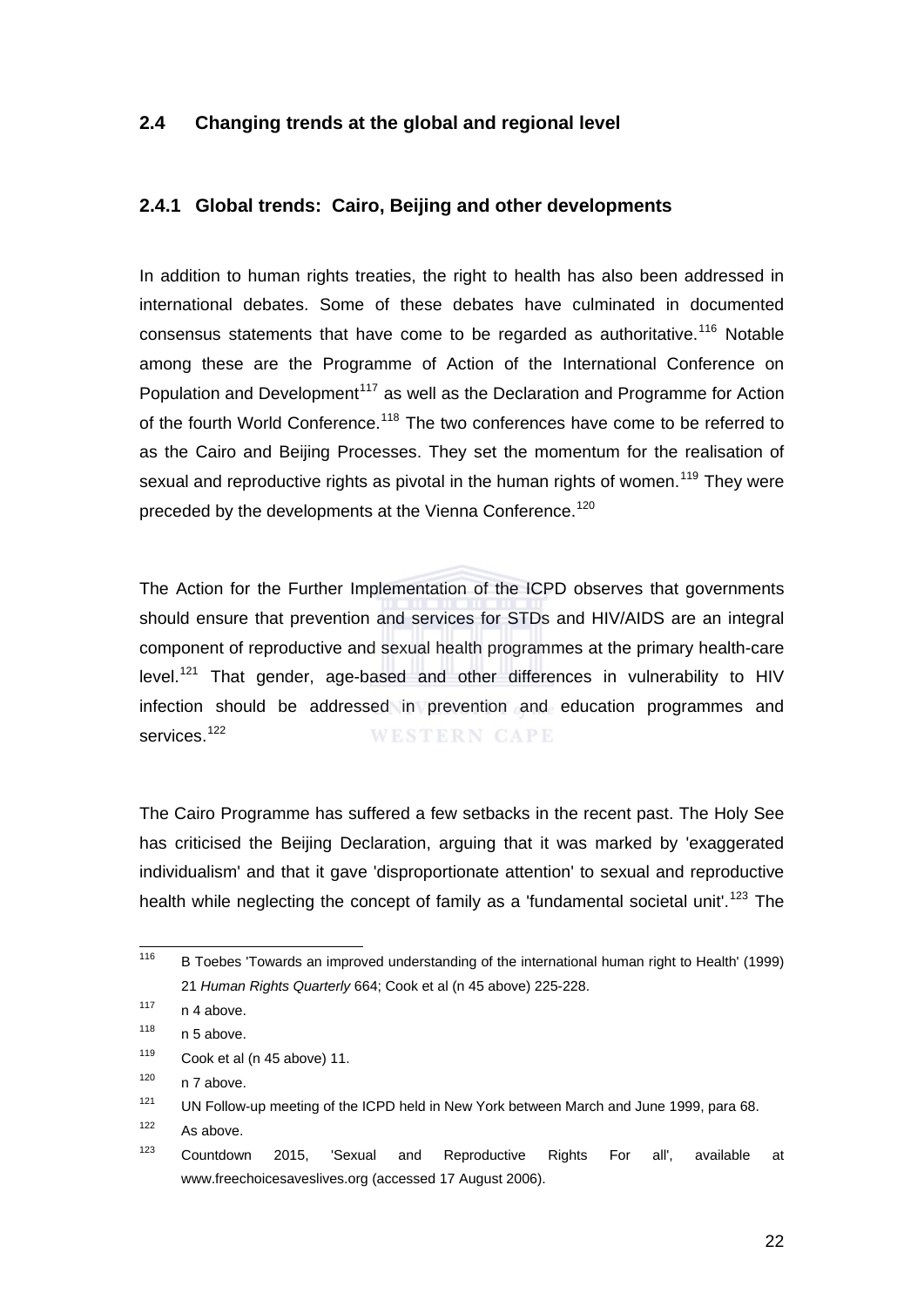## 2.4 Changing trends at the global and regional level

### 2.4.1 Global trends: Cairo, Beijing and other developments

In addition to human rights treaties, the right to health has also been addressed in international debates. Some of these debates have culminated in documented consensus statements that have come to be regarded as authoritative.[116] Notable among these are the Programme of Action of the International Conference on Population and Development[117] as well as the Declaration and Programme for Action of the fourth World Conference.[118] The two conferences have come to be referred to as the Cairo and Beijing Processes. They set the momentum for the realisation of sexual and reproductive rights as pivotal in the human rights of women.[119] They were preceded by the developments at the Vienna Conference.[120]

The Action for the Further Implementation of the ICPD observes that governments should ensure that prevention and services for STDs and HIV/AIDS are an integral component of reproductive and sexual health programmes at the primary health-care level.[121] That gender, age-based and other differences in vulnerability to HIV infection should be addressed in prevention and education programmes and services.[122]

The Cairo Programme has suffered a few setbacks in the recent past. The Holy See has criticised the Beijing Declaration, arguing that it was marked by 'exaggerated individualism' and that it gave 'disproportionate attention' to sexual and reproductive health while neglecting the concept of family as a 'fundamental societal unit'.[123] The

---

[116] B Toebes 'Towards an improved understanding of the international human right to Health' (1999) 21 *Human Rights Quarterly* 664; Cook et al (n 45 above) 225-228.

[117] n 4 above.

[118] n 5 above.

[119] Cook et al (n 45 above) 11.

[120] n 7 above.

[121] UN Follow-up meeting of the ICPD held in New York between March and June 1999, para 68.

[122] As above.

[123] Countdown 2015, 'Sexual and Reproductive Rights For all', available at www.freechoicesaveslives.org (accessed 17 August 2006).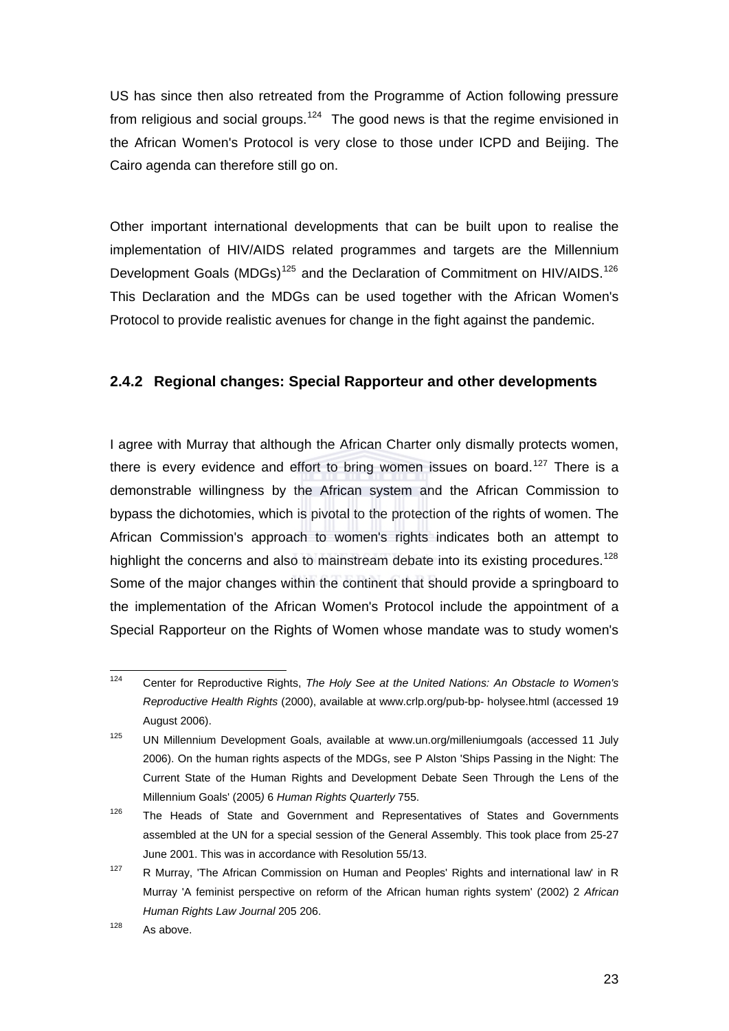US has since then also retreated from the Programme of Action following pressure from religious and social groups.[124] The good news is that the regime envisioned in the African Women's Protocol is very close to those under ICPD and Beijing. The Cairo agenda can therefore still go on.

Other important international developments that can be built upon to realise the implementation of HIV/AIDS related programmes and targets are the Millennium Development Goals (MDGs)[125] and the Declaration of Commitment on HIV/AIDS.[126] This Declaration and the MDGs can be used together with the African Women's Protocol to provide realistic avenues for change in the fight against the pandemic.

### 2.4.2 Regional changes: Special Rapporteur and other developments

I agree with Murray that although the African Charter only dismally protects women, there is every evidence and effort to bring women issues on board.[127] There is a demonstrable willingness by the African system and the African Commission to bypass the dichotomies, which is pivotal to the protection of the rights of women. The African Commission's approach to women's rights indicates both an attempt to highlight the concerns and also to mainstream debate into its existing procedures.[128] Some of the major changes within the continent that should provide a springboard to the implementation of the African Women's Protocol include the appointment of a Special Rapporteur on the Rights of Women whose mandate was to study women's

---

[124] Center for Reproductive Rights, *The Holy See at the United Nations: An Obstacle to Women's Reproductive Health Rights* (2000), available at www.crlp.org/pub-bp- holysee.html (accessed 19 August 2006).

[125] UN Millennium Development Goals, available at www.un.org/milleniumgoals (accessed 11 July 2006). On the human rights aspects of the MDGs, see P Alston 'Ships Passing in the Night: The Current State of the Human Rights and Development Debate Seen Through the Lens of the Millennium Goals' (2005) 6 *Human Rights Quarterly* 755.

[126] The Heads of State and Government and Representatives of States and Governments assembled at the UN for a special session of the General Assembly. This took place from 25-27 June 2001. This was in accordance with Resolution 55/13.

[127] R Murray, 'The African Commission on Human and Peoples' Rights and international law' in R Murray 'A feminist perspective on reform of the African human rights system' (2002) 2 *African Human Rights Law Journal* 205 206.

[128] As above.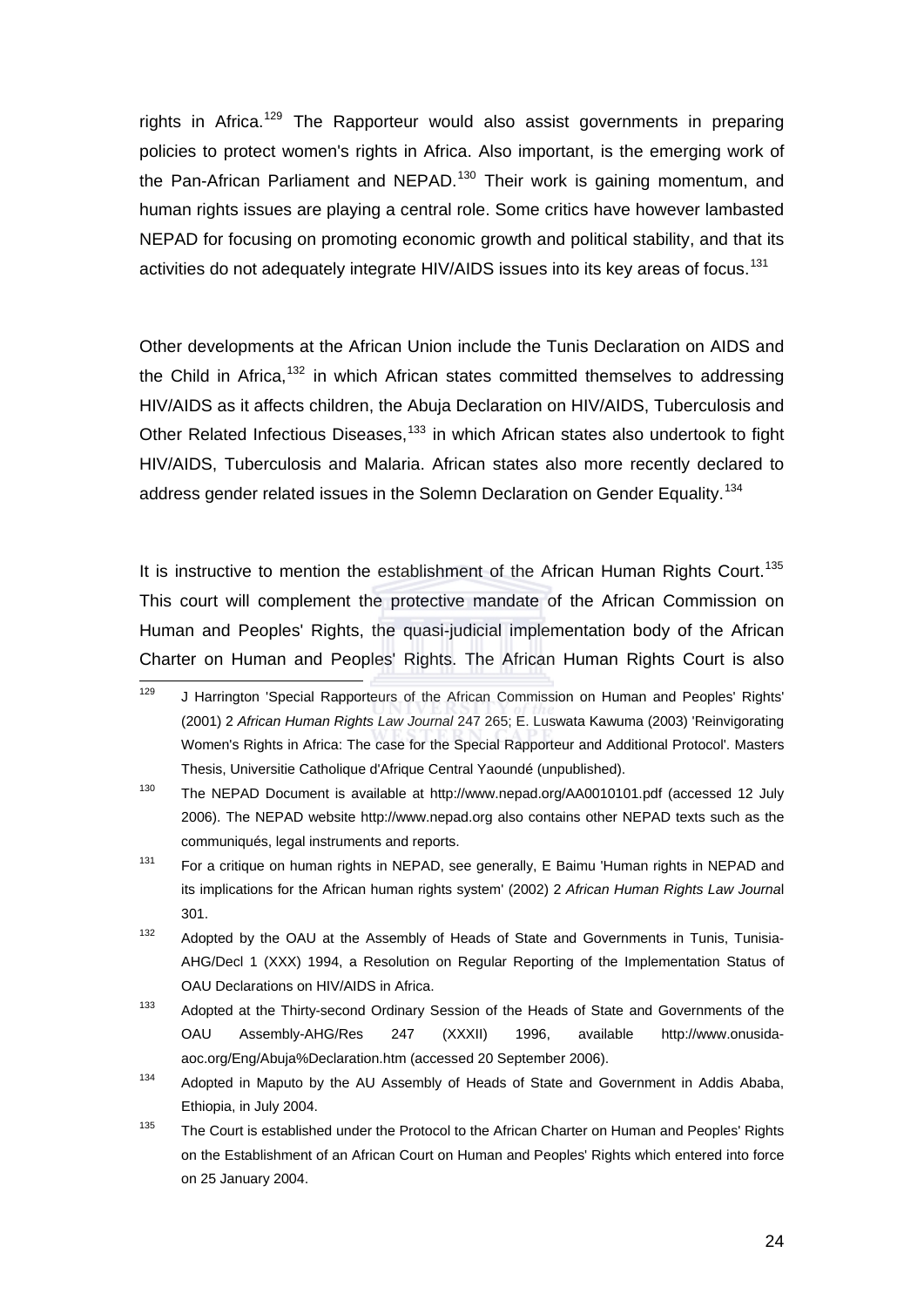rights in Africa.[129] The Rapporteur would also assist governments in preparing policies to protect women's rights in Africa. Also important, is the emerging work of the Pan-African Parliament and NEPAD.[130] Their work is gaining momentum, and human rights issues are playing a central role. Some critics have however lambasted NEPAD for focusing on promoting economic growth and political stability, and that its activities do not adequately integrate HIV/AIDS issues into its key areas of focus.[131]

Other developments at the African Union include the Tunis Declaration on AIDS and the Child in Africa,[132] in which African states committed themselves to addressing HIV/AIDS as it affects children, the Abuja Declaration on HIV/AIDS, Tuberculosis and Other Related Infectious Diseases,[133] in which African states also undertook to fight HIV/AIDS, Tuberculosis and Malaria. African states also more recently declared to address gender related issues in the Solemn Declaration on Gender Equality.[134]

It is instructive to mention the establishment of the African Human Rights Court.[135] This court will complement the protective mandate of the African Commission on Human and Peoples' Rights, the quasi-judicial implementation body of the African Charter on Human and Peoples' Rights. The African Human Rights Court is also

---

[129] J Harrington 'Special Rapporteurs of the African Commission on Human and Peoples' Rights' (2001) 2 *African Human Rights Law Journal* 247 265; E. Luswata Kawuma (2003) 'Reinvigorating Women's Rights in Africa: The case for the Special Rapporteur and Additional Protocol'. Masters Thesis, Universitie Catholique d'Afrique Central Yaoundé (unpublished).

[130] The NEPAD Document is available at http://www.nepad.org/AA0010101.pdf (accessed 12 July 2006). The NEPAD website http://www.nepad.org also contains other NEPAD texts such as the communiqués, legal instruments and reports.

[131] For a critique on human rights in NEPAD, see generally, E Baimu 'Human rights in NEPAD and its implications for the African human rights system' (2002) 2 *African Human Rights Law Journal* 301.

[132] Adopted by the OAU at the Assembly of Heads of State and Governments in Tunis, Tunisia-AHG/Decl 1 (XXX) 1994, a Resolution on Regular Reporting of the Implementation Status of OAU Declarations on HIV/AIDS in Africa.

[133] Adopted at the Thirty-second Ordinary Session of the Heads of State and Governments of the OAU Assembly-AHG/Res 247 (XXXII) 1996, available http://www.onusida-aoc.org/Eng/Abuja%Declaration.htm (accessed 20 September 2006).

[134] Adopted in Maputo by the AU Assembly of Heads of State and Government in Addis Ababa, Ethiopia, in July 2004.

[135] The Court is established under the Protocol to the African Charter on Human and Peoples' Rights on the Establishment of an African Court on Human and Peoples' Rights which entered into force on 25 January 2004.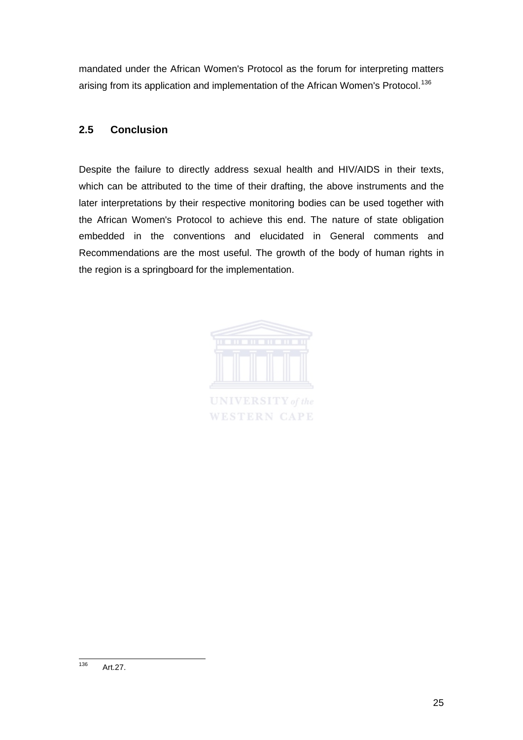mandated under the African Women's Protocol as the forum for interpreting matters arising from its application and implementation of the African Women's Protocol.[136]

## 2.5 Conclusion

Despite the failure to directly address sexual health and HIV/AIDS in their texts, which can be attributed to the time of their drafting, the above instruments and the later interpretations by their respective monitoring bodies can be used together with the African Women's Protocol to achieve this end. The nature of state obligation embedded in the conventions and elucidated in General comments and Recommendations are the most useful. The growth of the body of human rights in the region is a springboard for the implementation.

---

[136] Art.27.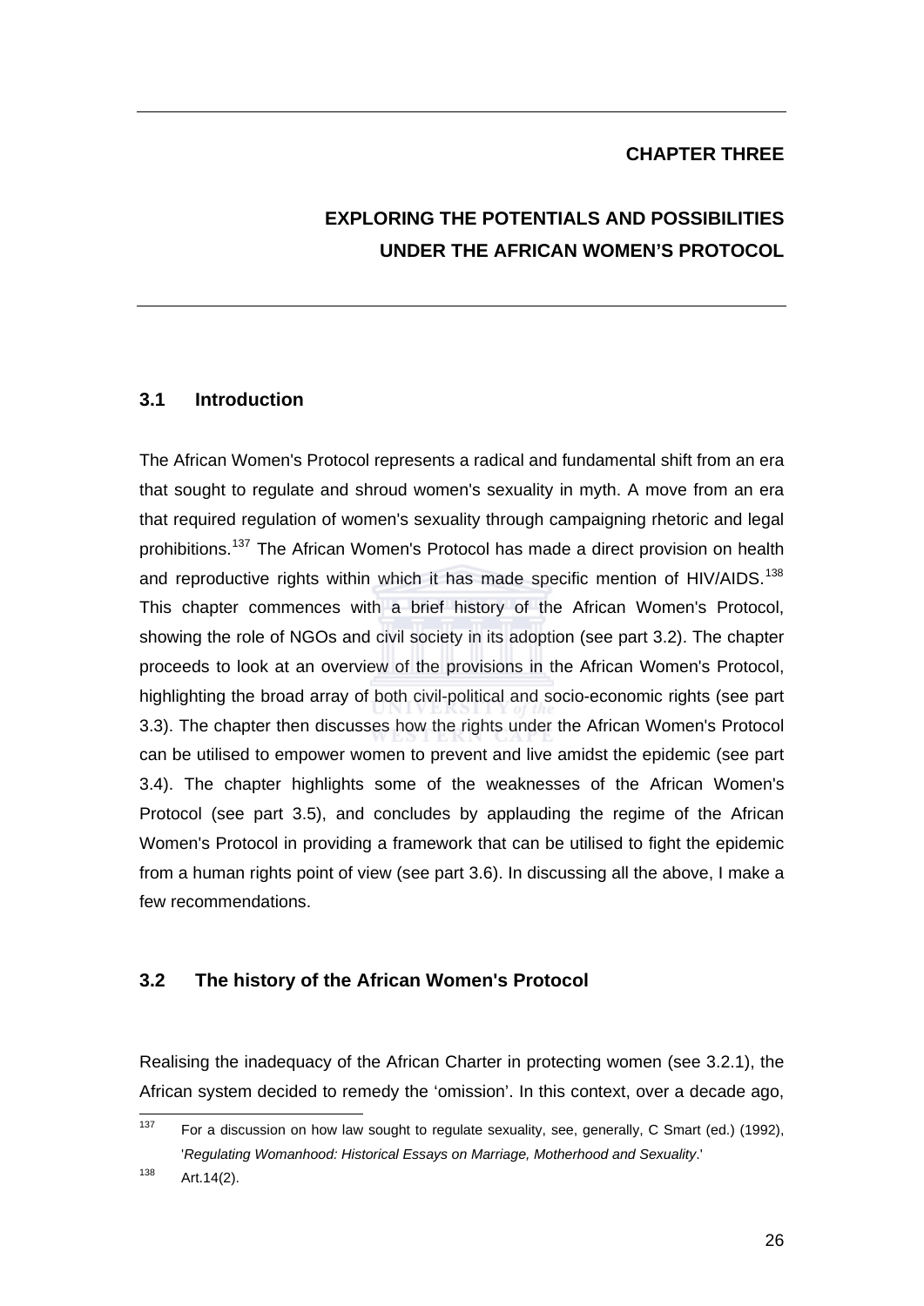# CHAPTER THREE

# EXPLORING THE POTENTIALS AND POSSIBILITIES UNDER THE AFRICAN WOMEN'S PROTOCOL

## 3.1 Introduction

The African Women's Protocol represents a radical and fundamental shift from an era that sought to regulate and shroud women's sexuality in myth. A move from an era that required regulation of women's sexuality through campaigning rhetoric and legal prohibitions.[137] The African Women's Protocol has made a direct provision on health and reproductive rights within which it has made specific mention of HIV/AIDS.[138] This chapter commences with a brief history of the African Women's Protocol, showing the role of NGOs and civil society in its adoption (see part 3.2). The chapter proceeds to look at an overview of the provisions in the African Women's Protocol, highlighting the broad array of both civil-political and socio-economic rights (see part 3.3). The chapter then discusses how the rights under the African Women's Protocol can be utilised to empower women to prevent and live amidst the epidemic (see part 3.4). The chapter highlights some of the weaknesses of the African Women's Protocol (see part 3.5), and concludes by applauding the regime of the African Women's Protocol in providing a framework that can be utilised to fight the epidemic from a human rights point of view (see part 3.6). In discussing all the above, I make a few recommendations.

## 3.2 The history of the African Women's Protocol

Realising the inadequacy of the African Charter in protecting women (see 3.2.1), the African system decided to remedy the 'omission'. In this context, over a decade ago,

---

137 For a discussion on how law sought to regulate sexuality, see, generally, C Smart (ed.) (1992), '*Regulating Womanhood: Historical Essays on Marriage, Motherhood and Sexuality*.'

138 Art.14(2).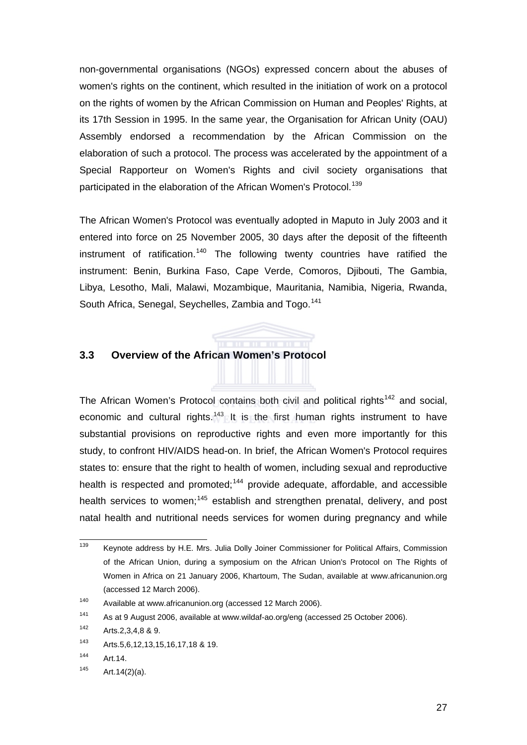non-governmental organisations (NGOs) expressed concern about the abuses of women's rights on the continent, which resulted in the initiation of work on a protocol on the rights of women by the African Commission on Human and Peoples' Rights, at its 17th Session in 1995. In the same year, the Organisation for African Unity (OAU) Assembly endorsed a recommendation by the African Commission on the elaboration of such a protocol. The process was accelerated by the appointment of a Special Rapporteur on Women's Rights and civil society organisations that participated in the elaboration of the African Women's Protocol.[139]

The African Women's Protocol was eventually adopted in Maputo in July 2003 and it entered into force on 25 November 2005, 30 days after the deposit of the fifteenth instrument of ratification.[140] The following twenty countries have ratified the instrument: Benin, Burkina Faso, Cape Verde, Comoros, Djibouti, The Gambia, Libya, Lesotho, Mali, Malawi, Mozambique, Mauritania, Namibia, Nigeria, Rwanda, South Africa, Senegal, Seychelles, Zambia and Togo.[141]

### 3.3 Overview of the African Women's Protocol

The African Women's Protocol contains both civil and political rights[142] and social, economic and cultural rights.[143] It is the first human rights instrument to have substantial provisions on reproductive rights and even more importantly for this study, to confront HIV/AIDS head-on. In brief, the African Women's Protocol requires states to: ensure that the right to health of women, including sexual and reproductive health is respected and promoted;[144] provide adequate, affordable, and accessible health services to women;[145] establish and strengthen prenatal, delivery, and post natal health and nutritional needs services for women during pregnancy and while

---

139 Keynote address by H.E. Mrs. Julia Dolly Joiner Commissioner for Political Affairs, Commission of the African Union, during a symposium on the African Union's Protocol on The Rights of Women in Africa on 21 January 2006, Khartoum, The Sudan, available at www.africanunion.org (accessed 12 March 2006).

140 Available at www.africanunion.org (accessed 12 March 2006).

141 As at 9 August 2006, available at www.wildaf-ao.org/eng (accessed 25 October 2006).

142 Arts.2,3,4,8 & 9.

143 Arts.5,6,12,13,15,16,17,18 & 19.

144 Art.14.

145 Art.14(2)(a).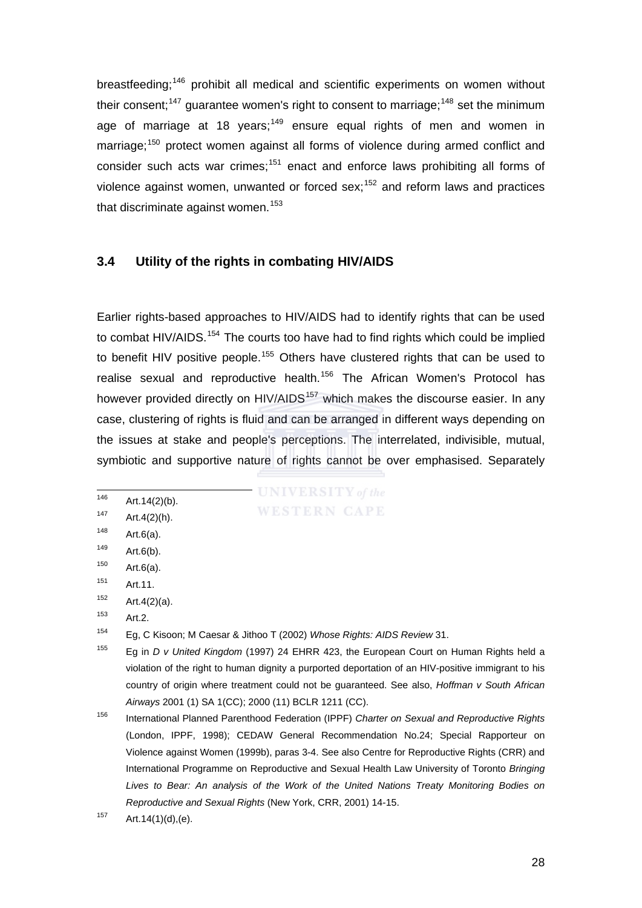breastfeeding;[146] prohibit all medical and scientific experiments on women without their consent;[147] guarantee women's right to consent to marriage;[148] set the minimum age of marriage at 18 years;[149] ensure equal rights of men and women in marriage;[150] protect women against all forms of violence during armed conflict and consider such acts war crimes;[151] enact and enforce laws prohibiting all forms of violence against women, unwanted or forced sex;[152] and reform laws and practices that discriminate against women.[153]

### 3.4 Utility of the rights in combating HIV/AIDS

Earlier rights-based approaches to HIV/AIDS had to identify rights that can be used to combat HIV/AIDS.[154] The courts too have had to find rights which could be implied to benefit HIV positive people.[155] Others have clustered rights that can be used to realise sexual and reproductive health.[156] The African Women's Protocol has however provided directly on HIV/AIDS[157] which makes the discourse easier. In any case, clustering of rights is fluid and can be arranged in different ways depending on the issues at stake and people's perceptions. The interrelated, indivisible, mutual, symbiotic and supportive nature of rights cannot be over emphasised. Separately

---

[146] Art.14(2)(b).

[147] Art.4(2)(h).

[148] Art.6(a).

[149] Art.6(b).

[150] Art.6(a).

[151] Art.11.

[152] Art.4(2)(a).

[153] Art.2.

[154] Eg, C Kisoon; M Caesar & Jithoo T (2002) *Whose Rights: AIDS Review* 31.

[155] Eg in *D v United Kingdom* (1997) 24 EHRR 423, the European Court on Human Rights held a violation of the right to human dignity a purported deportation of an HIV-positive immigrant to his country of origin where treatment could not be guaranteed. See also, *Hoffman v South African Airways* 2001 (1) SA 1(CC); 2000 (11) BCLR 1211 (CC).

[156] International Planned Parenthood Federation (IPPF) *Charter on Sexual and Reproductive Rights* (London, IPPF, 1998); CEDAW General Recommendation No.24; Special Rapporteur on Violence against Women (1999b), paras 3-4. See also Centre for Reproductive Rights (CRR) and International Programme on Reproductive and Sexual Health Law University of Toronto *Bringing Lives to Bear: An analysis of the Work of the United Nations Treaty Monitoring Bodies on Reproductive and Sexual Rights* (New York, CRR, 2001) 14-15.

[157] Art.14(1)(d),(e).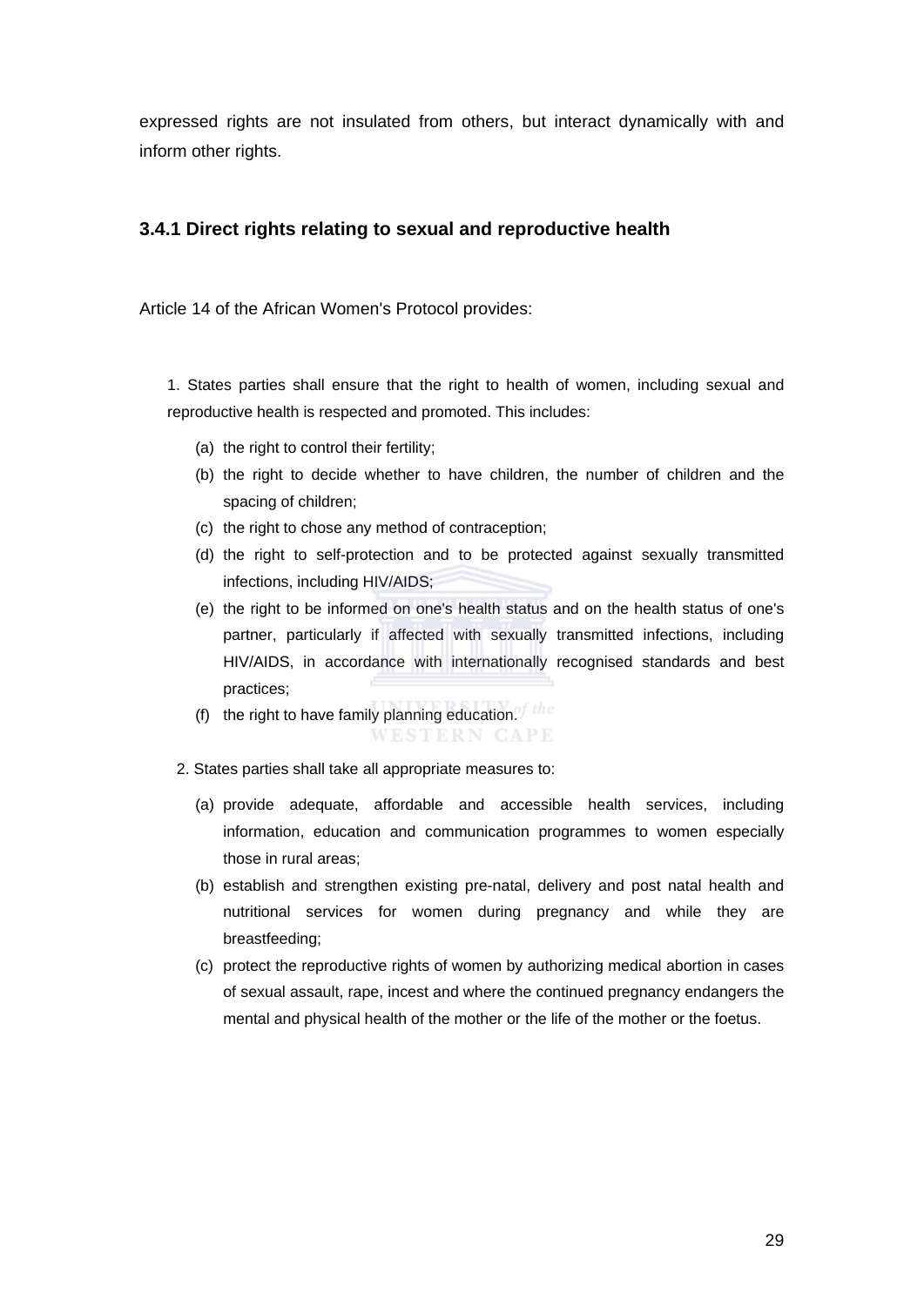expressed rights are not insulated from others, but interact dynamically with and inform other rights.

### 3.4.1 Direct rights relating to sexual and reproductive health

Article 14 of the African Women's Protocol provides:

> 1. States parties shall ensure that the right to health of women, including sexual and reproductive health is respected and promoted. This includes:
>
>    (a) the right to control their fertility;
>
>    (b) the right to decide whether to have children, the number of children and the spacing of children;
>
>    (c) the right to chose any method of contraception;
>
>    (d) the right to self-protection and to be protected against sexually transmitted infections, including HIV/AIDS;
>
>    (e) the right to be informed on one's health status and on the health status of one's partner, particularly if affected with sexually transmitted infections, including HIV/AIDS, in accordance with internationally recognised standards and best practices;
>
>    (f) the right to have family planning education.
>
> 2. States parties shall take all appropriate measures to:
>
>    (a) provide adequate, affordable and accessible health services, including information, education and communication programmes to women especially those in rural areas;
>
>    (b) establish and strengthen existing pre-natal, delivery and post natal health and nutritional services for women during pregnancy and while they are breastfeeding;
>
>    (c) protect the reproductive rights of women by authorizing medical abortion in cases of sexual assault, rape, incest and where the continued pregnancy endangers the mental and physical health of the mother or the life of the mother or the foetus.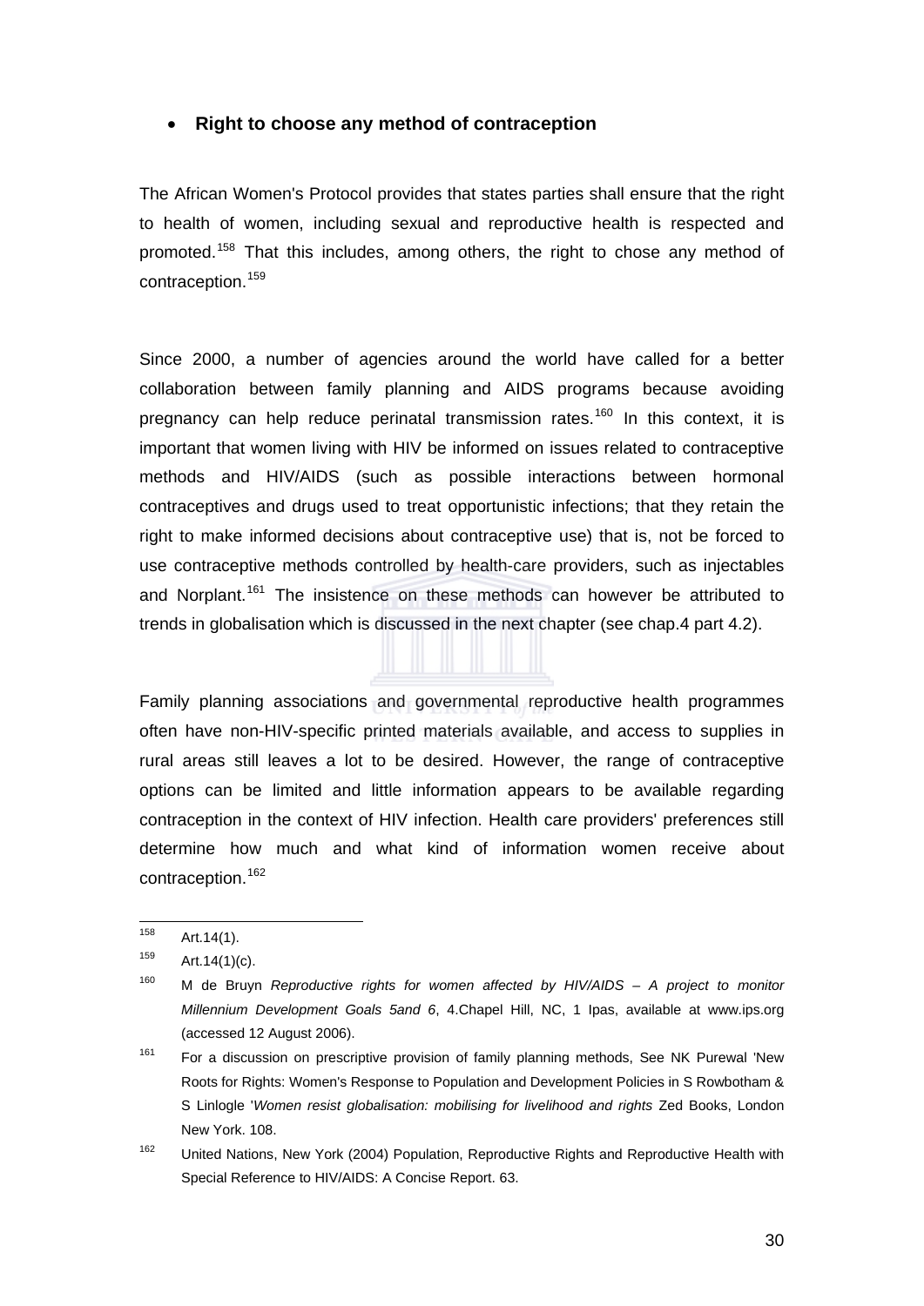- **Right to choose any method of contraception**

The African Women's Protocol provides that states parties shall ensure that the right to health of women, including sexual and reproductive health is respected and promoted.[158] That this includes, among others, the right to chose any method of contraception.[159]

Since 2000, a number of agencies around the world have called for a better collaboration between family planning and AIDS programs because avoiding pregnancy can help reduce perinatal transmission rates.[160] In this context, it is important that women living with HIV be informed on issues related to contraceptive methods and HIV/AIDS (such as possible interactions between hormonal contraceptives and drugs used to treat opportunistic infections; that they retain the right to make informed decisions about contraceptive use) that is, not be forced to use contraceptive methods controlled by health-care providers, such as injectables and Norplant.[161] The insistence on these methods can however be attributed to trends in globalisation which is discussed in the next chapter (see chap.4 part 4.2).

Family planning associations and governmental reproductive health programmes often have non-HIV-specific printed materials available, and access to supplies in rural areas still leaves a lot to be desired. However, the range of contraceptive options can be limited and little information appears to be available regarding contraception in the context of HIV infection. Health care providers' preferences still determine how much and what kind of information women receive about contraception.[162]

---

[158] Art.14(1).

[159] Art.14(1)(c).

[160] M de Bruyn *Reproductive rights for women affected by HIV/AIDS – A project to monitor Millennium Development Goals 5and 6*, 4.Chapel Hill, NC, 1 Ipas, available at www.ips.org (accessed 12 August 2006).

[161] For a discussion on prescriptive provision of family planning methods, See NK Purewal 'New Roots for Rights: Women's Response to Population and Development Policies in S Rowbotham & S Linlogle '*Women resist globalisation: mobilising for livelihood and rights* Zed Books, London New York. 108.

[162] United Nations, New York (2004) Population, Reproductive Rights and Reproductive Health with Special Reference to HIV/AIDS: A Concise Report. 63.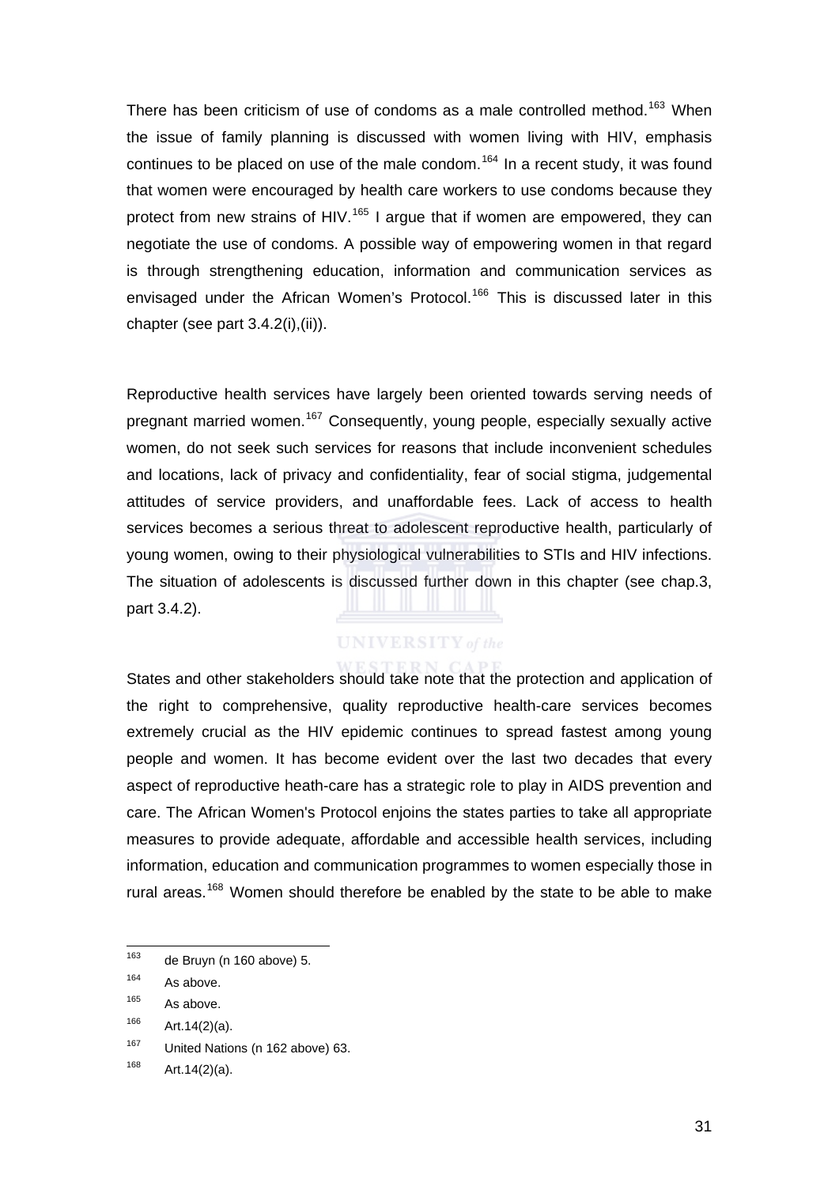There has been criticism of use of condoms as a male controlled method.[163] When the issue of family planning is discussed with women living with HIV, emphasis continues to be placed on use of the male condom.[164] In a recent study, it was found that women were encouraged by health care workers to use condoms because they protect from new strains of HIV.[165] I argue that if women are empowered, they can negotiate the use of condoms. A possible way of empowering women in that regard is through strengthening education, information and communication services as envisaged under the African Women's Protocol.[166] This is discussed later in this chapter (see part 3.4.2(i),(ii)).

Reproductive health services have largely been oriented towards serving needs of pregnant married women.[167] Consequently, young people, especially sexually active women, do not seek such services for reasons that include inconvenient schedules and locations, lack of privacy and confidentiality, fear of social stigma, judgemental attitudes of service providers, and unaffordable fees. Lack of access to health services becomes a serious threat to adolescent reproductive health, particularly of young women, owing to their physiological vulnerabilities to STIs and HIV infections. The situation of adolescents is discussed further down in this chapter (see chap.3, part 3.4.2).

States and other stakeholders should take note that the protection and application of the right to comprehensive, quality reproductive health-care services becomes extremely crucial as the HIV epidemic continues to spread fastest among young people and women. It has become evident over the last two decades that every aspect of reproductive heath-care has a strategic role to play in AIDS prevention and care. The African Women's Protocol enjoins the states parties to take all appropriate measures to provide adequate, affordable and accessible health services, including information, education and communication programmes to women especially those in rural areas.[168] Women should therefore be enabled by the state to be able to make

---

[163] de Bruyn (n 160 above) 5.

[164] As above.

[165] As above.

[166] Art.14(2)(a).

[167] United Nations (n 162 above) 63.

[168] Art.14(2)(a).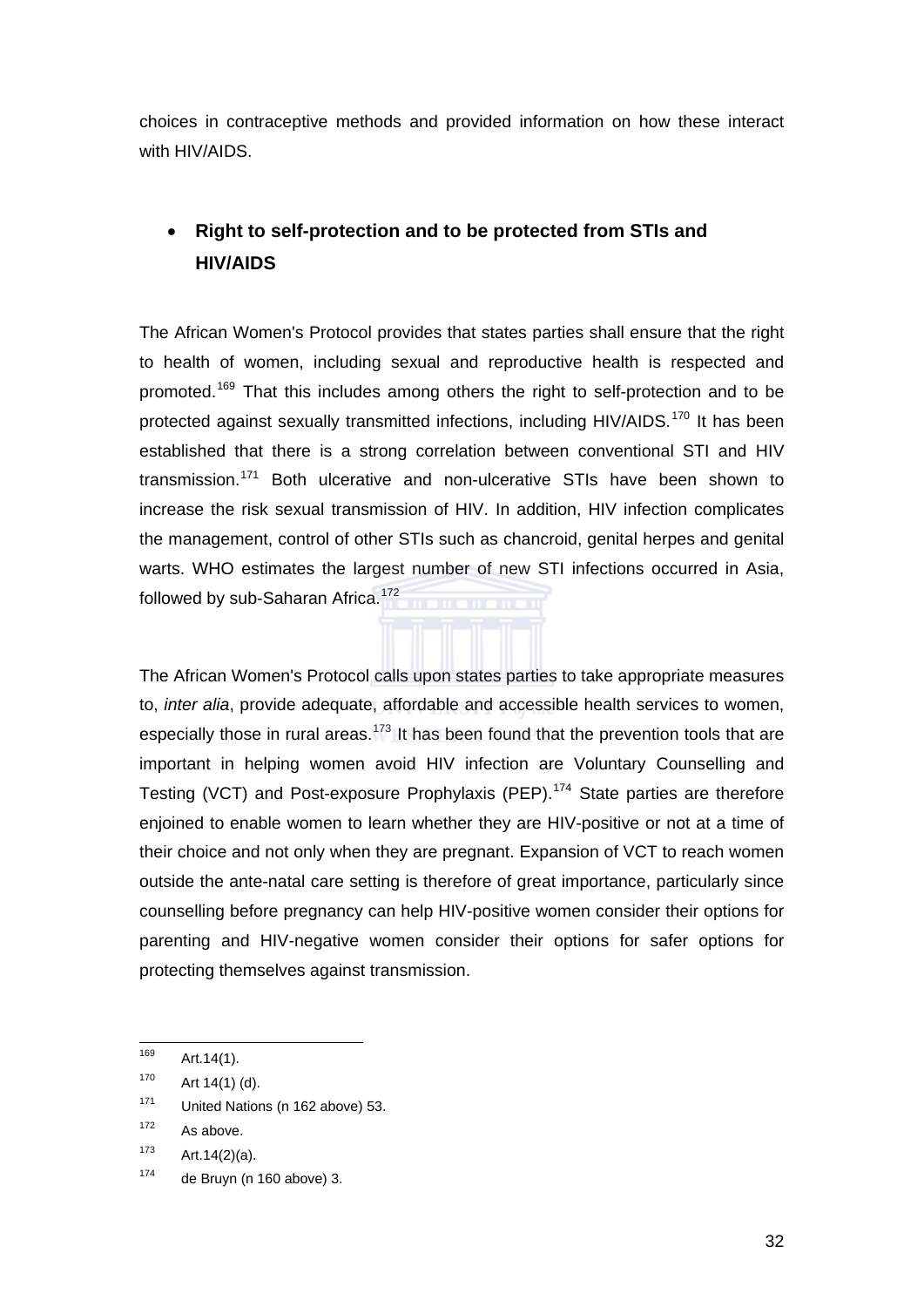choices in contraceptive methods and provided information on how these interact with HIV/AIDS.

- **Right to self-protection and to be protected from STIs and HIV/AIDS**

The African Women's Protocol provides that states parties shall ensure that the right to health of women, including sexual and reproductive health is respected and promoted.[169] That this includes among others the right to self-protection and to be protected against sexually transmitted infections, including HIV/AIDS.[170] It has been established that there is a strong correlation between conventional STI and HIV transmission.[171] Both ulcerative and non-ulcerative STIs have been shown to increase the risk sexual transmission of HIV. In addition, HIV infection complicates the management, control of other STIs such as chancroid, genital herpes and genital warts. WHO estimates the largest number of new STI infections occurred in Asia, followed by sub-Saharan Africa.[172]

The African Women's Protocol calls upon states parties to take appropriate measures to, *inter alia*, provide adequate, affordable and accessible health services to women, especially those in rural areas.[173] It has been found that the prevention tools that are important in helping women avoid HIV infection are Voluntary Counselling and Testing (VCT) and Post-exposure Prophylaxis (PEP).[174] State parties are therefore enjoined to enable women to learn whether they are HIV-positive or not at a time of their choice and not only when they are pregnant. Expansion of VCT to reach women outside the ante-natal care setting is therefore of great importance, particularly since counselling before pregnancy can help HIV-positive women consider their options for parenting and HIV-negative women consider their options for safer options for protecting themselves against transmission.

---

[169] Art.14(1).

[170] Art 14(1) (d).

[171] United Nations (n 162 above) 53.

[172] As above.

[173] Art.14(2)(a).

[174] de Bruyn (n 160 above) 3.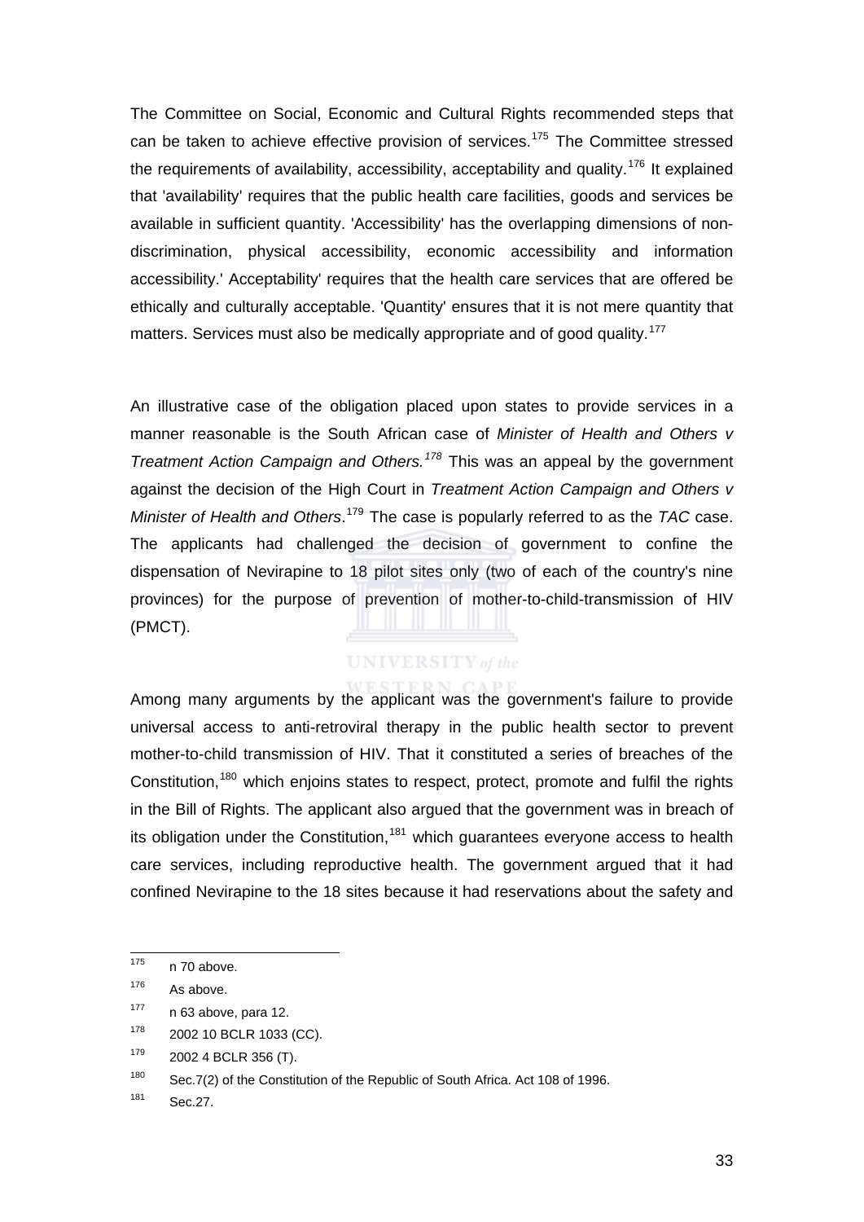The Committee on Social, Economic and Cultural Rights recommended steps that can be taken to achieve effective provision of services.[175] The Committee stressed the requirements of availability, accessibility, acceptability and quality.[176] It explained that 'availability' requires that the public health care facilities, goods and services be available in sufficient quantity. 'Accessibility' has the overlapping dimensions of non-discrimination, physical accessibility, economic accessibility and information accessibility.' Acceptability' requires that the health care services that are offered be ethically and culturally acceptable. 'Quantity' ensures that it is not mere quantity that matters. Services must also be medically appropriate and of good quality.[177]

An illustrative case of the obligation placed upon states to provide services in a manner reasonable is the South African case of *Minister of Health and Others v Treatment Action Campaign and Others.*[178] This was an appeal by the government against the decision of the High Court in *Treatment Action Campaign and Others v Minister of Health and Others*.[179] The case is popularly referred to as the *TAC* case. The applicants had challenged the decision of government to confine the dispensation of Nevirapine to 18 pilot sites only (two of each of the country's nine provinces) for the purpose of prevention of mother-to-child-transmission of HIV (PMCT).

Among many arguments by the applicant was the government's failure to provide universal access to anti-retroviral therapy in the public health sector to prevent mother-to-child transmission of HIV. That it constituted a series of breaches of the Constitution,[180] which enjoins states to respect, protect, promote and fulfil the rights in the Bill of Rights. The applicant also argued that the government was in breach of its obligation under the Constitution,[181] which guarantees everyone access to health care services, including reproductive health. The government argued that it had confined Nevirapine to the 18 sites because it had reservations about the safety and

---

[175] n 70 above.

[176] As above.

[177] n 63 above, para 12.

[178] 2002 10 BCLR 1033 (CC).

[179] 2002 4 BCLR 356 (T).

[180] Sec.7(2) of the Constitution of the Republic of South Africa. Act 108 of 1996.

[181] Sec.27.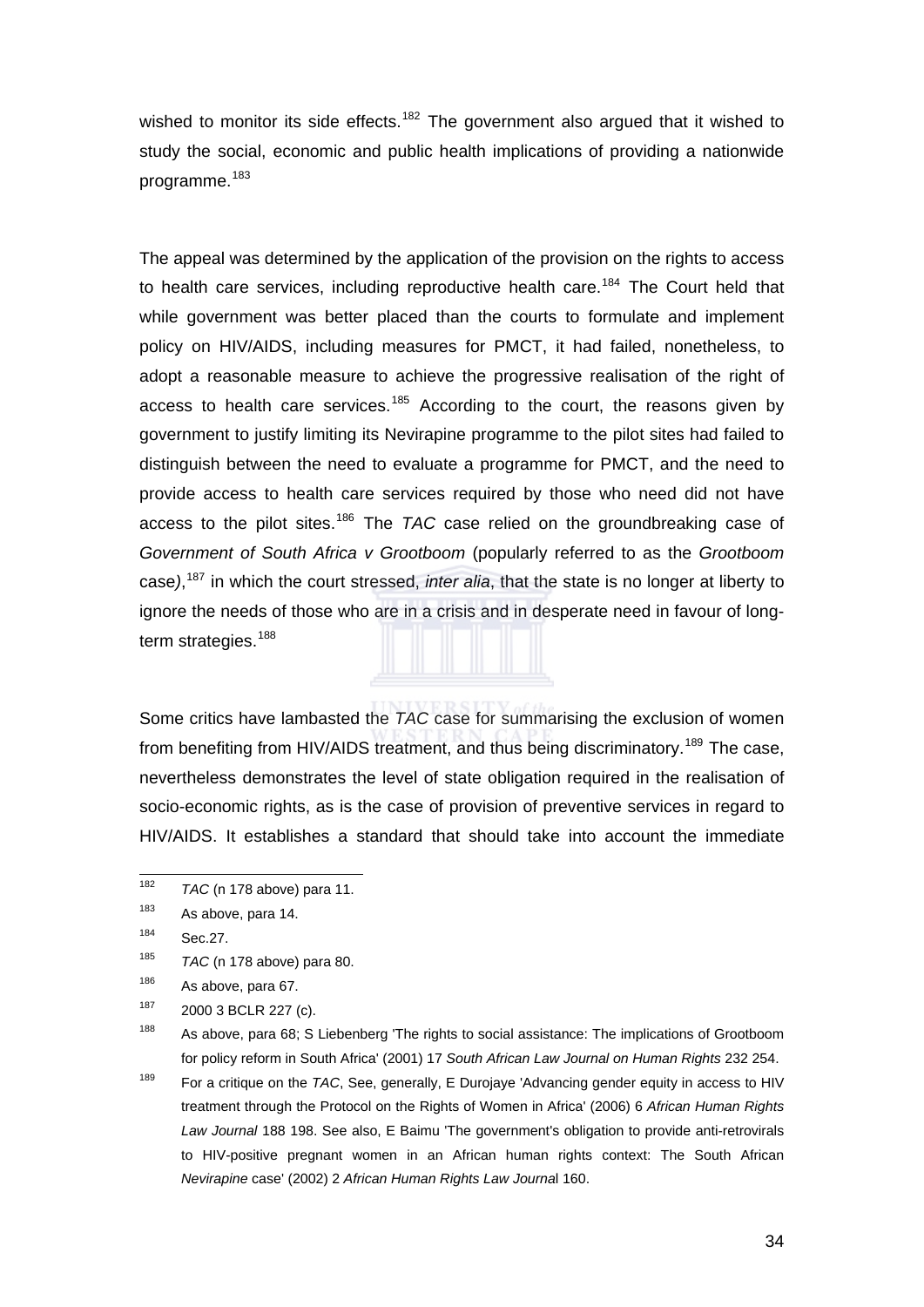wished to monitor its side effects.[182] The government also argued that it wished to study the social, economic and public health implications of providing a nationwide programme.[183]

The appeal was determined by the application of the provision on the rights to access to health care services, including reproductive health care.[184] The Court held that while government was better placed than the courts to formulate and implement policy on HIV/AIDS, including measures for PMCT, it had failed, nonetheless, to adopt a reasonable measure to achieve the progressive realisation of the right of access to health care services.[185] According to the court, the reasons given by government to justify limiting its Nevirapine programme to the pilot sites had failed to distinguish between the need to evaluate a programme for PMCT, and the need to provide access to health care services required by those who need did not have access to the pilot sites.[186] The *TAC* case relied on the groundbreaking case of *Government of South Africa v Grootboom* (popularly referred to as the *Grootboom* case*)*,[187] in which the court stressed, *inter alia*, that the state is no longer at liberty to ignore the needs of those who are in a crisis and in desperate need in favour of long-term strategies.[188]

Some critics have lambasted the *TAC* case for summarising the exclusion of women from benefiting from HIV/AIDS treatment, and thus being discriminatory.[189] The case, nevertheless demonstrates the level of state obligation required in the realisation of socio-economic rights, as is the case of provision of preventive services in regard to HIV/AIDS. It establishes a standard that should take into account the immediate

---

[182] *TAC* (n 178 above) para 11.

[183] As above, para 14.

[184] Sec.27.

[185] *TAC* (n 178 above) para 80.

[186] As above, para 67.

[187] 2000 3 BCLR 227 (c).

[188] As above, para 68; S Liebenberg 'The rights to social assistance: The implications of Grootboom for policy reform in South Africa' (2001) 17 *South African Law Journal on Human Rights* 232 254.

[189] For a critique on the *TAC*, See, generally, E Durojaye 'Advancing gender equity in access to HIV treatment through the Protocol on the Rights of Women in Africa' (2006) 6 *African Human Rights Law Journal* 188 198. See also, E Baimu 'The government's obligation to provide anti-retrovirals to HIV-positive pregnant women in an African human rights context: The South African *Nevirapine* case' (2002) 2 *African Human Rights Law Journa*l 160.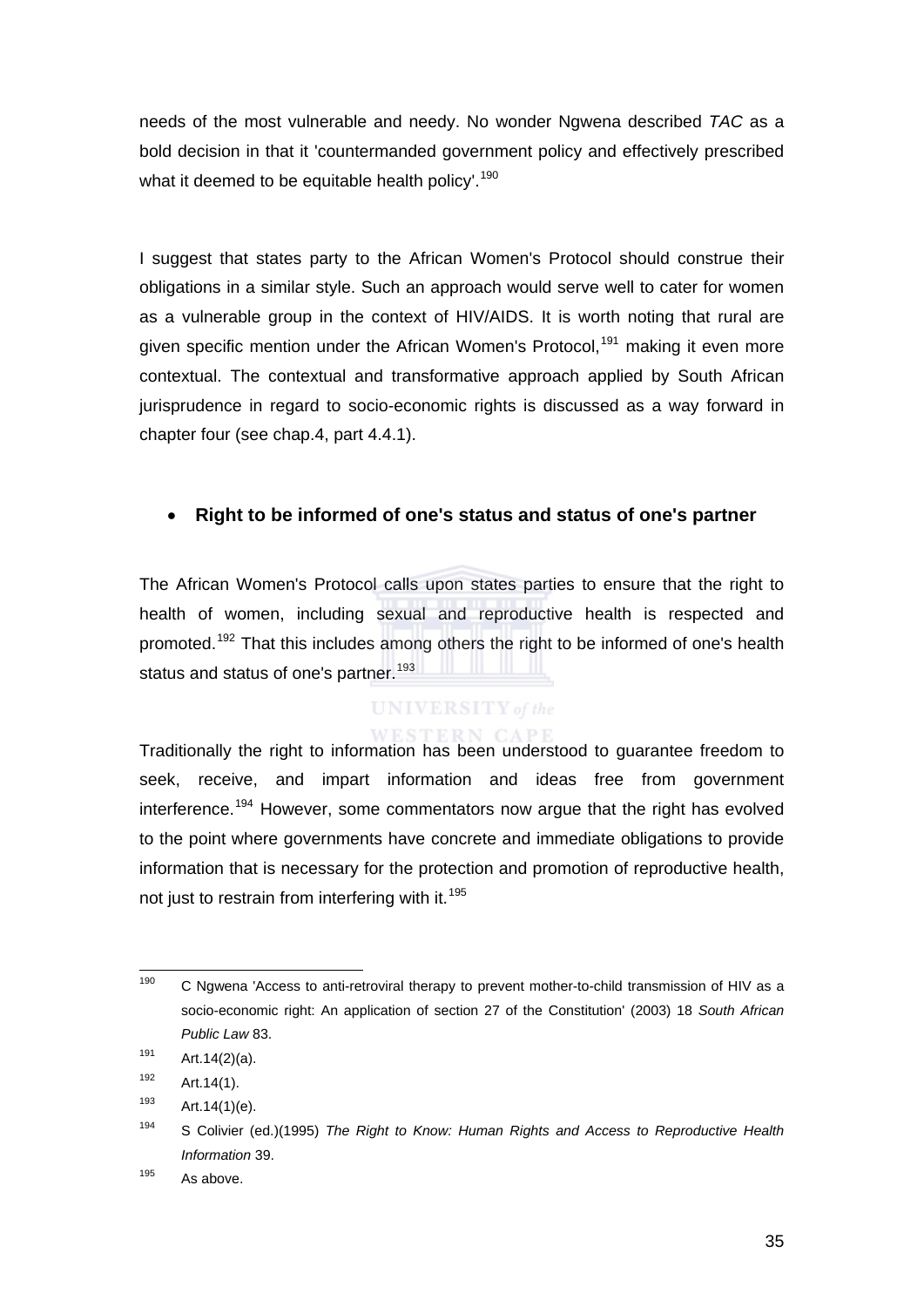needs of the most vulnerable and needy. No wonder Ngwena described *TAC* as a bold decision in that it 'countermanded government policy and effectively prescribed what it deemed to be equitable health policy'.[190]

I suggest that states party to the African Women's Protocol should construe their obligations in a similar style. Such an approach would serve well to cater for women as a vulnerable group in the context of HIV/AIDS. It is worth noting that rural are given specific mention under the African Women's Protocol,[191] making it even more contextual. The contextual and transformative approach applied by South African jurisprudence in regard to socio-economic rights is discussed as a way forward in chapter four (see chap.4, part 4.4.1).

- **Right to be informed of one's status and status of one's partner**

The African Women's Protocol calls upon states parties to ensure that the right to health of women, including sexual and reproductive health is respected and promoted.[192] That this includes among others the right to be informed of one's health status and status of one's partner.[193]

Traditionally the right to information has been understood to guarantee freedom to seek, receive, and impart information and ideas free from government interference.[194] However, some commentators now argue that the right has evolved to the point where governments have concrete and immediate obligations to provide information that is necessary for the protection and promotion of reproductive health, not just to restrain from interfering with it.[195]

---

[190] C Ngwena 'Access to anti-retroviral therapy to prevent mother-to-child transmission of HIV as a socio-economic right: An application of section 27 of the Constitution' (2003) 18 *South African Public Law* 83.

[191] Art.14(2)(a).

[192] Art.14(1).

[193] Art.14(1)(e).

[194] S Colivier (ed.)(1995) *The Right to Know: Human Rights and Access to Reproductive Health Information* 39.

[195] As above.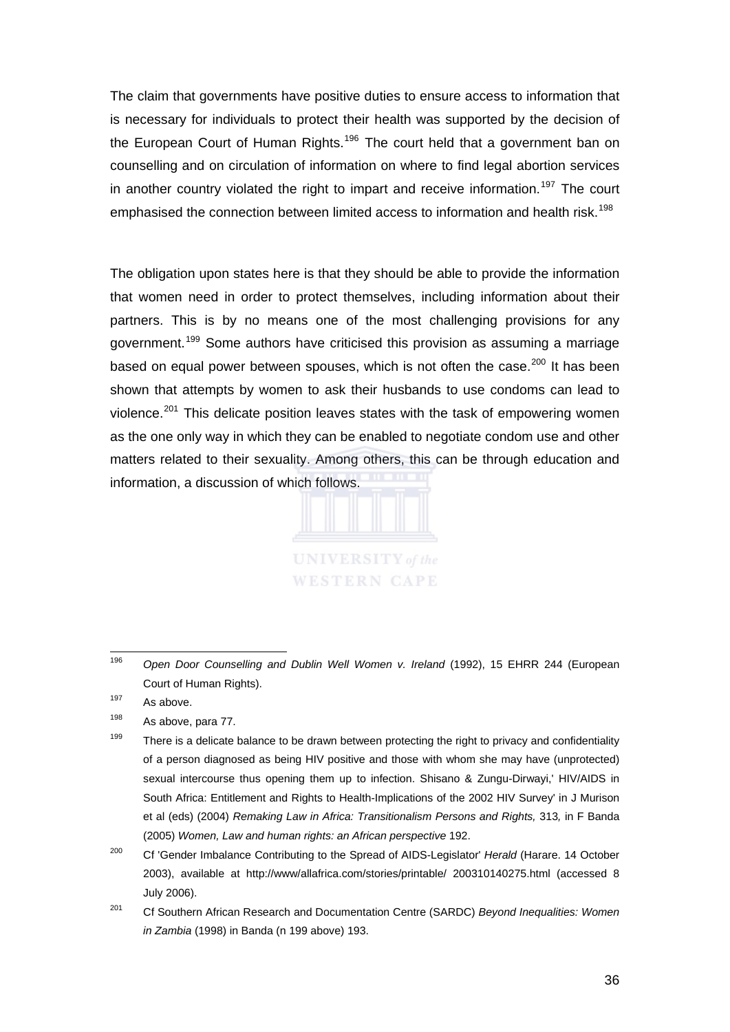The claim that governments have positive duties to ensure access to information that is necessary for individuals to protect their health was supported by the decision of the European Court of Human Rights.[196] The court held that a government ban on counselling and on circulation of information on where to find legal abortion services in another country violated the right to impart and receive information.[197] The court emphasised the connection between limited access to information and health risk.[198]

The obligation upon states here is that they should be able to provide the information that women need in order to protect themselves, including information about their partners. This is by no means one of the most challenging provisions for any government.[199] Some authors have criticised this provision as assuming a marriage based on equal power between spouses, which is not often the case.[200] It has been shown that attempts by women to ask their husbands to use condoms can lead to violence.[201] This delicate position leaves states with the task of empowering women as the one only way in which they can be enabled to negotiate condom use and other matters related to their sexuality. Among others, this can be through education and information, a discussion of which follows.

---

[196] *Open Door Counselling and Dublin Well Women v. Ireland* (1992), 15 EHRR 244 (European Court of Human Rights).

[197] As above.

[198] As above, para 77.

[199] There is a delicate balance to be drawn between protecting the right to privacy and confidentiality of a person diagnosed as being HIV positive and those with whom she may have (unprotected) sexual intercourse thus opening them up to infection. Shisano & Zungu-Dirwayi,' HIV/AIDS in South Africa: Entitlement and Rights to Health-Implications of the 2002 HIV Survey' in J Murison et al (eds) (2004) *Remaking Law in Africa: Transitionalism Persons and Rights,* 313*,* in F Banda (2005) *Women, Law and human rights: an African perspective* 192.

[200] Cf 'Gender Imbalance Contributing to the Spread of AIDS-Legislator' *Herald* (Harare. 14 October 2003), available at http://www/allafrica.com/stories/printable/ 200310140275.html (accessed 8 July 2006).

[201] Cf Southern African Research and Documentation Centre (SARDC) *Beyond Inequalities: Women in Zambia* (1998) in Banda (n 199 above) 193.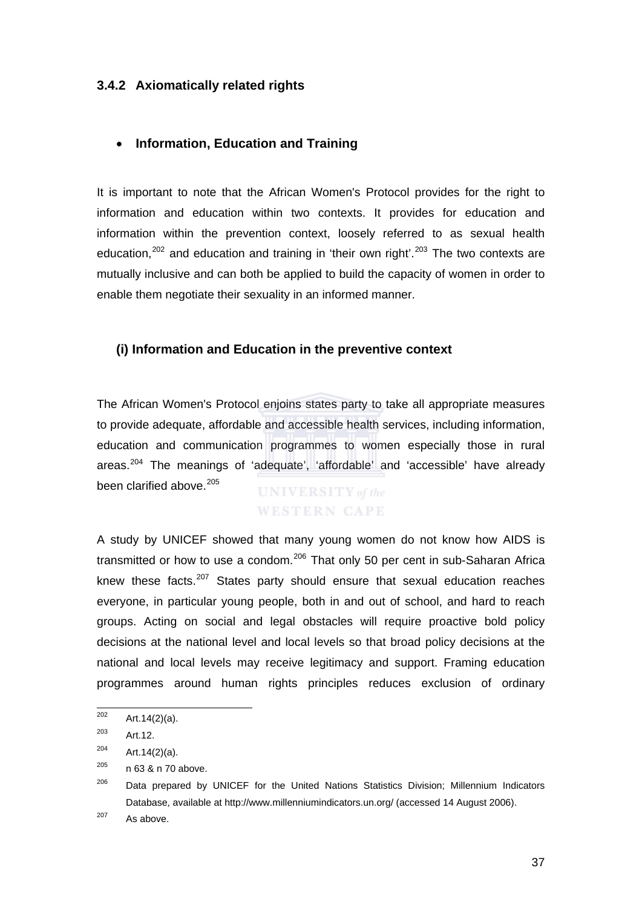### 3.4.2 Axiomatically related rights

- **Information, Education and Training**

It is important to note that the African Women's Protocol provides for the right to information and education within two contexts. It provides for education and information within the prevention context, loosely referred to as sexual health education,[202] and education and training in 'their own right'.[203] The two contexts are mutually inclusive and can both be applied to build the capacity of women in order to enable them negotiate their sexuality in an informed manner.

**(i) Information and Education in the preventive context**

The African Women's Protocol enjoins states party to take all appropriate measures to provide adequate, affordable and accessible health services, including information, education and communication programmes to women especially those in rural areas.[204] The meanings of 'adequate', 'affordable' and 'accessible' have already been clarified above.[205]

A study by UNICEF showed that many young women do not know how AIDS is transmitted or how to use a condom.[206] That only 50 per cent in sub-Saharan Africa knew these facts.[207] States party should ensure that sexual education reaches everyone, in particular young people, both in and out of school, and hard to reach groups. Acting on social and legal obstacles will require proactive bold policy decisions at the national level and local levels so that broad policy decisions at the national and local levels may receive legitimacy and support. Framing education programmes around human rights principles reduces exclusion of ordinary

---

202 Art.14(2)(a).

203 Art.12.

204 Art.14(2)(a).

205 n 63 & n 70 above.

206 Data prepared by UNICEF for the United Nations Statistics Division; Millennium Indicators Database, available at http://www.millenniumindicators.un.org/ (accessed 14 August 2006).

207 As above.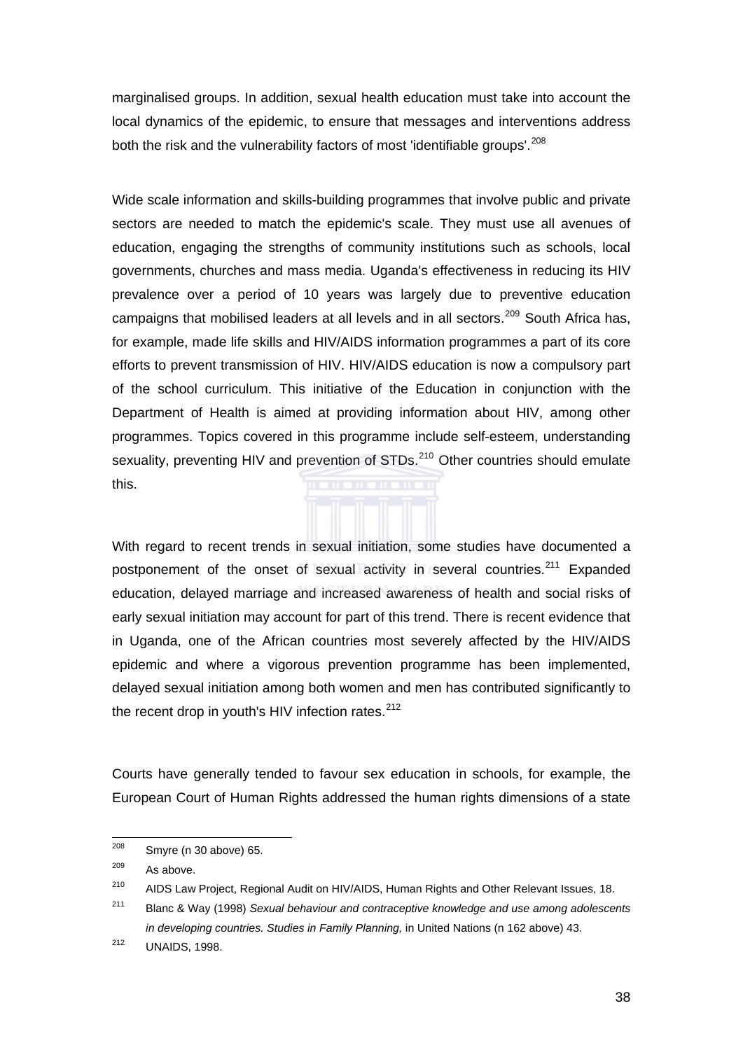marginalised groups. In addition, sexual health education must take into account the local dynamics of the epidemic, to ensure that messages and interventions address both the risk and the vulnerability factors of most 'identifiable groups'.[208]

Wide scale information and skills-building programmes that involve public and private sectors are needed to match the epidemic's scale. They must use all avenues of education, engaging the strengths of community institutions such as schools, local governments, churches and mass media. Uganda's effectiveness in reducing its HIV prevalence over a period of 10 years was largely due to preventive education campaigns that mobilised leaders at all levels and in all sectors.[209] South Africa has, for example, made life skills and HIV/AIDS information programmes a part of its core efforts to prevent transmission of HIV. HIV/AIDS education is now a compulsory part of the school curriculum. This initiative of the Education in conjunction with the Department of Health is aimed at providing information about HIV, among other programmes. Topics covered in this programme include self-esteem, understanding sexuality, preventing HIV and prevention of STDs.[210] Other countries should emulate this.

With regard to recent trends in sexual initiation, some studies have documented a postponement of the onset of sexual activity in several countries.[211] Expanded education, delayed marriage and increased awareness of health and social risks of early sexual initiation may account for part of this trend. There is recent evidence that in Uganda, one of the African countries most severely affected by the HIV/AIDS epidemic and where a vigorous prevention programme has been implemented, delayed sexual initiation among both women and men has contributed significantly to the recent drop in youth's HIV infection rates.[212]

Courts have generally tended to favour sex education in schools, for example, the European Court of Human Rights addressed the human rights dimensions of a state

---

[208] Smyre (n 30 above) 65.

[209] As above.

[210] AIDS Law Project, Regional Audit on HIV/AIDS, Human Rights and Other Relevant Issues, 18.

[211] Blanc & Way (1998) *Sexual behaviour and contraceptive knowledge and use among adolescents in developing countries. Studies in Family Planning,* in United Nations (n 162 above) 43.

[212] UNAIDS, 1998.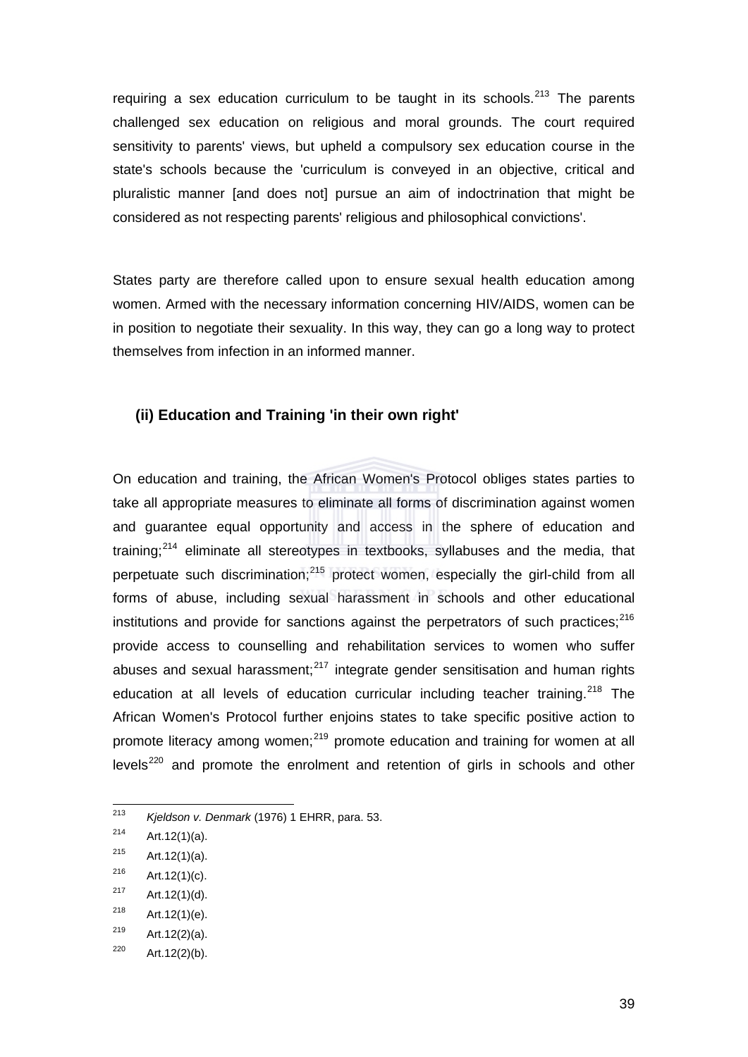requiring a sex education curriculum to be taught in its schools.[213] The parents challenged sex education on religious and moral grounds. The court required sensitivity to parents' views, but upheld a compulsory sex education course in the state's schools because the 'curriculum is conveyed in an objective, critical and pluralistic manner [and does not] pursue an aim of indoctrination that might be considered as not respecting parents' religious and philosophical convictions'.

States party are therefore called upon to ensure sexual health education among women. Armed with the necessary information concerning HIV/AIDS, women can be in position to negotiate their sexuality. In this way, they can go a long way to protect themselves from infection in an informed manner.

### (ii) Education and Training 'in their own right'

On education and training, the African Women's Protocol obliges states parties to take all appropriate measures to eliminate all forms of discrimination against women and guarantee equal opportunity and access in the sphere of education and training;[214] eliminate all stereotypes in textbooks, syllabuses and the media, that perpetuate such discrimination;[215] protect women, especially the girl-child from all forms of abuse, including sexual harassment in schools and other educational institutions and provide for sanctions against the perpetrators of such practices;[216] provide access to counselling and rehabilitation services to women who suffer abuses and sexual harassment;[217] integrate gender sensitisation and human rights education at all levels of education curricular including teacher training.[218] The African Women's Protocol further enjoins states to take specific positive action to promote literacy among women;[219] promote education and training for women at all levels[220] and promote the enrolment and retention of girls in schools and other

---

[213] *Kjeldson v. Denmark* (1976) 1 EHRR, para. 53.

[214] Art.12(1)(a).

[215] Art.12(1)(a).

[216] Art.12(1)(c).

[217] Art.12(1)(d).

[218] Art.12(1)(e).

[219] Art.12(2)(a).

[220] Art.12(2)(b).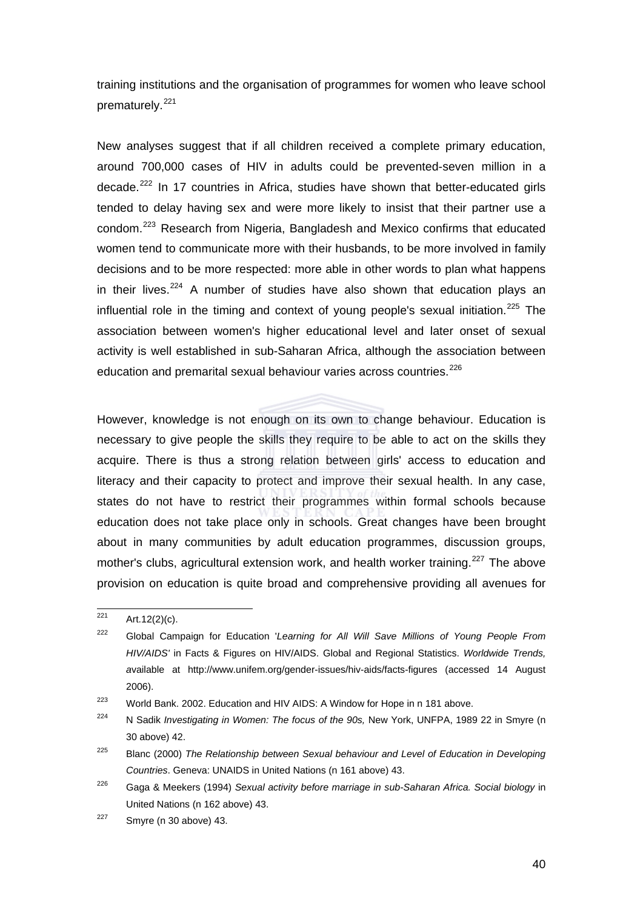training institutions and the organisation of programmes for women who leave school prematurely.[221]

New analyses suggest that if all children received a complete primary education, around 700,000 cases of HIV in adults could be prevented-seven million in a decade.[222] In 17 countries in Africa, studies have shown that better-educated girls tended to delay having sex and were more likely to insist that their partner use a condom.[223] Research from Nigeria, Bangladesh and Mexico confirms that educated women tend to communicate more with their husbands, to be more involved in family decisions and to be more respected: more able in other words to plan what happens in their lives.[224] A number of studies have also shown that education plays an influential role in the timing and context of young people's sexual initiation.[225] The association between women's higher educational level and later onset of sexual activity is well established in sub-Saharan Africa, although the association between education and premarital sexual behaviour varies across countries.[226]

However, knowledge is not enough on its own to change behaviour. Education is necessary to give people the skills they require to be able to act on the skills they acquire. There is thus a strong relation between girls' access to education and literacy and their capacity to protect and improve their sexual health. In any case, states do not have to restrict their programmes within formal schools because education does not take place only in schools. Great changes have been brought about in many communities by adult education programmes, discussion groups, mother's clubs, agricultural extension work, and health worker training.[227] The above provision on education is quite broad and comprehensive providing all avenues for

---

[221] Art.12(2)(c).

[222] Global Campaign for Education '*Learning for All Will Save Millions of Young People From HIV/AIDS'* in Facts & Figures on HIV/AIDS. Global and Regional Statistics. *Worldwide Trends,* available at http://www.unifem.org/gender-issues/hiv-aids/facts-figures (accessed 14 August 2006).

[223] World Bank. 2002. Education and HIV AIDS: A Window for Hope in n 181 above.

[224] N Sadik *Investigating in Women: The focus of the 90s,* New York, UNFPA, 1989 22 in Smyre (n 30 above) 42.

[225] Blanc (2000) *The Relationship between Sexual behaviour and Level of Education in Developing Countries*. Geneva: UNAIDS in United Nations (n 161 above) 43.

[226] Gaga & Meekers (1994) *Sexual activity before marriage in sub-Saharan Africa. Social biology* in United Nations (n 162 above) 43.

[227] Smyre (n 30 above) 43.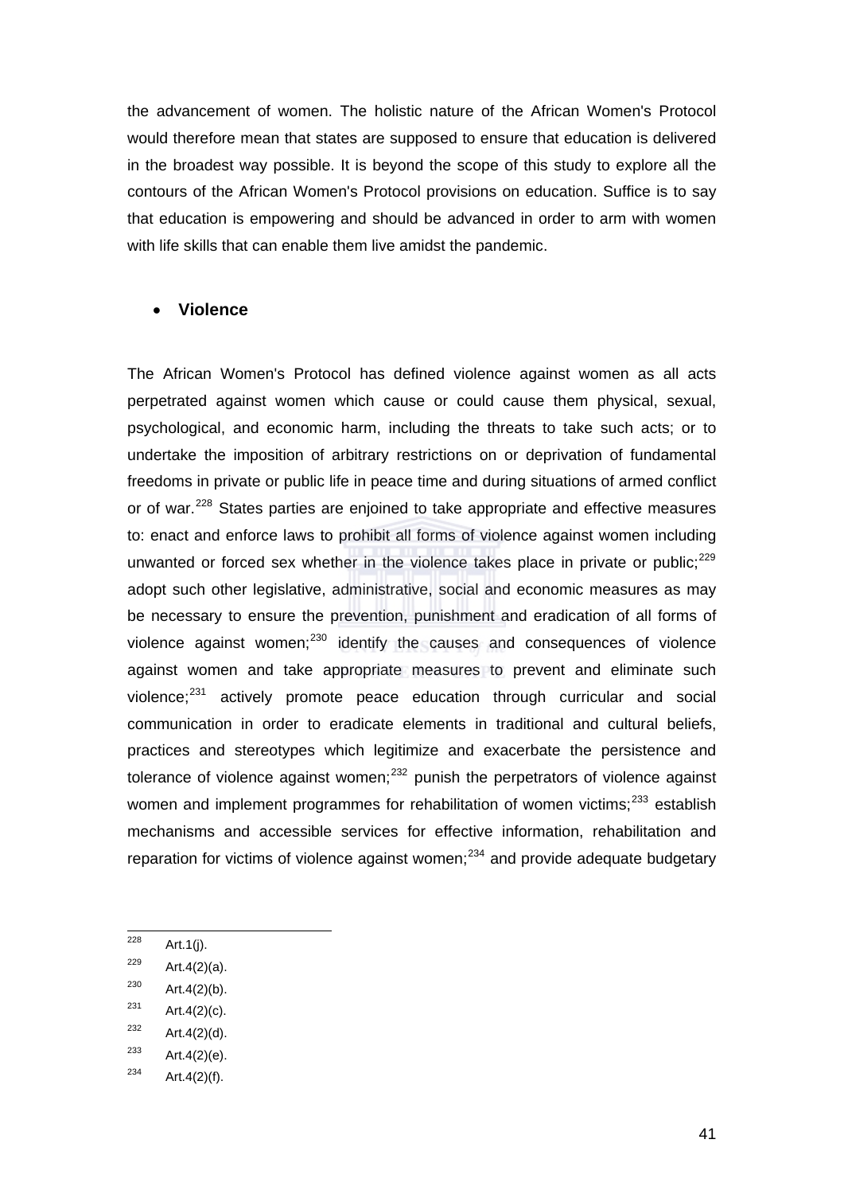the advancement of women. The holistic nature of the African Women's Protocol would therefore mean that states are supposed to ensure that education is delivered in the broadest way possible. It is beyond the scope of this study to explore all the contours of the African Women's Protocol provisions on education. Suffice is to say that education is empowering and should be advanced in order to arm with women with life skills that can enable them live amidst the pandemic.

- **Violence**

The African Women's Protocol has defined violence against women as all acts perpetrated against women which cause or could cause them physical, sexual, psychological, and economic harm, including the threats to take such acts; or to undertake the imposition of arbitrary restrictions on or deprivation of fundamental freedoms in private or public life in peace time and during situations of armed conflict or of war.[228] States parties are enjoined to take appropriate and effective measures to: enact and enforce laws to prohibit all forms of violence against women including unwanted or forced sex whether in the violence takes place in private or public;[229] adopt such other legislative, administrative, social and economic measures as may be necessary to ensure the prevention, punishment and eradication of all forms of violence against women;[230] identify the causes and consequences of violence against women and take appropriate measures to prevent and eliminate such violence;[231] actively promote peace education through curricular and social communication in order to eradicate elements in traditional and cultural beliefs, practices and stereotypes which legitimize and exacerbate the persistence and tolerance of violence against women;[232] punish the perpetrators of violence against women and implement programmes for rehabilitation of women victims;[233] establish mechanisms and accessible services for effective information, rehabilitation and reparation for victims of violence against women;[234] and provide adequate budgetary

---

[228] Art.1(j).

[229] Art.4(2)(a).

[230] Art.4(2)(b).

[231] Art.4(2)(c).

[232] Art.4(2)(d).

[233] Art.4(2)(e).

[234] Art.4(2)(f).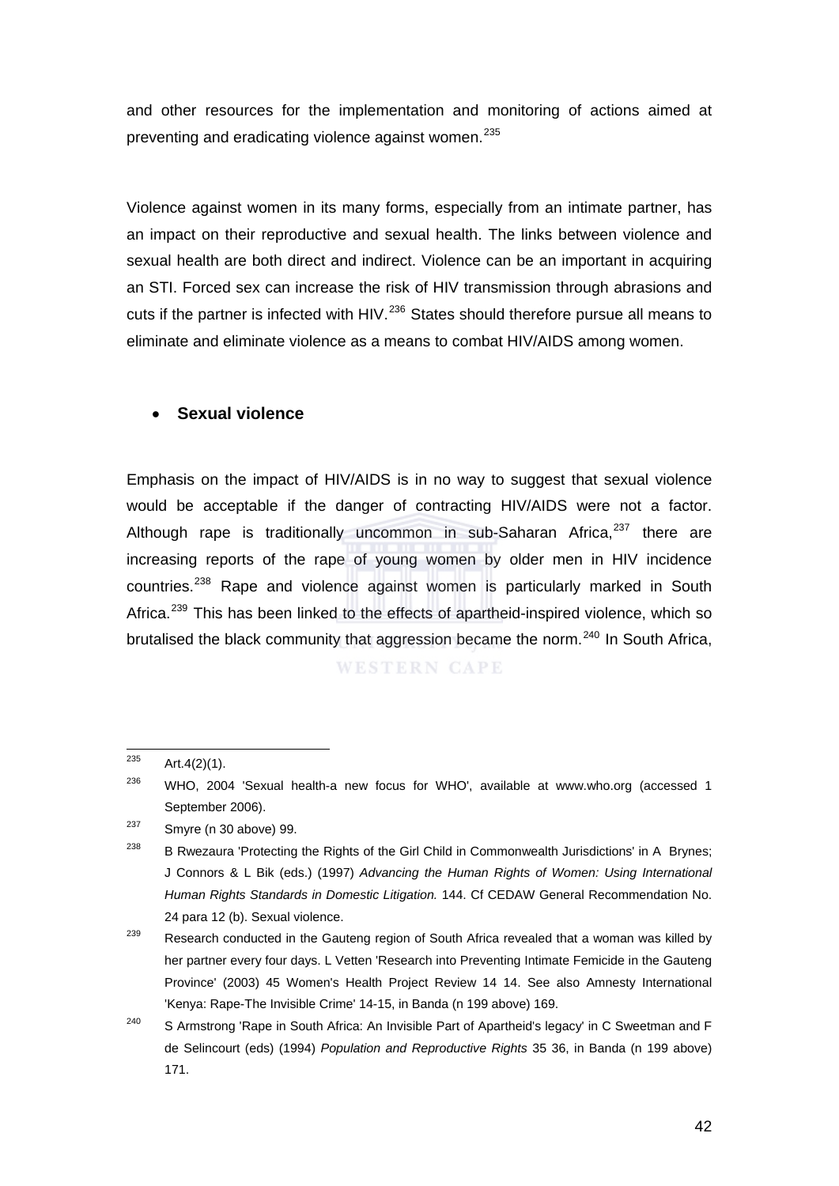and other resources for the implementation and monitoring of actions aimed at preventing and eradicating violence against women.[235]

Violence against women in its many forms, especially from an intimate partner, has an impact on their reproductive and sexual health. The links between violence and sexual health are both direct and indirect. Violence can be an important in acquiring an STI. Forced sex can increase the risk of HIV transmission through abrasions and cuts if the partner is infected with HIV.[236] States should therefore pursue all means to eliminate and eliminate violence as a means to combat HIV/AIDS among women.

- **Sexual violence**

Emphasis on the impact of HIV/AIDS is in no way to suggest that sexual violence would be acceptable if the danger of contracting HIV/AIDS were not a factor. Although rape is traditionally uncommon in sub-Saharan Africa,[237] there are increasing reports of the rape of young women by older men in HIV incidence countries.[238] Rape and violence against women is particularly marked in South Africa.[239] This has been linked to the effects of apartheid-inspired violence, which so brutalised the black community that aggression became the norm.[240] In South Africa,

---

[235] Art.4(2)(1).

[236] WHO, 2004 'Sexual health-a new focus for WHO', available at www.who.org (accessed 1 September 2006).

[237] Smyre (n 30 above) 99.

[238] B Rwezaura 'Protecting the Rights of the Girl Child in Commonwealth Jurisdictions' in A Brynes; J Connors & L Bik (eds.) (1997) *Advancing the Human Rights of Women: Using International Human Rights Standards in Domestic Litigation.* 144. Cf CEDAW General Recommendation No. 24 para 12 (b). Sexual violence.

[239] Research conducted in the Gauteng region of South Africa revealed that a woman was killed by her partner every four days. L Vetten 'Research into Preventing Intimate Femicide in the Gauteng Province' (2003) 45 Women's Health Project Review 14 14. See also Amnesty International 'Kenya: Rape-The Invisible Crime' 14-15, in Banda (n 199 above) 169.

[240] S Armstrong 'Rape in South Africa: An Invisible Part of Apartheid's legacy' in C Sweetman and F de Selincourt (eds) (1994) *Population and Reproductive Rights* 35 36, in Banda (n 199 above) 171.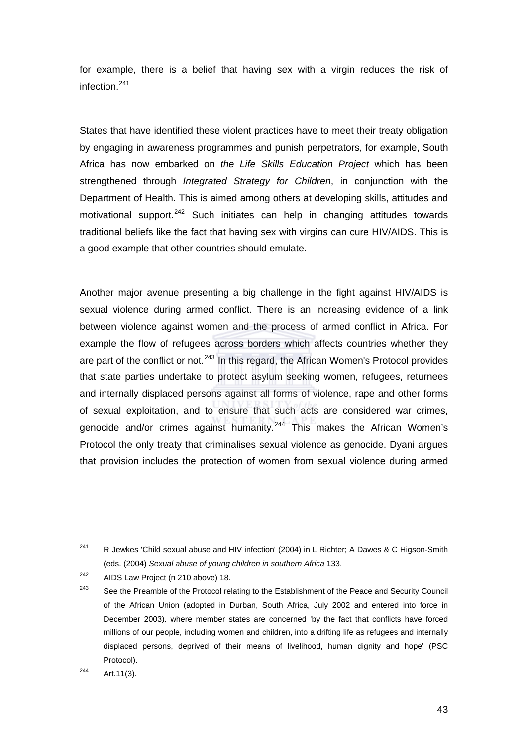for example, there is a belief that having sex with a virgin reduces the risk of infection.[241]

States that have identified these violent practices have to meet their treaty obligation by engaging in awareness programmes and punish perpetrators, for example, South Africa has now embarked on *the Life Skills Education Project* which has been strengthened through *Integrated Strategy for Children*, in conjunction with the Department of Health. This is aimed among others at developing skills, attitudes and motivational support.[242] Such initiates can help in changing attitudes towards traditional beliefs like the fact that having sex with virgins can cure HIV/AIDS. This is a good example that other countries should emulate.

Another major avenue presenting a big challenge in the fight against HIV/AIDS is sexual violence during armed conflict. There is an increasing evidence of a link between violence against women and the process of armed conflict in Africa. For example the flow of refugees across borders which affects countries whether they are part of the conflict or not.[243] In this regard, the African Women's Protocol provides that state parties undertake to protect asylum seeking women, refugees, returnees and internally displaced persons against all forms of violence, rape and other forms of sexual exploitation, and to ensure that such acts are considered war crimes, genocide and/or crimes against humanity.[244] This makes the African Women's Protocol the only treaty that criminalises sexual violence as genocide. Dyani argues that provision includes the protection of women from sexual violence during armed

---

[241] R Jewkes 'Child sexual abuse and HIV infection' (2004) in L Richter; A Dawes & C Higson-Smith (eds. (2004) *Sexual abuse of young children in southern Africa* 133.

[242] AIDS Law Project (n 210 above) 18.

[243] See the Preamble of the Protocol relating to the Establishment of the Peace and Security Council of the African Union (adopted in Durban, South Africa, July 2002 and entered into force in December 2003), where member states are concerned 'by the fact that conflicts have forced millions of our people, including women and children, into a drifting life as refugees and internally displaced persons, deprived of their means of livelihood, human dignity and hope' (PSC Protocol).

[244] Art.11(3).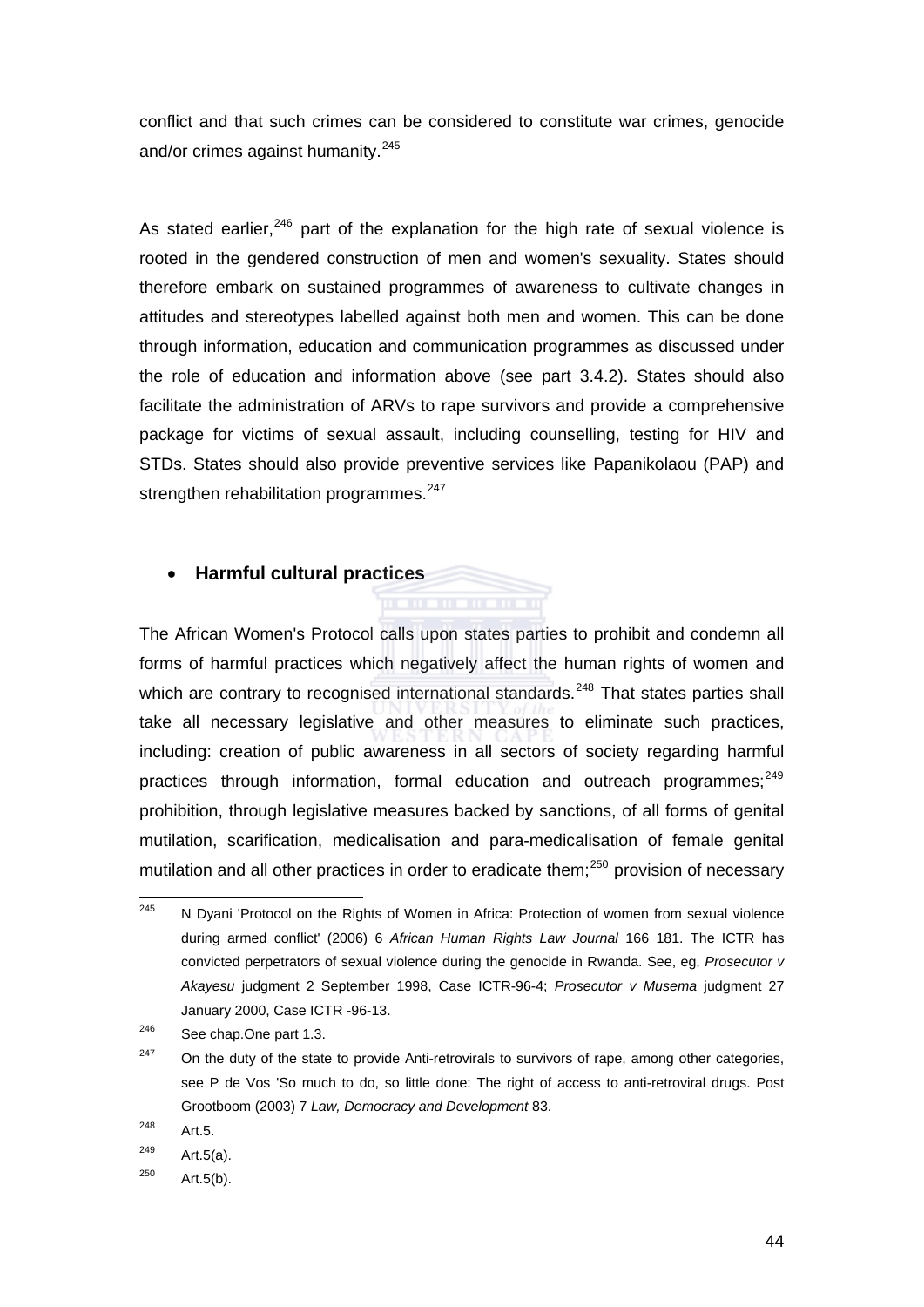conflict and that such crimes can be considered to constitute war crimes, genocide and/or crimes against humanity.[245]

As stated earlier,[246] part of the explanation for the high rate of sexual violence is rooted in the gendered construction of men and women's sexuality. States should therefore embark on sustained programmes of awareness to cultivate changes in attitudes and stereotypes labelled against both men and women. This can be done through information, education and communication programmes as discussed under the role of education and information above (see part 3.4.2). States should also facilitate the administration of ARVs to rape survivors and provide a comprehensive package for victims of sexual assault, including counselling, testing for HIV and STDs. States should also provide preventive services like Papanikolaou (PAP) and strengthen rehabilitation programmes.[247]

- **Harmful cultural practices**

The African Women's Protocol calls upon states parties to prohibit and condemn all forms of harmful practices which negatively affect the human rights of women and which are contrary to recognised international standards.[248] That states parties shall take all necessary legislative and other measures to eliminate such practices, including: creation of public awareness in all sectors of society regarding harmful practices through information, formal education and outreach programmes;[249] prohibition, through legislative measures backed by sanctions, of all forms of genital mutilation, scarification, medicalisation and para-medicalisation of female genital mutilation and all other practices in order to eradicate them;[250] provision of necessary

---

[245] N Dyani 'Protocol on the Rights of Women in Africa: Protection of women from sexual violence during armed conflict' (2006) 6 *African Human Rights Law Journal* 166 181. The ICTR has convicted perpetrators of sexual violence during the genocide in Rwanda. See, eg, *Prosecutor v Akayesu* judgment 2 September 1998, Case ICTR-96-4; *Prosecutor v Musema* judgment 27 January 2000, Case ICTR -96-13.

[246] See chap.One part 1.3.

[247] On the duty of the state to provide Anti-retrovirals to survivors of rape, among other categories, see P de Vos 'So much to do, so little done: The right of access to anti-retroviral drugs. Post Grootboom (2003) 7 *Law, Democracy and Development* 83.

[248] Art.5.

[249] Art.5(a).

[250] Art.5(b).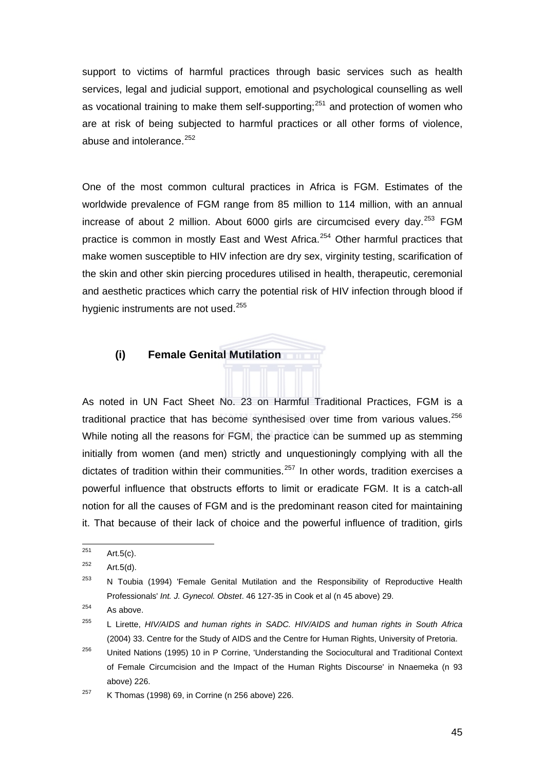support to victims of harmful practices through basic services such as health services, legal and judicial support, emotional and psychological counselling as well as vocational training to make them self-supporting;[251] and protection of women who are at risk of being subjected to harmful practices or all other forms of violence, abuse and intolerance.[252]

One of the most common cultural practices in Africa is FGM. Estimates of the worldwide prevalence of FGM range from 85 million to 114 million, with an annual increase of about 2 million. About 6000 girls are circumcised every day.[253] FGM practice is common in mostly East and West Africa.[254] Other harmful practices that make women susceptible to HIV infection are dry sex, virginity testing, scarification of the skin and other skin piercing procedures utilised in health, therapeutic, ceremonial and aesthetic practices which carry the potential risk of HIV infection through blood if hygienic instruments are not used.[255]

### (i) Female Genital Mutilation

As noted in UN Fact Sheet No. 23 on Harmful Traditional Practices, FGM is a traditional practice that has become synthesised over time from various values.[256] While noting all the reasons for FGM, the practice can be summed up as stemming initially from women (and men) strictly and unquestioningly complying with all the dictates of tradition within their communities.[257] In other words, tradition exercises a powerful influence that obstructs efforts to limit or eradicate FGM. It is a catch-all notion for all the causes of FGM and is the predominant reason cited for maintaining it. That because of their lack of choice and the powerful influence of tradition, girls

---

[251] Art.5(c).

[252] Art.5(d).

[253] N Toubia (1994) 'Female Genital Mutilation and the Responsibility of Reproductive Health Professionals' *Int. J. Gynecol. Obstet*. 46 127-35 in Cook et al (n 45 above) 29.

[254] As above.

[255] L Lirette, *HIV/AIDS and human rights in SADC. HIV/AIDS and human rights in South Africa* (2004) 33. Centre for the Study of AIDS and the Centre for Human Rights, University of Pretoria.

[256] United Nations (1995) 10 in P Corrine, 'Understanding the Sociocultural and Traditional Context of Female Circumcision and the Impact of the Human Rights Discourse' in Nnaemeka (n 93 above) 226.

[257] K Thomas (1998) 69, in Corrine (n 256 above) 226.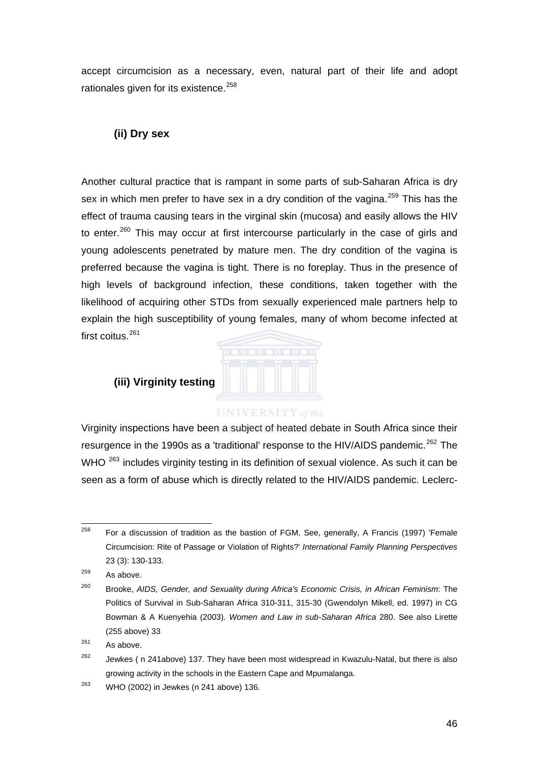accept circumcision as a necessary, even, natural part of their life and adopt rationales given for its existence.[258]

### (ii) Dry sex

Another cultural practice that is rampant in some parts of sub-Saharan Africa is dry sex in which men prefer to have sex in a dry condition of the vagina.[259] This has the effect of trauma causing tears in the virginal skin (mucosa) and easily allows the HIV to enter.[260] This may occur at first intercourse particularly in the case of girls and young adolescents penetrated by mature men. The dry condition of the vagina is preferred because the vagina is tight. There is no foreplay. Thus in the presence of high levels of background infection, these conditions, taken together with the likelihood of acquiring other STDs from sexually experienced male partners help to explain the high susceptibility of young females, many of whom become infected at first coitus.[261]

### (iii) Virginity testing

Virginity inspections have been a subject of heated debate in South Africa since their resurgence in the 1990s as a 'traditional' response to the HIV/AIDS pandemic.[262] The WHO [263] includes virginity testing in its definition of sexual violence. As such it can be seen as a form of abuse which is directly related to the HIV/AIDS pandemic. Leclerc-

---

[258] For a discussion of tradition as the bastion of FGM, See, generally, A Francis (1997) 'Female Circumcision: Rite of Passage or Violation of Rights?' *International Family Planning Perspectives* 23 (3): 130-133.

[259] As above.

[260] Brooke, *AIDS, Gender, and Sexuality during Africa's Economic Crisis, in African Feminism*: The Politics of Survival in Sub-Saharan Africa 310-311, 315-30 (Gwendolyn Mikell, ed. 1997) in CG Bowman & A Kuenyehia (2003). *Women and Law in sub-Saharan Africa* 280. See also Lirette (255 above) 33

[261] As above.

[262] Jewkes ( n 241above) 137. They have been most widespread in Kwazulu-Natal, but there is also growing activity in the schools in the Eastern Cape and Mpumalanga.

[263] WHO (2002) in Jewkes (n 241 above) 136.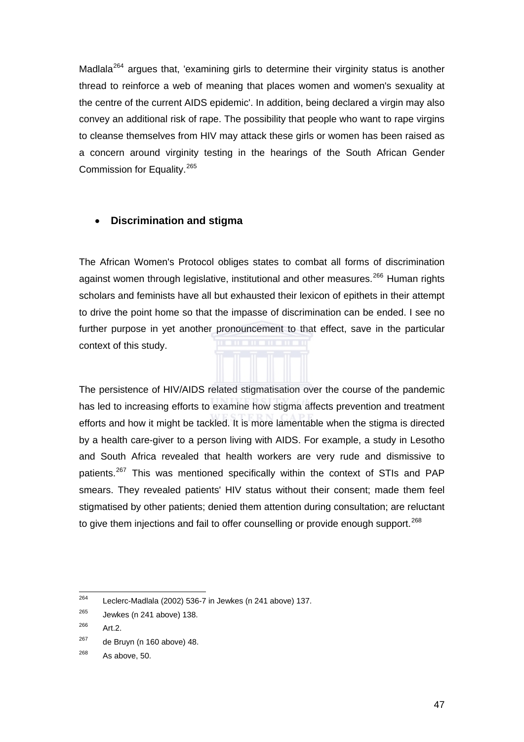Madlala[264] argues that, 'examining girls to determine their virginity status is another thread to reinforce a web of meaning that places women and women's sexuality at the centre of the current AIDS epidemic'. In addition, being declared a virgin may also convey an additional risk of rape. The possibility that people who want to rape virgins to cleanse themselves from HIV may attack these girls or women has been raised as a concern around virginity testing in the hearings of the South African Gender Commission for Equality.[265]

- **Discrimination and stigma**

The African Women's Protocol obliges states to combat all forms of discrimination against women through legislative, institutional and other measures.[266] Human rights scholars and feminists have all but exhausted their lexicon of epithets in their attempt to drive the point home so that the impasse of discrimination can be ended. I see no further purpose in yet another pronouncement to that effect, save in the particular context of this study.

The persistence of HIV/AIDS related stigmatisation over the course of the pandemic has led to increasing efforts to examine how stigma affects prevention and treatment efforts and how it might be tackled. It is more lamentable when the stigma is directed by a health care-giver to a person living with AIDS. For example, a study in Lesotho and South Africa revealed that health workers are very rude and dismissive to patients.[267] This was mentioned specifically within the context of STIs and PAP smears. They revealed patients' HIV status without their consent; made them feel stigmatised by other patients; denied them attention during consultation; are reluctant to give them injections and fail to offer counselling or provide enough support.[268]

---

[264] Leclerc-Madlala (2002) 536-7 in Jewkes (n 241 above) 137.

[265] Jewkes (n 241 above) 138.

[266] Art.2.

[267] de Bruyn (n 160 above) 48.

[268] As above, 50.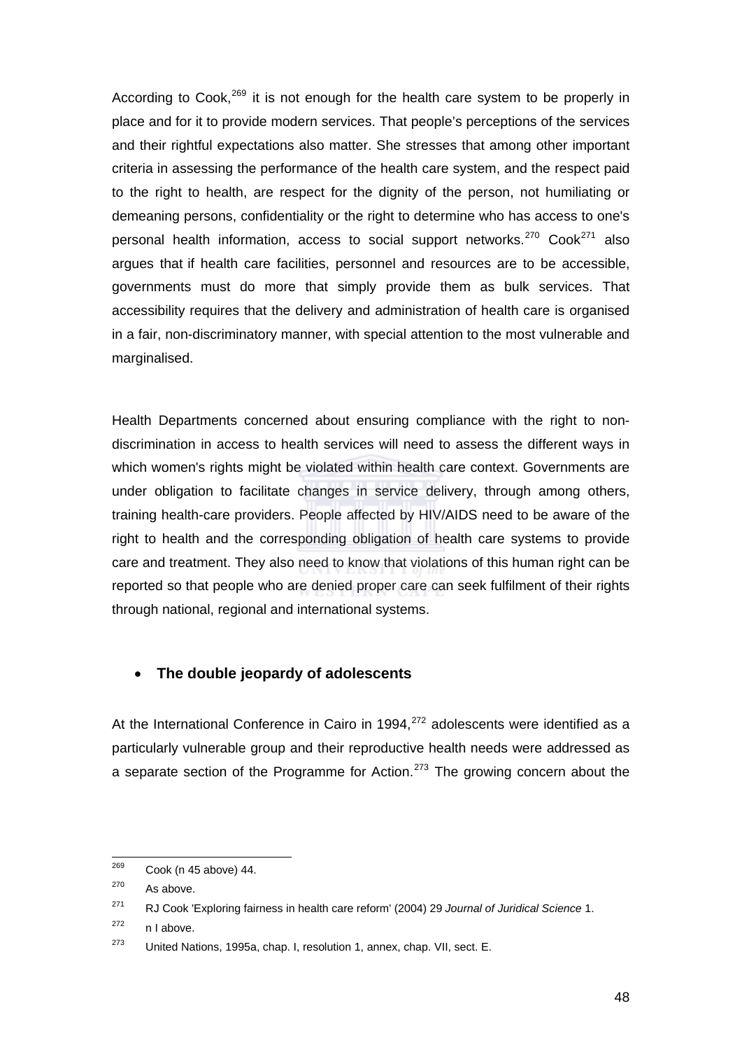According to Cook,[269] it is not enough for the health care system to be properly in place and for it to provide modern services. That people's perceptions of the services and their rightful expectations also matter. She stresses that among other important criteria in assessing the performance of the health care system, and the respect paid to the right to health, are respect for the dignity of the person, not humiliating or demeaning persons, confidentiality or the right to determine who has access to one's personal health information, access to social support networks.[270] Cook[271] also argues that if health care facilities, personnel and resources are to be accessible, governments must do more that simply provide them as bulk services. That accessibility requires that the delivery and administration of health care is organised in a fair, non-discriminatory manner, with special attention to the most vulnerable and marginalised.

Health Departments concerned about ensuring compliance with the right to non-discrimination in access to health services will need to assess the different ways in which women's rights might be violated within health care context. Governments are under obligation to facilitate changes in service delivery, through among others, training health-care providers. People affected by HIV/AIDS need to be aware of the right to health and the corresponding obligation of health care systems to provide care and treatment. They also need to know that violations of this human right can be reported so that people who are denied proper care can seek fulfilment of their rights through national, regional and international systems.

- **The double jeopardy of adolescents**

At the International Conference in Cairo in 1994,[272] adolescents were identified as a particularly vulnerable group and their reproductive health needs were addressed as a separate section of the Programme for Action.[273] The growing concern about the

---

[269] Cook (n 45 above) 44.

[270] As above.

[271] RJ Cook 'Exploring fairness in health care reform' (2004) 29 *Journal of Juridical Science* 1.

[272] n I above.

[273] United Nations, 1995a, chap. I, resolution 1, annex, chap. VII, sect. E.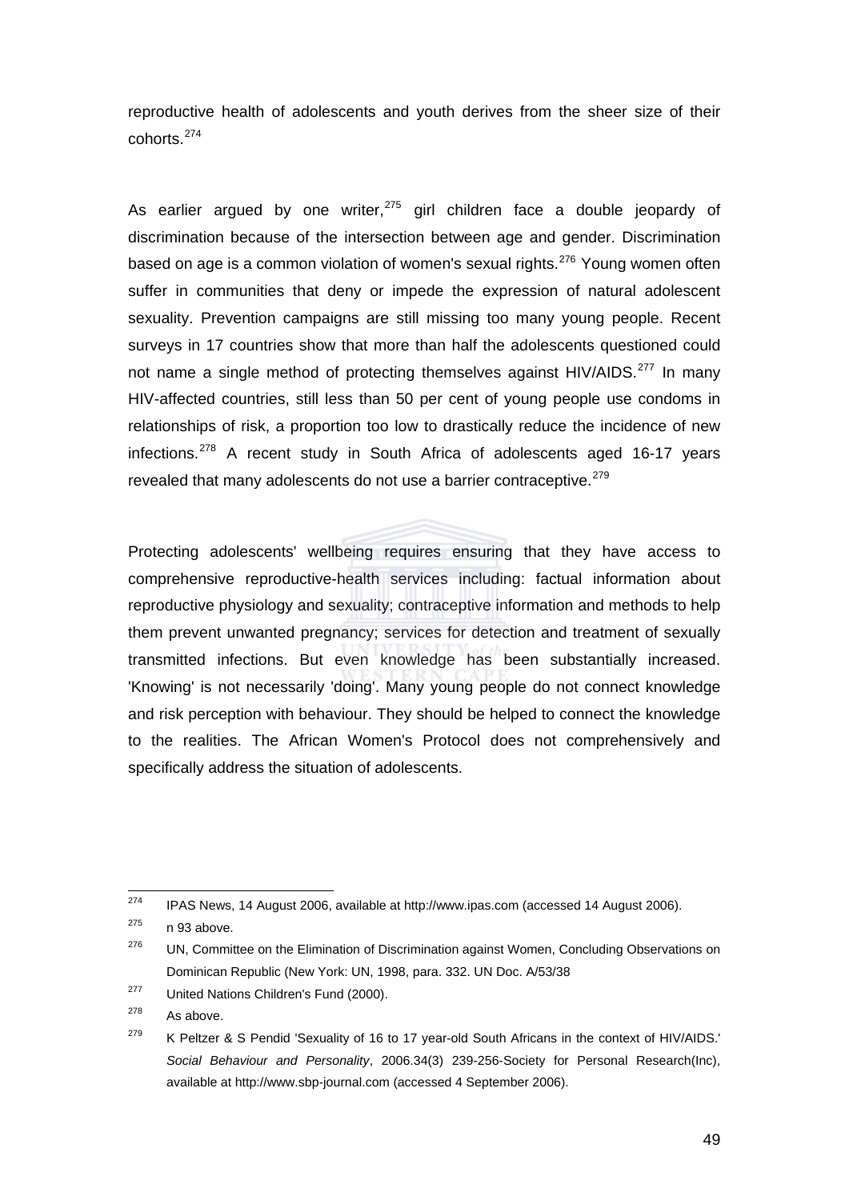reproductive health of adolescents and youth derives from the sheer size of their cohorts.[274]

As earlier argued by one writer,[275] girl children face a double jeopardy of discrimination because of the intersection between age and gender. Discrimination based on age is a common violation of women's sexual rights.[276] Young women often suffer in communities that deny or impede the expression of natural adolescent sexuality. Prevention campaigns are still missing too many young people. Recent surveys in 17 countries show that more than half the adolescents questioned could not name a single method of protecting themselves against HIV/AIDS.[277] In many HIV-affected countries, still less than 50 per cent of young people use condoms in relationships of risk, a proportion too low to drastically reduce the incidence of new infections.[278] A recent study in South Africa of adolescents aged 16-17 years revealed that many adolescents do not use a barrier contraceptive.[279]

Protecting adolescents' wellbeing requires ensuring that they have access to comprehensive reproductive-health services including: factual information about reproductive physiology and sexuality; contraceptive information and methods to help them prevent unwanted pregnancy; services for detection and treatment of sexually transmitted infections. But even knowledge has been substantially increased. 'Knowing' is not necessarily 'doing'. Many young people do not connect knowledge and risk perception with behaviour. They should be helped to connect the knowledge to the realities. The African Women's Protocol does not comprehensively and specifically address the situation of adolescents.

---

[274] IPAS News, 14 August 2006, available at http://www.ipas.com (accessed 14 August 2006).

[275] n 93 above.

[276] UN, Committee on the Elimination of Discrimination against Women, Concluding Observations on Dominican Republic (New York: UN, 1998, para. 332. UN Doc. A/53/38

[277] United Nations Children's Fund (2000).

[278] As above.

[279] K Peltzer & S Pendid 'Sexuality of 16 to 17 year-old South Africans in the context of HIV/AIDS.' *Social Behaviour and Personality*, 2006.34(3) 239-256-Society for Personal Research(Inc), available at http://www.sbp-journal.com (accessed 4 September 2006).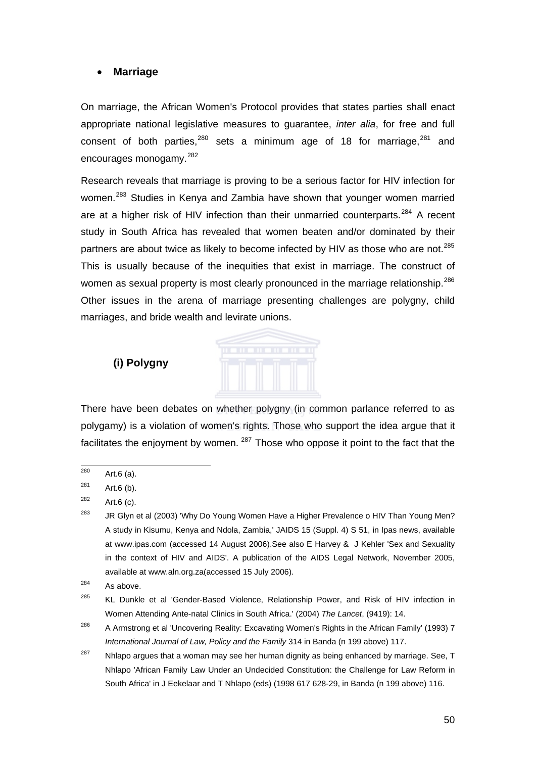- **Marriage**

On marriage, the African Women's Protocol provides that states parties shall enact appropriate national legislative measures to guarantee, *inter alia*, for free and full consent of both parties,[280] sets a minimum age of 18 for marriage,[281] and encourages monogamy.[282]

Research reveals that marriage is proving to be a serious factor for HIV infection for women.[283] Studies in Kenya and Zambia have shown that younger women married are at a higher risk of HIV infection than their unmarried counterparts.[284] A recent study in South Africa has revealed that women beaten and/or dominated by their partners are about twice as likely to become infected by HIV as those who are not.[285] This is usually because of the inequities that exist in marriage. The construct of women as sexual property is most clearly pronounced in the marriage relationship.[286] Other issues in the arena of marriage presenting challenges are polygny, child marriages, and bride wealth and levirate unions.

**(i) Polygny**

There have been debates on whether polygny (in common parlance referred to as polygamy) is a violation of women's rights. Those who support the idea argue that it facilitates the enjoyment by women. [287] Those who oppose it point to the fact that the

---

[280] Art.6 (a).

[281] Art.6 (b).

[282] Art.6 (c).

[283] JR Glyn et al (2003) 'Why Do Young Women Have a Higher Prevalence o HIV Than Young Men? A study in Kisumu, Kenya and Ndola, Zambia,' JAIDS 15 (Suppl. 4) S 51, in Ipas news, available at www.ipas.com (accessed 14 August 2006).See also E Harvey & J Kehler 'Sex and Sexuality in the context of HIV and AIDS'. A publication of the AIDS Legal Network, November 2005, available at www.aln.org.za(accessed 15 July 2006).

[284] As above.

[285] KL Dunkle et al 'Gender-Based Violence, Relationship Power, and Risk of HIV infection in Women Attending Ante-natal Clinics in South Africa.' (2004) *The Lancet*, (9419): 14.

[286] A Armstrong et al 'Uncovering Reality: Excavating Women's Rights in the African Family' (1993) 7 *International Journal of Law, Policy and the Family* 314 in Banda (n 199 above) 117.

[287] Nhlapo argues that a woman may see her human dignity as being enhanced by marriage. See, T Nhlapo 'African Family Law Under an Undecided Constitution: the Challenge for Law Reform in South Africa' in J Eekelaar and T Nhlapo (eds) (1998 617 628-29, in Banda (n 199 above) 116.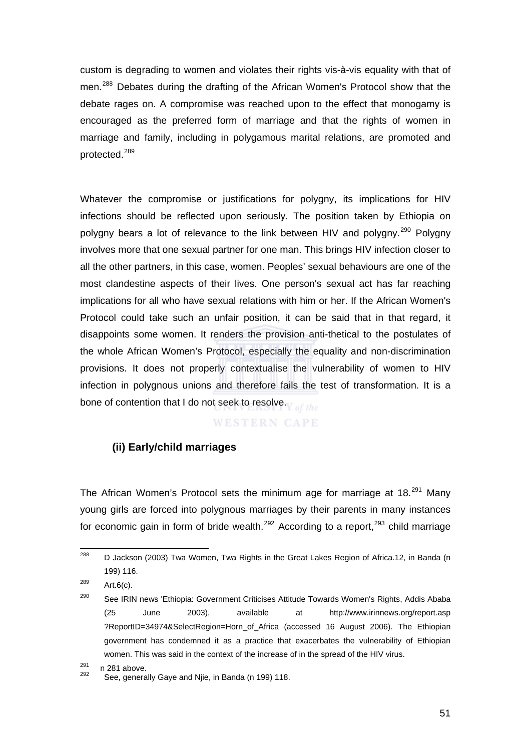custom is degrading to women and violates their rights vis-à-vis equality with that of men.[288] Debates during the drafting of the African Women's Protocol show that the debate rages on. A compromise was reached upon to the effect that monogamy is encouraged as the preferred form of marriage and that the rights of women in marriage and family, including in polygamous marital relations, are promoted and protected.[289]

Whatever the compromise or justifications for polygny, its implications for HIV infections should be reflected upon seriously. The position taken by Ethiopia on polygny bears a lot of relevance to the link between HIV and polygny.[290] Polygny involves more that one sexual partner for one man. This brings HIV infection closer to all the other partners, in this case, women. Peoples' sexual behaviours are one of the most clandestine aspects of their lives. One person's sexual act has far reaching implications for all who have sexual relations with him or her. If the African Women's Protocol could take such an unfair position, it can be said that in that regard, it disappoints some women. It renders the provision anti-thetical to the postulates of the whole African Women's Protocol, especially the equality and non-discrimination provisions. It does not properly contextualise the vulnerability of women to HIV infection in polygnous unions and therefore fails the test of transformation. It is a bone of contention that I do not seek to resolve.

### (ii) Early/child marriages

The African Women's Protocol sets the minimum age for marriage at 18.[291] Many young girls are forced into polygnous marriages by their parents in many instances for economic gain in form of bride wealth.[292] According to a report,[293] child marriage

---

[288] D Jackson (2003) Twa Women, Twa Rights in the Great Lakes Region of Africa.12, in Banda (n 199) 116.

[289] Art.6(c).

[290] See IRIN news 'Ethiopia: Government Criticises Attitude Towards Women's Rights, Addis Ababa (25 June 2003), available at http://www.irinnews.org/report.asp?ReportID=34974&SelectRegion=Horn_of_Africa (accessed 16 August 2006). The Ethiopian government has condemned it as a practice that exacerbates the vulnerability of Ethiopian women. This was said in the context of the increase of in the spread of the HIV virus.

[291] n 281 above.

[292] See, generally Gaye and Njie, in Banda (n 199) 118.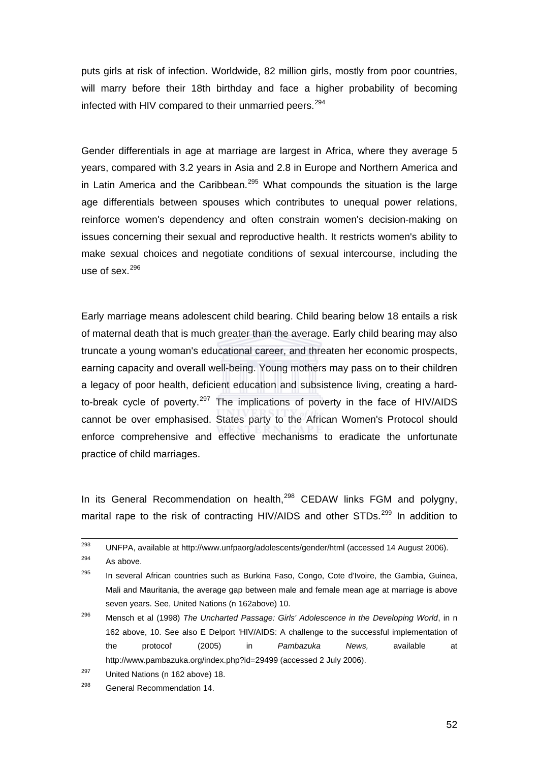puts girls at risk of infection. Worldwide, 82 million girls, mostly from poor countries, will marry before their 18th birthday and face a higher probability of becoming infected with HIV compared to their unmarried peers.[294]

Gender differentials in age at marriage are largest in Africa, where they average 5 years, compared with 3.2 years in Asia and 2.8 in Europe and Northern America and in Latin America and the Caribbean.[295] What compounds the situation is the large age differentials between spouses which contributes to unequal power relations, reinforce women's dependency and often constrain women's decision-making on issues concerning their sexual and reproductive health. It restricts women's ability to make sexual choices and negotiate conditions of sexual intercourse, including the use of sex.[296]

Early marriage means adolescent child bearing. Child bearing below 18 entails a risk of maternal death that is much greater than the average. Early child bearing may also truncate a young woman's educational career, and threaten her economic prospects, earning capacity and overall well-being. Young mothers may pass on to their children a legacy of poor health, deficient education and subsistence living, creating a hard-to-break cycle of poverty.[297] The implications of poverty in the face of HIV/AIDS cannot be over emphasised. States party to the African Women's Protocol should enforce comprehensive and effective mechanisms to eradicate the unfortunate practice of child marriages.

In its General Recommendation on health,[298] CEDAW links FGM and polygny, marital rape to the risk of contracting HIV/AIDS and other STDs.[299] In addition to

---

[293] UNFPA, available at http://www.unfpaorg/adolescents/gender/html (accessed 14 August 2006).

[294] As above.

[295] In several African countries such as Burkina Faso, Congo, Cote d'Ivoire, the Gambia, Guinea, Mali and Mauritania, the average gap between male and female mean age at marriage is above seven years. See, United Nations (n 162above) 10.

[296] Mensch et al (1998) *The Uncharted Passage: Girls' Adolescence in the Developing World*, in n 162 above, 10. See also E Delport 'HIV/AIDS: A challenge to the successful implementation of the protocol' (2005) in *Pambazuka News,* available at http://www.pambazuka.org/index.php?id=29499 (accessed 2 July 2006).

[297] United Nations (n 162 above) 18.

[298] General Recommendation 14.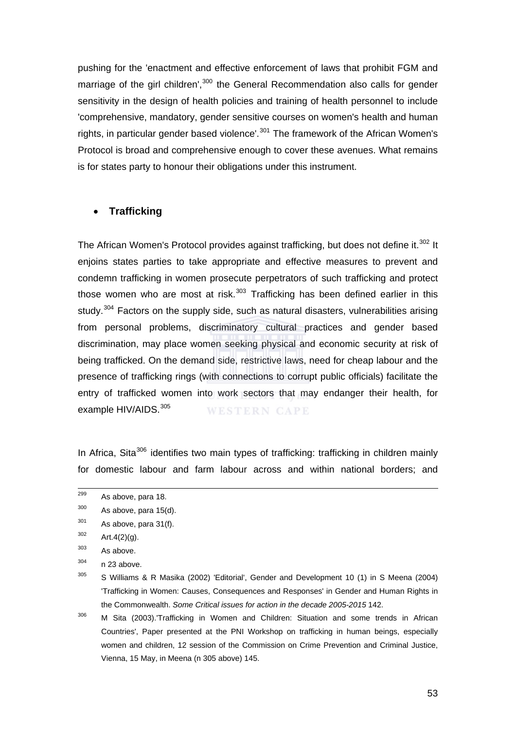pushing for the 'enactment and effective enforcement of laws that prohibit FGM and marriage of the girl children',[300] the General Recommendation also calls for gender sensitivity in the design of health policies and training of health personnel to include 'comprehensive, mandatory, gender sensitive courses on women's health and human rights, in particular gender based violence'.[301] The framework of the African Women's Protocol is broad and comprehensive enough to cover these avenues. What remains is for states party to honour their obligations under this instrument.

- **Trafficking**

The African Women's Protocol provides against trafficking, but does not define it.[302] It enjoins states parties to take appropriate and effective measures to prevent and condemn trafficking in women prosecute perpetrators of such trafficking and protect those women who are most at risk.[303] Trafficking has been defined earlier in this study.[304] Factors on the supply side, such as natural disasters, vulnerabilities arising from personal problems, discriminatory cultural practices and gender based discrimination, may place women seeking physical and economic security at risk of being trafficked. On the demand side, restrictive laws, need for cheap labour and the presence of trafficking rings (with connections to corrupt public officials) facilitate the entry of trafficked women into work sectors that may endanger their health, for example HIV/AIDS.[305]

In Africa, Sita[306] identifies two main types of trafficking: trafficking in children mainly for domestic labour and farm labour across and within national borders; and

---

[299] As above, para 18.

[300] As above, para 15(d).

[301] As above, para 31(f).

[302] Art.4(2)(g).

[303] As above.

[304] n 23 above.

[305] S Williams & R Masika (2002) 'Editorial', Gender and Development 10 (1) in S Meena (2004) 'Trafficking in Women: Causes, Consequences and Responses' in Gender and Human Rights in the Commonwealth. *Some Critical issues for action in the decade 2005-2015* 142.

[306] M Sita (2003).'Trafficking in Women and Children: Situation and some trends in African Countries', Paper presented at the PNI Workshop on trafficking in human beings, especially women and children, 12 session of the Commission on Crime Prevention and Criminal Justice, Vienna, 15 May, in Meena (n 305 above) 145.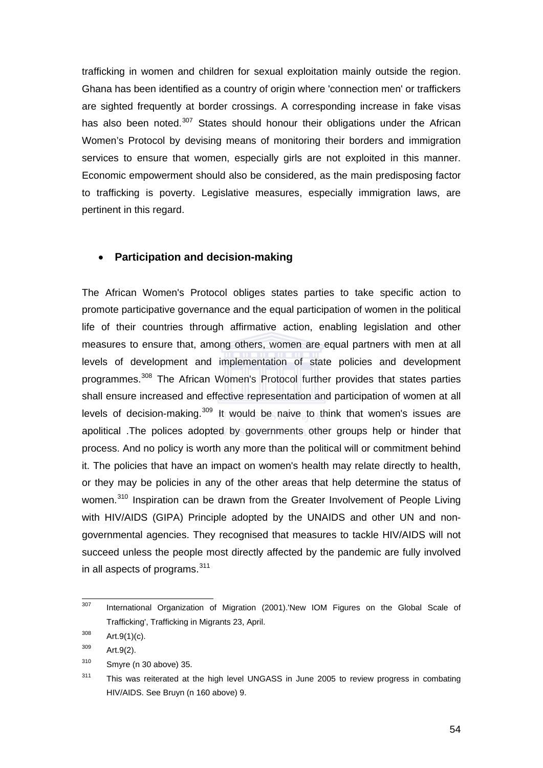trafficking in women and children for sexual exploitation mainly outside the region. Ghana has been identified as a country of origin where 'connection men' or traffickers are sighted frequently at border crossings. A corresponding increase in fake visas has also been noted.[307] States should honour their obligations under the African Women's Protocol by devising means of monitoring their borders and immigration services to ensure that women, especially girls are not exploited in this manner. Economic empowerment should also be considered, as the main predisposing factor to trafficking is poverty. Legislative measures, especially immigration laws, are pertinent in this regard.

- **Participation and decision-making**

The African Women's Protocol obliges states parties to take specific action to promote participative governance and the equal participation of women in the political life of their countries through affirmative action, enabling legislation and other measures to ensure that, among others, women are equal partners with men at all levels of development and implementation of state policies and development programmes.[308] The African Women's Protocol further provides that states parties shall ensure increased and effective representation and participation of women at all levels of decision-making.[309] It would be naive to think that women's issues are apolitical .The polices adopted by governments other groups help or hinder that process. And no policy is worth any more than the political will or commitment behind it. The policies that have an impact on women's health may relate directly to health, or they may be policies in any of the other areas that help determine the status of women.[310] Inspiration can be drawn from the Greater Involvement of People Living with HIV/AIDS (GIPA) Principle adopted by the UNAIDS and other UN and non-governmental agencies. They recognised that measures to tackle HIV/AIDS will not succeed unless the people most directly affected by the pandemic are fully involved in all aspects of programs.[311]

---

[307] International Organization of Migration (2001).'New IOM Figures on the Global Scale of Trafficking', Trafficking in Migrants 23, April.

[308] Art.9(1)(c).

[309] Art.9(2).

[310] Smyre (n 30 above) 35.

[311] This was reiterated at the high level UNGASS in June 2005 to review progress in combating HIV/AIDS. See Bruyn (n 160 above) 9.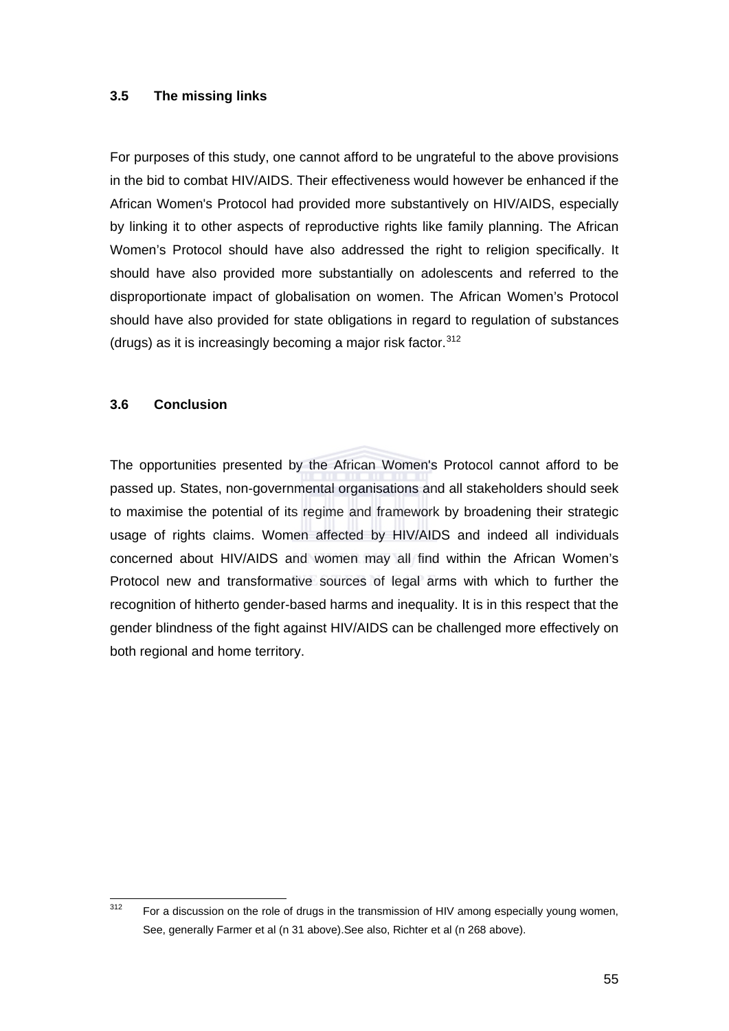### 3.5 The missing links

For purposes of this study, one cannot afford to be ungrateful to the above provisions in the bid to combat HIV/AIDS. Their effectiveness would however be enhanced if the African Women's Protocol had provided more substantively on HIV/AIDS, especially by linking it to other aspects of reproductive rights like family planning. The African Women's Protocol should have also addressed the right to religion specifically. It should have also provided more substantially on adolescents and referred to the disproportionate impact of globalisation on women. The African Women's Protocol should have also provided for state obligations in regard to regulation of substances (drugs) as it is increasingly becoming a major risk factor.[312]

### 3.6 Conclusion

The opportunities presented by the African Women's Protocol cannot afford to be passed up. States, non-governmental organisations and all stakeholders should seek to maximise the potential of its regime and framework by broadening their strategic usage of rights claims. Women affected by HIV/AIDS and indeed all individuals concerned about HIV/AIDS and women may all find within the African Women's Protocol new and transformative sources of legal arms with which to further the recognition of hitherto gender-based harms and inequality. It is in this respect that the gender blindness of the fight against HIV/AIDS can be challenged more effectively on both regional and home territory.

---

[312] For a discussion on the role of drugs in the transmission of HIV among especially young women, See, generally Farmer et al (n 31 above).See also, Richter et al (n 268 above).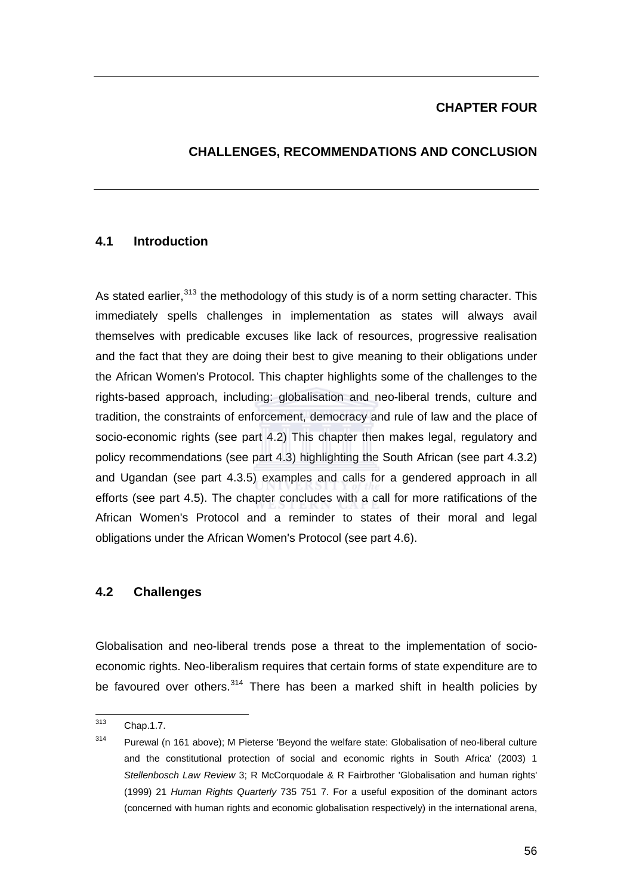# CHAPTER FOUR

# CHALLENGES, RECOMMENDATIONS AND CONCLUSION

## 4.1 Introduction

As stated earlier,[313] the methodology of this study is of a norm setting character. This immediately spells challenges in implementation as states will always avail themselves with predicable excuses like lack of resources, progressive realisation and the fact that they are doing their best to give meaning to their obligations under the African Women's Protocol. This chapter highlights some of the challenges to the rights-based approach, including: globalisation and neo-liberal trends, culture and tradition, the constraints of enforcement, democracy and rule of law and the place of socio-economic rights (see part 4.2) This chapter then makes legal, regulatory and policy recommendations (see part 4.3) highlighting the South African (see part 4.3.2) and Ugandan (see part 4.3.5) examples and calls for a gendered approach in all efforts (see part 4.5). The chapter concludes with a call for more ratifications of the African Women's Protocol and a reminder to states of their moral and legal obligations under the African Women's Protocol (see part 4.6).

## 4.2 Challenges

Globalisation and neo-liberal trends pose a threat to the implementation of socio-economic rights. Neo-liberalism requires that certain forms of state expenditure are to be favoured over others.[314] There has been a marked shift in health policies by

---

[313] Chap.1.7.

[314] Purewal (n 161 above); M Pieterse 'Beyond the welfare state: Globalisation of neo-liberal culture and the constitutional protection of social and economic rights in South Africa' (2003) 1 *Stellenbosch Law Review* 3; R McCorquodale & R Fairbrother 'Globalisation and human rights' (1999) 21 *Human Rights Quarterly* 735 751 7. For a useful exposition of the dominant actors (concerned with human rights and economic globalisation respectively) in the international arena,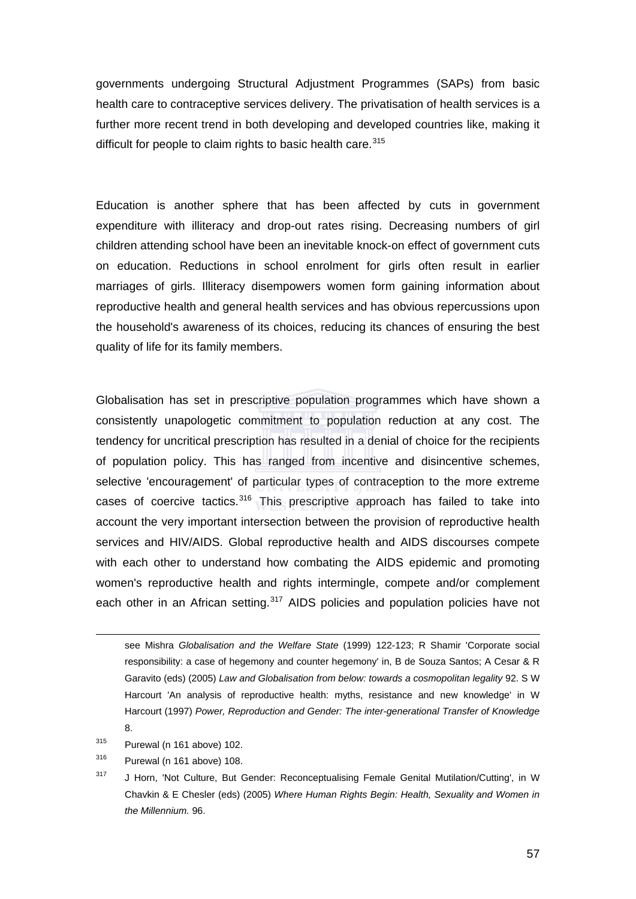governments undergoing Structural Adjustment Programmes (SAPs) from basic health care to contraceptive services delivery. The privatisation of health services is a further more recent trend in both developing and developed countries like, making it difficult for people to claim rights to basic health care.[315]

Education is another sphere that has been affected by cuts in government expenditure with illiteracy and drop-out rates rising. Decreasing numbers of girl children attending school have been an inevitable knock-on effect of government cuts on education. Reductions in school enrolment for girls often result in earlier marriages of girls. Illiteracy disempowers women form gaining information about reproductive health and general health services and has obvious repercussions upon the household's awareness of its choices, reducing its chances of ensuring the best quality of life for its family members.

Globalisation has set in prescriptive population programmes which have shown a consistently unapologetic commitment to population reduction at any cost. The tendency for uncritical prescription has resulted in a denial of choice for the recipients of population policy. This has ranged from incentive and disincentive schemes, selective 'encouragement' of particular types of contraception to the more extreme cases of coercive tactics.[316] This prescriptive approach has failed to take into account the very important intersection between the provision of reproductive health services and HIV/AIDS. Global reproductive health and AIDS discourses compete with each other to understand how combating the AIDS epidemic and promoting women's reproductive health and rights intermingle, compete and/or complement each other in an African setting.[317] AIDS policies and population policies have not

---

see Mishra *Globalisation and the Welfare State* (1999) 122-123; R Shamir 'Corporate social responsibility: a case of hegemony and counter hegemony' in, B de Souza Santos; A Cesar & R Garavito (eds) (2005) *Law and Globalisation from below: towards a cosmopolitan legality* 92. S W Harcourt 'An analysis of reproductive health: myths, resistance and new knowledge' in W Harcourt (1997) *Power, Reproduction and Gender: The inter-generational Transfer of Knowledge* 8.

315 Purewal (n 161 above) 102.

316 Purewal (n 161 above) 108.

317 J Horn, 'Not Culture, But Gender: Reconceptualising Female Genital Mutilation/Cutting', in W Chavkin & E Chesler (eds) (2005) *Where Human Rights Begin: Health, Sexuality and Women in the Millennium.* 96.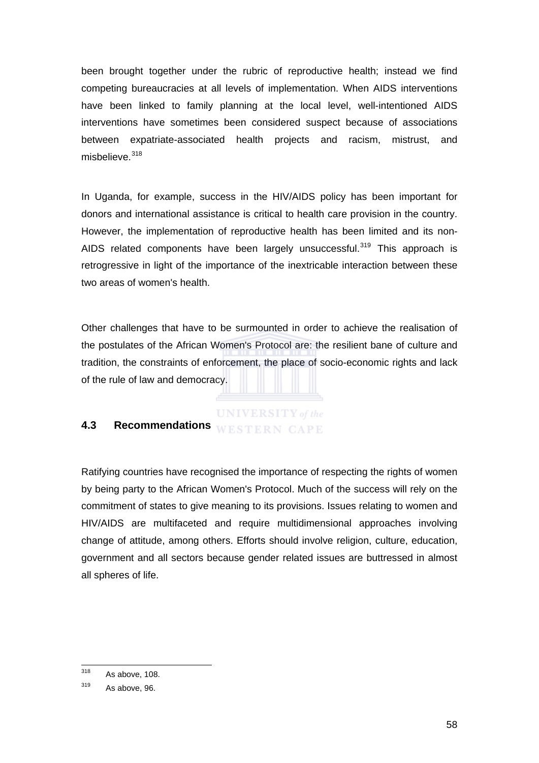been brought together under the rubric of reproductive health; instead we find competing bureaucracies at all levels of implementation. When AIDS interventions have been linked to family planning at the local level, well-intentioned AIDS interventions have sometimes been considered suspect because of associations between expatriate-associated health projects and racism, mistrust, and misbelieve.[318]

In Uganda, for example, success in the HIV/AIDS policy has been important for donors and international assistance is critical to health care provision in the country. However, the implementation of reproductive health has been limited and its non-AIDS related components have been largely unsuccessful.[319] This approach is retrogressive in light of the importance of the inextricable interaction between these two areas of women's health.

Other challenges that have to be surmounted in order to achieve the realisation of the postulates of the African Women's Protocol are: the resilient bane of culture and tradition, the constraints of enforcement, the place of socio-economic rights and lack of the rule of law and democracy.

### 4.3 Recommendations

Ratifying countries have recognised the importance of respecting the rights of women by being party to the African Women's Protocol. Much of the success will rely on the commitment of states to give meaning to its provisions. Issues relating to women and HIV/AIDS are multifaceted and require multidimensional approaches involving change of attitude, among others. Efforts should involve religion, culture, education, government and all sectors because gender related issues are buttressed in almost all spheres of life.

---

[318] As above, 108.

[319] As above, 96.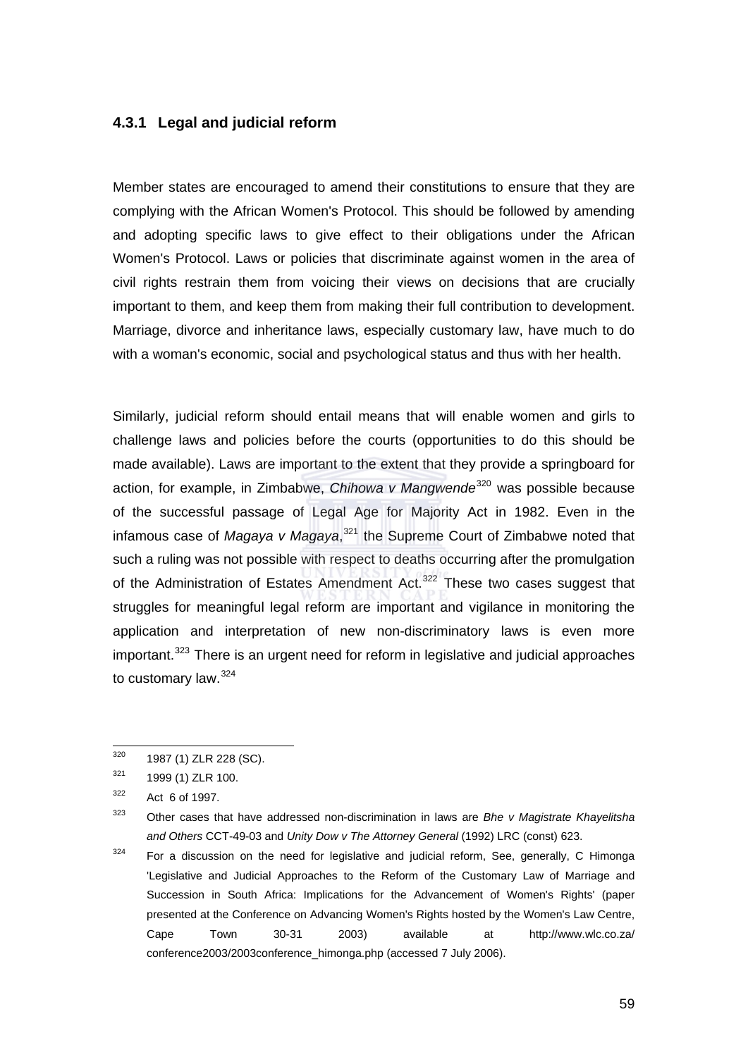### 4.3.1 Legal and judicial reform

Member states are encouraged to amend their constitutions to ensure that they are complying with the African Women's Protocol. This should be followed by amending and adopting specific laws to give effect to their obligations under the African Women's Protocol. Laws or policies that discriminate against women in the area of civil rights restrain them from voicing their views on decisions that are crucially important to them, and keep them from making their full contribution to development. Marriage, divorce and inheritance laws, especially customary law, have much to do with a woman's economic, social and psychological status and thus with her health.

Similarly, judicial reform should entail means that will enable women and girls to challenge laws and policies before the courts (opportunities to do this should be made available). Laws are important to the extent that they provide a springboard for action, for example, in Zimbabwe, *Chihowa v Mangwende*[320] was possible because of the successful passage of Legal Age for Majority Act in 1982. Even in the infamous case of *Magaya v Magaya*,[321] the Supreme Court of Zimbabwe noted that such a ruling was not possible with respect to deaths occurring after the promulgation of the Administration of Estates Amendment Act.[322] These two cases suggest that struggles for meaningful legal reform are important and vigilance in monitoring the application and interpretation of new non-discriminatory laws is even more important.[323] There is an urgent need for reform in legislative and judicial approaches to customary law.[324]

---

[320] 1987 (1) ZLR 228 (SC).

[321] 1999 (1) ZLR 100.

[322] Act 6 of 1997.

[323] Other cases that have addressed non-discrimination in laws are *Bhe v Magistrate Khayelitsha and Others* CCT-49-03 and *Unity Dow v The Attorney General* (1992) LRC (const) 623.

[324] For a discussion on the need for legislative and judicial reform, See, generally, C Himonga 'Legislative and Judicial Approaches to the Reform of the Customary Law of Marriage and Succession in South Africa: Implications for the Advancement of Women's Rights' (paper presented at the Conference on Advancing Women's Rights hosted by the Women's Law Centre, Cape Town 30-31 2003) available at http://www.wlc.co.za/conference2003/2003conference_himonga.php (accessed 7 July 2006).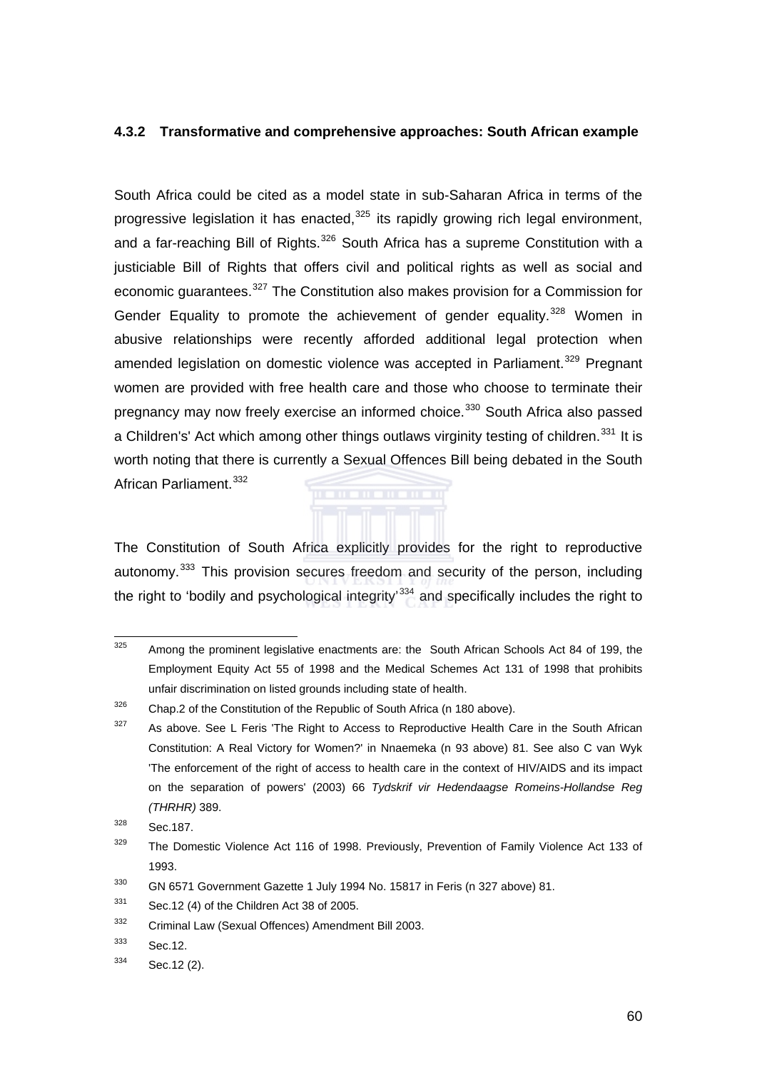### 4.3.2 Transformative and comprehensive approaches: South African example

South Africa could be cited as a model state in sub-Saharan Africa in terms of the progressive legislation it has enacted,[325] its rapidly growing rich legal environment, and a far-reaching Bill of Rights.[326] South Africa has a supreme Constitution with a justiciable Bill of Rights that offers civil and political rights as well as social and economic guarantees.[327] The Constitution also makes provision for a Commission for Gender Equality to promote the achievement of gender equality.[328] Women in abusive relationships were recently afforded additional legal protection when amended legislation on domestic violence was accepted in Parliament.[329] Pregnant women are provided with free health care and those who choose to terminate their pregnancy may now freely exercise an informed choice.[330] South Africa also passed a Children's' Act which among other things outlaws virginity testing of children.[331] It is worth noting that there is currently a Sexual Offences Bill being debated in the South African Parliament.[332]

The Constitution of South Africa explicitly provides for the right to reproductive autonomy.[333] This provision secures freedom and security of the person, including the right to 'bodily and psychological integrity'[334] and specifically includes the right to

---

[325] Among the prominent legislative enactments are: the South African Schools Act 84 of 199, the Employment Equity Act 55 of 1998 and the Medical Schemes Act 131 of 1998 that prohibits unfair discrimination on listed grounds including state of health.

[326] Chap.2 of the Constitution of the Republic of South Africa (n 180 above).

[327] As above. See L Feris 'The Right to Access to Reproductive Health Care in the South African Constitution: A Real Victory for Women?' in Nnaemeka (n 93 above) 81. See also C van Wyk 'The enforcement of the right of access to health care in the context of HIV/AIDS and its impact on the separation of powers' (2003) 66 *Tydskrif vir Hedendaagse Romeins-Hollandse Reg (THRHR)* 389.

[328] Sec.187.

[329] The Domestic Violence Act 116 of 1998. Previously, Prevention of Family Violence Act 133 of 1993.

[330] GN 6571 Government Gazette 1 July 1994 No. 15817 in Feris (n 327 above) 81.

[331] Sec.12 (4) of the Children Act 38 of 2005.

[332] Criminal Law (Sexual Offences) Amendment Bill 2003.

[333] Sec.12.

[334] Sec.12 (2).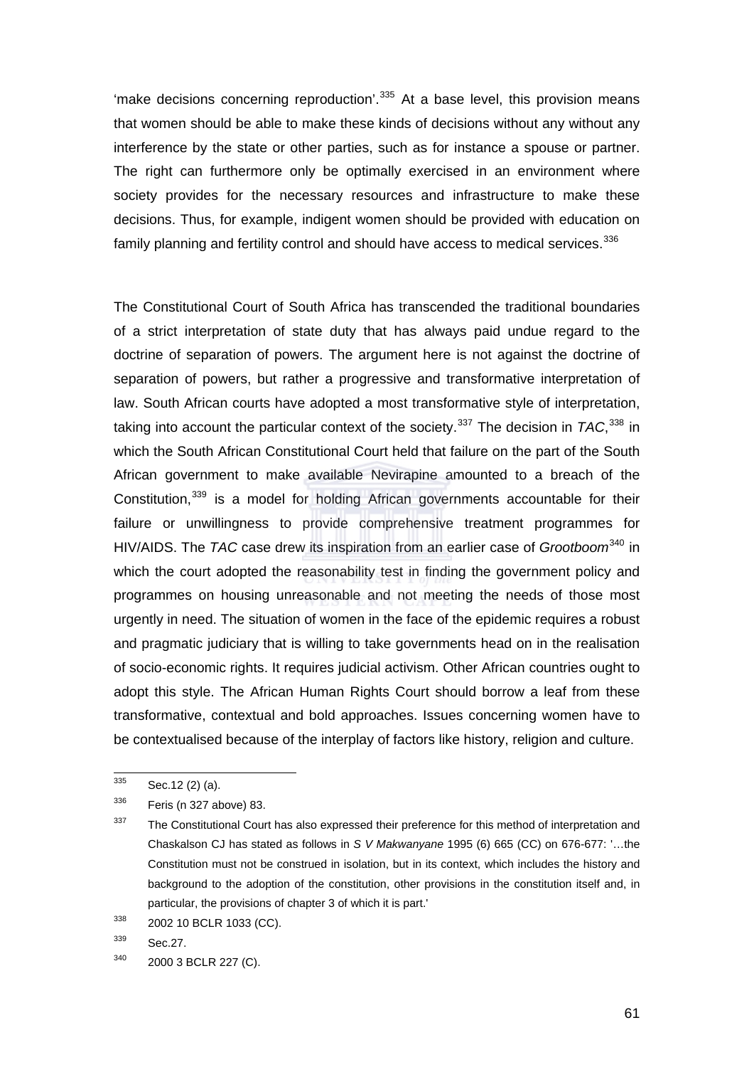'make decisions concerning reproduction'.[335] At a base level, this provision means that women should be able to make these kinds of decisions without any without any interference by the state or other parties, such as for instance a spouse or partner. The right can furthermore only be optimally exercised in an environment where society provides for the necessary resources and infrastructure to make these decisions. Thus, for example, indigent women should be provided with education on family planning and fertility control and should have access to medical services.[336]

The Constitutional Court of South Africa has transcended the traditional boundaries of a strict interpretation of state duty that has always paid undue regard to the doctrine of separation of powers. The argument here is not against the doctrine of separation of powers, but rather a progressive and transformative interpretation of law. South African courts have adopted a most transformative style of interpretation, taking into account the particular context of the society.[337] The decision in *TAC*,[338] in which the South African Constitutional Court held that failure on the part of the South African government to make available Nevirapine amounted to a breach of the Constitution,[339] is a model for holding African governments accountable for their failure or unwillingness to provide comprehensive treatment programmes for HIV/AIDS. The *TAC* case drew its inspiration from an earlier case of *Grootboom*[340] in which the court adopted the reasonability test in finding the government policy and programmes on housing unreasonable and not meeting the needs of those most urgently in need. The situation of women in the face of the epidemic requires a robust and pragmatic judiciary that is willing to take governments head on in the realisation of socio-economic rights. It requires judicial activism. Other African countries ought to adopt this style. The African Human Rights Court should borrow a leaf from these transformative, contextual and bold approaches. Issues concerning women have to be contextualised because of the interplay of factors like history, religion and culture.

---

[335] Sec.12 (2) (a).

[336] Feris (n 327 above) 83.

[337] The Constitutional Court has also expressed their preference for this method of interpretation and Chaskalson CJ has stated as follows in *S V Makwanyane* 1995 (6) 665 (CC) on 676-677: '…the Constitution must not be construed in isolation, but in its context, which includes the history and background to the adoption of the constitution, other provisions in the constitution itself and, in particular, the provisions of chapter 3 of which it is part.'

[338] 2002 10 BCLR 1033 (CC).

[339] Sec.27.

[340] 2000 3 BCLR 227 (C).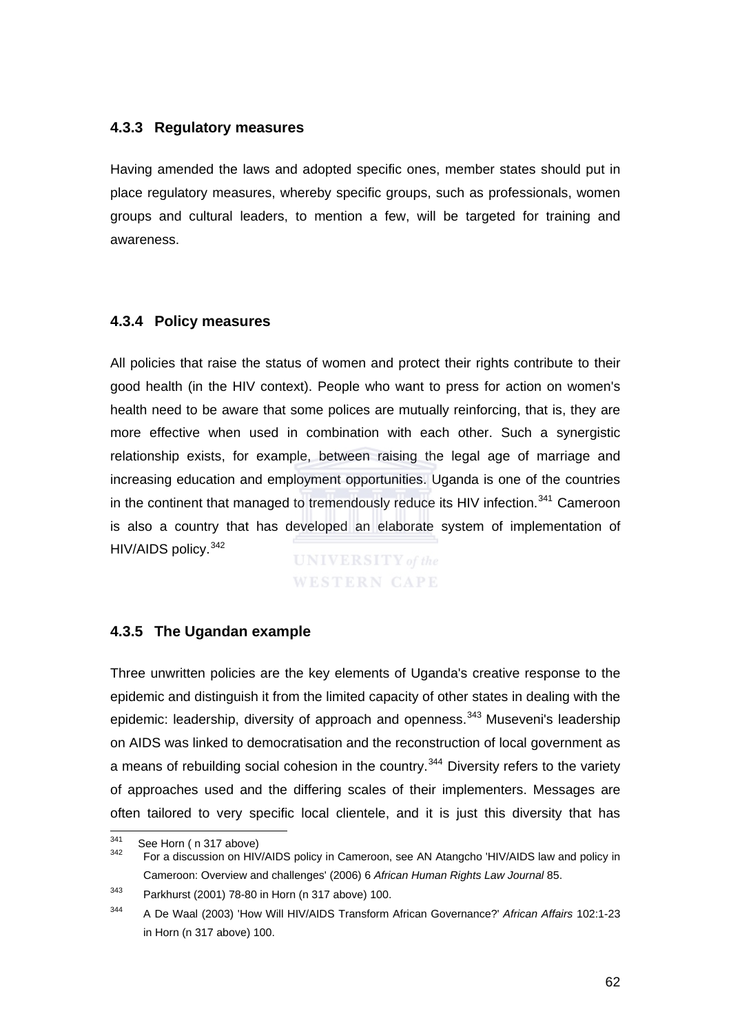### 4.3.3 Regulatory measures

Having amended the laws and adopted specific ones, member states should put in place regulatory measures, whereby specific groups, such as professionals, women groups and cultural leaders, to mention a few, will be targeted for training and awareness.

### 4.3.4 Policy measures

All policies that raise the status of women and protect their rights contribute to their good health (in the HIV context). People who want to press for action on women's health need to be aware that some polices are mutually reinforcing, that is, they are more effective when used in combination with each other. Such a synergistic relationship exists, for example, between raising the legal age of marriage and increasing education and employment opportunities. Uganda is one of the countries in the continent that managed to tremendously reduce its HIV infection.[341] Cameroon is also a country that has developed an elaborate system of implementation of HIV/AIDS policy.[342]

### 4.3.5 The Ugandan example

Three unwritten policies are the key elements of Uganda's creative response to the epidemic and distinguish it from the limited capacity of other states in dealing with the epidemic: leadership, diversity of approach and openness.[343] Museveni's leadership on AIDS was linked to democratisation and the reconstruction of local government as a means of rebuilding social cohesion in the country.[344] Diversity refers to the variety of approaches used and the differing scales of their implementers. Messages are often tailored to very specific local clientele, and it is just this diversity that has

---

[341] See Horn ( n 317 above)

[342] For a discussion on HIV/AIDS policy in Cameroon, see AN Atangcho 'HIV/AIDS law and policy in Cameroon: Overview and challenges' (2006) 6 *African Human Rights Law Journal* 85.

[343] Parkhurst (2001) 78-80 in Horn (n 317 above) 100.

[344] A De Waal (2003) 'How Will HIV/AIDS Transform African Governance?' *African Affairs* 102:1-23 in Horn (n 317 above) 100.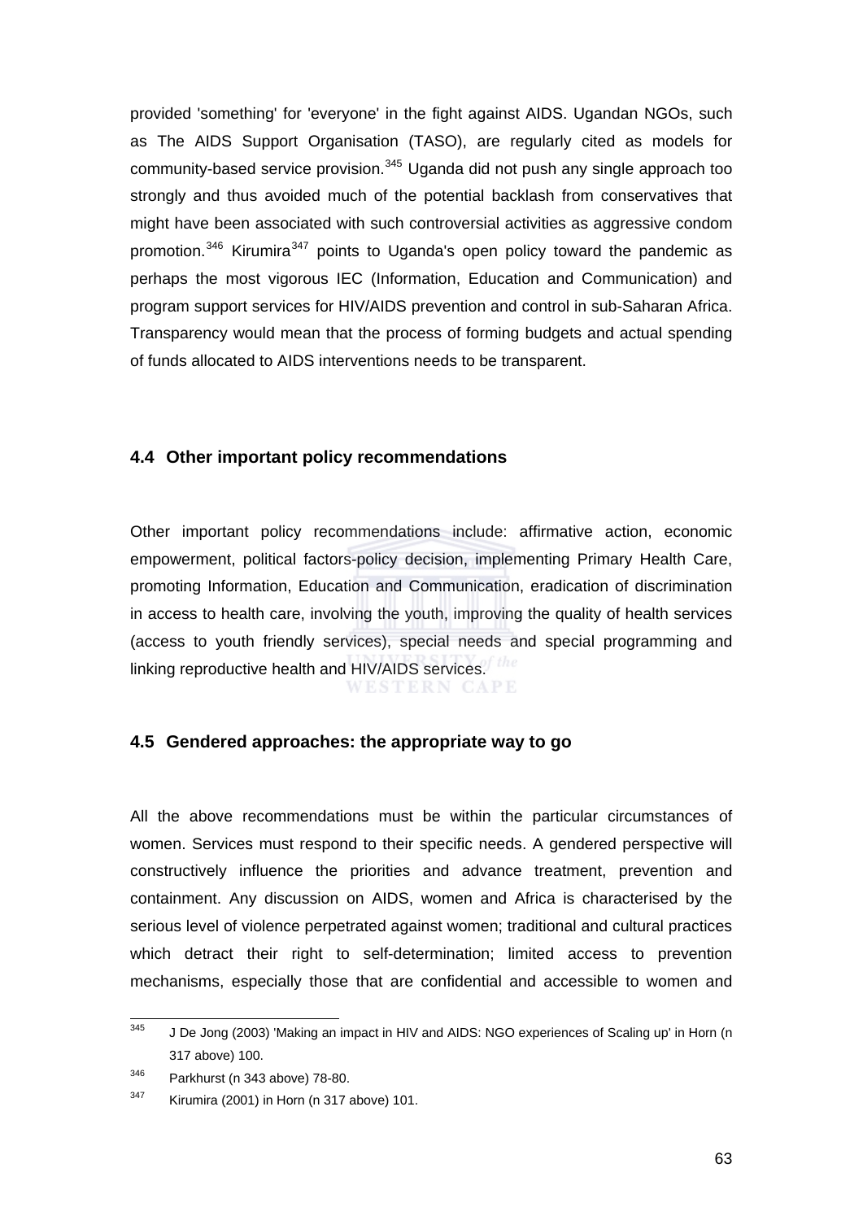provided 'something' for 'everyone' in the fight against AIDS. Ugandan NGOs, such as The AIDS Support Organisation (TASO), are regularly cited as models for community-based service provision.[345] Uganda did not push any single approach too strongly and thus avoided much of the potential backlash from conservatives that might have been associated with such controversial activities as aggressive condom promotion.[346] Kirumira[347] points to Uganda's open policy toward the pandemic as perhaps the most vigorous IEC (Information, Education and Communication) and program support services for HIV/AIDS prevention and control in sub-Saharan Africa. Transparency would mean that the process of forming budgets and actual spending of funds allocated to AIDS interventions needs to be transparent.

### 4.4 Other important policy recommendations

Other important policy recommendations include: affirmative action, economic empowerment, political factors-policy decision, implementing Primary Health Care, promoting Information, Education and Communication, eradication of discrimination in access to health care, involving the youth, improving the quality of health services (access to youth friendly services), special needs and special programming and linking reproductive health and HIV/AIDS services.

### 4.5 Gendered approaches: the appropriate way to go

All the above recommendations must be within the particular circumstances of women. Services must respond to their specific needs. A gendered perspective will constructively influence the priorities and advance treatment, prevention and containment. Any discussion on AIDS, women and Africa is characterised by the serious level of violence perpetrated against women; traditional and cultural practices which detract their right to self-determination; limited access to prevention mechanisms, especially those that are confidential and accessible to women and

---

[345] J De Jong (2003) 'Making an impact in HIV and AIDS: NGO experiences of Scaling up' in Horn (n 317 above) 100.

[346] Parkhurst (n 343 above) 78-80.

[347] Kirumira (2001) in Horn (n 317 above) 101.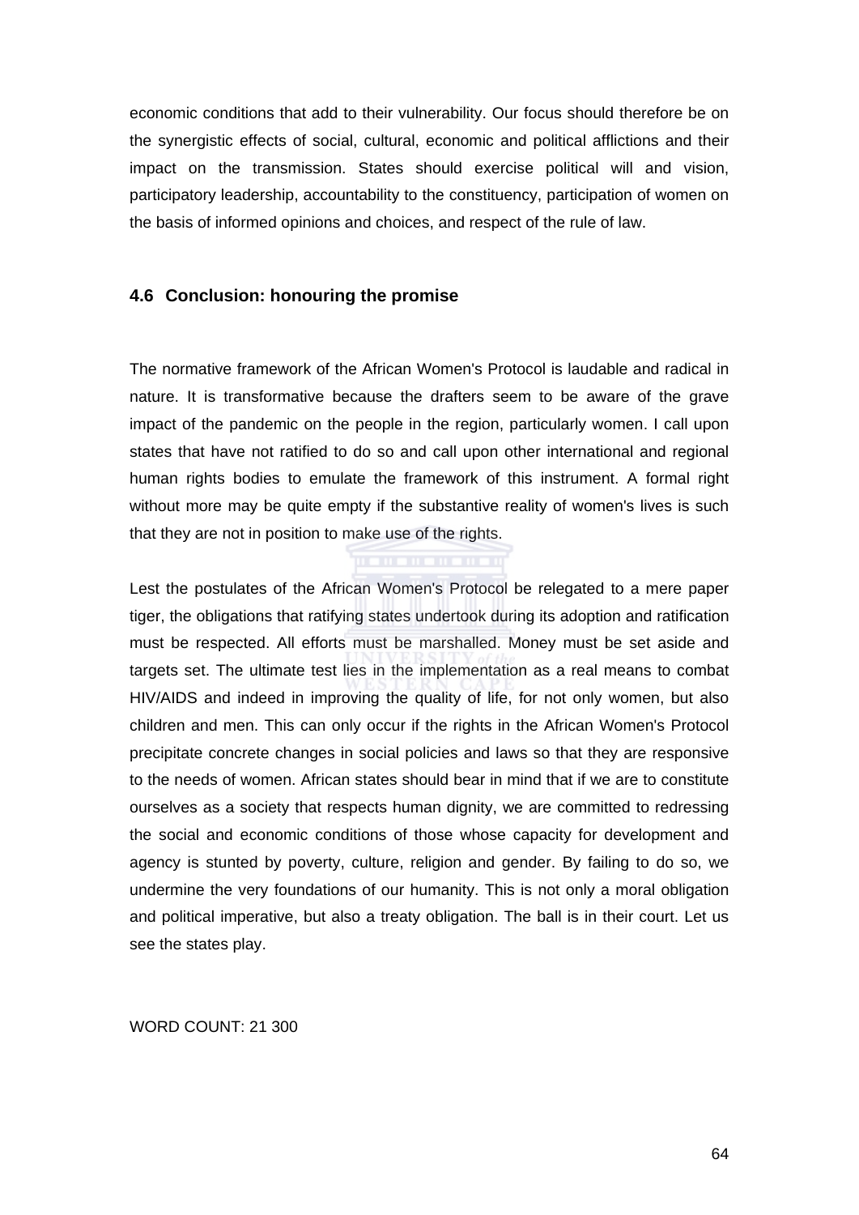economic conditions that add to their vulnerability. Our focus should therefore be on the synergistic effects of social, cultural, economic and political afflictions and their impact on the transmission. States should exercise political will and vision, participatory leadership, accountability to the constituency, participation of women on the basis of informed opinions and choices, and respect of the rule of law.

## 4.6 Conclusion: honouring the promise

The normative framework of the African Women's Protocol is laudable and radical in nature. It is transformative because the drafters seem to be aware of the grave impact of the pandemic on the people in the region, particularly women. I call upon states that have not ratified to do so and call upon other international and regional human rights bodies to emulate the framework of this instrument. A formal right without more may be quite empty if the substantive reality of women's lives is such that they are not in position to make use of the rights.

Lest the postulates of the African Women's Protocol be relegated to a mere paper tiger, the obligations that ratifying states undertook during its adoption and ratification must be respected. All efforts must be marshalled. Money must be set aside and targets set. The ultimate test lies in the implementation as a real means to combat HIV/AIDS and indeed in improving the quality of life, for not only women, but also children and men. This can only occur if the rights in the African Women's Protocol precipitate concrete changes in social policies and laws so that they are responsive to the needs of women. African states should bear in mind that if we are to constitute ourselves as a society that respects human dignity, we are committed to redressing the social and economic conditions of those whose capacity for development and agency is stunted by poverty, culture, religion and gender. By failing to do so, we undermine the very foundations of our humanity. This is not only a moral obligation and political imperative, but also a treaty obligation. The ball is in their court. Let us see the states play.

WORD COUNT: 21 300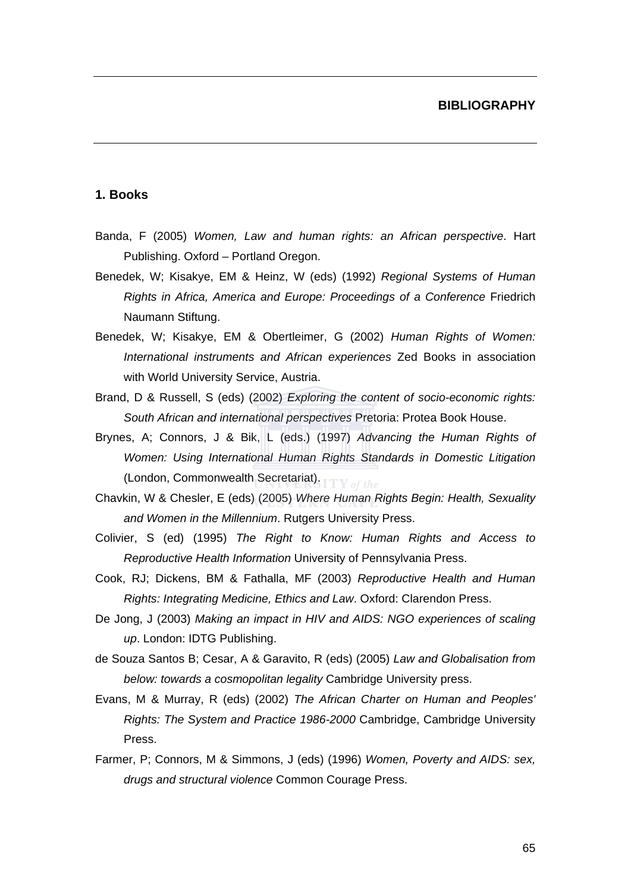# BIBLIOGRAPHY

## 1. Books

Banda, F (2005) *Women, Law and human rights: an African perspective*. Hart Publishing. Oxford – Portland Oregon.

Benedek, W; Kisakye, EM & Heinz, W (eds) (1992) *Regional Systems of Human Rights in Africa, America and Europe: Proceedings of a Conference* Friedrich Naumann Stiftung.

Benedek, W; Kisakye, EM & Obertleimer, G (2002) *Human Rights of Women: International instruments and African experiences* Zed Books in association with World University Service, Austria.

Brand, D & Russell, S (eds) (2002) *Exploring the content of socio-economic rights: South African and international perspectives* Pretoria: Protea Book House.

Brynes, A; Connors, J & Bik, L (eds.) (1997) *Advancing the Human Rights of Women: Using International Human Rights Standards in Domestic Litigation* (London, Commonwealth Secretariat).

Chavkin, W & Chesler, E (eds) (2005) *Where Human Rights Begin: Health, Sexuality and Women in the Millennium*. Rutgers University Press.

Colivier, S (ed) (1995) *The Right to Know: Human Rights and Access to Reproductive Health Information* University of Pennsylvania Press.

Cook, RJ; Dickens, BM & Fathalla, MF (2003) *Reproductive Health and Human Rights: Integrating Medicine, Ethics and Law*. Oxford: Clarendon Press.

De Jong, J (2003) *Making an impact in HIV and AIDS: NGO experiences of scaling up*. London: IDTG Publishing.

de Souza Santos B; Cesar, A & Garavito, R (eds) (2005) *Law and Globalisation from below: towards a cosmopolitan legality* Cambridge University press.

Evans, M & Murray, R (eds) (2002) *The African Charter on Human and Peoples' Rights: The System and Practice 1986-2000* Cambridge, Cambridge University Press.

Farmer, P; Connors, M & Simmons, J (eds) (1996) *Women, Poverty and AIDS: sex, drugs and structural violence* Common Courage Press.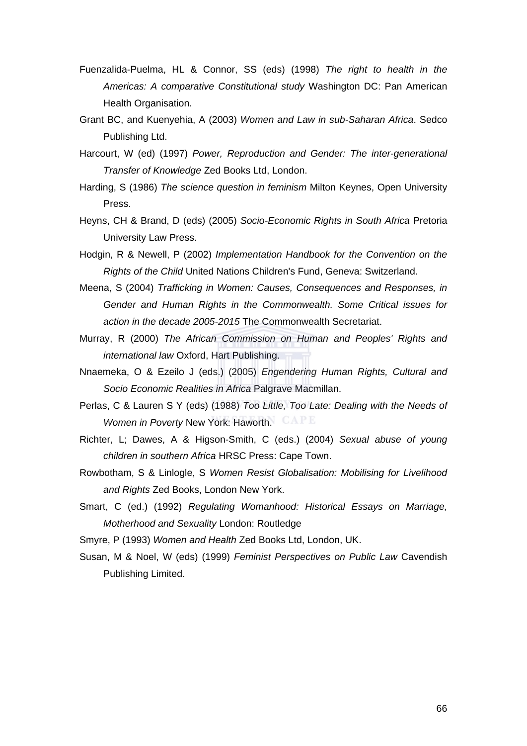Fuenzalida-Puelma, HL & Connor, SS (eds) (1998) *The right to health in the Americas: A comparative Constitutional study* Washington DC: Pan American Health Organisation.

Grant BC, and Kuenyehia, A (2003) *Women and Law in sub-Saharan Africa*. Sedco Publishing Ltd.

Harcourt, W (ed) (1997) *Power, Reproduction and Gender: The inter-generational Transfer of Knowledge* Zed Books Ltd, London.

Harding, S (1986) *The science question in feminism* Milton Keynes, Open University Press.

Heyns, CH & Brand, D (eds) (2005) *Socio-Economic Rights in South Africa* Pretoria University Law Press.

Hodgin, R & Newell, P (2002) *Implementation Handbook for the Convention on the Rights of the Child* United Nations Children's Fund, Geneva: Switzerland.

Meena, S (2004) *Trafficking in Women: Causes, Consequences and Responses, in Gender and Human Rights in the Commonwealth. Some Critical issues for action in the decade 2005-2015* The Commonwealth Secretariat.

Murray, R (2000) *The African Commission on Human and Peoples' Rights and international law* Oxford, Hart Publishing.

Nnaemeka, O & Ezeilo J (eds.) (2005) *Engendering Human Rights, Cultural and Socio Economic Realities in Africa* Palgrave Macmillan.

Perlas, C & Lauren S Y (eds) (1988) *Too Little, Too Late: Dealing with the Needs of Women in Poverty* New York: Haworth.

Richter, L; Dawes, A & Higson-Smith, C (eds.) (2004) *Sexual abuse of young children in southern Africa* HRSC Press: Cape Town.

Rowbotham, S & Linlogle, S *Women Resist Globalisation: Mobilising for Livelihood and Rights* Zed Books, London New York.

Smart, C (ed.) (1992) *Regulating Womanhood: Historical Essays on Marriage, Motherhood and Sexuality* London: Routledge

Smyre, P (1993) *Women and Health* Zed Books Ltd, London, UK.

Susan, M & Noel, W (eds) (1999) *Feminist Perspectives on Public Law* Cavendish Publishing Limited.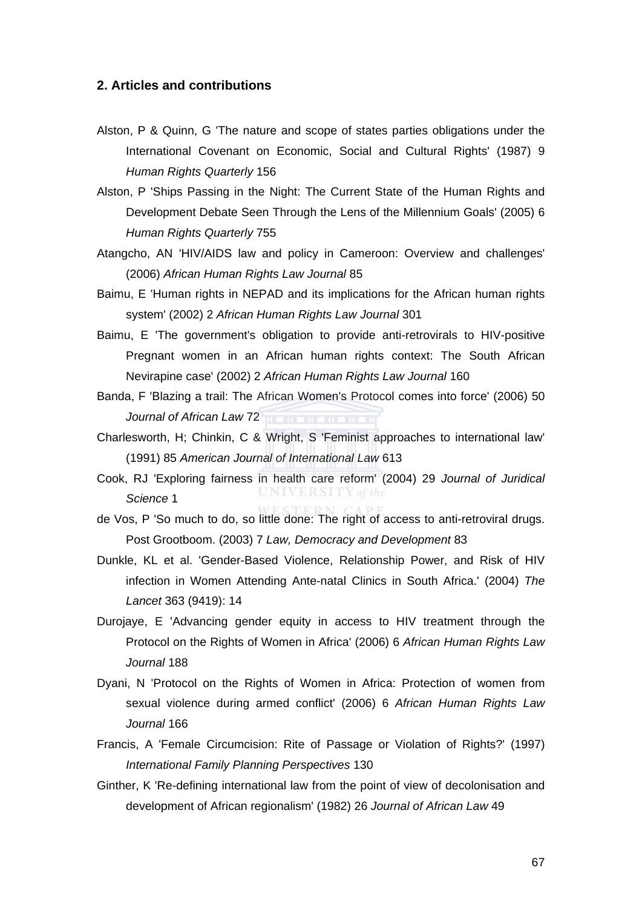## 2. Articles and contributions

Alston, P & Quinn, G 'The nature and scope of states parties obligations under the International Covenant on Economic, Social and Cultural Rights' (1987) 9 *Human Rights Quarterly* 156

Alston, P 'Ships Passing in the Night: The Current State of the Human Rights and Development Debate Seen Through the Lens of the Millennium Goals' (2005) 6 *Human Rights Quarterly* 755

Atangcho, AN 'HIV/AIDS law and policy in Cameroon: Overview and challenges' (2006) *African Human Rights Law Journal* 85

Baimu, E 'Human rights in NEPAD and its implications for the African human rights system' (2002) 2 *African Human Rights Law Journal* 301

Baimu, E 'The government's obligation to provide anti-retrovirals to HIV-positive Pregnant women in an African human rights context: The South African Nevirapine case' (2002) 2 *African Human Rights Law Journal* 160

Banda, F 'Blazing a trail: The African Women's Protocol comes into force' (2006) 50 *Journal of African Law* 72

Charlesworth, H; Chinkin, C & Wright, S 'Feminist approaches to international law' (1991) 85 *American Journal of International Law* 613

Cook, RJ 'Exploring fairness in health care reform' (2004) 29 *Journal of Juridical Science* 1

de Vos, P 'So much to do, so little done: The right of access to anti-retroviral drugs. Post Grootboom. (2003) 7 *Law, Democracy and Development* 83

Dunkle, KL et al. 'Gender-Based Violence, Relationship Power, and Risk of HIV infection in Women Attending Ante-natal Clinics in South Africa.' (2004) *The Lancet* 363 (9419): 14

Durojaye, E 'Advancing gender equity in access to HIV treatment through the Protocol on the Rights of Women in Africa' (2006) 6 *African Human Rights Law Journal* 188

Dyani, N 'Protocol on the Rights of Women in Africa: Protection of women from sexual violence during armed conflict' (2006) 6 *African Human Rights Law Journal* 166

Francis, A 'Female Circumcision: Rite of Passage or Violation of Rights?' (1997) *International Family Planning Perspectives* 130

Ginther, K 'Re-defining international law from the point of view of decolonisation and development of African regionalism' (1982) 26 *Journal of African Law* 49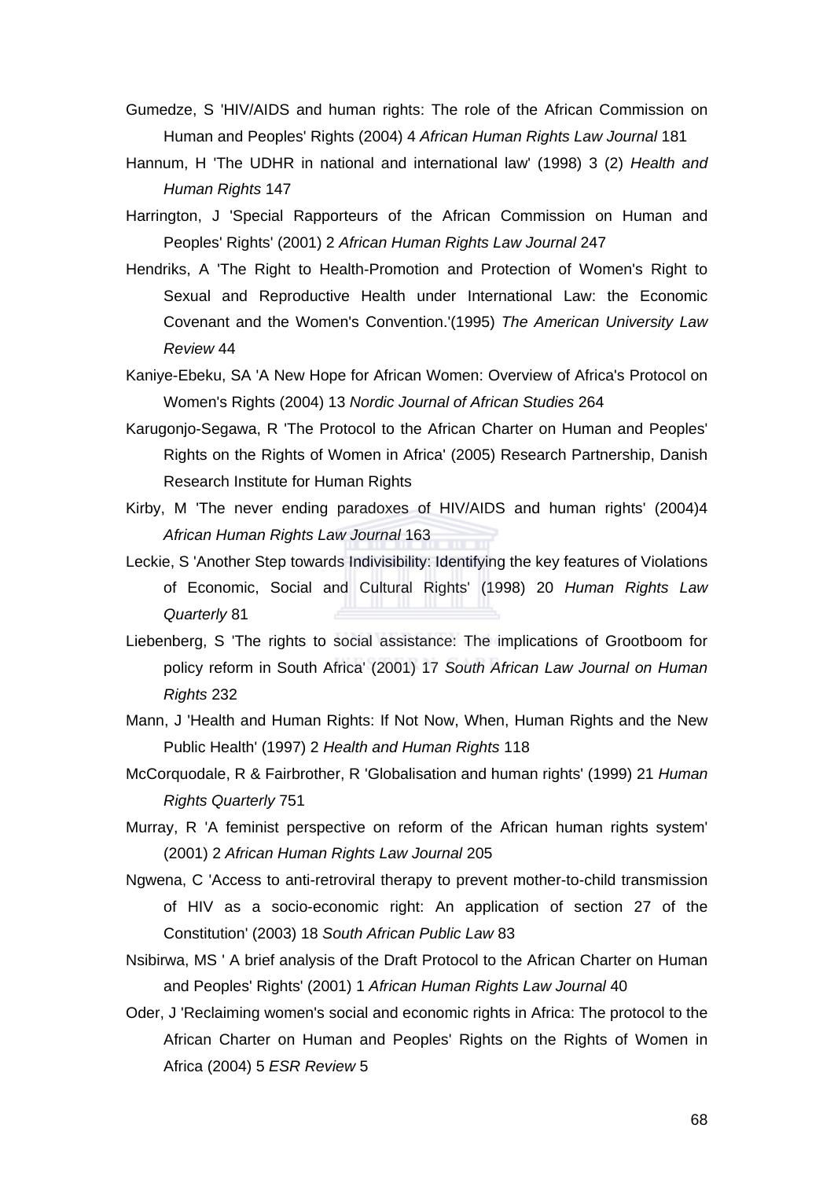Gumedze, S 'HIV/AIDS and human rights: The role of the African Commission on Human and Peoples' Rights (2004) 4 *African Human Rights Law Journal* 181

Hannum, H 'The UDHR in national and international law' (1998) 3 (2) *Health and Human Rights* 147

Harrington, J 'Special Rapporteurs of the African Commission on Human and Peoples' Rights' (2001) 2 *African Human Rights Law Journal* 247

Hendriks, A 'The Right to Health-Promotion and Protection of Women's Right to Sexual and Reproductive Health under International Law: the Economic Covenant and the Women's Convention.'(1995) *The American University Law Review* 44

Kaniye-Ebeku, SA 'A New Hope for African Women: Overview of Africa's Protocol on Women's Rights (2004) 13 *Nordic Journal of African Studies* 264

Karugonjo-Segawa, R 'The Protocol to the African Charter on Human and Peoples' Rights on the Rights of Women in Africa' (2005) Research Partnership, Danish Research Institute for Human Rights

Kirby, M 'The never ending paradoxes of HIV/AIDS and human rights' (2004)4 *African Human Rights Law Journal* 163

Leckie, S 'Another Step towards Indivisibility: Identifying the key features of Violations of Economic, Social and Cultural Rights' (1998) 20 *Human Rights Law Quarterly* 81

Liebenberg, S 'The rights to social assistance: The implications of Grootboom for policy reform in South Africa' (2001) 17 *South African Law Journal on Human Rights* 232

Mann, J 'Health and Human Rights: If Not Now, When, Human Rights and the New Public Health' (1997) 2 *Health and Human Rights* 118

McCorquodale, R & Fairbrother, R 'Globalisation and human rights' (1999) 21 *Human Rights Quarterly* 751

Murray, R 'A feminist perspective on reform of the African human rights system' (2001) 2 *African Human Rights Law Journal* 205

Ngwena, C 'Access to anti-retroviral therapy to prevent mother-to-child transmission of HIV as a socio-economic right: An application of section 27 of the Constitution' (2003) 18 *South African Public Law* 83

Nsibirwa, MS ' A brief analysis of the Draft Protocol to the African Charter on Human and Peoples' Rights' (2001) 1 *African Human Rights Law Journal* 40

Oder, J 'Reclaiming women's social and economic rights in Africa: The protocol to the African Charter on Human and Peoples' Rights on the Rights of Women in Africa (2004) 5 *ESR Review* 5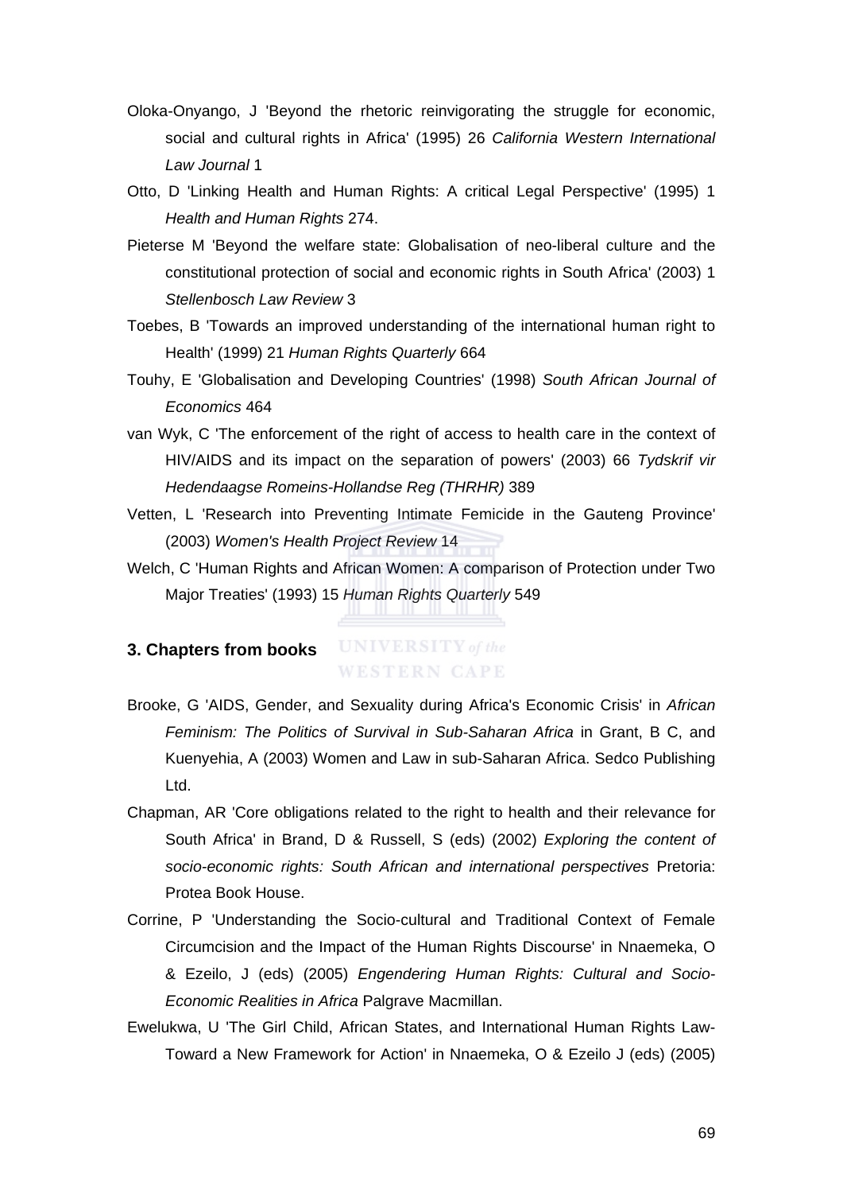Oloka-Onyango, J 'Beyond the rhetoric reinvigorating the struggle for economic, social and cultural rights in Africa' (1995) 26 *California Western International Law Journal* 1

Otto, D 'Linking Health and Human Rights: A critical Legal Perspective' (1995) 1 *Health and Human Rights* 274.

Pieterse M 'Beyond the welfare state: Globalisation of neo-liberal culture and the constitutional protection of social and economic rights in South Africa' (2003) 1 *Stellenbosch Law Review* 3

Toebes, B 'Towards an improved understanding of the international human right to Health' (1999) 21 *Human Rights Quarterly* 664

Touhy, E 'Globalisation and Developing Countries' (1998) *South African Journal of Economics* 464

van Wyk, C 'The enforcement of the right of access to health care in the context of HIV/AIDS and its impact on the separation of powers' (2003) 66 *Tydskrif vir Hedendaagse Romeins-Hollandse Reg (THRHR)* 389

Vetten, L 'Research into Preventing Intimate Femicide in the Gauteng Province' (2003) *Women's Health Project Review* 14

Welch, C 'Human Rights and African Women: A comparison of Protection under Two Major Treaties' (1993) 15 *Human Rights Quarterly* 549

### 3. Chapters from books

Brooke, G 'AIDS, Gender, and Sexuality during Africa's Economic Crisis' in *African Feminism: The Politics of Survival in Sub-Saharan Africa* in Grant, B C, and Kuenyehia, A (2003) Women and Law in sub-Saharan Africa. Sedco Publishing Ltd.

Chapman, AR 'Core obligations related to the right to health and their relevance for South Africa' in Brand, D & Russell, S (eds) (2002) *Exploring the content of socio-economic rights: South African and international perspectives* Pretoria: Protea Book House.

Corrine, P 'Understanding the Socio-cultural and Traditional Context of Female Circumcision and the Impact of the Human Rights Discourse' in Nnaemeka, O & Ezeilo, J (eds) (2005) *Engendering Human Rights: Cultural and Socio-Economic Realities in Africa* Palgrave Macmillan.

Ewelukwa, U 'The Girl Child, African States, and International Human Rights Law-Toward a New Framework for Action' in Nnaemeka, O & Ezeilo J (eds) (2005)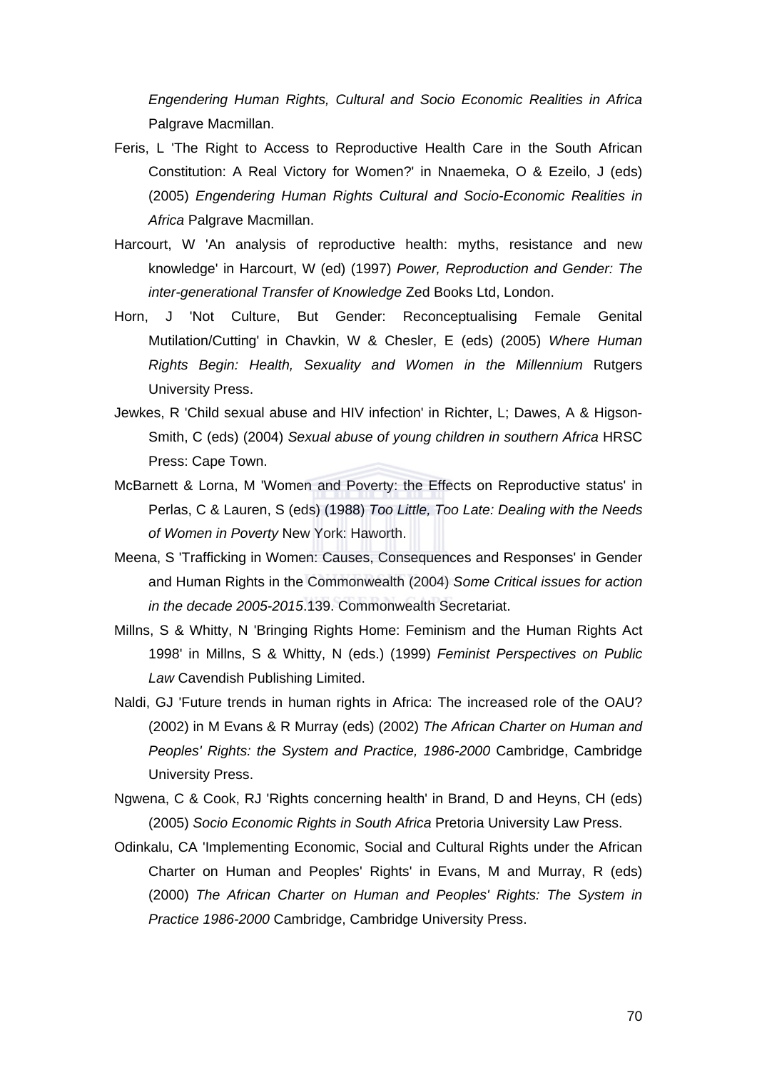*Engendering Human Rights, Cultural and Socio Economic Realities in Africa* Palgrave Macmillan.

Feris, L 'The Right to Access to Reproductive Health Care in the South African Constitution: A Real Victory for Women?' in Nnaemeka, O & Ezeilo, J (eds) (2005) *Engendering Human Rights Cultural and Socio-Economic Realities in Africa* Palgrave Macmillan.

Harcourt, W 'An analysis of reproductive health: myths, resistance and new knowledge' in Harcourt, W (ed) (1997) *Power, Reproduction and Gender: The inter-generational Transfer of Knowledge* Zed Books Ltd, London.

Horn, J 'Not Culture, But Gender: Reconceptualising Female Genital Mutilation/Cutting' in Chavkin, W & Chesler, E (eds) (2005) *Where Human Rights Begin: Health, Sexuality and Women in the Millennium* Rutgers University Press.

Jewkes, R 'Child sexual abuse and HIV infection' in Richter, L; Dawes, A & Higson-Smith, C (eds) (2004) *Sexual abuse of young children in southern Africa* HRSC Press: Cape Town.

McBarnett & Lorna, M 'Women and Poverty: the Effects on Reproductive status' in Perlas, C & Lauren, S (eds) (1988) *Too Little, Too Late: Dealing with the Needs of Women in Poverty* New York: Haworth.

Meena, S 'Trafficking in Women: Causes, Consequences and Responses' in Gender and Human Rights in the Commonwealth (2004) *Some Critical issues for action in the decade 2005-2015*.139. Commonwealth Secretariat.

Millns, S & Whitty, N 'Bringing Rights Home: Feminism and the Human Rights Act 1998' in Millns, S & Whitty, N (eds.) (1999) *Feminist Perspectives on Public Law* Cavendish Publishing Limited.

Naldi, GJ 'Future trends in human rights in Africa: The increased role of the OAU? (2002) in M Evans & R Murray (eds) (2002) *The African Charter on Human and Peoples' Rights: the System and Practice, 1986-2000* Cambridge, Cambridge University Press.

Ngwena, C & Cook, RJ 'Rights concerning health' in Brand, D and Heyns, CH (eds) (2005) *Socio Economic Rights in South Africa* Pretoria University Law Press.

Odinkalu, CA 'Implementing Economic, Social and Cultural Rights under the African Charter on Human and Peoples' Rights' in Evans, M and Murray, R (eds) (2000) *The African Charter on Human and Peoples' Rights: The System in Practice 1986-2000* Cambridge, Cambridge University Press.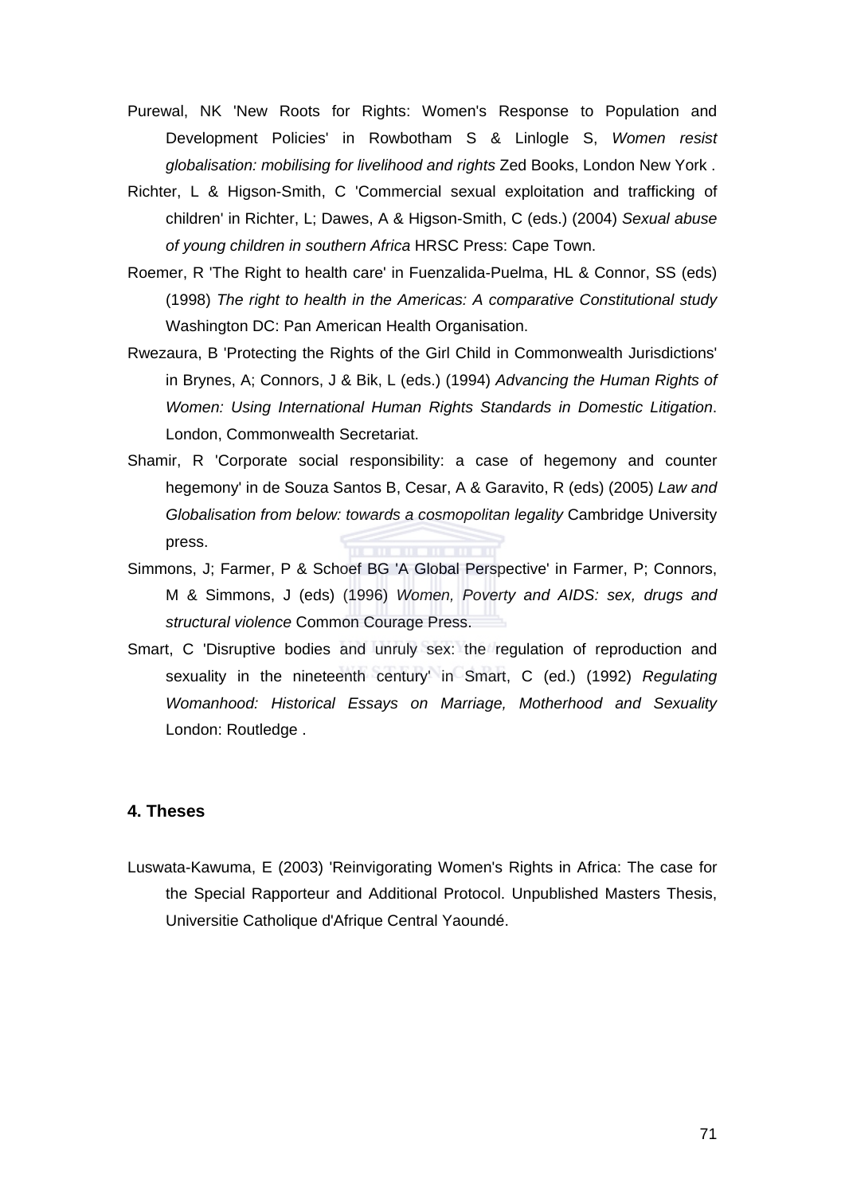Purewal, NK 'New Roots for Rights: Women's Response to Population and Development Policies' in Rowbotham S & Linlogle S, *Women resist globalisation: mobilising for livelihood and rights* Zed Books, London New York .

Richter, L & Higson-Smith, C 'Commercial sexual exploitation and trafficking of children' in Richter, L; Dawes, A & Higson-Smith, C (eds.) (2004) *Sexual abuse of young children in southern Africa* HRSC Press: Cape Town.

Roemer, R 'The Right to health care' in Fuenzalida-Puelma, HL & Connor, SS (eds) (1998) *The right to health in the Americas: A comparative Constitutional study* Washington DC: Pan American Health Organisation.

Rwezaura, B 'Protecting the Rights of the Girl Child in Commonwealth Jurisdictions' in Brynes, A; Connors, J & Bik, L (eds.) (1994) *Advancing the Human Rights of Women: Using International Human Rights Standards in Domestic Litigation.* London, Commonwealth Secretariat.

Shamir, R 'Corporate social responsibility: a case of hegemony and counter hegemony' in de Souza Santos B, Cesar, A & Garavito, R (eds) (2005) *Law and Globalisation from below: towards a cosmopolitan legality* Cambridge University press.

Simmons, J; Farmer, P & Schoef BG 'A Global Perspective' in Farmer, P; Connors, M & Simmons, J (eds) (1996) *Women, Poverty and AIDS: sex, drugs and structural violence* Common Courage Press.

Smart, C 'Disruptive bodies and unruly sex: the regulation of reproduction and sexuality in the nineteenth century' in Smart, C (ed.) (1992) *Regulating Womanhood: Historical Essays on Marriage, Motherhood and Sexuality* London: Routledge .

### 4. Theses

Luswata-Kawuma, E (2003) 'Reinvigorating Women's Rights in Africa: The case for the Special Rapporteur and Additional Protocol. Unpublished Masters Thesis, Universitie Catholique d'Afrique Central Yaoundé.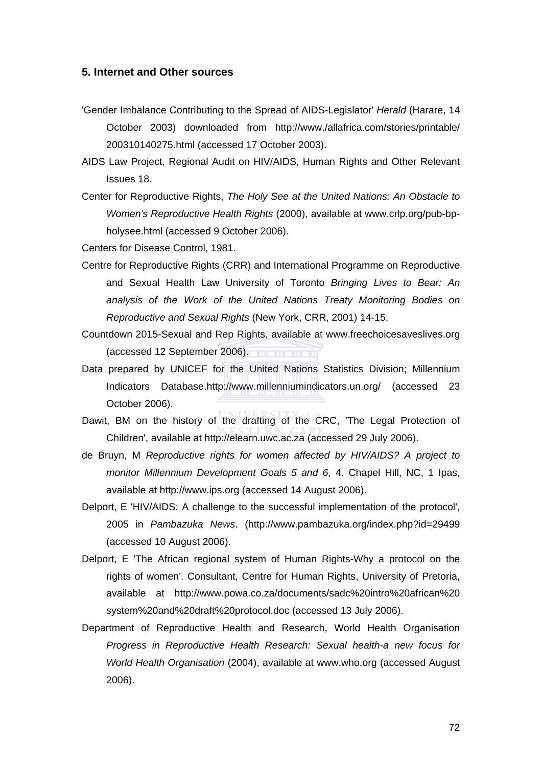## 5. Internet and Other sources

'Gender Imbalance Contributing to the Spread of AIDS-Legislator' *Herald* (Harare, 14 October 2003) downloaded from http://www./allafrica.com/stories/printable/200310140275.html (accessed 17 October 2003).

AIDS Law Project, Regional Audit on HIV/AIDS, Human Rights and Other Relevant Issues 18.

Center for Reproductive Rights, *The Holy See at the United Nations: An Obstacle to Women's Reproductive Health Rights* (2000), available at www.crlp.org/pub-bp-holysee.html (accessed 9 October 2006).

Centers for Disease Control, 1981.

Centre for Reproductive Rights (CRR) and International Programme on Reproductive and Sexual Health Law University of Toronto *Bringing Lives to Bear: An analysis of the Work of the United Nations Treaty Monitoring Bodies on Reproductive and Sexual Rights* (New York, CRR, 2001) 14-15.

Countdown 2015-Sexual and Rep Rights, available at www.freechoicesaveslives.org (accessed 12 September 2006).

Data prepared by UNICEF for the United Nations Statistics Division; Millennium Indicators Database.http://www.millenniumindicators.un.org/ (accessed 23 October 2006).

Dawit, BM on the history of the drafting of the CRC, 'The Legal Protection of Children', available at http://elearn.uwc.ac.za (accessed 29 July 2006).

de Bruyn, M *Reproductive rights for women affected by HIV/AIDS? A project to monitor Millennium Development Goals 5 and 6*, 4. Chapel Hill, NC, 1 Ipas, available at http://www.ips.org (accessed 14 August 2006).

Delport, E 'HIV/AIDS: A challenge to the successful implementation of the protocol', 2005 in *Pambazuka News*. (http://www.pambazuka.org/index.php?id=29499 (accessed 10 August 2006).

Delport, E 'The African regional system of Human Rights-Why a protocol on the rights of women'. Consultant, Centre for Human Rights, University of Pretoria, available at http://www.powa.co.za/documents/sadc%20intro%20african%20system%20and%20draft%20protocol.doc (accessed 13 July 2006).

Department of Reproductive Health and Research, World Health Organisation *Progress in Reproductive Health Research: Sexual health-a new focus for World Health Organisation* (2004), available at www.who.org (accessed August 2006).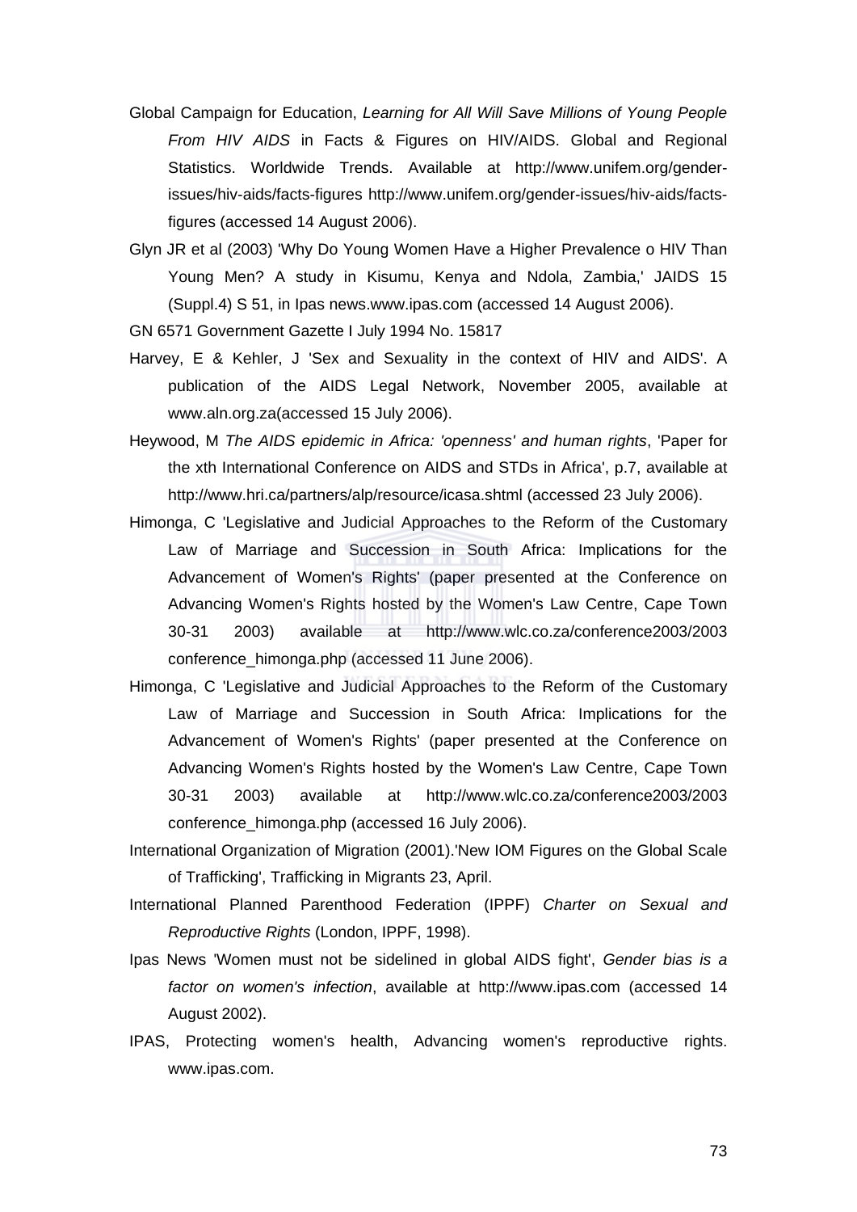Global Campaign for Education, *Learning for All Will Save Millions of Young People From HIV AIDS* in Facts & Figures on HIV/AIDS. Global and Regional Statistics. Worldwide Trends. Available at http://www.unifem.org/gender-issues/hiv-aids/facts-figures http://www.unifem.org/gender-issues/hiv-aids/facts-figures (accessed 14 August 2006).

Glyn JR et al (2003) 'Why Do Young Women Have a Higher Prevalence o HIV Than Young Men? A study in Kisumu, Kenya and Ndola, Zambia,' JAIDS 15 (Suppl.4) S 51, in Ipas news.www.ipas.com (accessed 14 August 2006).

GN 6571 Government Gazette I July 1994 No. 15817

Harvey, E & Kehler, J 'Sex and Sexuality in the context of HIV and AIDS'. A publication of the AIDS Legal Network, November 2005, available at www.aln.org.za(accessed 15 July 2006).

Heywood, M *The AIDS epidemic in Africa: 'openness' and human rights*, 'Paper for the xth International Conference on AIDS and STDs in Africa', p.7, available at http://www.hri.ca/partners/alp/resource/icasa.shtml (accessed 23 July 2006).

Himonga, C 'Legislative and Judicial Approaches to the Reform of the Customary Law of Marriage and Succession in South Africa: Implications for the Advancement of Women's Rights' (paper presented at the Conference on Advancing Women's Rights hosted by the Women's Law Centre, Cape Town 30-31 2003) available at http://www.wlc.co.za/conference2003/2003 conference_himonga.php (accessed 11 June 2006).

Himonga, C 'Legislative and Judicial Approaches to the Reform of the Customary Law of Marriage and Succession in South Africa: Implications for the Advancement of Women's Rights' (paper presented at the Conference on Advancing Women's Rights hosted by the Women's Law Centre, Cape Town 30-31 2003) available at http://www.wlc.co.za/conference2003/2003 conference_himonga.php (accessed 16 July 2006).

International Organization of Migration (2001).'New IOM Figures on the Global Scale of Trafficking', Trafficking in Migrants 23, April.

International Planned Parenthood Federation (IPPF) *Charter on Sexual and Reproductive Rights* (London, IPPF, 1998).

Ipas News 'Women must not be sidelined in global AIDS fight', *Gender bias is a factor on women's infection*, available at http://www.ipas.com (accessed 14 August 2002).

IPAS, Protecting women's health, Advancing women's reproductive rights. www.ipas.com.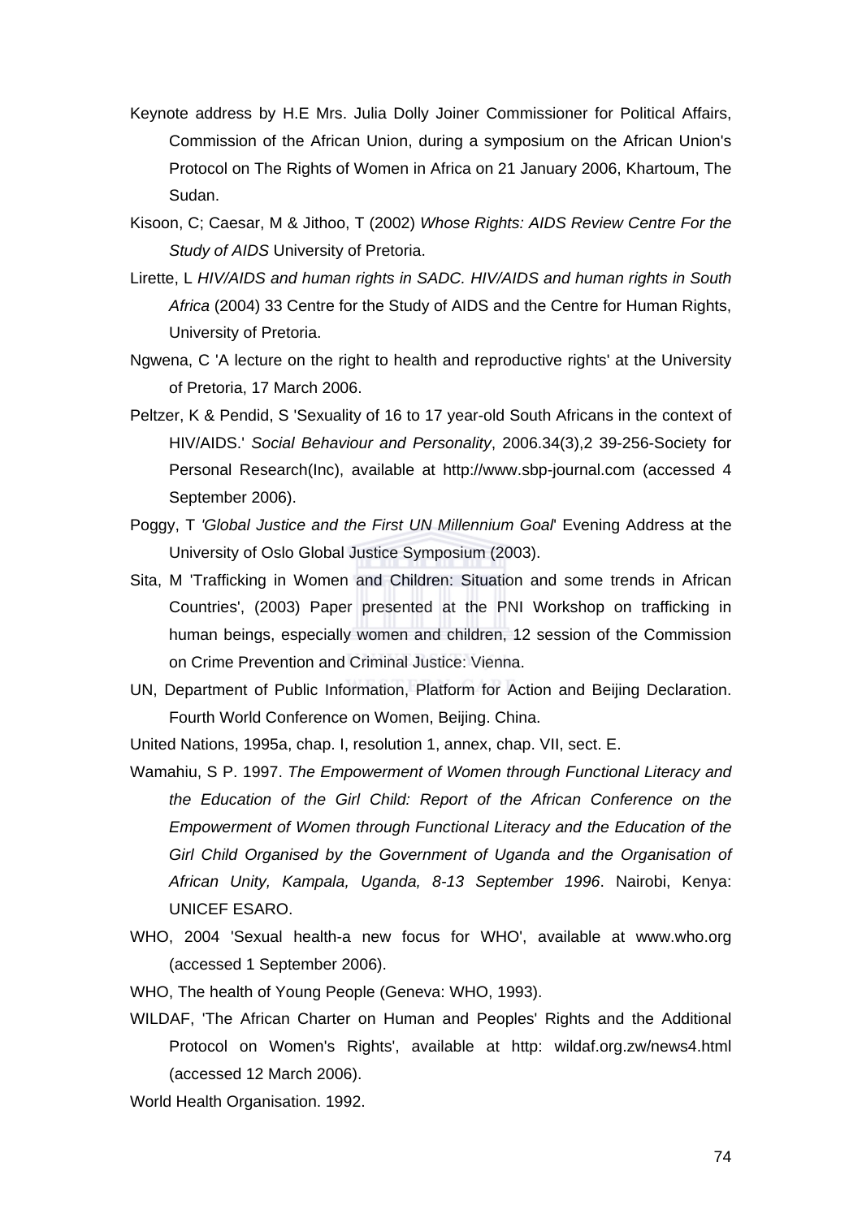Keynote address by H.E Mrs. Julia Dolly Joiner Commissioner for Political Affairs, Commission of the African Union, during a symposium on the African Union's Protocol on The Rights of Women in Africa on 21 January 2006, Khartoum, The Sudan.

Kisoon, C; Caesar, M & Jithoo, T (2002) *Whose Rights: AIDS Review Centre For the Study of AIDS* University of Pretoria.

Lirette, L *HIV/AIDS and human rights in SADC. HIV/AIDS and human rights in South Africa* (2004) 33 Centre for the Study of AIDS and the Centre for Human Rights, University of Pretoria.

Ngwena, C 'A lecture on the right to health and reproductive rights' at the University of Pretoria, 17 March 2006.

Peltzer, K & Pendid, S 'Sexuality of 16 to 17 year-old South Africans in the context of HIV/AIDS.' *Social Behaviour and Personality*, 2006.34(3),2 39-256-Society for Personal Research(Inc), available at http://www.sbp-journal.com (accessed 4 September 2006).

Poggy, T *'Global Justice and the First UN Millennium Goal*' Evening Address at the University of Oslo Global Justice Symposium (2003).

Sita, M 'Trafficking in Women and Children: Situation and some trends in African Countries', (2003) Paper presented at the PNI Workshop on trafficking in human beings, especially women and children, 12 session of the Commission on Crime Prevention and Criminal Justice: Vienna.

UN, Department of Public Information, Platform for Action and Beijing Declaration. Fourth World Conference on Women, Beijing. China.

United Nations, 1995a, chap. I, resolution 1, annex, chap. VII, sect. E.

Wamahiu, S P. 1997. *The Empowerment of Women through Functional Literacy and the Education of the Girl Child: Report of the African Conference on the Empowerment of Women through Functional Literacy and the Education of the Girl Child Organised by the Government of Uganda and the Organisation of African Unity, Kampala, Uganda, 8-13 September 1996*. Nairobi, Kenya: UNICEF ESARO.

WHO, 2004 'Sexual health-a new focus for WHO', available at www.who.org (accessed 1 September 2006).

WHO, The health of Young People (Geneva: WHO, 1993).

WILDAF, 'The African Charter on Human and Peoples' Rights and the Additional Protocol on Women's Rights', available at http: wildaf.org.zw/news4.html (accessed 12 March 2006).

World Health Organisation. 1992.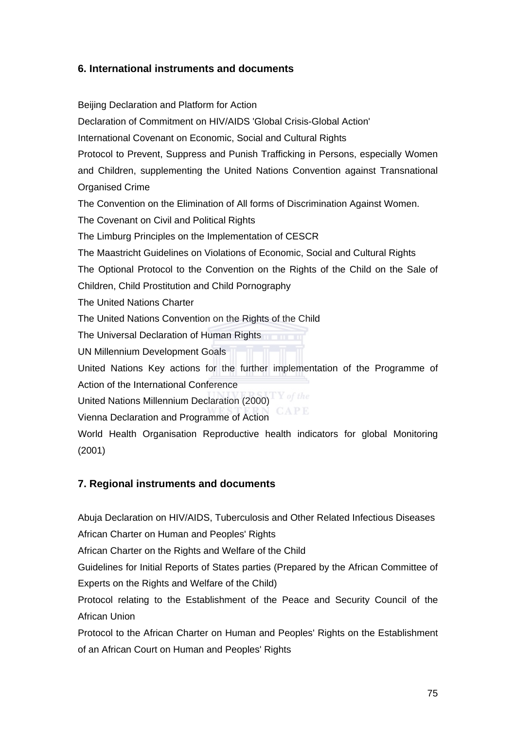## 6. International instruments and documents

Beijing Declaration and Platform for Action

Declaration of Commitment on HIV/AIDS 'Global Crisis-Global Action'

International Covenant on Economic, Social and Cultural Rights

Protocol to Prevent, Suppress and Punish Trafficking in Persons, especially Women and Children, supplementing the United Nations Convention against Transnational Organised Crime

The Convention on the Elimination of All forms of Discrimination Against Women.

The Covenant on Civil and Political Rights

The Limburg Principles on the Implementation of CESCR

The Maastricht Guidelines on Violations of Economic, Social and Cultural Rights

The Optional Protocol to the Convention on the Rights of the Child on the Sale of Children, Child Prostitution and Child Pornography

The United Nations Charter

The United Nations Convention on the Rights of the Child

The Universal Declaration of Human Rights

UN Millennium Development Goals

United Nations Key actions for the further implementation of the Programme of Action of the International Conference

United Nations Millennium Declaration (2000)

Vienna Declaration and Programme of Action

World Health Organisation Reproductive health indicators for global Monitoring (2001)

## 7. Regional instruments and documents

Abuja Declaration on HIV/AIDS, Tuberculosis and Other Related Infectious Diseases

African Charter on Human and Peoples' Rights

African Charter on the Rights and Welfare of the Child

Guidelines for Initial Reports of States parties (Prepared by the African Committee of Experts on the Rights and Welfare of the Child)

Protocol relating to the Establishment of the Peace and Security Council of the African Union

Protocol to the African Charter on Human and Peoples' Rights on the Establishment of an African Court on Human and Peoples' Rights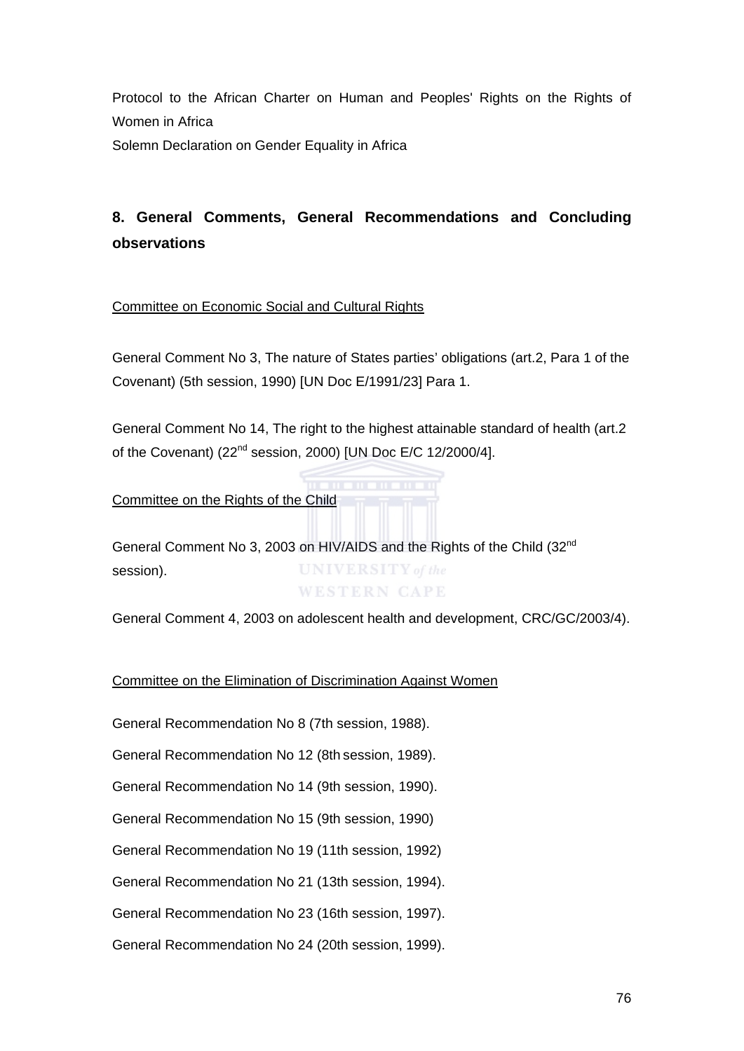Protocol to the African Charter on Human and Peoples' Rights on the Rights of Women in Africa

Solemn Declaration on Gender Equality in Africa

## 8. General Comments, General Recommendations and Concluding observations

Committee on Economic Social and Cultural Rights

General Comment No 3, The nature of States parties' obligations (art.2, Para 1 of the Covenant) (5th session, 1990) [UN Doc E/1991/23] Para 1.

General Comment No 14, The right to the highest attainable standard of health (art.2 of the Covenant) (22nd session, 2000) [UN Doc E/C 12/2000/4].

Committee on the Rights of the Child

General Comment No 3, 2003 on HIV/AIDS and the Rights of the Child (32nd session).

General Comment 4, 2003 on adolescent health and development, CRC/GC/2003/4).

Committee on the Elimination of Discrimination Against Women

General Recommendation No 8 (7th session, 1988).

General Recommendation No 12 (8th session, 1989).

General Recommendation No 14 (9th session, 1990).

General Recommendation No 15 (9th session, 1990)

General Recommendation No 19 (11th session, 1992)

General Recommendation No 21 (13th session, 1994).

General Recommendation No 23 (16th session, 1997).

General Recommendation No 24 (20th session, 1999).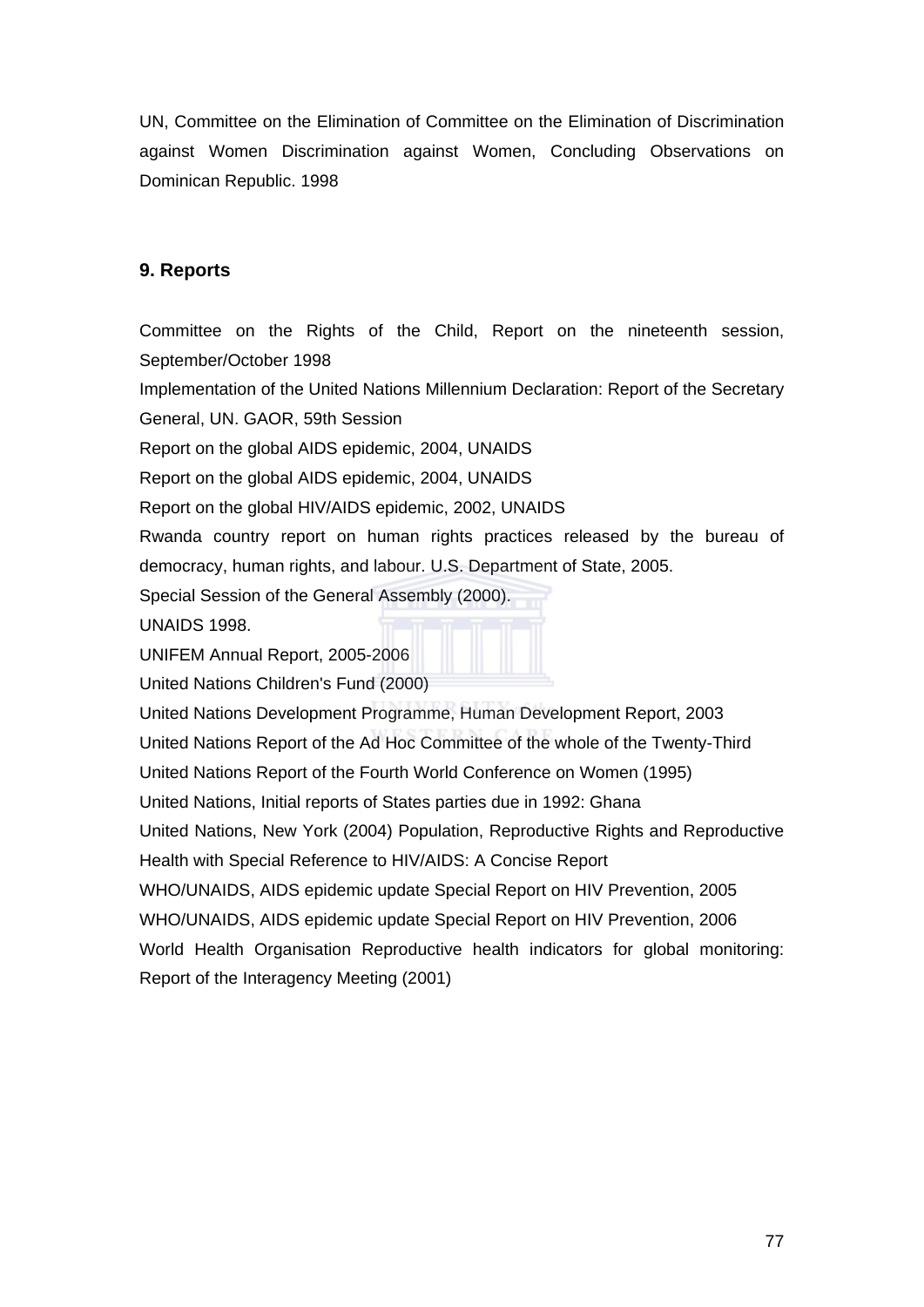UN, Committee on the Elimination of Committee on the Elimination of Discrimination against Women Discrimination against Women, Concluding Observations on Dominican Republic. 1998

## 9. Reports

Committee on the Rights of the Child, Report on the nineteenth session, September/October 1998

Implementation of the United Nations Millennium Declaration: Report of the Secretary General, UN. GAOR, 59th Session

Report on the global AIDS epidemic, 2004, UNAIDS

Report on the global AIDS epidemic, 2004, UNAIDS

Report on the global HIV/AIDS epidemic, 2002, UNAIDS

Rwanda country report on human rights practices released by the bureau of democracy, human rights, and labour. U.S. Department of State, 2005.

Special Session of the General Assembly (2000).

UNAIDS 1998.

UNIFEM Annual Report, 2005-2006

United Nations Children's Fund (2000)

United Nations Development Programme, Human Development Report, 2003

United Nations Report of the Ad Hoc Committee of the whole of the Twenty-Third

United Nations Report of the Fourth World Conference on Women (1995)

United Nations, Initial reports of States parties due in 1992: Ghana

United Nations, New York (2004) Population, Reproductive Rights and Reproductive Health with Special Reference to HIV/AIDS: A Concise Report

WHO/UNAIDS, AIDS epidemic update Special Report on HIV Prevention, 2005

WHO/UNAIDS, AIDS epidemic update Special Report on HIV Prevention, 2006

World Health Organisation Reproductive health indicators for global monitoring: Report of the Interagency Meeting (2001)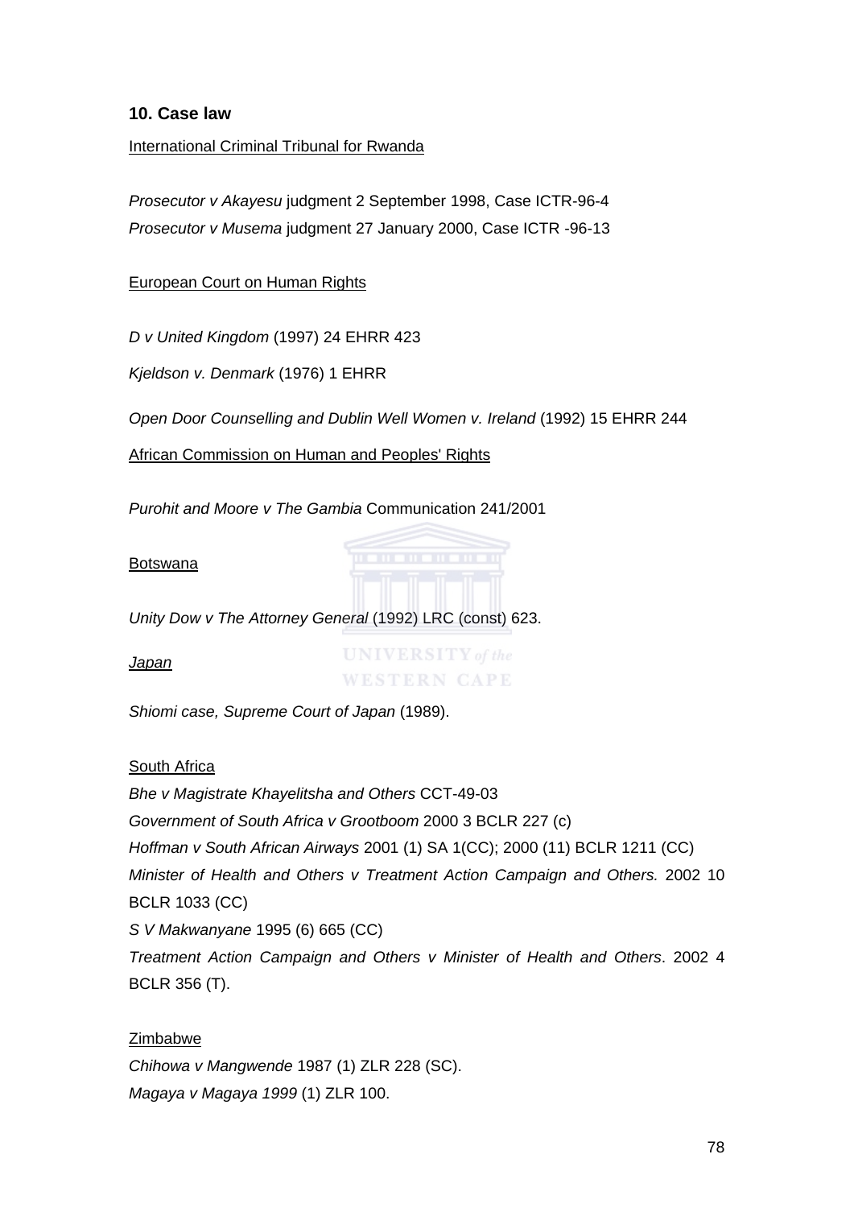### 10. Case law

International Criminal Tribunal for Rwanda

*Prosecutor v Akayesu* judgment 2 September 1998, Case ICTR-96-4
*Prosecutor v Musema* judgment 27 January 2000, Case ICTR -96-13

European Court on Human Rights

*D v United Kingdom* (1997) 24 EHRR 423

*Kjeldson v. Denmark* (1976) 1 EHRR

*Open Door Counselling and Dublin Well Women v. Ireland* (1992) 15 EHRR 244

African Commission on Human and Peoples' Rights

*Purohit and Moore v The Gambia* Communication 241/2001

Botswana

*Unity Dow v The Attorney General* (1992) LRC (const) 623.

*Japan*

*Shiomi case, Supreme Court of Japan* (1989).

South Africa

*Bhe v Magistrate Khayelitsha and Others* CCT-49-03
*Government of South Africa v Grootboom* 2000 3 BCLR 227 (c)
*Hoffman v South African Airways* 2001 (1) SA 1(CC); 2000 (11) BCLR 1211 (CC)
*Minister of Health and Others v Treatment Action Campaign and Others.* 2002 10 BCLR 1033 (CC)
*S V Makwanyane* 1995 (6) 665 (CC)
*Treatment Action Campaign and Others v Minister of Health and Others*. 2002 4 BCLR 356 (T).

Zimbabwe

*Chihowa v Mangwende* 1987 (1) ZLR 228 (SC).
*Magaya v Magaya 1999* (1) ZLR 100.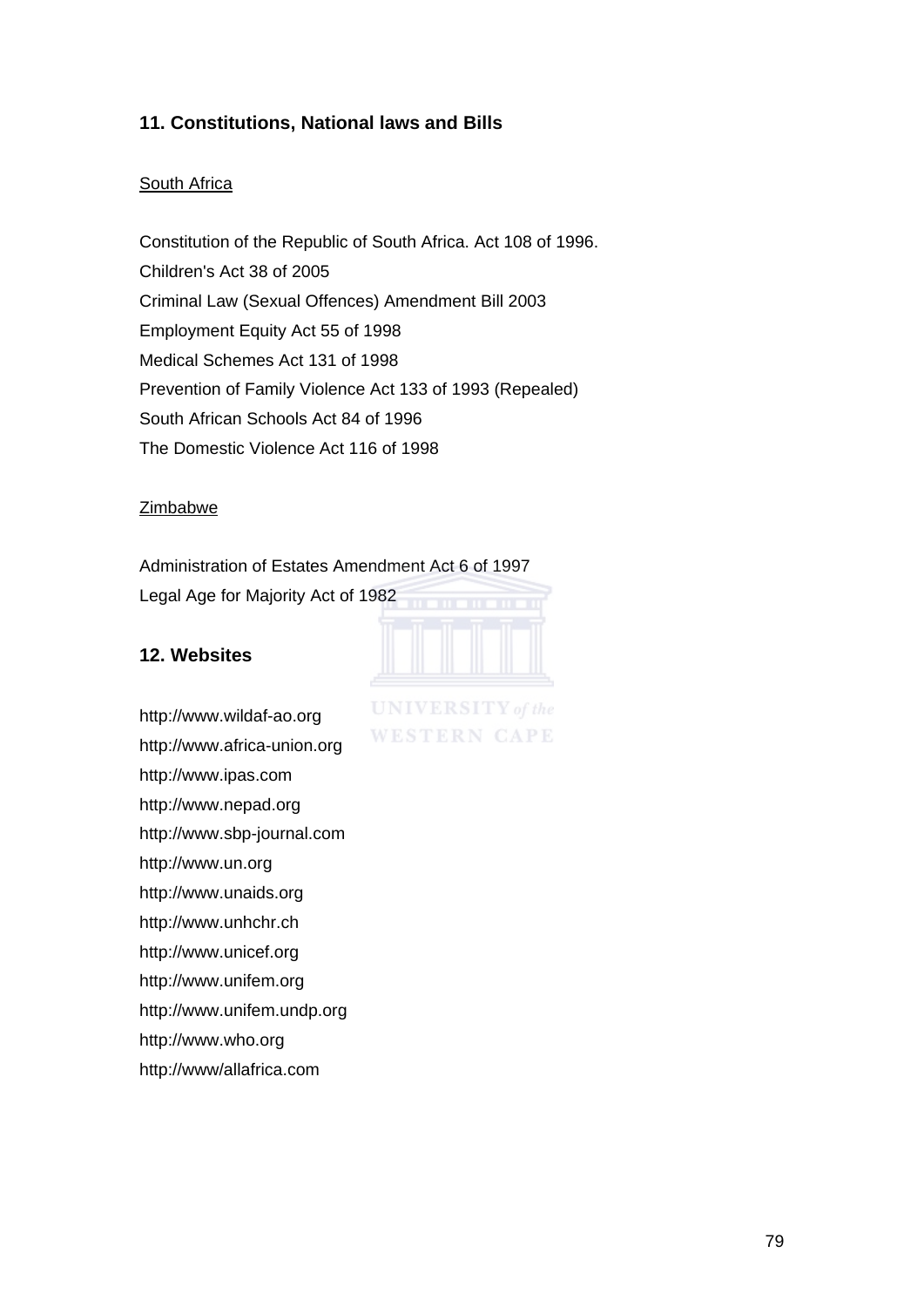## 11. Constitutions, National laws and Bills

South Africa

Constitution of the Republic of South Africa. Act 108 of 1996.
Children's Act 38 of 2005
Criminal Law (Sexual Offences) Amendment Bill 2003
Employment Equity Act 55 of 1998
Medical Schemes Act 131 of 1998
Prevention of Family Violence Act 133 of 1993 (Repealed)
South African Schools Act 84 of 1996
The Domestic Violence Act 116 of 1998

Zimbabwe

Administration of Estates Amendment Act 6 of 1997
Legal Age for Majority Act of 1982

## 12. Websites

http://www.wildaf-ao.org
http://www.africa-union.org
http://www.ipas.com
http://www.nepad.org
http://www.sbp-journal.com
http://www.un.org
http://www.unaids.org
http://www.unhchr.ch
http://www.unicef.org
http://www.unifem.org
http://www.unifem.undp.org
http://www.who.org
http://www/allafrica.com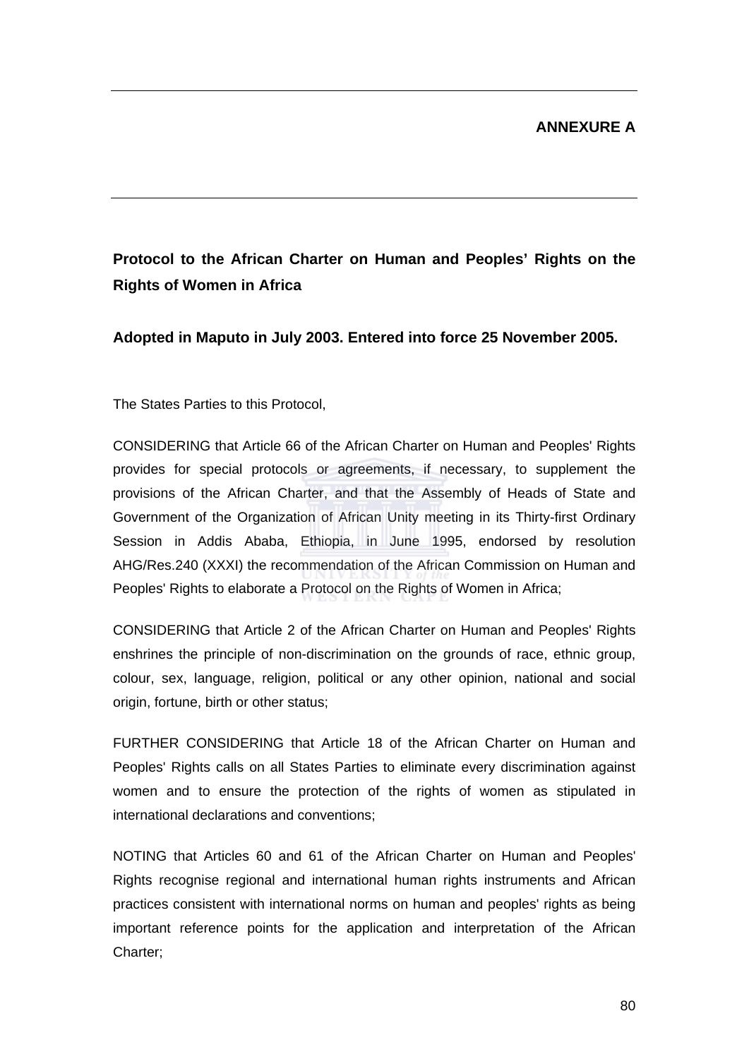**ANNEXURE A**

## Protocol to the African Charter on Human and Peoples' Rights on the Rights of Women in Africa

**Adopted in Maputo in July 2003. Entered into force 25 November 2005.**

The States Parties to this Protocol,

CONSIDERING that Article 66 of the African Charter on Human and Peoples' Rights provides for special protocols or agreements, if necessary, to supplement the provisions of the African Charter, and that the Assembly of Heads of State and Government of the Organization of African Unity meeting in its Thirty-first Ordinary Session in Addis Ababa, Ethiopia, in June 1995, endorsed by resolution AHG/Res.240 (XXXI) the recommendation of the African Commission on Human and Peoples' Rights to elaborate a Protocol on the Rights of Women in Africa;

CONSIDERING that Article 2 of the African Charter on Human and Peoples' Rights enshrines the principle of non-discrimination on the grounds of race, ethnic group, colour, sex, language, religion, political or any other opinion, national and social origin, fortune, birth or other status;

FURTHER CONSIDERING that Article 18 of the African Charter on Human and Peoples' Rights calls on all States Parties to eliminate every discrimination against women and to ensure the protection of the rights of women as stipulated in international declarations and conventions;

NOTING that Articles 60 and 61 of the African Charter on Human and Peoples' Rights recognise regional and international human rights instruments and African practices consistent with international norms on human and peoples' rights as being important reference points for the application and interpretation of the African Charter;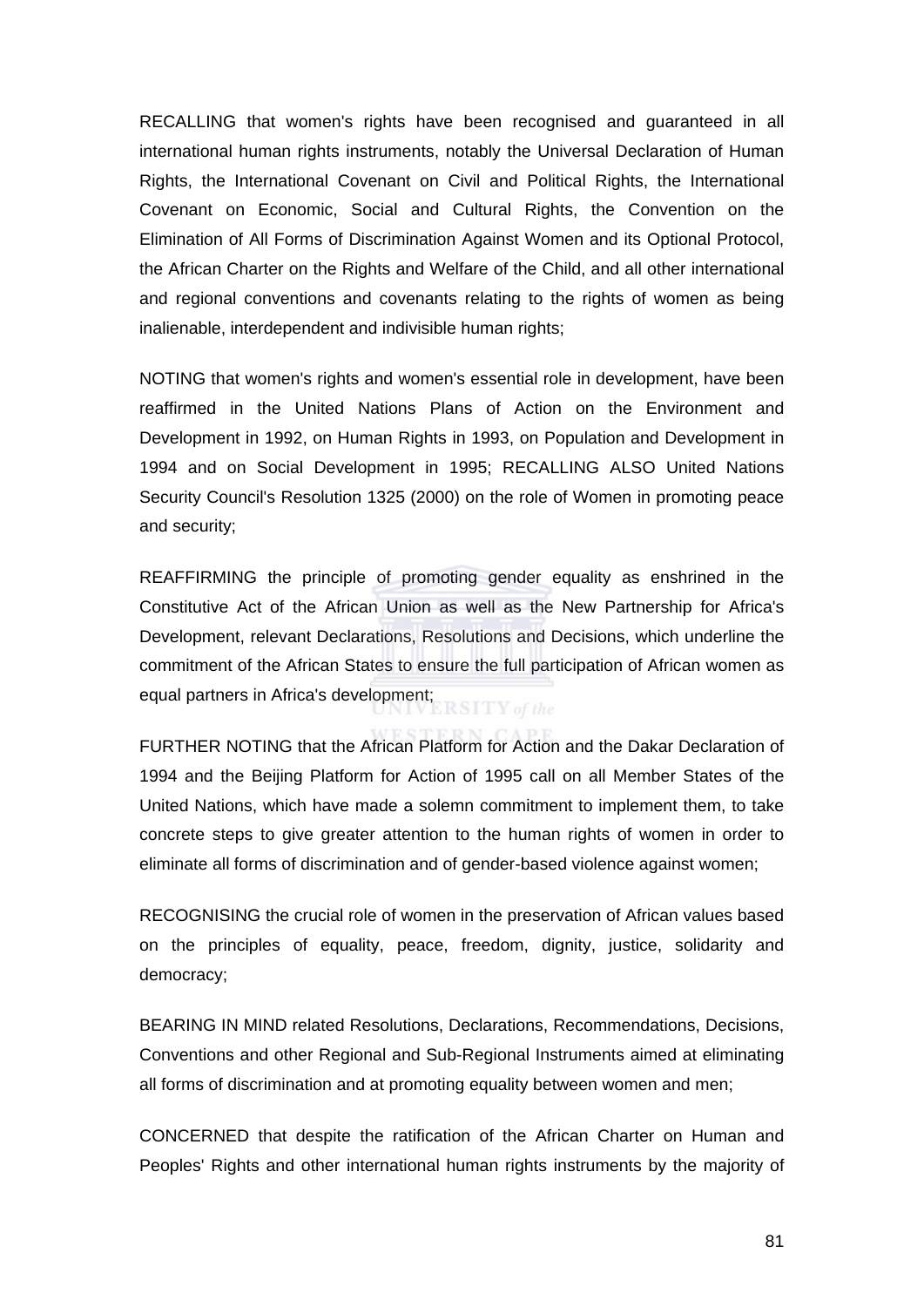RECALLING that women's rights have been recognised and guaranteed in all international human rights instruments, notably the Universal Declaration of Human Rights, the International Covenant on Civil and Political Rights, the International Covenant on Economic, Social and Cultural Rights, the Convention on the Elimination of All Forms of Discrimination Against Women and its Optional Protocol, the African Charter on the Rights and Welfare of the Child, and all other international and regional conventions and covenants relating to the rights of women as being inalienable, interdependent and indivisible human rights;

NOTING that women's rights and women's essential role in development, have been reaffirmed in the United Nations Plans of Action on the Environment and Development in 1992, on Human Rights in 1993, on Population and Development in 1994 and on Social Development in 1995; RECALLING ALSO United Nations Security Council's Resolution 1325 (2000) on the role of Women in promoting peace and security;

REAFFIRMING the principle of promoting gender equality as enshrined in the Constitutive Act of the African Union as well as the New Partnership for Africa's Development, relevant Declarations, Resolutions and Decisions, which underline the commitment of the African States to ensure the full participation of African women as equal partners in Africa's development;

FURTHER NOTING that the African Platform for Action and the Dakar Declaration of 1994 and the Beijing Platform for Action of 1995 call on all Member States of the United Nations, which have made a solemn commitment to implement them, to take concrete steps to give greater attention to the human rights of women in order to eliminate all forms of discrimination and of gender-based violence against women;

RECOGNISING the crucial role of women in the preservation of African values based on the principles of equality, peace, freedom, dignity, justice, solidarity and democracy;

BEARING IN MIND related Resolutions, Declarations, Recommendations, Decisions, Conventions and other Regional and Sub-Regional Instruments aimed at eliminating all forms of discrimination and at promoting equality between women and men;

CONCERNED that despite the ratification of the African Charter on Human and Peoples' Rights and other international human rights instruments by the majority of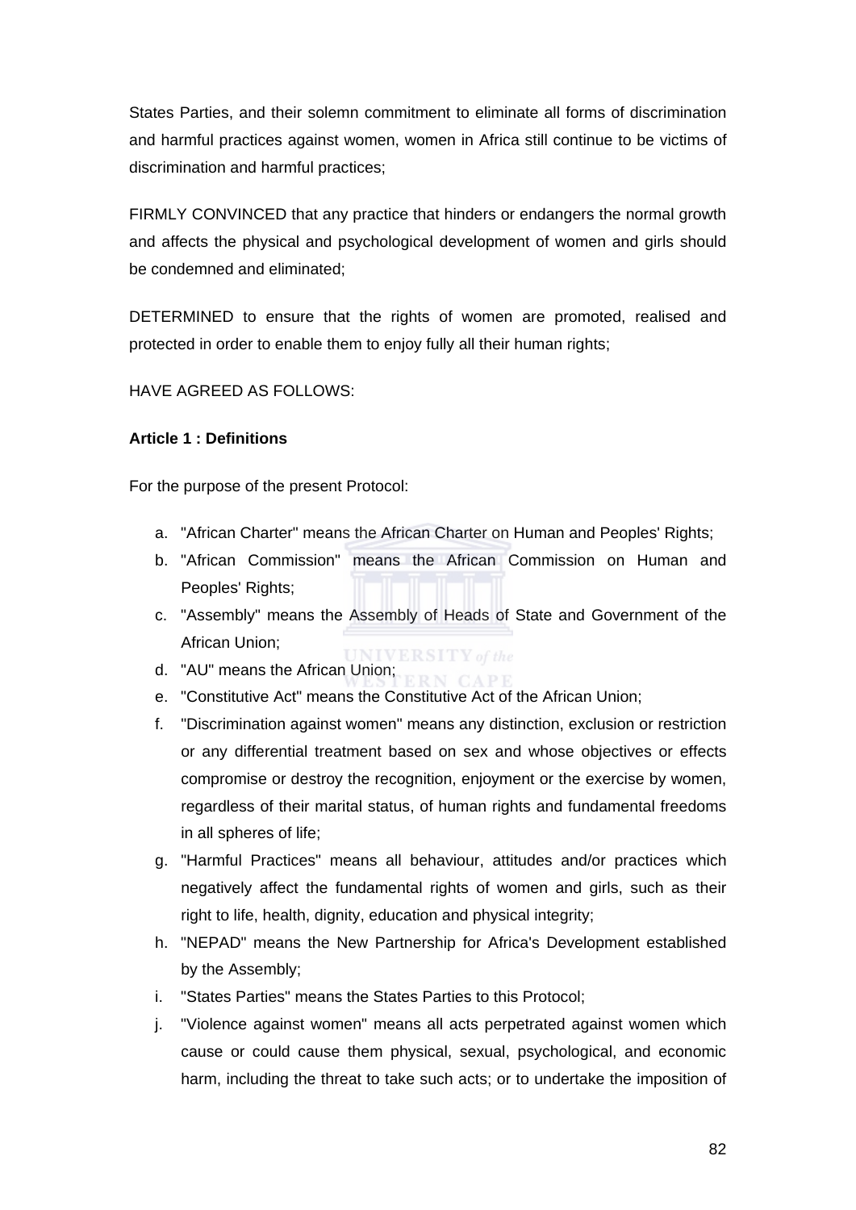States Parties, and their solemn commitment to eliminate all forms of discrimination and harmful practices against women, women in Africa still continue to be victims of discrimination and harmful practices;

FIRMLY CONVINCED that any practice that hinders or endangers the normal growth and affects the physical and psychological development of women and girls should be condemned and eliminated;

DETERMINED to ensure that the rights of women are promoted, realised and protected in order to enable them to enjoy fully all their human rights;

HAVE AGREED AS FOLLOWS:

**Article 1 : Definitions**

For the purpose of the present Protocol:

a. "African Charter" means the African Charter on Human and Peoples' Rights;
b. "African Commission" means the African Commission on Human and Peoples' Rights;
c. "Assembly" means the Assembly of Heads of State and Government of the African Union;
d. "AU" means the African Union;
e. "Constitutive Act" means the Constitutive Act of the African Union;
f. "Discrimination against women" means any distinction, exclusion or restriction or any differential treatment based on sex and whose objectives or effects compromise or destroy the recognition, enjoyment or the exercise by women, regardless of their marital status, of human rights and fundamental freedoms in all spheres of life;
g. "Harmful Practices" means all behaviour, attitudes and/or practices which negatively affect the fundamental rights of women and girls, such as their right to life, health, dignity, education and physical integrity;
h. "NEPAD" means the New Partnership for Africa's Development established by the Assembly;
i. "States Parties" means the States Parties to this Protocol;
j. "Violence against women" means all acts perpetrated against women which cause or could cause them physical, sexual, psychological, and economic harm, including the threat to take such acts; or to undertake the imposition of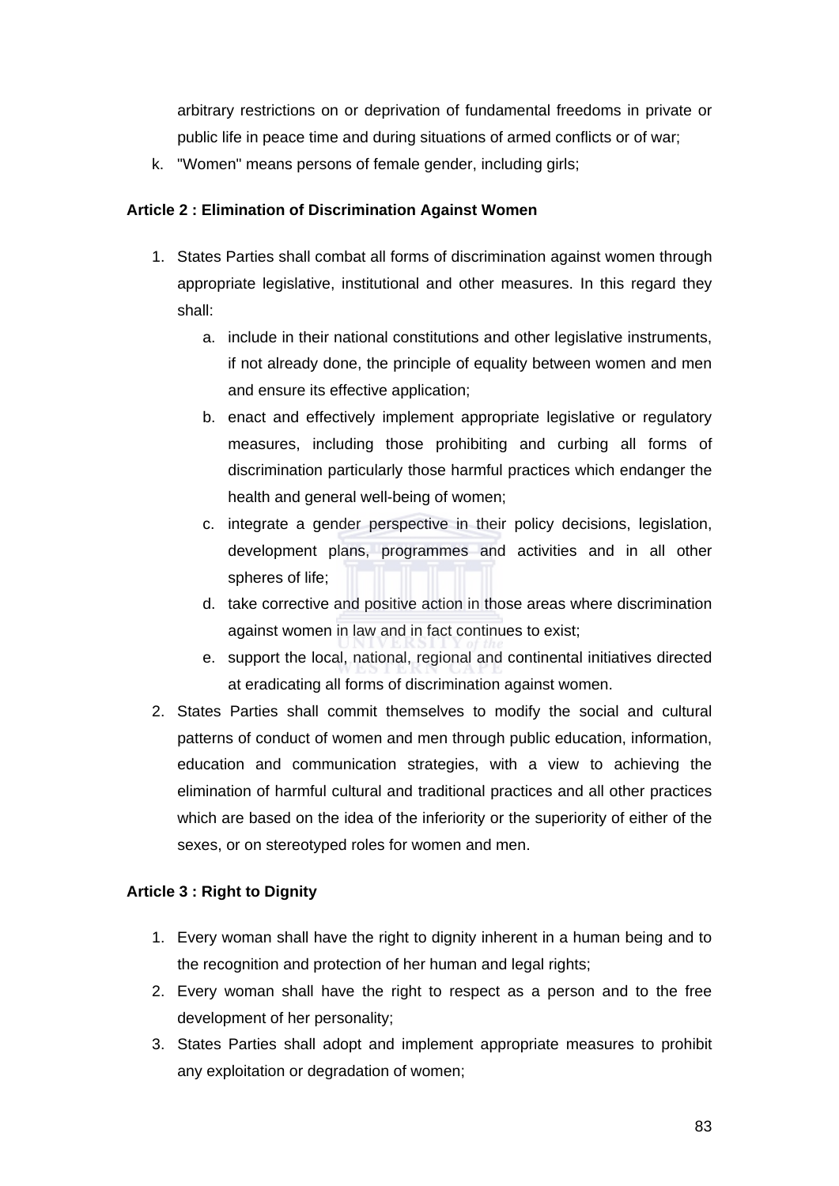arbitrary restrictions on or deprivation of fundamental freedoms in private or public life in peace time and during situations of armed conflicts or of war;

k. "Women" means persons of female gender, including girls;

**Article 2 : Elimination of Discrimination Against Women**

1. States Parties shall combat all forms of discrimination against women through appropriate legislative, institutional and other measures. In this regard they shall:
   a. include in their national constitutions and other legislative instruments, if not already done, the principle of equality between women and men and ensure its effective application;
   b. enact and effectively implement appropriate legislative or regulatory measures, including those prohibiting and curbing all forms of discrimination particularly those harmful practices which endanger the health and general well-being of women;
   c. integrate a gender perspective in their policy decisions, legislation, development plans, programmes and activities and in all other spheres of life;
   d. take corrective and positive action in those areas where discrimination against women in law and in fact continues to exist;
   e. support the local, national, regional and continental initiatives directed at eradicating all forms of discrimination against women.
2. States Parties shall commit themselves to modify the social and cultural patterns of conduct of women and men through public education, information, education and communication strategies, with a view to achieving the elimination of harmful cultural and traditional practices and all other practices which are based on the idea of the inferiority or the superiority of either of the sexes, or on stereotyped roles for women and men.

**Article 3 : Right to Dignity**

1. Every woman shall have the right to dignity inherent in a human being and to the recognition and protection of her human and legal rights;
2. Every woman shall have the right to respect as a person and to the free development of her personality;
3. States Parties shall adopt and implement appropriate measures to prohibit any exploitation or degradation of women;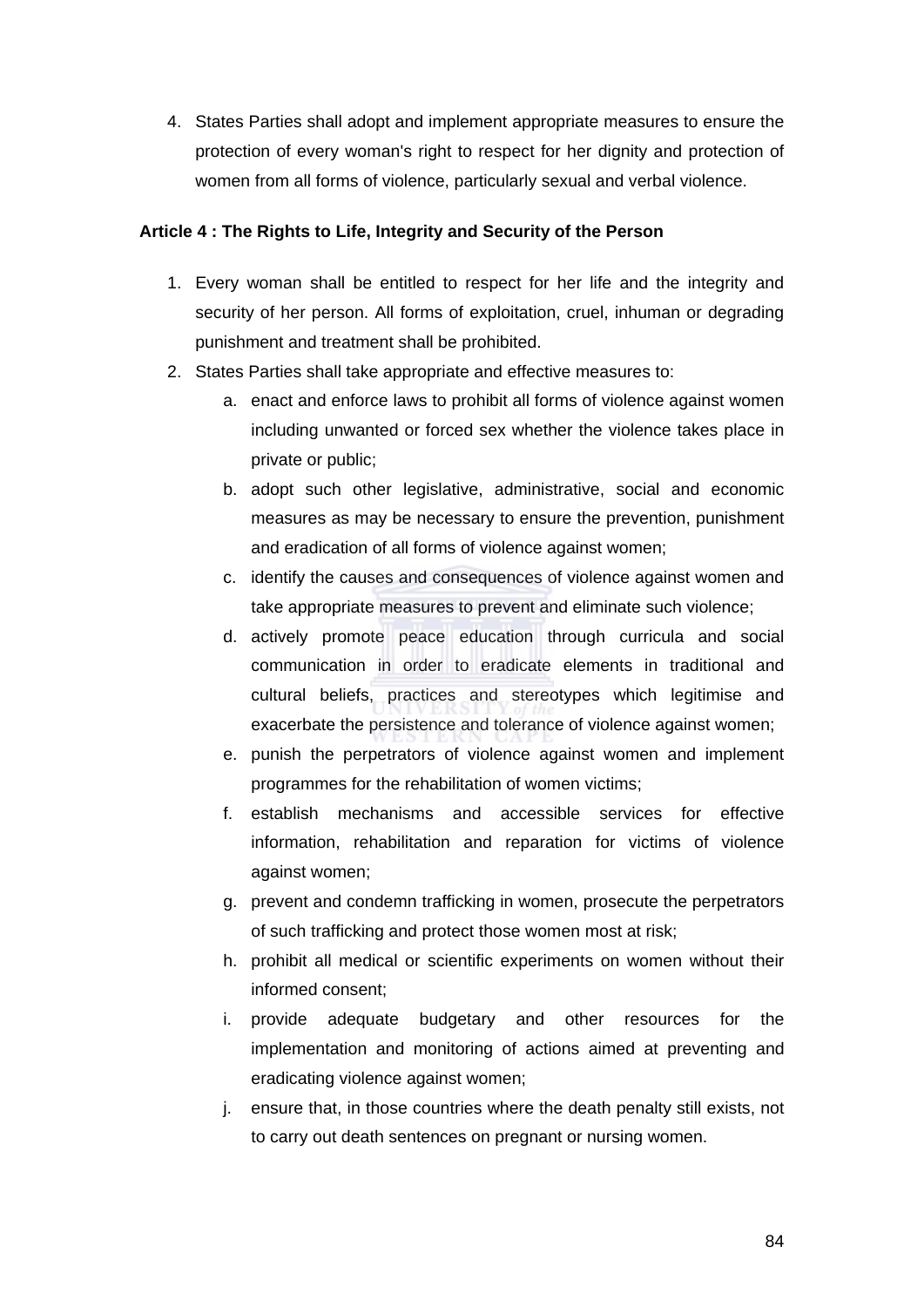4. States Parties shall adopt and implement appropriate measures to ensure the protection of every woman's right to respect for her dignity and protection of women from all forms of violence, particularly sexual and verbal violence.

**Article 4 : The Rights to Life, Integrity and Security of the Person**

1. Every woman shall be entitled to respect for her life and the integrity and security of her person. All forms of exploitation, cruel, inhuman or degrading punishment and treatment shall be prohibited.
2. States Parties shall take appropriate and effective measures to:
    a. enact and enforce laws to prohibit all forms of violence against women including unwanted or forced sex whether the violence takes place in private or public;
    b. adopt such other legislative, administrative, social and economic measures as may be necessary to ensure the prevention, punishment and eradication of all forms of violence against women;
    c. identify the causes and consequences of violence against women and take appropriate measures to prevent and eliminate such violence;
    d. actively promote peace education through curricula and social communication in order to eradicate elements in traditional and cultural beliefs, practices and stereotypes which legitimise and exacerbate the persistence and tolerance of violence against women;
    e. punish the perpetrators of violence against women and implement programmes for the rehabilitation of women victims;
    f. establish mechanisms and accessible services for effective information, rehabilitation and reparation for victims of violence against women;
    g. prevent and condemn trafficking in women, prosecute the perpetrators of such trafficking and protect those women most at risk;
    h. prohibit all medical or scientific experiments on women without their informed consent;
    i. provide adequate budgetary and other resources for the implementation and monitoring of actions aimed at preventing and eradicating violence against women;
    j. ensure that, in those countries where the death penalty still exists, not to carry out death sentences on pregnant or nursing women.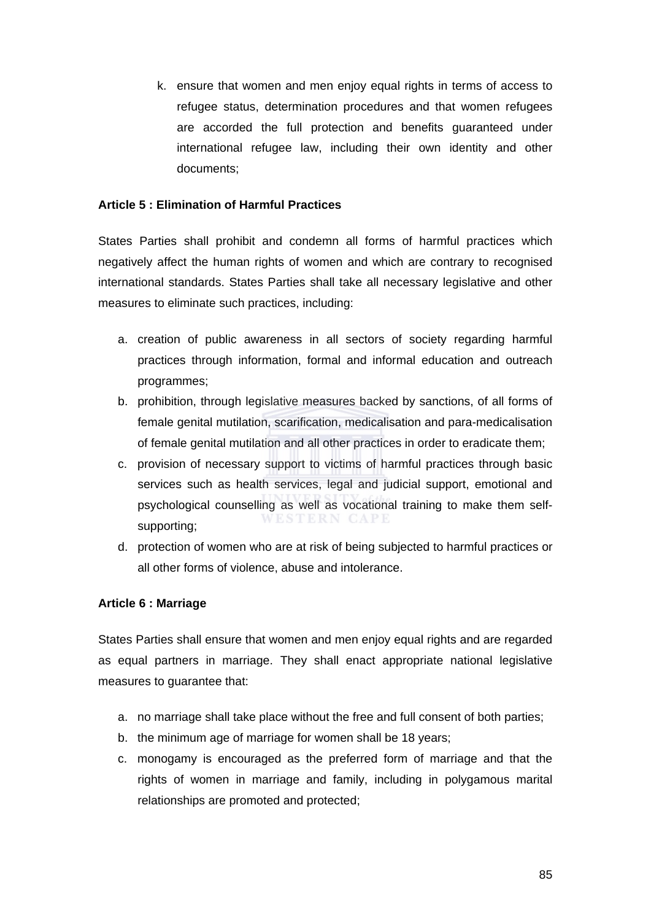k. ensure that women and men enjoy equal rights in terms of access to refugee status, determination procedures and that women refugees are accorded the full protection and benefits guaranteed under international refugee law, including their own identity and other documents;

**Article 5 : Elimination of Harmful Practices**

States Parties shall prohibit and condemn all forms of harmful practices which negatively affect the human rights of women and which are contrary to recognised international standards. States Parties shall take all necessary legislative and other measures to eliminate such practices, including:

a. creation of public awareness in all sectors of society regarding harmful practices through information, formal and informal education and outreach programmes;
b. prohibition, through legislative measures backed by sanctions, of all forms of female genital mutilation, scarification, medicalisation and para-medicalisation of female genital mutilation and all other practices in order to eradicate them;
c. provision of necessary support to victims of harmful practices through basic services such as health services, legal and judicial support, emotional and psychological counselling as well as vocational training to make them self-supporting;
d. protection of women who are at risk of being subjected to harmful practices or all other forms of violence, abuse and intolerance.

**Article 6 : Marriage**

States Parties shall ensure that women and men enjoy equal rights and are regarded as equal partners in marriage. They shall enact appropriate national legislative measures to guarantee that:

a. no marriage shall take place without the free and full consent of both parties;
b. the minimum age of marriage for women shall be 18 years;
c. monogamy is encouraged as the preferred form of marriage and that the rights of women in marriage and family, including in polygamous marital relationships are promoted and protected;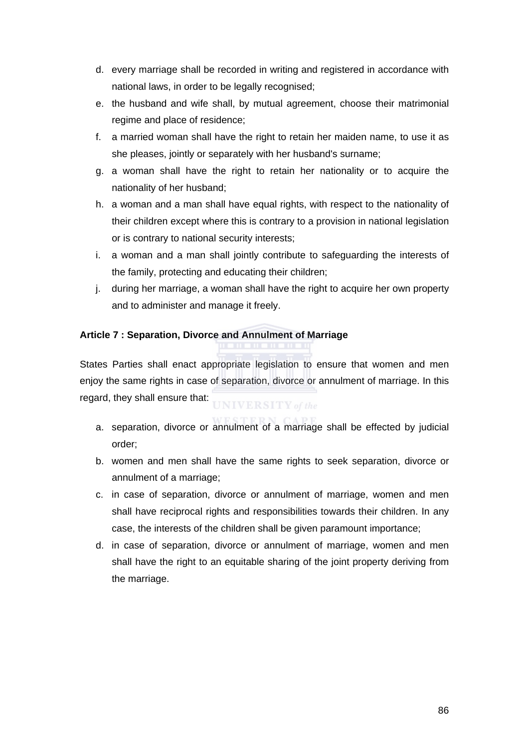d. every marriage shall be recorded in writing and registered in accordance with national laws, in order to be legally recognised;
e. the husband and wife shall, by mutual agreement, choose their matrimonial regime and place of residence;
f. a married woman shall have the right to retain her maiden name, to use it as she pleases, jointly or separately with her husband's surname;
g. a woman shall have the right to retain her nationality or to acquire the nationality of her husband;
h. a woman and a man shall have equal rights, with respect to the nationality of their children except where this is contrary to a provision in national legislation or is contrary to national security interests;
i. a woman and a man shall jointly contribute to safeguarding the interests of the family, protecting and educating their children;
j. during her marriage, a woman shall have the right to acquire her own property and to administer and manage it freely.

**Article 7 : Separation, Divorce and Annulment of Marriage**

States Parties shall enact appropriate legislation to ensure that women and men enjoy the same rights in case of separation, divorce or annulment of marriage. In this regard, they shall ensure that:

a. separation, divorce or annulment of a marriage shall be effected by judicial order;
b. women and men shall have the same rights to seek separation, divorce or annulment of a marriage;
c. in case of separation, divorce or annulment of marriage, women and men shall have reciprocal rights and responsibilities towards their children. In any case, the interests of the children shall be given paramount importance;
d. in case of separation, divorce or annulment of marriage, women and men shall have the right to an equitable sharing of the joint property deriving from the marriage.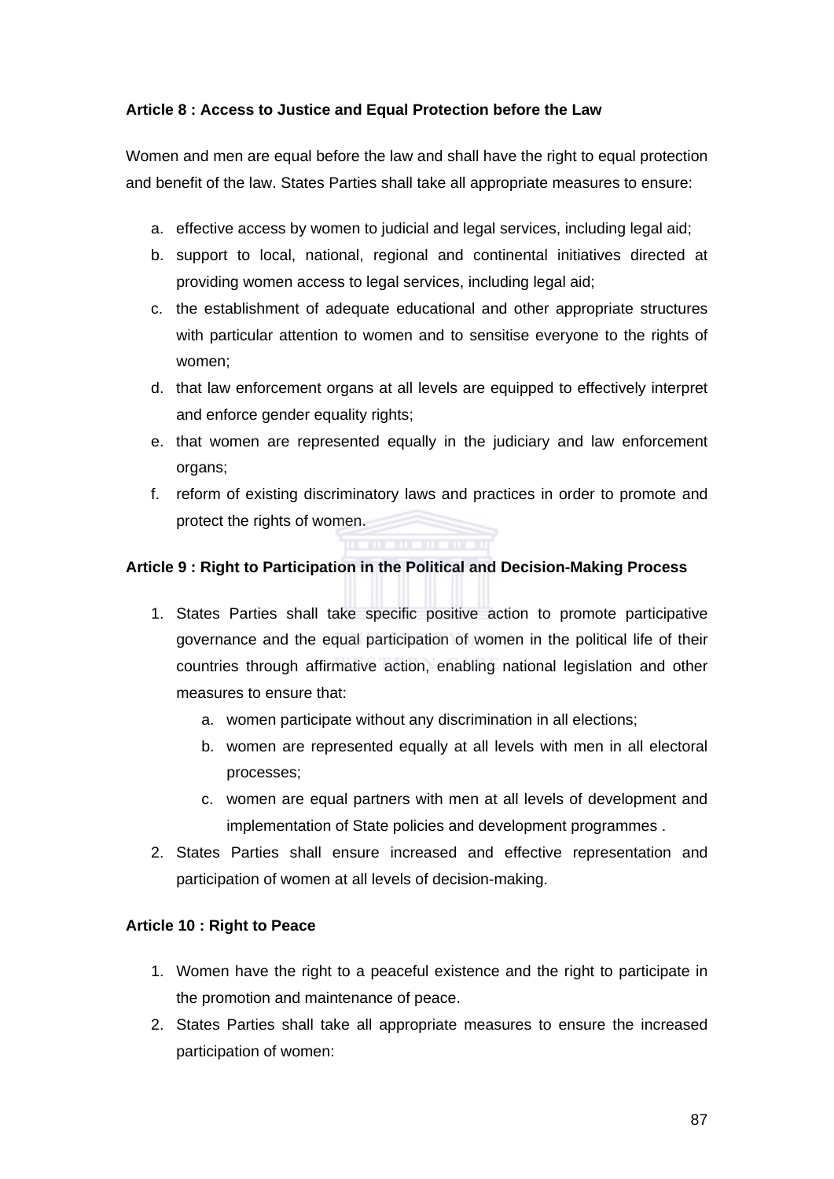**Article 8 : Access to Justice and Equal Protection before the Law**

Women and men are equal before the law and shall have the right to equal protection and benefit of the law. States Parties shall take all appropriate measures to ensure:

a. effective access by women to judicial and legal services, including legal aid;
b. support to local, national, regional and continental initiatives directed at providing women access to legal services, including legal aid;
c. the establishment of adequate educational and other appropriate structures with particular attention to women and to sensitise everyone to the rights of women;
d. that law enforcement organs at all levels are equipped to effectively interpret and enforce gender equality rights;
e. that women are represented equally in the judiciary and law enforcement organs;
f. reform of existing discriminatory laws and practices in order to promote and protect the rights of women.

**Article 9 : Right to Participation in the Political and Decision-Making Process**

1. States Parties shall take specific positive action to promote participative governance and the equal participation of women in the political life of their countries through affirmative action, enabling national legislation and other measures to ensure that:
   a. women participate without any discrimination in all elections;
   b. women are represented equally at all levels with men in all electoral processes;
   c. women are equal partners with men at all levels of development and implementation of State policies and development programmes .
2. States Parties shall ensure increased and effective representation and participation of women at all levels of decision-making.

**Article 10 : Right to Peace**

1. Women have the right to a peaceful existence and the right to participate in the promotion and maintenance of peace.
2. States Parties shall take all appropriate measures to ensure the increased participation of women: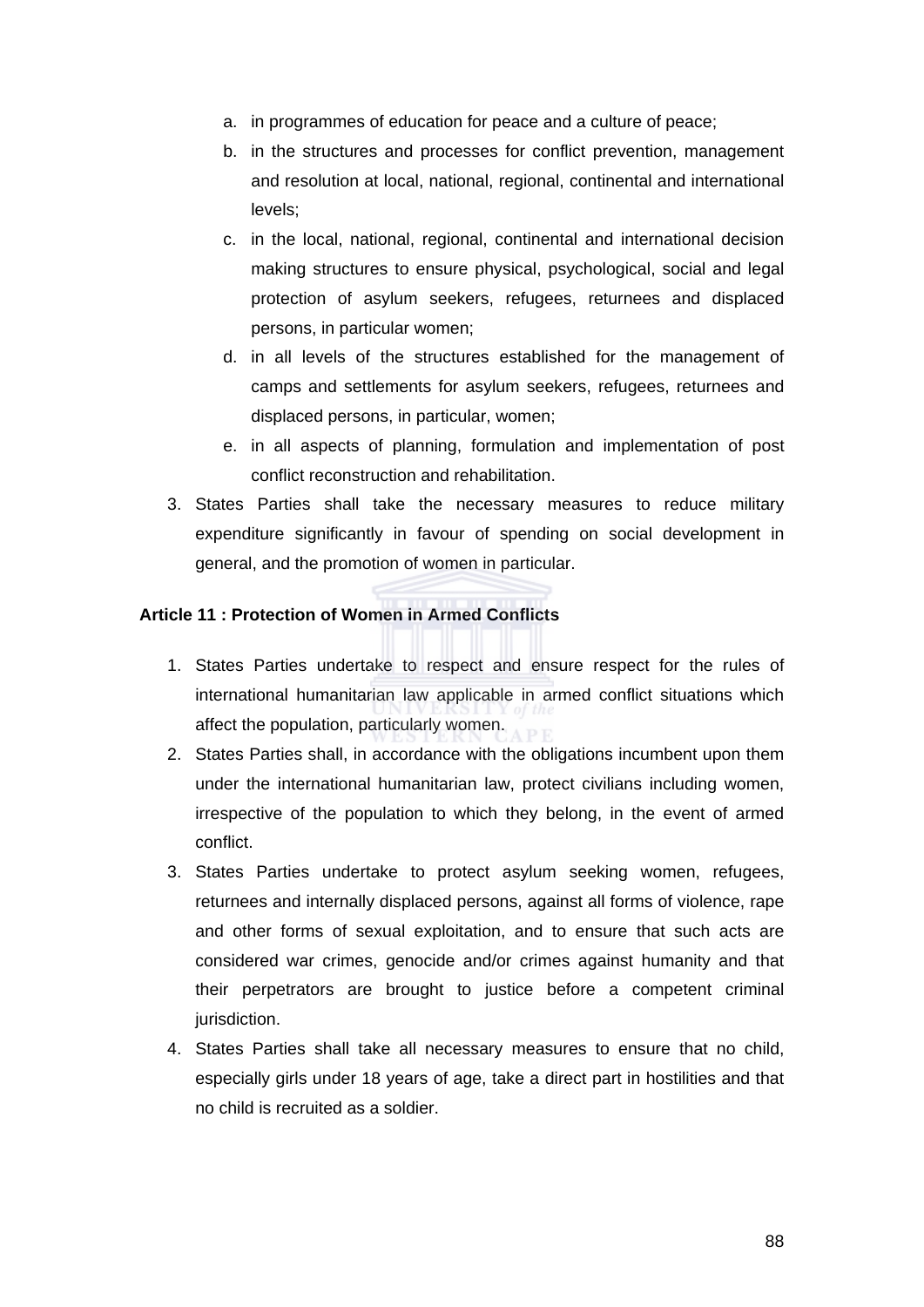a. in programmes of education for peace and a culture of peace;
   b. in the structures and processes for conflict prevention, management and resolution at local, national, regional, continental and international levels;
   c. in the local, national, regional, continental and international decision making structures to ensure physical, psychological, social and legal protection of asylum seekers, refugees, returnees and displaced persons, in particular women;
   d. in all levels of the structures established for the management of camps and settlements for asylum seekers, refugees, returnees and displaced persons, in particular, women;
   e. in all aspects of planning, formulation and implementation of post conflict reconstruction and rehabilitation.

3. States Parties shall take the necessary measures to reduce military expenditure significantly in favour of spending on social development in general, and the promotion of women in particular.

**Article 11 : Protection of Women in Armed Conflicts**

1. States Parties undertake to respect and ensure respect for the rules of international humanitarian law applicable in armed conflict situations which affect the population, particularly women.
2. States Parties shall, in accordance with the obligations incumbent upon them under the international humanitarian law, protect civilians including women, irrespective of the population to which they belong, in the event of armed conflict.
3. States Parties undertake to protect asylum seeking women, refugees, returnees and internally displaced persons, against all forms of violence, rape and other forms of sexual exploitation, and to ensure that such acts are considered war crimes, genocide and/or crimes against humanity and that their perpetrators are brought to justice before a competent criminal jurisdiction.
4. States Parties shall take all necessary measures to ensure that no child, especially girls under 18 years of age, take a direct part in hostilities and that no child is recruited as a soldier.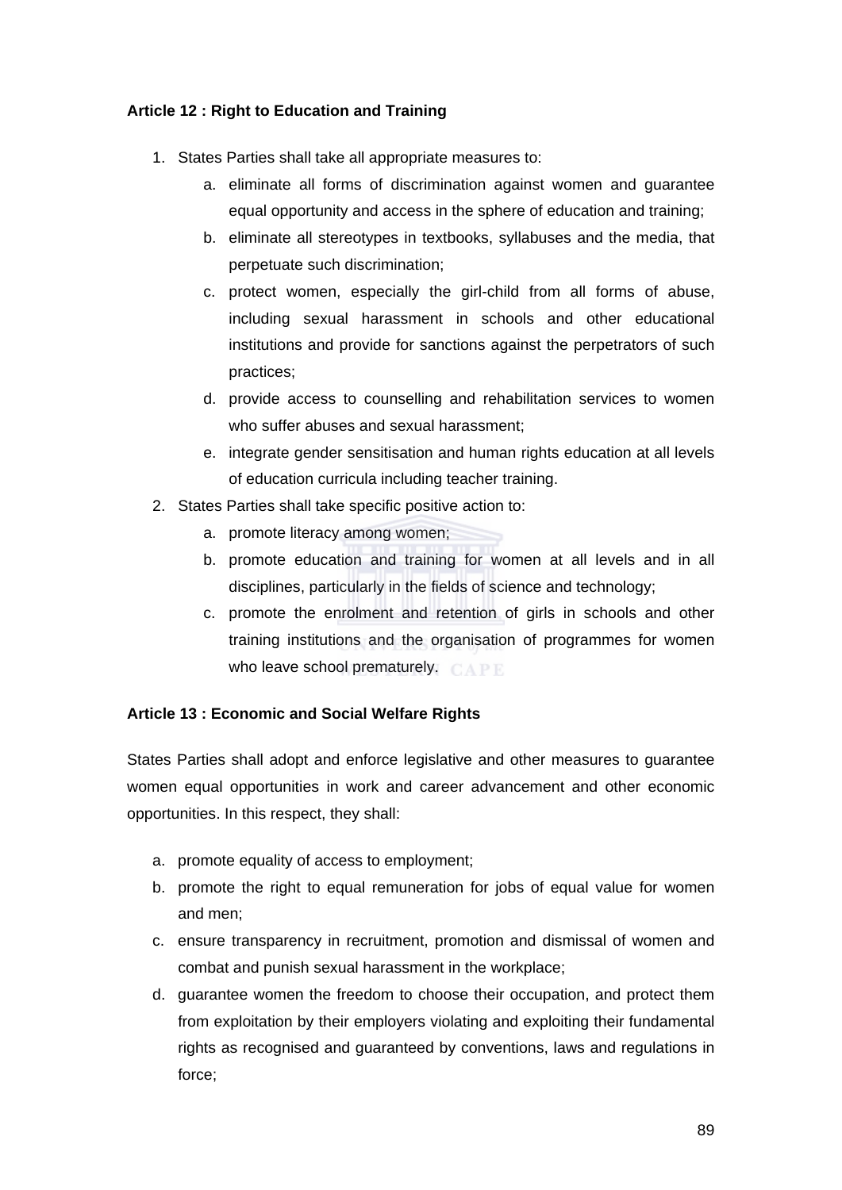**Article 12 : Right to Education and Training**

1. States Parties shall take all appropriate measures to:
    a. eliminate all forms of discrimination against women and guarantee equal opportunity and access in the sphere of education and training;
    b. eliminate all stereotypes in textbooks, syllabuses and the media, that perpetuate such discrimination;
    c. protect women, especially the girl-child from all forms of abuse, including sexual harassment in schools and other educational institutions and provide for sanctions against the perpetrators of such practices;
    d. provide access to counselling and rehabilitation services to women who suffer abuses and sexual harassment;
    e. integrate gender sensitisation and human rights education at all levels of education curricula including teacher training.
2. States Parties shall take specific positive action to:
    a. promote literacy among women;
    b. promote education and training for women at all levels and in all disciplines, particularly in the fields of science and technology;
    c. promote the enrolment and retention of girls in schools and other training institutions and the organisation of programmes for women who leave school prematurely.

**Article 13 : Economic and Social Welfare Rights**

States Parties shall adopt and enforce legislative and other measures to guarantee women equal opportunities in work and career advancement and other economic opportunities. In this respect, they shall:

a. promote equality of access to employment;
b. promote the right to equal remuneration for jobs of equal value for women and men;
c. ensure transparency in recruitment, promotion and dismissal of women and combat and punish sexual harassment in the workplace;
d. guarantee women the freedom to choose their occupation, and protect them from exploitation by their employers violating and exploiting their fundamental rights as recognised and guaranteed by conventions, laws and regulations in force;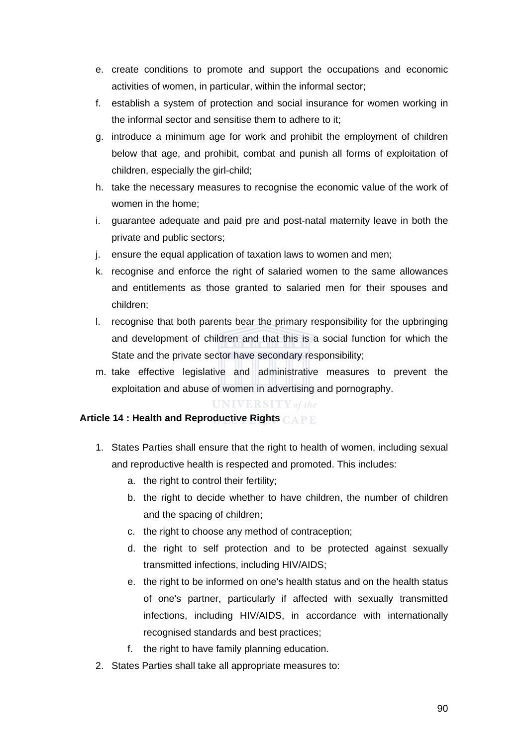e. create conditions to promote and support the occupations and economic activities of women, in particular, within the informal sector;
f. establish a system of protection and social insurance for women working in the informal sector and sensitise them to adhere to it;
g. introduce a minimum age for work and prohibit the employment of children below that age, and prohibit, combat and punish all forms of exploitation of children, especially the girl-child;
h. take the necessary measures to recognise the economic value of the work of women in the home;
i. guarantee adequate and paid pre and post-natal maternity leave in both the private and public sectors;
j. ensure the equal application of taxation laws to women and men;
k. recognise and enforce the right of salaried women to the same allowances and entitlements as those granted to salaried men for their spouses and children;
l. recognise that both parents bear the primary responsibility for the upbringing and development of children and that this is a social function for which the State and the private sector have secondary responsibility;
m. take effective legislative and administrative measures to prevent the exploitation and abuse of women in advertising and pornography.

**Article 14 : Health and Reproductive Rights**

1. States Parties shall ensure that the right to health of women, including sexual and reproductive health is respected and promoted. This includes:
    a. the right to control their fertility;
    b. the right to decide whether to have children, the number of children and the spacing of children;
    c. the right to choose any method of contraception;
    d. the right to self protection and to be protected against sexually transmitted infections, including HIV/AIDS;
    e. the right to be informed on one's health status and on the health status of one's partner, particularly if affected with sexually transmitted infections, including HIV/AIDS, in accordance with internationally recognised standards and best practices;
    f. the right to have family planning education.
2. States Parties shall take all appropriate measures to: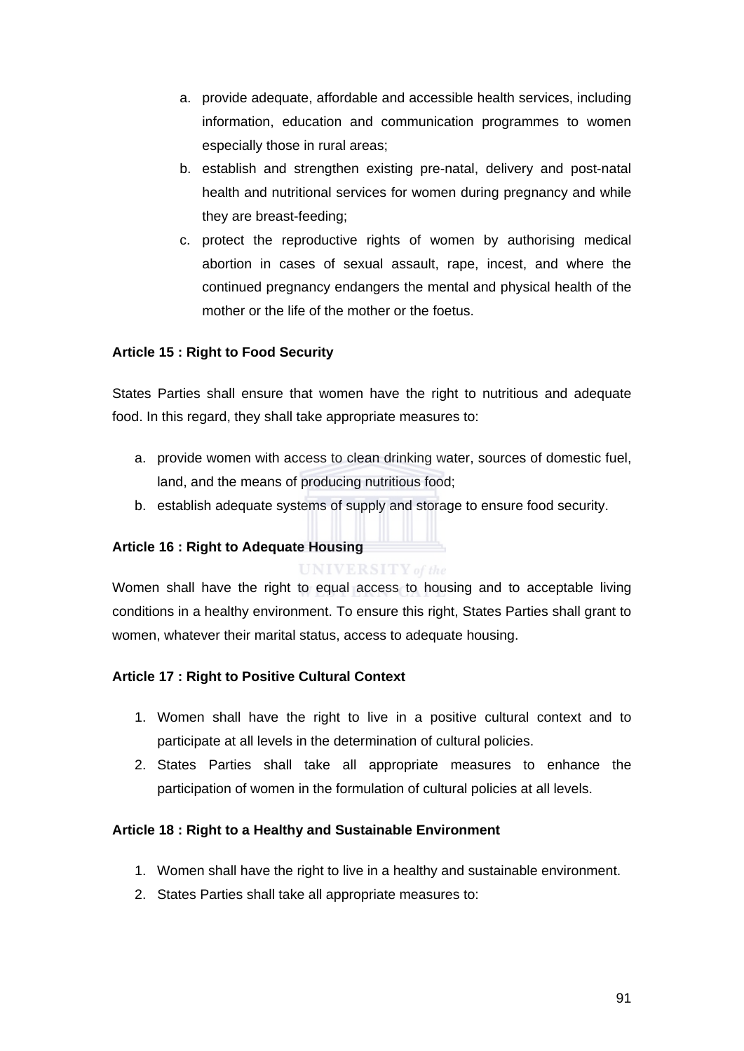a. provide adequate, affordable and accessible health services, including information, education and communication programmes to women especially those in rural areas;
b. establish and strengthen existing pre-natal, delivery and post-natal health and nutritional services for women during pregnancy and while they are breast-feeding;
c. protect the reproductive rights of women by authorising medical abortion in cases of sexual assault, rape, incest, and where the continued pregnancy endangers the mental and physical health of the mother or the life of the mother or the foetus.

**Article 15 : Right to Food Security**

States Parties shall ensure that women have the right to nutritious and adequate food. In this regard, they shall take appropriate measures to:

a. provide women with access to clean drinking water, sources of domestic fuel, land, and the means of producing nutritious food;
b. establish adequate systems of supply and storage to ensure food security.

**Article 16 : Right to Adequate Housing**

Women shall have the right to equal access to housing and to acceptable living conditions in a healthy environment. To ensure this right, States Parties shall grant to women, whatever their marital status, access to adequate housing.

**Article 17 : Right to Positive Cultural Context**

1. Women shall have the right to live in a positive cultural context and to participate at all levels in the determination of cultural policies.
2. States Parties shall take all appropriate measures to enhance the participation of women in the formulation of cultural policies at all levels.

**Article 18 : Right to a Healthy and Sustainable Environment**

1. Women shall have the right to live in a healthy and sustainable environment.
2. States Parties shall take all appropriate measures to: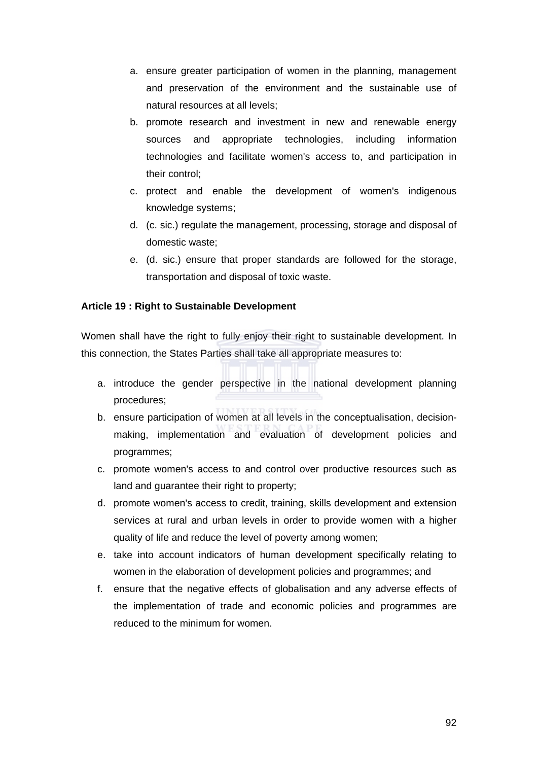a. ensure greater participation of women in the planning, management and preservation of the environment and the sustainable use of natural resources at all levels;
b. promote research and investment in new and renewable energy sources and appropriate technologies, including information technologies and facilitate women's access to, and participation in their control;
c. protect and enable the development of women's indigenous knowledge systems;
d. (c. sic.) regulate the management, processing, storage and disposal of domestic waste;
e. (d. sic.) ensure that proper standards are followed for the storage, transportation and disposal of toxic waste.

**Article 19 : Right to Sustainable Development**

Women shall have the right to fully enjoy their right to sustainable development. In this connection, the States Parties shall take all appropriate measures to:

a. introduce the gender perspective in the national development planning procedures;
b. ensure participation of women at all levels in the conceptualisation, decision-making, implementation and evaluation of development policies and programmes;
c. promote women's access to and control over productive resources such as land and guarantee their right to property;
d. promote women's access to credit, training, skills development and extension services at rural and urban levels in order to provide women with a higher quality of life and reduce the level of poverty among women;
e. take into account indicators of human development specifically relating to women in the elaboration of development policies and programmes; and
f. ensure that the negative effects of globalisation and any adverse effects of the implementation of trade and economic policies and programmes are reduced to the minimum for women.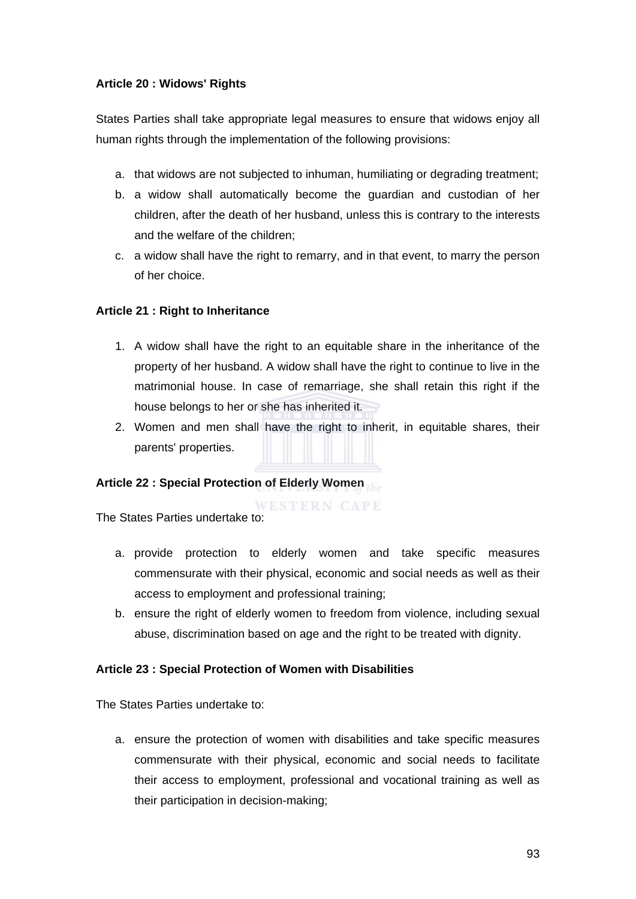**Article 20 : Widows' Rights**

States Parties shall take appropriate legal measures to ensure that widows enjoy all human rights through the implementation of the following provisions:

a. that widows are not subjected to inhuman, humiliating or degrading treatment;
b. a widow shall automatically become the guardian and custodian of her children, after the death of her husband, unless this is contrary to the interests and the welfare of the children;
c. a widow shall have the right to remarry, and in that event, to marry the person of her choice.

**Article 21 : Right to Inheritance**

1. A widow shall have the right to an equitable share in the inheritance of the property of her husband. A widow shall have the right to continue to live in the matrimonial house. In case of remarriage, she shall retain this right if the house belongs to her or she has inherited it.
2. Women and men shall have the right to inherit, in equitable shares, their parents' properties.

**Article 22 : Special Protection of Elderly Women**

The States Parties undertake to:

a. provide protection to elderly women and take specific measures commensurate with their physical, economic and social needs as well as their access to employment and professional training;
b. ensure the right of elderly women to freedom from violence, including sexual abuse, discrimination based on age and the right to be treated with dignity.

**Article 23 : Special Protection of Women with Disabilities**

The States Parties undertake to:

a. ensure the protection of women with disabilities and take specific measures commensurate with their physical, economic and social needs to facilitate their access to employment, professional and vocational training as well as their participation in decision-making;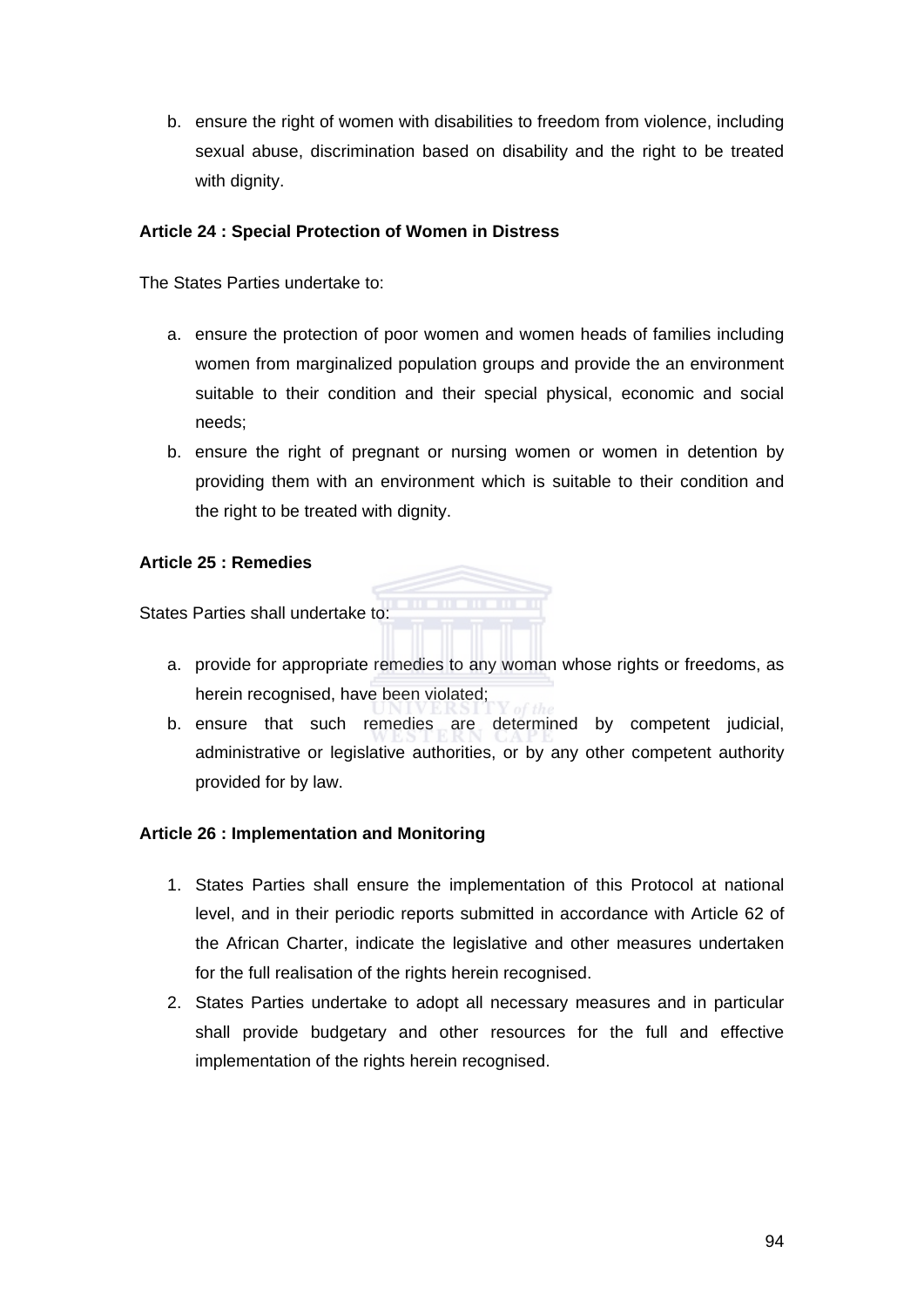b. ensure the right of women with disabilities to freedom from violence, including sexual abuse, discrimination based on disability and the right to be treated with dignity.

**Article 24 : Special Protection of Women in Distress**

The States Parties undertake to:

a. ensure the protection of poor women and women heads of families including women from marginalized population groups and provide the an environment suitable to their condition and their special physical, economic and social needs;
b. ensure the right of pregnant or nursing women or women in detention by providing them with an environment which is suitable to their condition and the right to be treated with dignity.

**Article 25 : Remedies**

States Parties shall undertake to:

a. provide for appropriate remedies to any woman whose rights or freedoms, as herein recognised, have been violated;
b. ensure that such remedies are determined by competent judicial, administrative or legislative authorities, or by any other competent authority provided for by law.

**Article 26 : Implementation and Monitoring**

1. States Parties shall ensure the implementation of this Protocol at national level, and in their periodic reports submitted in accordance with Article 62 of the African Charter, indicate the legislative and other measures undertaken for the full realisation of the rights herein recognised.
2. States Parties undertake to adopt all necessary measures and in particular shall provide budgetary and other resources for the full and effective implementation of the rights herein recognised.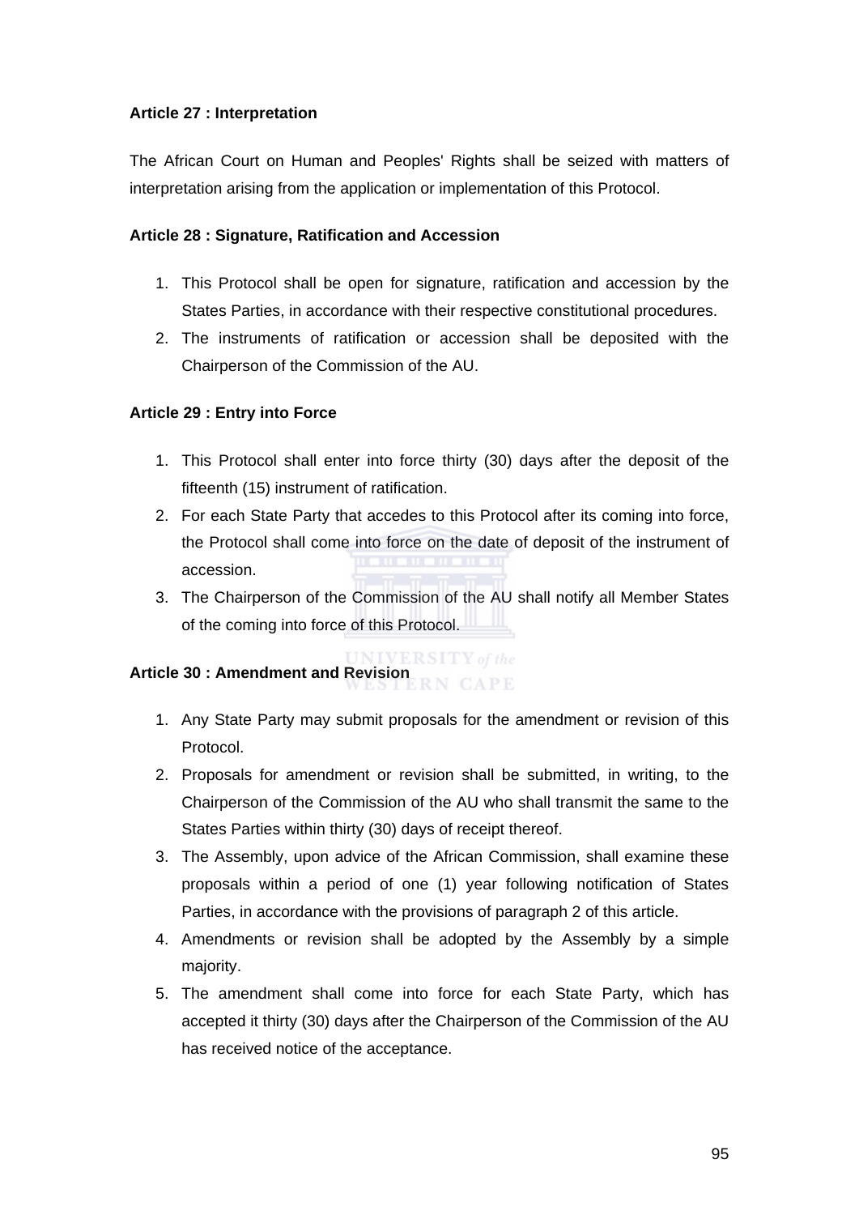**Article 27 : Interpretation**

The African Court on Human and Peoples' Rights shall be seized with matters of interpretation arising from the application or implementation of this Protocol.

**Article 28 : Signature, Ratification and Accession**

1. This Protocol shall be open for signature, ratification and accession by the States Parties, in accordance with their respective constitutional procedures.
2. The instruments of ratification or accession shall be deposited with the Chairperson of the Commission of the AU.

**Article 29 : Entry into Force**

1. This Protocol shall enter into force thirty (30) days after the deposit of the fifteenth (15) instrument of ratification.
2. For each State Party that accedes to this Protocol after its coming into force, the Protocol shall come into force on the date of deposit of the instrument of accession.
3. The Chairperson of the Commission of the AU shall notify all Member States of the coming into force of this Protocol.

**Article 30 : Amendment and Revision**

1. Any State Party may submit proposals for the amendment or revision of this Protocol.
2. Proposals for amendment or revision shall be submitted, in writing, to the Chairperson of the Commission of the AU who shall transmit the same to the States Parties within thirty (30) days of receipt thereof.
3. The Assembly, upon advice of the African Commission, shall examine these proposals within a period of one (1) year following notification of States Parties, in accordance with the provisions of paragraph 2 of this article.
4. Amendments or revision shall be adopted by the Assembly by a simple majority.
5. The amendment shall come into force for each State Party, which has accepted it thirty (30) days after the Chairperson of the Commission of the AU has received notice of the acceptance.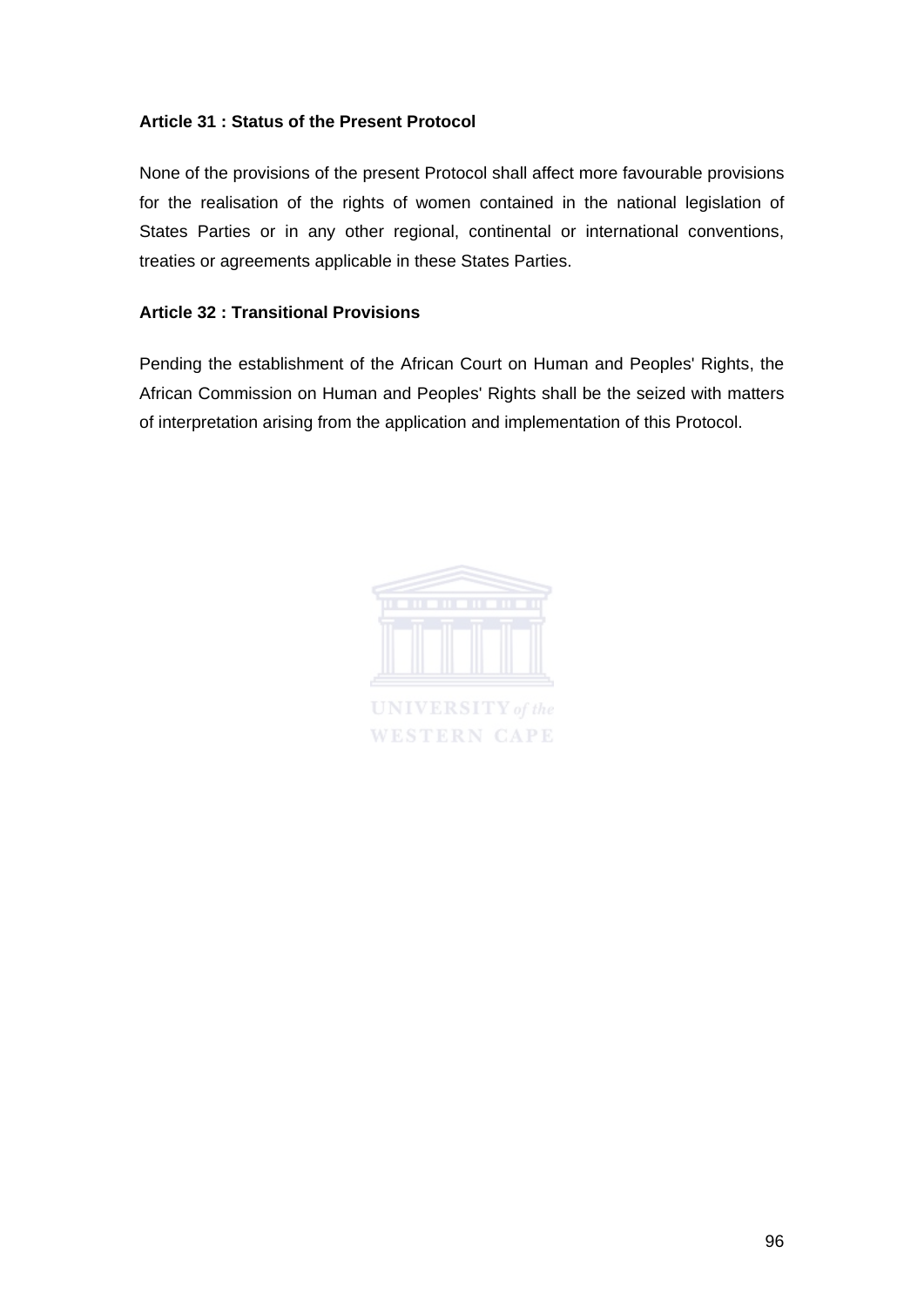**Article 31 : Status of the Present Protocol**

None of the provisions of the present Protocol shall affect more favourable provisions for the realisation of the rights of women contained in the national legislation of States Parties or in any other regional, continental or international conventions, treaties or agreements applicable in these States Parties.

**Article 32 : Transitional Provisions**

Pending the establishment of the African Court on Human and Peoples' Rights, the African Commission on Human and Peoples' Rights shall be the seized with matters of interpretation arising from the application and implementation of this Protocol.